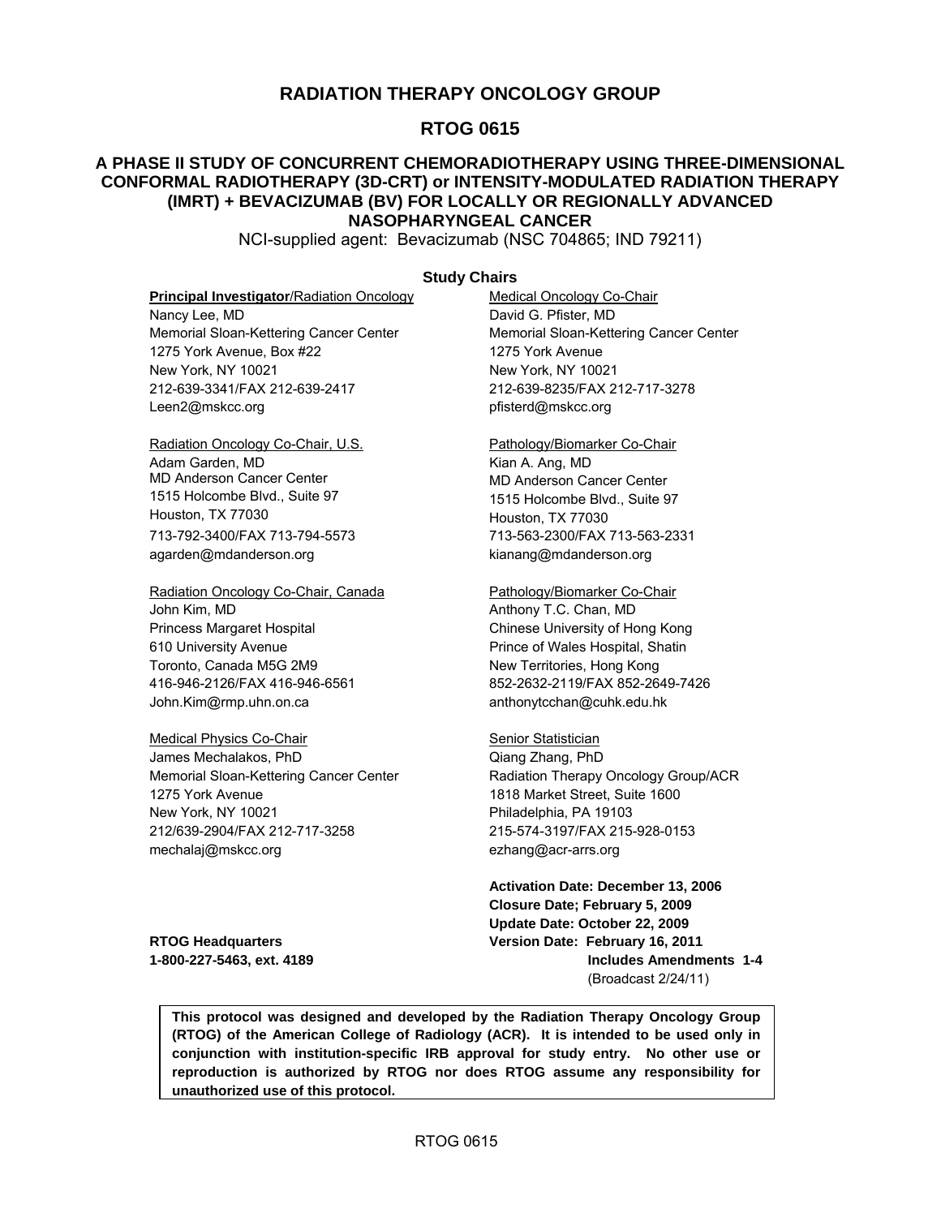# RADIATION THERAPY ONCOLOGY GROUP

## RTOG 0615

## A PHASE II STUDY OF CONCURRENT CHEMORADIOTHERAPY USING THREE-DIMENSIONAL CONFORMAL RADIOTHERAPY (3D-CRT) or INTENSITY-MODULATED RADIATION THERAPY (IMRT) + BEVACIZUMAB (BV) FOR LOCALLY OR REGIONALLY ADVANCED NASOPHARYNGEAL CANCER

NCI-supplied agent: Bevacizumab (NSC 704865; IND 79211)

### Study Chairs

**Principal Investigator**/Radiation Oncology
Nancy Lee, MD
Memorial Sloan-Kettering Cancer Center
1275 York Avenue, Box #22
New York, NY 10021
212-639-3341/FAX 212-639-2417
Leen2@mskcc.org

Medical Oncology Co-Chair
David G. Pfister, MD
Memorial Sloan-Kettering Cancer Center
1275 York Avenue
New York, NY 10021
212-639-8235/FAX 212-717-3278
pfisterd@mskcc.org

Radiation Oncology Co-Chair, U.S.
Adam Garden, MD
MD Anderson Cancer Center
1515 Holcombe Blvd., Suite 97
Houston, TX 77030
713-792-3400/FAX 713-794-5573
agarden@mdanderson.org

Pathology/Biomarker Co-Chair
Kian A. Ang, MD
MD Anderson Cancer Center
1515 Holcombe Blvd., Suite 97
Houston, TX 77030
713-563-2300/FAX 713-563-2331
kianang@mdanderson.org

Radiation Oncology Co-Chair, Canada
John Kim, MD
Princess Margaret Hospital
610 University Avenue
Toronto, Canada M5G 2M9
416-946-2126/FAX 416-946-6561
John.Kim@rmp.uhn.on.ca

Pathology/Biomarker Co-Chair
Anthony T.C. Chan, MD
Chinese University of Hong Kong
Prince of Wales Hospital, Shatin
New Territories, Hong Kong
852-2632-2119/FAX 852-2649-7426
anthonytcchan@cuhk.edu.hk

Medical Physics Co-Chair
James Mechalakos, PhD
Memorial Sloan-Kettering Cancer Center
1275 York Avenue
New York, NY 10021
212/639-2904/FAX 212-717-3258
mechalaj@mskcc.org

Senior Statistician
Qiang Zhang, PhD
Radiation Therapy Oncology Group/ACR
1818 Market Street, Suite 1600
Philadelphia, PA 19103
215-574-3197/FAX 215-928-0153
ezhang@acr-arrs.org

**Activation Date: December 13, 2006**
**Closure Date; February 5, 2009**
**Update Date: October 22, 2009**
**Version Date: February 16, 2011**
**Includes Amendments 1-4**
(Broadcast 2/24/11)

**RTOG Headquarters**
**1-800-227-5463, ext. 4189**

**This protocol was designed and developed by the Radiation Therapy Oncology Group (RTOG) of the American College of Radiology (ACR). It is intended to be used only in conjunction with institution-specific IRB approval for study entry. No other use or reproduction is authorized by RTOG nor does RTOG assume any responsibility for unauthorized use of this protocol.**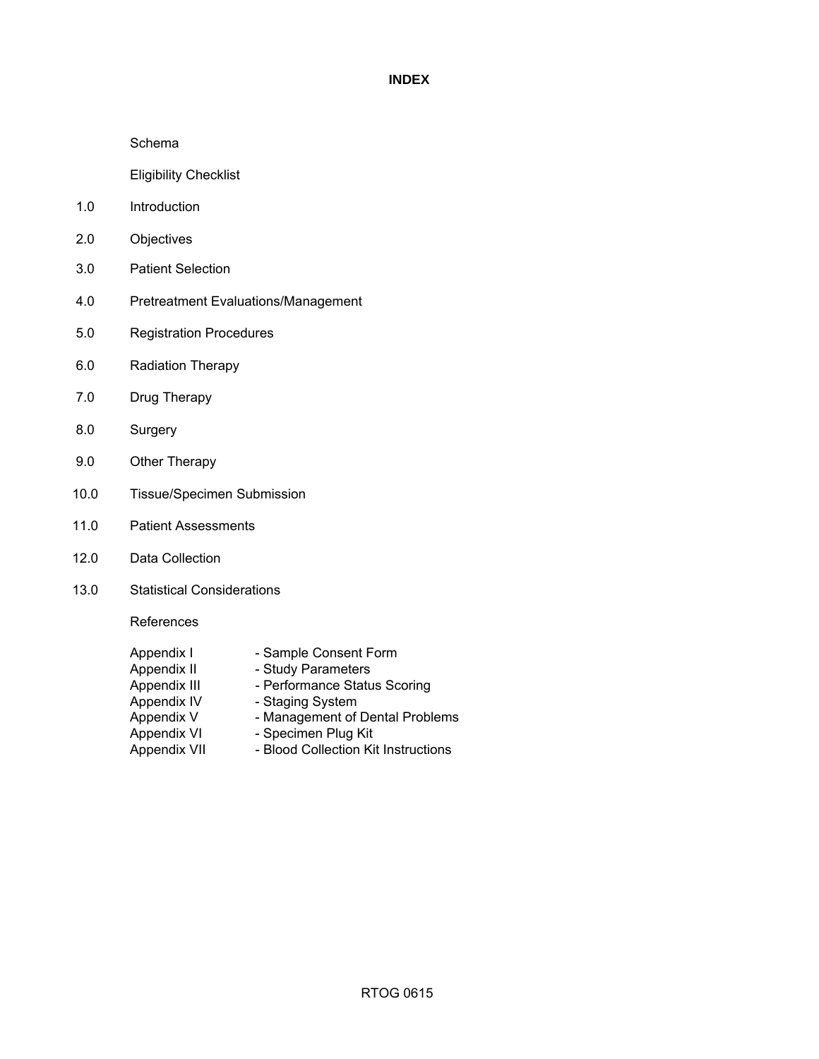# INDEX

Schema

Eligibility Checklist

1.0 Introduction

2.0 Objectives

3.0 Patient Selection

4.0 Pretreatment Evaluations/Management

5.0 Registration Procedures

6.0 Radiation Therapy

7.0 Drug Therapy

8.0 Surgery

9.0 Other Therapy

10.0 Tissue/Specimen Submission

11.0 Patient Assessments

12.0 Data Collection

13.0 Statistical Considerations

References

Appendix I - Sample Consent Form
Appendix II - Study Parameters
Appendix III - Performance Status Scoring
Appendix IV - Staging System
Appendix V - Management of Dental Problems
Appendix VI - Specimen Plug Kit
Appendix VII - Blood Collection Kit Instructions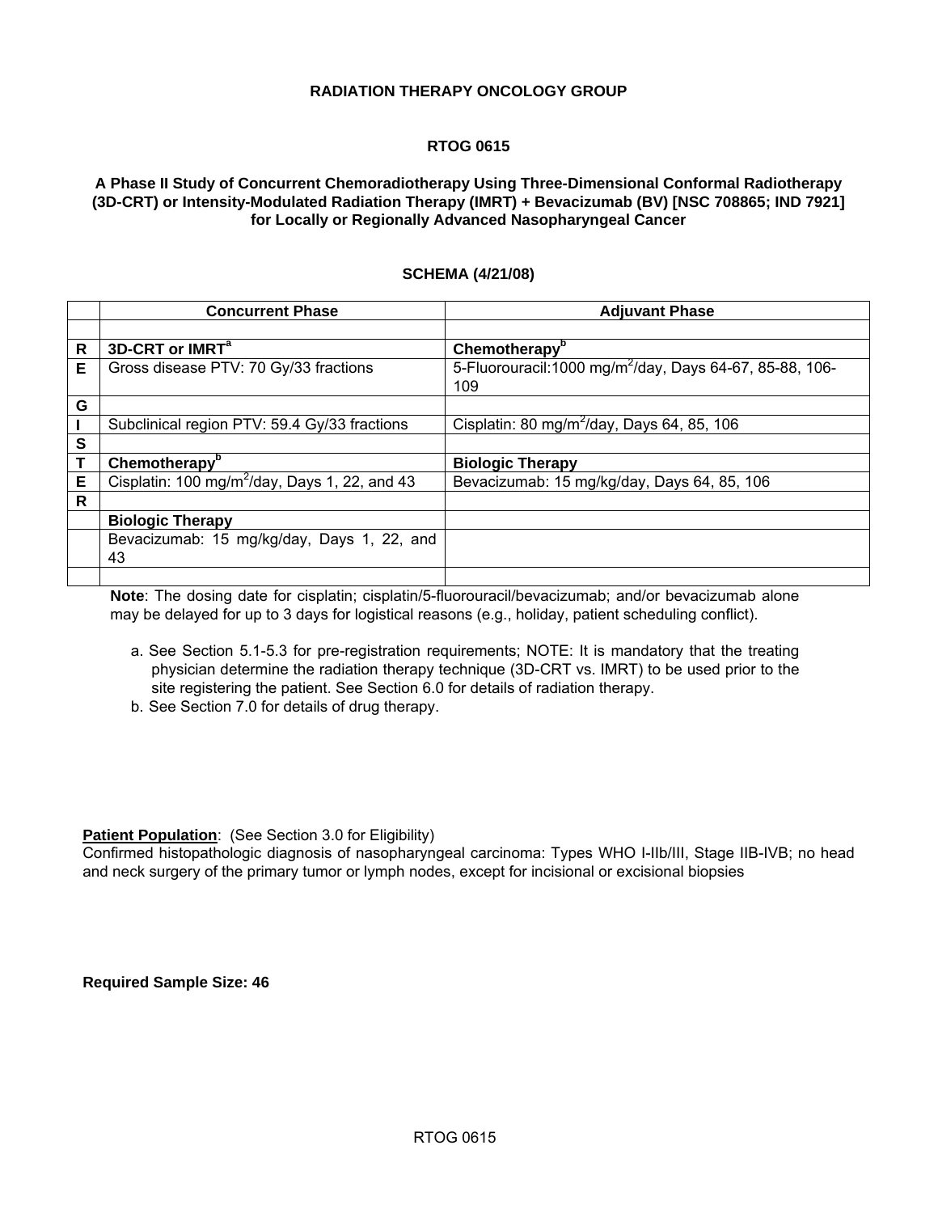**RADIATION THERAPY ONCOLOGY GROUP**

**RTOG 0615**

**A Phase II Study of Concurrent Chemoradiotherapy Using Three-Dimensional Conformal Radiotherapy (3D-CRT) or Intensity-Modulated Radiation Therapy (IMRT) + Bevacizumab (BV) [NSC 708865; IND 7921] for Locally or Regionally Advanced Nasopharyngeal Cancer**

**SCHEMA (4/21/08)**

| | **Concurrent Phase** | **Adjuvant Phase** |
|---|---|---|
| | | |
| **R** | **3D-CRT or IMRT**[a] | **Chemotherapy**[b] |
| **E** | Gross disease PTV: 70 Gy/33 fractions | 5-Fluorouracil:1000 mg/$m^2$/day, Days 64-67, 85-88, 106-109 |
| **G** | | |
| **I** | Subclinical region PTV: 59.4 Gy/33 fractions | Cisplatin: 80 mg/$m^2$/day, Days 64, 85, 106 |
| **S** | | |
| **T** | **Chemotherapy**[b] | **Biologic Therapy** |
| **E** | Cisplatin: 100 mg/$m^2$/day, Days 1, 22, and 43 | Bevacizumab: 15 mg/kg/day, Days 64, 85, 106 |
| **R** | | |
| | **Biologic Therapy** | |
| | Bevacizumab: 15 mg/kg/day, Days 1, 22, and 43 | |
| | | |

**Note**: The dosing date for cisplatin; cisplatin/5-fluorouracil/bevacizumab; and/or bevacizumab alone may be delayed for up to 3 days for logistical reasons (e.g., holiday, patient scheduling conflict).

a. See Section 5.1-5.3 for pre-registration requirements; NOTE: It is mandatory that the treating physician determine the radiation therapy technique (3D-CRT vs. IMRT) to be used prior to the site registering the patient. See Section 6.0 for details of radiation therapy.

b. See Section 7.0 for details of drug therapy.

**Patient Population**: (See Section 3.0 for Eligibility)
Confirmed histopathologic diagnosis of nasopharyngeal carcinoma: Types WHO I-IIb/III, Stage IIB-IVB; no head and neck surgery of the primary tumor or lymph nodes, except for incisional or excisional biopsies

**Required Sample Size: 46**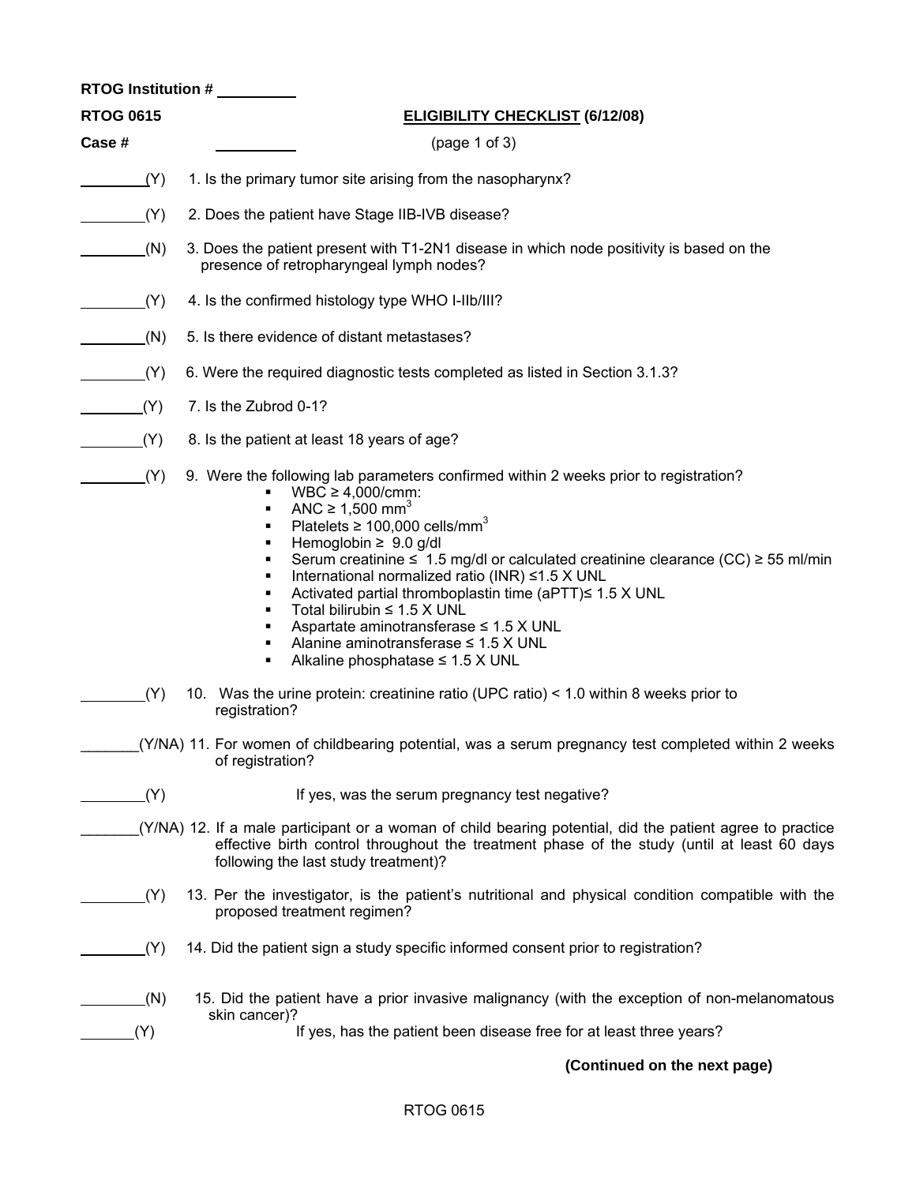RTOG Institution # ________

**RTOG 0615** **ELIGIBILITY CHECKLIST (6/12/08)**

**Case #** ________ (page 1 of 3)

________(Y) 1. Is the primary tumor site arising from the nasopharynx?

________(Y) 2. Does the patient have Stage IIB-IVB disease?

________(N) 3. Does the patient present with T1-2N1 disease in which node positivity is based on the presence of retropharyngeal lymph nodes?

________(Y) 4. Is the confirmed histology type WHO I-IIb/III?

________(N) 5. Is there evidence of distant metastases?

________(Y) 6. Were the required diagnostic tests completed as listed in Section 3.1.3?

________(Y) 7. Is the Zubrod 0-1?

________(Y) 8. Is the patient at least 18 years of age?

________(Y) 9. Were the following lab parameters confirmed within 2 weeks prior to registration?

- WBC ≥ 4,000/cmm:
- ANC ≥ 1,500 $mm^3$
- Platelets ≥ 100,000 cells/$mm^3$
- Hemoglobin ≥ 9.0 g/dl
- Serum creatinine ≤ 1.5 mg/dl or calculated creatinine clearance (CC) ≥ 55 ml/min
- International normalized ratio (INR) ≤1.5 X UNL
- Activated partial thromboplastin time (aPTT)≤ 1.5 X UNL
- Total bilirubin ≤ 1.5 X UNL
- Aspartate aminotransferase ≤ 1.5 X UNL
- Alanine aminotransferase ≤ 1.5 X UNL
- Alkaline phosphatase ≤ 1.5 X UNL

________(Y) 10. Was the urine protein: creatinine ratio (UPC ratio) < 1.0 within 8 weeks prior to registration?

_______(Y/NA) 11. For women of childbearing potential, was a serum pregnancy test completed within 2 weeks of registration?

________(Y) If yes, was the serum pregnancy test negative?

_______(Y/NA) 12. If a male participant or a woman of child bearing potential, did the patient agree to practice effective birth control throughout the treatment phase of the study (until at least 60 days following the last study treatment)?

________(Y) 13. Per the investigator, is the patient's nutritional and physical condition compatible with the proposed treatment regimen?

________(Y) 14. Did the patient sign a study specific informed consent prior to registration?

________(N) 15. Did the patient have a prior invasive malignancy (with the exception of non-melanomatous skin cancer)?

_______(Y) If yes, has the patient been disease free for at least three years?

**(Continued on the next page)**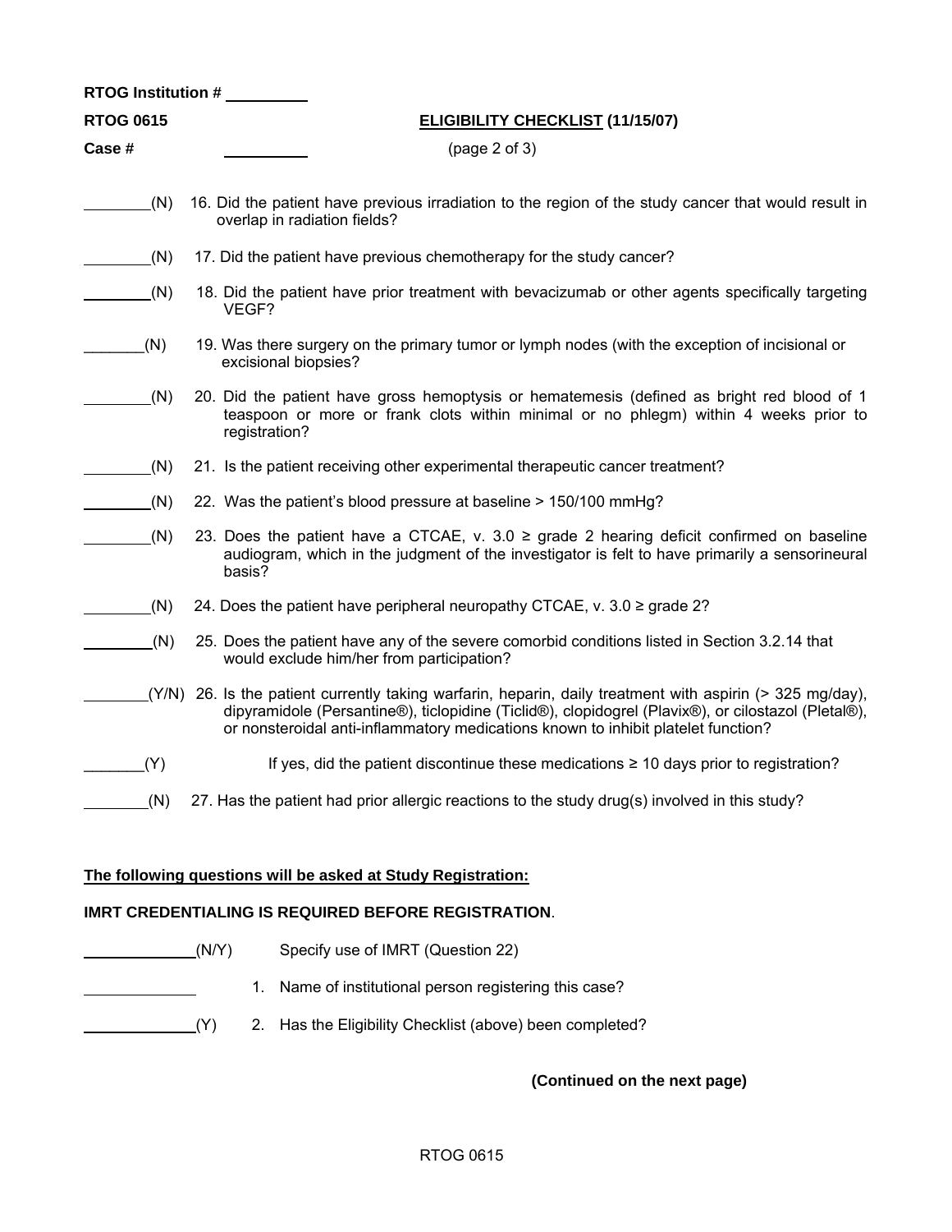RTOG Institution # \_\_\_\_\_\_\_\_\_\_

**RTOG 0615** **ELIGIBILITY CHECKLIST (11/15/07)**

**Case #** \_\_\_\_\_\_\_\_\_\_ (page 2 of 3)

\_\_\_\_\_\_\_\_(N) 16. Did the patient have previous irradiation to the region of the study cancer that would result in overlap in radiation fields?

\_\_\_\_\_\_\_\_(N) 17. Did the patient have previous chemotherapy for the study cancer?

\_\_\_\_\_\_\_\_(N) 18. Did the patient have prior treatment with bevacizumab or other agents specifically targeting VEGF?

\_\_\_\_\_\_\_(N) 19. Was there surgery on the primary tumor or lymph nodes (with the exception of incisional or excisional biopsies?

\_\_\_\_\_\_\_\_(N) 20. Did the patient have gross hemoptysis or hematemesis (defined as bright red blood of 1 teaspoon or more or frank clots within minimal or no phlegm) within 4 weeks prior to registration?

\_\_\_\_\_\_\_\_(N) 21. Is the patient receiving other experimental therapeutic cancer treatment?

\_\_\_\_\_\_\_\_(N) 22. Was the patient's blood pressure at baseline > 150/100 mmHg?

\_\_\_\_\_\_\_\_(N) 23. Does the patient have a CTCAE, v. 3.0 ≥ grade 2 hearing deficit confirmed on baseline audiogram, which in the judgment of the investigator is felt to have primarily a sensorineural basis?

\_\_\_\_\_\_\_\_(N) 24. Does the patient have peripheral neuropathy CTCAE, v. 3.0 ≥ grade 2?

\_\_\_\_\_\_\_\_(N) 25. Does the patient have any of the severe comorbid conditions listed in Section 3.2.14 that would exclude him/her from participation?

\_\_\_\_\_\_\_\_(Y/N) 26. Is the patient currently taking warfarin, heparin, daily treatment with aspirin (> 325 mg/day), dipyramidole (Persantine®), ticlopidine (Ticlid®), clopidogrel (Plavix®), or cilostazol (Pletal®), or nonsteroidal anti-inflammatory medications known to inhibit platelet function?

\_\_\_\_\_\_\_(Y) If yes, did the patient discontinue these medications ≥ 10 days prior to registration?

\_\_\_\_\_\_\_\_(N) 27. Has the patient had prior allergic reactions to the study drug(s) involved in this study?

**The following questions will be asked at Study Registration:**

**IMRT CREDENTIALING IS REQUIRED BEFORE REGISTRATION**.

\_\_\_\_\_\_\_\_\_\_\_\_\_(N/Y) Specify use of IMRT (Question 22)

\_\_\_\_\_\_\_\_\_\_\_\_\_ 1. Name of institutional person registering this case?

\_\_\_\_\_\_\_\_\_\_\_\_\_(Y) 2. Has the Eligibility Checklist (above) been completed?

**(Continued on the next page)**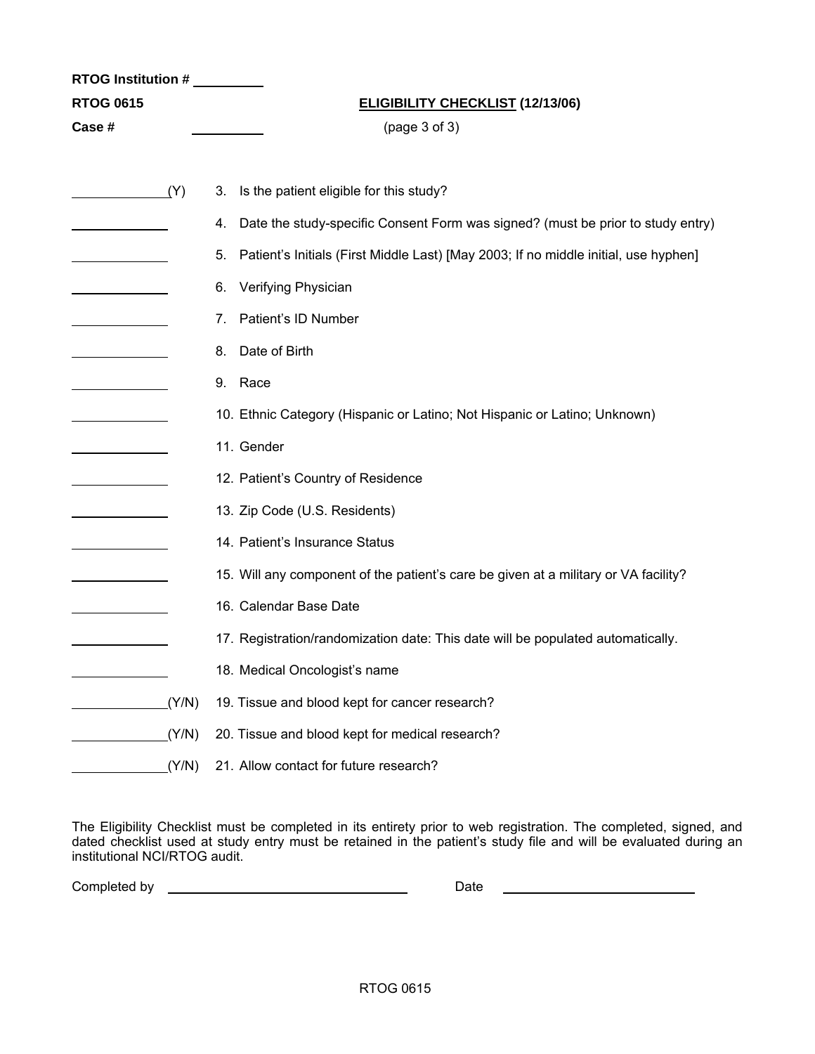RTOG Institution # \_\_\_\_\_\_\_\_\_\_

**RTOG 0615** **ELIGIBILITY CHECKLIST (12/13/06)**

**Case #** \_\_\_\_\_\_\_\_\_\_ (page 3 of 3)

| | |
|---|---|
| \_\_\_\_\_\_\_\_\_\_(Y) | 3. Is the patient eligible for this study? |
| \_\_\_\_\_\_\_\_\_\_ | 4. Date the study-specific Consent Form was signed? (must be prior to study entry) |
| \_\_\_\_\_\_\_\_\_\_ | 5. Patient's Initials (First Middle Last) [May 2003; If no middle initial, use hyphen] |
| \_\_\_\_\_\_\_\_\_\_ | 6. Verifying Physician |
| \_\_\_\_\_\_\_\_\_\_ | 7. Patient's ID Number |
| \_\_\_\_\_\_\_\_\_\_ | 8. Date of Birth |
| \_\_\_\_\_\_\_\_\_\_ | 9. Race |
| \_\_\_\_\_\_\_\_\_\_ | 10. Ethnic Category (Hispanic or Latino; Not Hispanic or Latino; Unknown) |
| \_\_\_\_\_\_\_\_\_\_ | 11. Gender |
| \_\_\_\_\_\_\_\_\_\_ | 12. Patient's Country of Residence |
| \_\_\_\_\_\_\_\_\_\_ | 13. Zip Code (U.S. Residents) |
| \_\_\_\_\_\_\_\_\_\_ | 14. Patient's Insurance Status |
| \_\_\_\_\_\_\_\_\_\_ | 15. Will any component of the patient's care be given at a military or VA facility? |
| \_\_\_\_\_\_\_\_\_\_ | 16. Calendar Base Date |
| \_\_\_\_\_\_\_\_\_\_ | 17. Registration/randomization date: This date will be populated automatically. |
| \_\_\_\_\_\_\_\_\_\_ | 18. Medical Oncologist's name |
| \_\_\_\_\_\_\_\_\_\_(Y/N) | 19. Tissue and blood kept for cancer research? |
| \_\_\_\_\_\_\_\_\_\_(Y/N) | 20. Tissue and blood kept for medical research? |
| \_\_\_\_\_\_\_\_\_\_(Y/N) | 21. Allow contact for future research? |

The Eligibility Checklist must be completed in its entirety prior to web registration. The completed, signed, and dated checklist used at study entry must be retained in the patient's study file and will be evaluated during an institutional NCI/RTOG audit.

Completed by \_\_\_\_\_\_\_\_\_\_\_\_\_\_\_\_\_\_\_\_\_\_\_\_\_\_\_\_ Date \_\_\_\_\_\_\_\_\_\_\_\_\_\_\_\_\_\_\_\_\_\_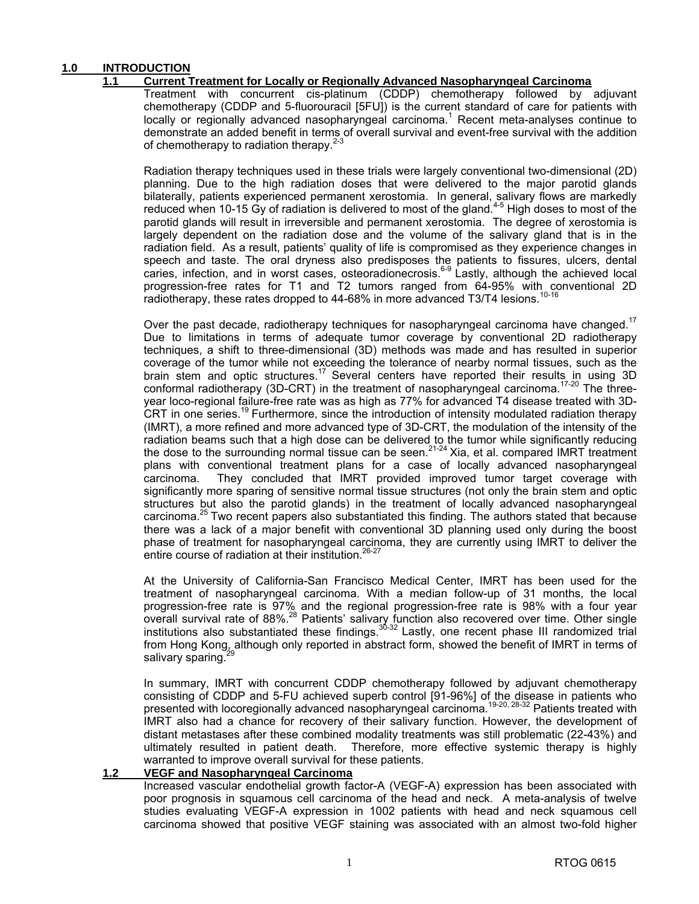# 1.0 INTRODUCTION

## 1.1 Current Treatment for Locally or Regionally Advanced Nasopharyngeal Carcinoma

Treatment with concurrent cis-platinum (CDDP) chemotherapy followed by adjuvant chemotherapy (CDDP and 5-fluorouracil [5FU]) is the current standard of care for patients with locally or regionally advanced nasopharyngeal carcinoma.[1] Recent meta-analyses continue to demonstrate an added benefit in terms of overall survival and event-free survival with the addition of chemotherapy to radiation therapy.[2-3]

Radiation therapy techniques used in these trials were largely conventional two-dimensional (2D) planning. Due to the high radiation doses that were delivered to the major parotid glands bilaterally, patients experienced permanent xerostomia. In general, salivary flows are markedly reduced when 10-15 Gy of radiation is delivered to most of the gland.[4-5] High doses to most of the parotid glands will result in irreversible and permanent xerostomia. The degree of xerostomia is largely dependent on the radiation dose and the volume of the salivary gland that is in the radiation field. As a result, patients' quality of life is compromised as they experience changes in speech and taste. The oral dryness also predisposes the patients to fissures, ulcers, dental caries, infection, and in worst cases, osteoradionecrosis.[6-9] Lastly, although the achieved local progression-free rates for T1 and T2 tumors ranged from 64-95% with conventional 2D radiotherapy, these rates dropped to 44-68% in more advanced T3/T4 lesions.[10-16]

Over the past decade, radiotherapy techniques for nasopharyngeal carcinoma have changed.[17] Due to limitations in terms of adequate tumor coverage by conventional 2D radiotherapy techniques, a shift to three-dimensional (3D) methods was made and has resulted in superior coverage of the tumor while not exceeding the tolerance of nearby normal tissues, such as the brain stem and optic structures.[17] Several centers have reported their results in using 3D conformal radiotherapy (3D-CRT) in the treatment of nasopharyngeal carcinoma.[17-20] The three-year loco-regional failure-free rate was as high as 77% for advanced T4 disease treated with 3D-CRT in one series.[19] Furthermore, since the introduction of intensity modulated radiation therapy (IMRT), a more refined and more advanced type of 3D-CRT, the modulation of the intensity of the radiation beams such that a high dose can be delivered to the tumor while significantly reducing the dose to the surrounding normal tissue can be seen.[21-24] Xia, et al. compared IMRT treatment plans with conventional treatment plans for a case of locally advanced nasopharyngeal carcinoma. They concluded that IMRT provided improved tumor target coverage with significantly more sparing of sensitive normal tissue structures (not only the brain stem and optic structures but also the parotid glands) in the treatment of locally advanced nasopharyngeal carcinoma.[25] Two recent papers also substantiated this finding. The authors stated that because there was a lack of a major benefit with conventional 3D planning used only during the boost phase of treatment for nasopharyngeal carcinoma, they are currently using IMRT to deliver the entire course of radiation at their institution.[26-27]

At the University of California-San Francisco Medical Center, IMRT has been used for the treatment of nasopharyngeal carcinoma. With a median follow-up of 31 months, the local progression-free rate is 97% and the regional progression-free rate is 98% with a four year overall survival rate of 88%.[28] Patients' salivary function also recovered over time. Other single institutions also substantiated these findings.[30-32] Lastly, one recent phase III randomized trial from Hong Kong, although only reported in abstract form, showed the benefit of IMRT in terms of salivary sparing.[29]

In summary, IMRT with concurrent CDDP chemotherapy followed by adjuvant chemotherapy consisting of CDDP and 5-FU achieved superb control [91-96%] of the disease in patients who presented with locoregionally advanced nasopharyngeal carcinoma.[19-20, 28-32] Patients treated with IMRT also had a chance for recovery of their salivary function. However, the development of distant metastases after these combined modality treatments was still problematic (22-43%) and ultimately resulted in patient death. Therefore, more effective systemic therapy is highly warranted to improve overall survival for these patients.

## 1.2 VEGF and Nasopharyngeal Carcinoma

Increased vascular endothelial growth factor-A (VEGF-A) expression has been associated with poor prognosis in squamous cell carcinoma of the head and neck. A meta-analysis of twelve studies evaluating VEGF-A expression in 1002 patients with head and neck squamous cell carcinoma showed that positive VEGF staining was associated with an almost two-fold higher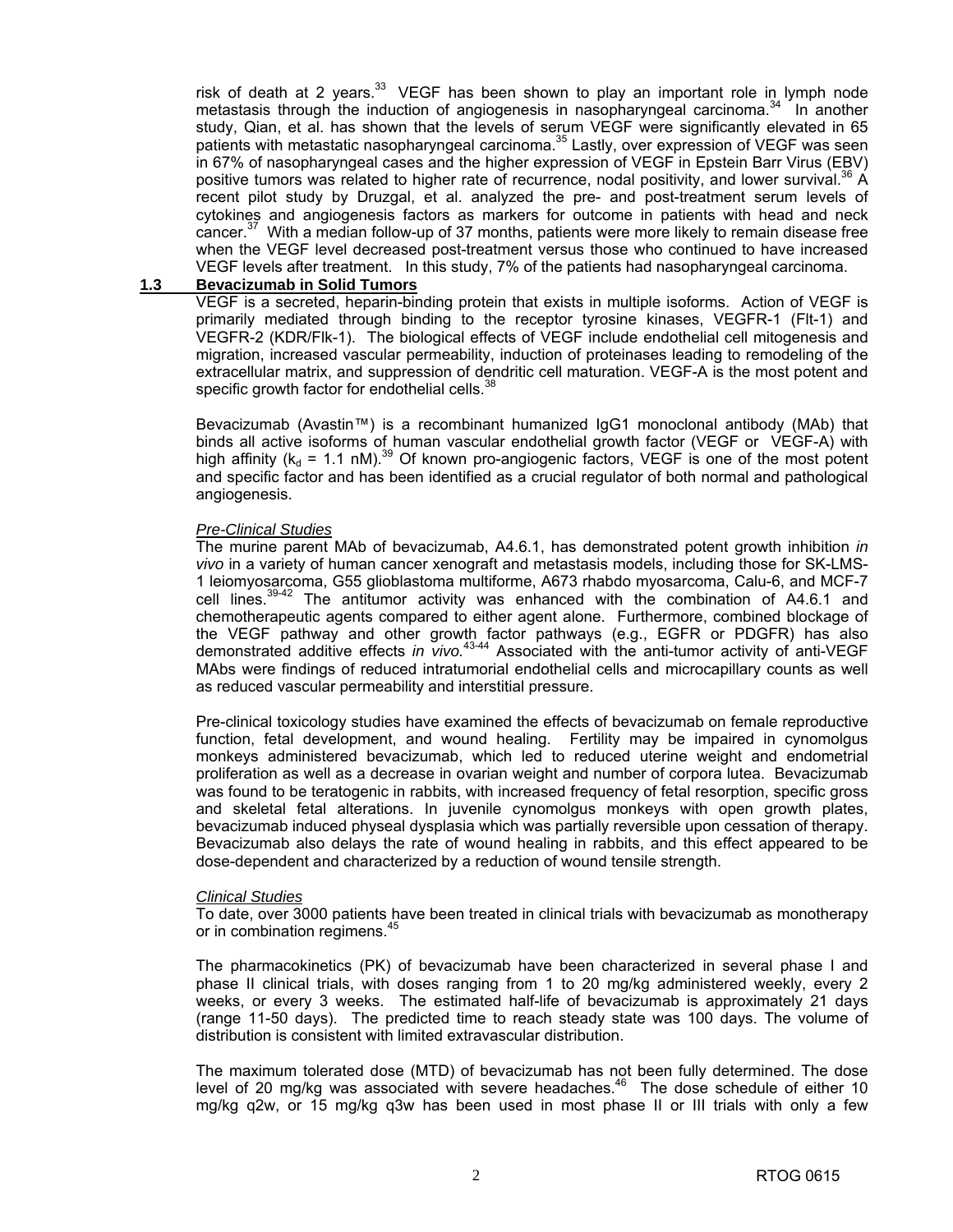risk of death at 2 years.[33] VEGF has been shown to play an important role in lymph node metastasis through the induction of angiogenesis in nasopharyngeal carcinoma.[34] In another study, Qian, et al. has shown that the levels of serum VEGF were significantly elevated in 65 patients with metastatic nasopharyngeal carcinoma.[35] Lastly, over expression of VEGF was seen in 67% of nasopharyngeal cases and the higher expression of VEGF in Epstein Barr Virus (EBV) positive tumors was related to higher rate of recurrence, nodal positivity, and lower survival.[36] A recent pilot study by Druzgal, et al. analyzed the pre- and post-treatment serum levels of cytokines and angiogenesis factors as markers for outcome in patients with head and neck cancer.[37] With a median follow-up of 37 months, patients were more likely to remain disease free when the VEGF level decreased post-treatment versus those who continued to have increased VEGF levels after treatment. In this study, 7% of the patients had nasopharyngeal carcinoma.

## 1.3 Bevacizumab in Solid Tumors

VEGF is a secreted, heparin-binding protein that exists in multiple isoforms. Action of VEGF is primarily mediated through binding to the receptor tyrosine kinases, VEGFR-1 (Flt-1) and VEGFR-2 (KDR/Flk-1). The biological effects of VEGF include endothelial cell mitogenesis and migration, increased vascular permeability, induction of proteinases leading to remodeling of the extracellular matrix, and suppression of dendritic cell maturation. VEGF-A is the most potent and specific growth factor for endothelial cells.[38]

Bevacizumab (Avastin™) is a recombinant humanized IgG1 monoclonal antibody (MAb) that binds all active isoforms of human vascular endothelial growth factor (VEGF or VEGF-A) with high affinity ($k_d$ = 1.1 nM).[39] Of known pro-angiogenic factors, VEGF is one of the most potent and specific factor and has been identified as a crucial regulator of both normal and pathological angiogenesis.

*Pre-Clinical Studies*

The murine parent MAb of bevacizumab, A4.6.1, has demonstrated potent growth inhibition *in vivo* in a variety of human cancer xenograft and metastasis models, including those for SK-LMS-1 leiomyosarcoma, G55 glioblastoma multiforme, A673 rhabdo myosarcoma, Calu-6, and MCF-7 cell lines.[39-42] The antitumor activity was enhanced with the combination of A4.6.1 and chemotherapeutic agents compared to either agent alone. Furthermore, combined blockage of the VEGF pathway and other growth factor pathways (e.g., EGFR or PDGFR) has also demonstrated additive effects *in vivo.*[43-44] Associated with the anti-tumor activity of anti-VEGF MAbs were findings of reduced intratumorial endothelial cells and microcapillary counts as well as reduced vascular permeability and interstitial pressure.

Pre-clinical toxicology studies have examined the effects of bevacizumab on female reproductive function, fetal development, and wound healing. Fertility may be impaired in cynomolgus monkeys administered bevacizumab, which led to reduced uterine weight and endometrial proliferation as well as a decrease in ovarian weight and number of corpora lutea. Bevacizumab was found to be teratogenic in rabbits, with increased frequency of fetal resorption, specific gross and skeletal fetal alterations. In juvenile cynomolgus monkeys with open growth plates, bevacizumab induced physeal dysplasia which was partially reversible upon cessation of therapy. Bevacizumab also delays the rate of wound healing in rabbits, and this effect appeared to be dose-dependent and characterized by a reduction of wound tensile strength.

*Clinical Studies*

To date, over 3000 patients have been treated in clinical trials with bevacizumab as monotherapy or in combination regimens.[45]

The pharmacokinetics (PK) of bevacizumab have been characterized in several phase I and phase II clinical trials, with doses ranging from 1 to 20 mg/kg administered weekly, every 2 weeks, or every 3 weeks. The estimated half-life of bevacizumab is approximately 21 days (range 11-50 days). The predicted time to reach steady state was 100 days. The volume of distribution is consistent with limited extravascular distribution.

The maximum tolerated dose (MTD) of bevacizumab has not been fully determined. The dose level of 20 mg/kg was associated with severe headaches.[46] The dose schedule of either 10 mg/kg q2w, or 15 mg/kg q3w has been used in most phase II or III trials with only a few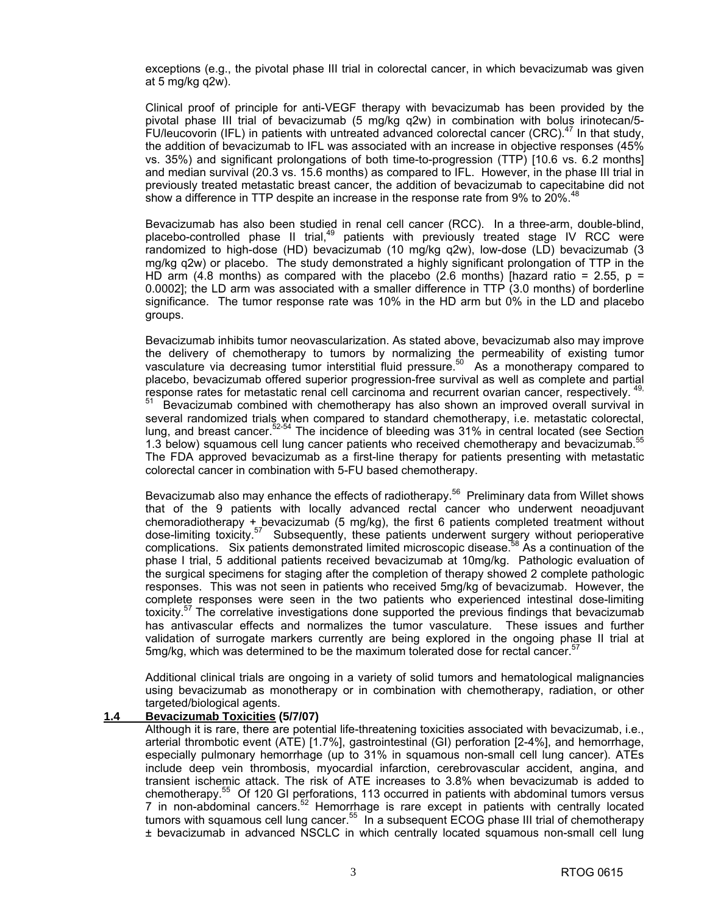exceptions (e.g., the pivotal phase III trial in colorectal cancer, in which bevacizumab was given at 5 mg/kg q2w).

Clinical proof of principle for anti-VEGF therapy with bevacizumab has been provided by the pivotal phase III trial of bevacizumab (5 mg/kg q2w) in combination with bolus irinotecan/5-FU/leucovorin (IFL) in patients with untreated advanced colorectal cancer (CRC).[47] In that study, the addition of bevacizumab to IFL was associated with an increase in objective responses (45% vs. 35%) and significant prolongations of both time-to-progression (TTP) [10.6 vs. 6.2 months] and median survival (20.3 vs. 15.6 months) as compared to IFL. However, in the phase III trial in previously treated metastatic breast cancer, the addition of bevacizumab to capecitabine did not show a difference in TTP despite an increase in the response rate from 9% to 20%.[48]

Bevacizumab has also been studied in renal cell cancer (RCC). In a three-arm, double-blind, placebo-controlled phase II trial,[49] patients with previously treated stage IV RCC were randomized to high-dose (HD) bevacizumab (10 mg/kg q2w), low-dose (LD) bevacizumab (3 mg/kg q2w) or placebo. The study demonstrated a highly significant prolongation of TTP in the HD arm (4.8 months) as compared with the placebo (2.6 months) [hazard ratio = 2.55, $p = 0.0002$]; the LD arm was associated with a smaller difference in TTP (3.0 months) of borderline significance. The tumor response rate was 10% in the HD arm but 0% in the LD and placebo groups.

Bevacizumab inhibits tumor neovascularization. As stated above, bevacizumab also may improve the delivery of chemotherapy to tumors by normalizing the permeability of existing tumor vasculature via decreasing tumor interstitial fluid pressure.[50] As a monotherapy compared to placebo, bevacizumab offered superior progression-free survival as well as complete and partial response rates for metastatic renal cell carcinoma and recurrent ovarian cancer, respectively.[49, 51] Bevacizumab combined with chemotherapy has also shown an improved overall survival in several randomized trials when compared to standard chemotherapy, i.e. metastatic colorectal, lung, and breast cancer.[52-54] The incidence of bleeding was 31% in central located (see Section 1.3 below) squamous cell lung cancer patients who received chemotherapy and bevacizumab.[55] The FDA approved bevacizumab as a first-line therapy for patients presenting with metastatic colorectal cancer in combination with 5-FU based chemotherapy.

Bevacizumab also may enhance the effects of radiotherapy.[56] Preliminary data from Willet shows that of the 9 patients with locally advanced rectal cancer who underwent neoadjuvant chemoradiotherapy + bevacizumab (5 mg/kg), the first 6 patients completed treatment without dose-limiting toxicity.[57] Subsequently, these patients underwent surgery without perioperative complications. Six patients demonstrated limited microscopic disease.[58] As a continuation of the phase I trial, 5 additional patients received bevacizumab at 10mg/kg. Pathologic evaluation of the surgical specimens for staging after the completion of therapy showed 2 complete pathologic responses. This was not seen in patients who received 5mg/kg of bevacizumab. However, the complete responses were seen in the two patients who experienced intestinal dose-limiting toxicity.[57] The correlative investigations done supported the previous findings that bevacizumab has antivascular effects and normalizes the tumor vasculature. These issues and further validation of surrogate markers currently are being explored in the ongoing phase II trial at 5mg/kg, which was determined to be the maximum tolerated dose for rectal cancer.[57]

Additional clinical trials are ongoing in a variety of solid tumors and hematological malignancies using bevacizumab as monotherapy or in combination with chemotherapy, radiation, or other targeted/biological agents.

### 1.4 Bevacizumab Toxicities (5/7/07)

Although it is rare, there are potential life-threatening toxicities associated with bevacizumab, i.e., arterial thrombotic event (ATE) [1.7%], gastrointestinal (GI) perforation [2-4%], and hemorrhage, especially pulmonary hemorrhage (up to 31% in squamous non-small cell lung cancer). ATEs include deep vein thrombosis, myocardial infarction, cerebrovascular accident, angina, and transient ischemic attack. The risk of ATE increases to 3.8% when bevacizumab is added to chemotherapy.[55] Of 120 GI perforations, 113 occurred in patients with abdominal tumors versus 7 in non-abdominal cancers.[52] Hemorrhage is rare except in patients with centrally located tumors with squamous cell lung cancer.[55] In a subsequent ECOG phase III trial of chemotherapy ± bevacizumab in advanced NSCLC in which centrally located squamous non-small cell lung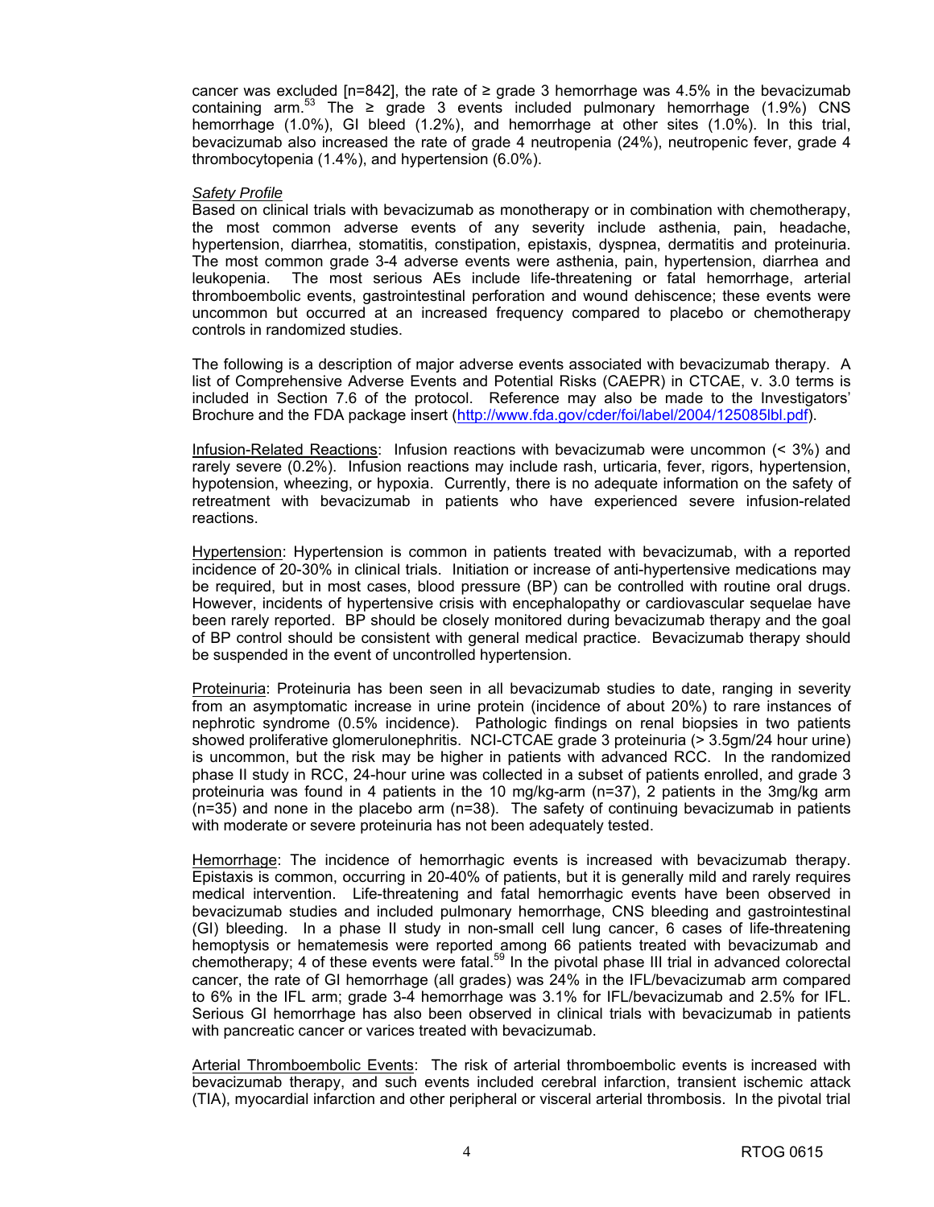cancer was excluded [n=842], the rate of ≥ grade 3 hemorrhage was 4.5% in the bevacizumab containing arm.[53] The ≥ grade 3 events included pulmonary hemorrhage (1.9%) CNS hemorrhage (1.0%), GI bleed (1.2%), and hemorrhage at other sites (1.0%). In this trial, bevacizumab also increased the rate of grade 4 neutropenia (24%), neutropenic fever, grade 4 thrombocytopenia (1.4%), and hypertension (6.0%).

*Safety Profile*

Based on clinical trials with bevacizumab as monotherapy or in combination with chemotherapy, the most common adverse events of any severity include asthenia, pain, headache, hypertension, diarrhea, stomatitis, constipation, epistaxis, dyspnea, dermatitis and proteinuria. The most common grade 3-4 adverse events were asthenia, pain, hypertension, diarrhea and leukopenia. The most serious AEs include life-threatening or fatal hemorrhage, arterial thromboembolic events, gastrointestinal perforation and wound dehiscence; these events were uncommon but occurred at an increased frequency compared to placebo or chemotherapy controls in randomized studies.

The following is a description of major adverse events associated with bevacizumab therapy. A list of Comprehensive Adverse Events and Potential Risks (CAEPR) in CTCAE, v. 3.0 terms is included in Section 7.6 of the protocol. Reference may also be made to the Investigators' Brochure and the FDA package insert (http://www.fda.gov/cder/foi/label/2004/125085lbl.pdf).

Infusion-Related Reactions: Infusion reactions with bevacizumab were uncommon (< 3%) and rarely severe (0.2%). Infusion reactions may include rash, urticaria, fever, rigors, hypertension, hypotension, wheezing, or hypoxia. Currently, there is no adequate information on the safety of retreatment with bevacizumab in patients who have experienced severe infusion-related reactions.

Hypertension: Hypertension is common in patients treated with bevacizumab, with a reported incidence of 20-30% in clinical trials. Initiation or increase of anti-hypertensive medications may be required, but in most cases, blood pressure (BP) can be controlled with routine oral drugs. However, incidents of hypertensive crisis with encephalopathy or cardiovascular sequelae have been rarely reported. BP should be closely monitored during bevacizumab therapy and the goal of BP control should be consistent with general medical practice. Bevacizumab therapy should be suspended in the event of uncontrolled hypertension.

Proteinuria: Proteinuria has been seen in all bevacizumab studies to date, ranging in severity from an asymptomatic increase in urine protein (incidence of about 20%) to rare instances of nephrotic syndrome (0.5% incidence). Pathologic findings on renal biopsies in two patients showed proliferative glomerulonephritis. NCI-CTCAE grade 3 proteinuria (> 3.5gm/24 hour urine) is uncommon, but the risk may be higher in patients with advanced RCC. In the randomized phase II study in RCC, 24-hour urine was collected in a subset of patients enrolled, and grade 3 proteinuria was found in 4 patients in the 10 mg/kg-arm (n=37), 2 patients in the 3mg/kg arm (n=35) and none in the placebo arm (n=38). The safety of continuing bevacizumab in patients with moderate or severe proteinuria has not been adequately tested.

Hemorrhage: The incidence of hemorrhagic events is increased with bevacizumab therapy. Epistaxis is common, occurring in 20-40% of patients, but it is generally mild and rarely requires medical intervention. Life-threatening and fatal hemorrhagic events have been observed in bevacizumab studies and included pulmonary hemorrhage, CNS bleeding and gastrointestinal (GI) bleeding. In a phase II study in non-small cell lung cancer, 6 cases of life-threatening hemoptysis or hematemesis were reported among 66 patients treated with bevacizumab and chemotherapy; 4 of these events were fatal.[59] In the pivotal phase III trial in advanced colorectal cancer, the rate of GI hemorrhage (all grades) was 24% in the IFL/bevacizumab arm compared to 6% in the IFL arm; grade 3-4 hemorrhage was 3.1% for IFL/bevacizumab and 2.5% for IFL. Serious GI hemorrhage has also been observed in clinical trials with bevacizumab in patients with pancreatic cancer or varices treated with bevacizumab.

Arterial Thromboembolic Events: The risk of arterial thromboembolic events is increased with bevacizumab therapy, and such events included cerebral infarction, transient ischemic attack (TIA), myocardial infarction and other peripheral or visceral arterial thrombosis. In the pivotal trial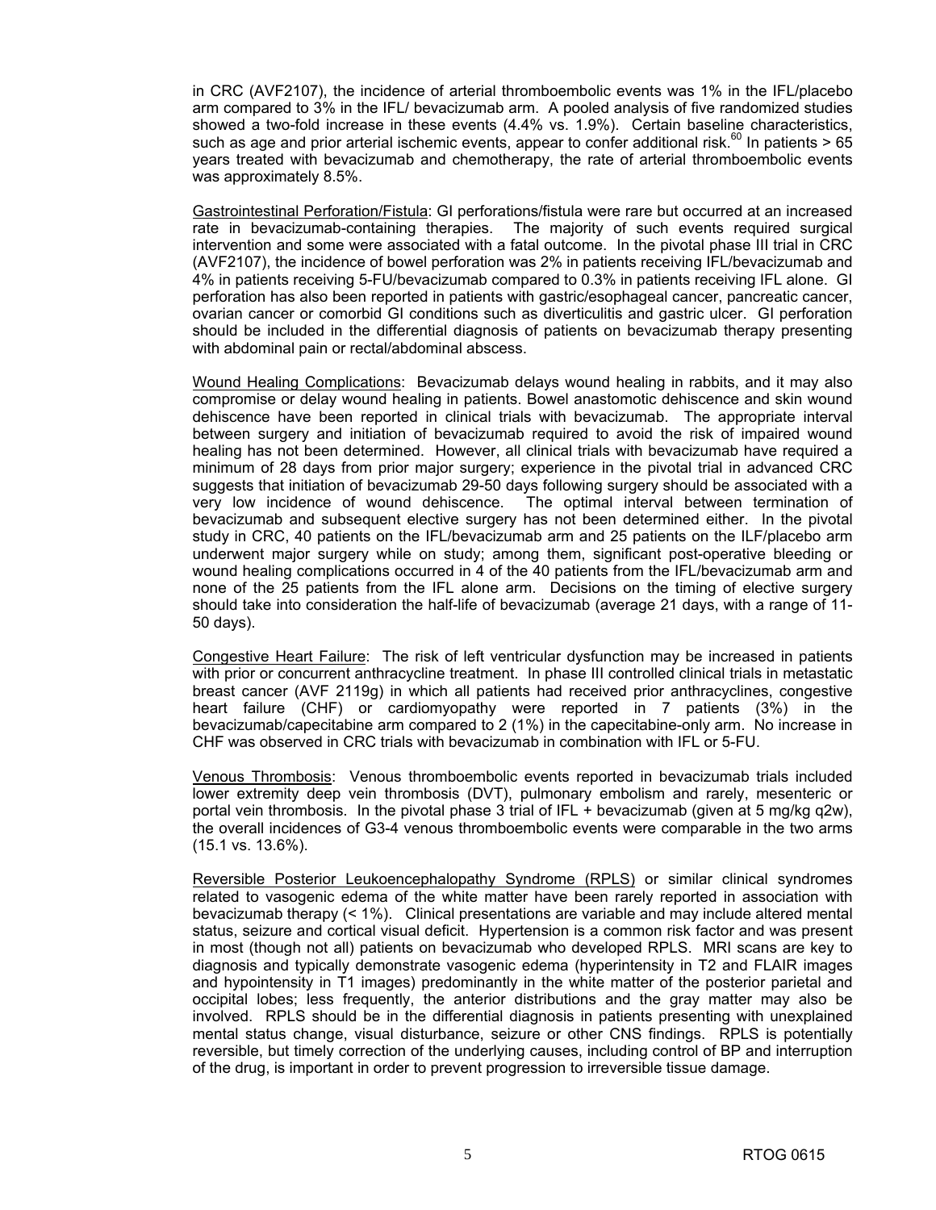in CRC (AVF2107), the incidence of arterial thromboembolic events was 1% in the IFL/placebo arm compared to 3% in the IFL/ bevacizumab arm. A pooled analysis of five randomized studies showed a two-fold increase in these events (4.4% vs. 1.9%). Certain baseline characteristics, such as age and prior arterial ischemic events, appear to confer additional risk.[60] In patients > 65 years treated with bevacizumab and chemotherapy, the rate of arterial thromboembolic events was approximately 8.5%.

Gastrointestinal Perforation/Fistula: GI perforations/fistula were rare but occurred at an increased rate in bevacizumab-containing therapies. The majority of such events required surgical intervention and some were associated with a fatal outcome. In the pivotal phase III trial in CRC (AVF2107), the incidence of bowel perforation was 2% in patients receiving IFL/bevacizumab and 4% in patients receiving 5-FU/bevacizumab compared to 0.3% in patients receiving IFL alone. GI perforation has also been reported in patients with gastric/esophageal cancer, pancreatic cancer, ovarian cancer or comorbid GI conditions such as diverticulitis and gastric ulcer. GI perforation should be included in the differential diagnosis of patients on bevacizumab therapy presenting with abdominal pain or rectal/abdominal abscess.

Wound Healing Complications: Bevacizumab delays wound healing in rabbits, and it may also compromise or delay wound healing in patients. Bowel anastomotic dehiscence and skin wound dehiscence have been reported in clinical trials with bevacizumab. The appropriate interval between surgery and initiation of bevacizumab required to avoid the risk of impaired wound healing has not been determined. However, all clinical trials with bevacizumab have required a minimum of 28 days from prior major surgery; experience in the pivotal trial in advanced CRC suggests that initiation of bevacizumab 29-50 days following surgery should be associated with a very low incidence of wound dehiscence. The optimal interval between termination of bevacizumab and subsequent elective surgery has not been determined either. In the pivotal study in CRC, 40 patients on the IFL/bevacizumab arm and 25 patients on the ILF/placebo arm underwent major surgery while on study; among them, significant post-operative bleeding or wound healing complications occurred in 4 of the 40 patients from the IFL/bevacizumab arm and none of the 25 patients from the IFL alone arm. Decisions on the timing of elective surgery should take into consideration the half-life of bevacizumab (average 21 days, with a range of 11-50 days).

Congestive Heart Failure: The risk of left ventricular dysfunction may be increased in patients with prior or concurrent anthracycline treatment. In phase III controlled clinical trials in metastatic breast cancer (AVF 2119g) in which all patients had received prior anthracyclines, congestive heart failure (CHF) or cardiomyopathy were reported in 7 patients (3%) in the bevacizumab/capecitabine arm compared to 2 (1%) in the capecitabine-only arm. No increase in CHF was observed in CRC trials with bevacizumab in combination with IFL or 5-FU.

Venous Thrombosis: Venous thromboembolic events reported in bevacizumab trials included lower extremity deep vein thrombosis (DVT), pulmonary embolism and rarely, mesenteric or portal vein thrombosis. In the pivotal phase 3 trial of IFL + bevacizumab (given at 5 mg/kg q2w), the overall incidences of G3-4 venous thromboembolic events were comparable in the two arms (15.1 vs. 13.6%).

Reversible Posterior Leukoencephalopathy Syndrome (RPLS) or similar clinical syndromes related to vasogenic edema of the white matter have been rarely reported in association with bevacizumab therapy (< 1%). Clinical presentations are variable and may include altered mental status, seizure and cortical visual deficit. Hypertension is a common risk factor and was present in most (though not all) patients on bevacizumab who developed RPLS. MRI scans are key to diagnosis and typically demonstrate vasogenic edema (hyperintensity in T2 and FLAIR images and hypointensity in T1 images) predominantly in the white matter of the posterior parietal and occipital lobes; less frequently, the anterior distributions and the gray matter may also be involved. RPLS should be in the differential diagnosis in patients presenting with unexplained mental status change, visual disturbance, seizure or other CNS findings. RPLS is potentially reversible, but timely correction of the underlying causes, including control of BP and interruption of the drug, is important in order to prevent progression to irreversible tissue damage.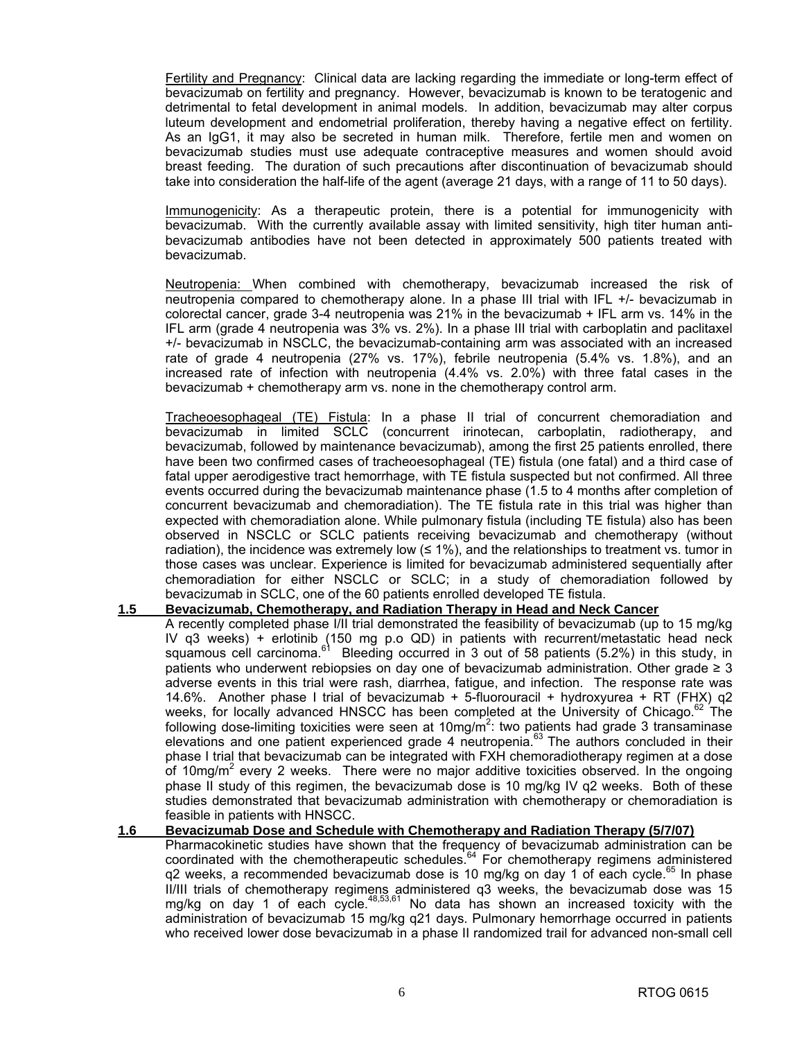Fertility and Pregnancy: Clinical data are lacking regarding the immediate or long-term effect of bevacizumab on fertility and pregnancy. However, bevacizumab is known to be teratogenic and detrimental to fetal development in animal models. In addition, bevacizumab may alter corpus luteum development and endometrial proliferation, thereby having a negative effect on fertility. As an IgG1, it may also be secreted in human milk. Therefore, fertile men and women on bevacizumab studies must use adequate contraceptive measures and women should avoid breast feeding. The duration of such precautions after discontinuation of bevacizumab should take into consideration the half-life of the agent (average 21 days, with a range of 11 to 50 days).

Immunogenicity: As a therapeutic protein, there is a potential for immunogenicity with bevacizumab. With the currently available assay with limited sensitivity, high titer human anti-bevacizumab antibodies have not been detected in approximately 500 patients treated with bevacizumab.

Neutropenia: When combined with chemotherapy, bevacizumab increased the risk of neutropenia compared to chemotherapy alone. In a phase III trial with IFL +/- bevacizumab in colorectal cancer, grade 3-4 neutropenia was 21% in the bevacizumab + IFL arm vs. 14% in the IFL arm (grade 4 neutropenia was 3% vs. 2%). In a phase III trial with carboplatin and paclitaxel +/- bevacizumab in NSCLC, the bevacizumab-containing arm was associated with an increased rate of grade 4 neutropenia (27% vs. 17%), febrile neutropenia (5.4% vs. 1.8%), and an increased rate of infection with neutropenia (4.4% vs. 2.0%) with three fatal cases in the bevacizumab + chemotherapy arm vs. none in the chemotherapy control arm.

Tracheoesophageal (TE) Fistula: In a phase II trial of concurrent chemoradiation and bevacizumab in limited SCLC (concurrent irinotecan, carboplatin, radiotherapy, and bevacizumab, followed by maintenance bevacizumab), among the first 25 patients enrolled, there have been two confirmed cases of tracheoesophageal (TE) fistula (one fatal) and a third case of fatal upper aerodigestive tract hemorrhage, with TE fistula suspected but not confirmed. All three events occurred during the bevacizumab maintenance phase (1.5 to 4 months after completion of concurrent bevacizumab and chemoradiation). The TE fistula rate in this trial was higher than expected with chemoradiation alone. While pulmonary fistula (including TE fistula) also has been observed in NSCLC or SCLC patients receiving bevacizumab and chemotherapy (without radiation), the incidence was extremely low (≤ 1%), and the relationships to treatment vs. tumor in those cases was unclear. Experience is limited for bevacizumab administered sequentially after chemoradiation for either NSCLC or SCLC; in a study of chemoradiation followed by bevacizumab in SCLC, one of the 60 patients enrolled developed TE fistula.

## 1.5 Bevacizumab, Chemotherapy, and Radiation Therapy in Head and Neck Cancer

A recently completed phase I/II trial demonstrated the feasibility of bevacizumab (up to 15 mg/kg IV q3 weeks) + erlotinib (150 mg p.o QD) in patients with recurrent/metastatic head neck squamous cell carcinoma.[61] Bleeding occurred in 3 out of 58 patients (5.2%) in this study, in patients who underwent rebiopsies on day one of bevacizumab administration. Other grade ≥ 3 adverse events in this trial were rash, diarrhea, fatigue, and infection. The response rate was 14.6%. Another phase I trial of bevacizumab + 5-fluorouracil + hydroxyurea + RT (FHX) q2 weeks, for locally advanced HNSCC has been completed at the University of Chicago.[62] The following dose-limiting toxicities were seen at 10mg/m$^2$: two patients had grade 3 transaminase elevations and one patient experienced grade 4 neutropenia.[63] The authors concluded in their phase I trial that bevacizumab can be integrated with FXH chemoradiotherapy regimen at a dose of 10mg/m$^2$ every 2 weeks. There were no major additive toxicities observed. In the ongoing phase II study of this regimen, the bevacizumab dose is 10 mg/kg IV q2 weeks. Both of these studies demonstrated that bevacizumab administration with chemotherapy or chemoradiation is feasible in patients with HNSCC.

## 1.6 Bevacizumab Dose and Schedule with Chemotherapy and Radiation Therapy (5/7/07)

Pharmacokinetic studies have shown that the frequency of bevacizumab administration can be coordinated with the chemotherapeutic schedules.[64] For chemotherapy regimens administered q2 weeks, a recommended bevacizumab dose is 10 mg/kg on day 1 of each cycle.[65] In phase II/III trials of chemotherapy regimens administered q3 weeks, the bevacizumab dose was 15 mg/kg on day 1 of each cycle.[48,53,61] No data has shown an increased toxicity with the administration of bevacizumab 15 mg/kg q21 days. Pulmonary hemorrhage occurred in patients who received lower dose bevacizumab in a phase II randomized trail for advanced non-small cell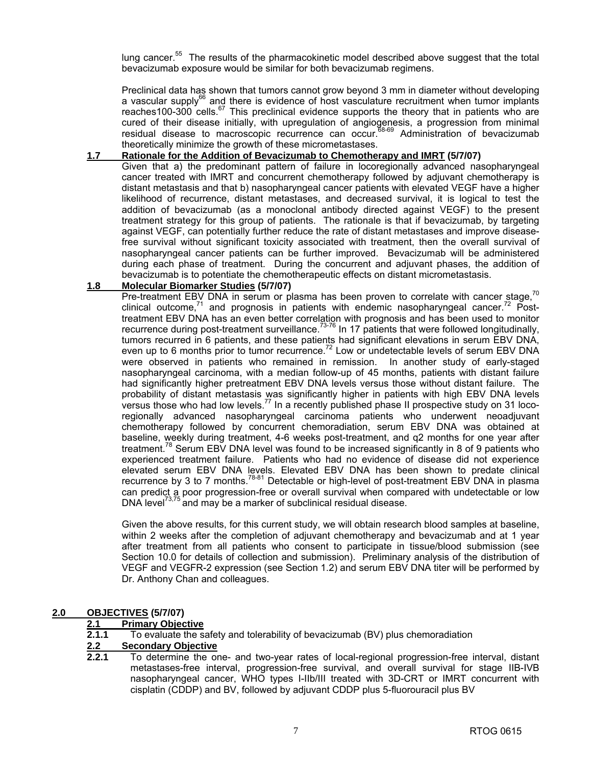lung cancer.[55] The results of the pharmacokinetic model described above suggest that the total bevacizumab exposure would be similar for both bevacizumab regimens.

Preclinical data has shown that tumors cannot grow beyond 3 mm in diameter without developing a vascular supply[66] and there is evidence of host vasculature recruitment when tumor implants reaches100-300 cells.[67] This preclinical evidence supports the theory that in patients who are cured of their disease initially, with upregulation of angiogenesis, a progression from minimal residual disease to macroscopic recurrence can occur.[68-69] Administration of bevacizumab theoretically minimize the growth of these micrometastases.

### 1.7 Rationale for the Addition of Bevacizumab to Chemotherapy and IMRT (5/7/07)

Given that a) the predominant pattern of failure in locoregionally advanced nasopharyngeal cancer treated with IMRT and concurrent chemotherapy followed by adjuvant chemotherapy is distant metastasis and that b) nasopharyngeal cancer patients with elevated VEGF have a higher likelihood of recurrence, distant metastases, and decreased survival, it is logical to test the addition of bevacizumab (as a monoclonal antibody directed against VEGF) to the present treatment strategy for this group of patients. The rationale is that if bevacizumab, by targeting against VEGF, can potentially further reduce the rate of distant metastases and improve disease-free survival without significant toxicity associated with treatment, then the overall survival of nasopharyngeal cancer patients can be further improved. Bevacizumab will be administered during each phase of treatment. During the concurrent and adjuvant phases, the addition of bevacizumab is to potentiate the chemotherapeutic effects on distant micrometastasis.

### 1.8 Molecular Biomarker Studies (5/7/07)

Pre-treatment EBV DNA in serum or plasma has been proven to correlate with cancer stage,[70] clinical outcome,[71] and prognosis in patients with endemic nasopharyngeal cancer.[72] Post-treatment EBV DNA has an even better correlation with prognosis and has been used to monitor recurrence during post-treatment surveillance.[73-76] In 17 patients that were followed longitudinally, tumors recurred in 6 patients, and these patients had significant elevations in serum EBV DNA, even up to 6 months prior to tumor recurrence.[72] Low or undetectable levels of serum EBV DNA were observed in patients who remained in remission. In another study of early-staged nasopharyngeal carcinoma, with a median follow-up of 45 months, patients with distant failure had significantly higher pretreatment EBV DNA levels versus those without distant failure. The probability of distant metastasis was significantly higher in patients with high EBV DNA levels versus those who had low levels.[77] In a recently published phase II prospective study on 31 loco-regionally advanced nasopharyngeal carcinoma patients who underwent neoadjuvant chemotherapy followed by concurrent chemoradiation, serum EBV DNA was obtained at baseline, weekly during treatment, 4-6 weeks post-treatment, and q2 months for one year after treatment.[78] Serum EBV DNA level was found to be increased significantly in 8 of 9 patients who experienced treatment failure. Patients who had no evidence of disease did not experience elevated serum EBV DNA levels. Elevated EBV DNA has been shown to predate clinical recurrence by 3 to 7 months.[78-81] Detectable or high-level of post-treatment EBV DNA in plasma can predict a poor progression-free or overall survival when compared with undetectable or low DNA level[73,75] and may be a marker of subclinical residual disease.

Given the above results, for this current study, we will obtain research blood samples at baseline, within 2 weeks after the completion of adjuvant chemotherapy and bevacizumab and at 1 year after treatment from all patients who consent to participate in tissue/blood submission (see Section 10.0 for details of collection and submission). Preliminary analysis of the distribution of VEGF and VEGFR-2 expression (see Section 1.2) and serum EBV DNA titer will be performed by Dr. Anthony Chan and colleagues.

## 2.0 OBJECTIVES (5/7/07)

### 2.1 Primary Objective

**2.1.1** To evaluate the safety and tolerability of bevacizumab (BV) plus chemoradiation

### 2.2 Secondary Objective

**2.2.1** To determine the one- and two-year rates of local-regional progression-free interval, distant metastases-free interval, progression-free survival, and overall survival for stage IIB-IVB nasopharyngeal cancer, WHO types I-IIb/III treated with 3D-CRT or IMRT concurrent with cisplatin (CDDP) and BV, followed by adjuvant CDDP plus 5-fluorouracil plus BV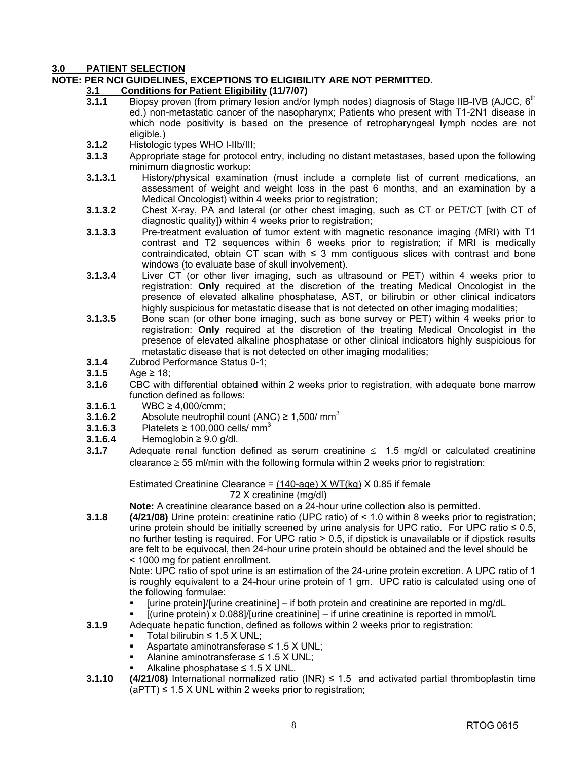## 3.0 PATIENT SELECTION

**NOTE: PER NCI GUIDELINES, EXCEPTIONS TO ELIGIBILITY ARE NOT PERMITTED.**

### 3.1 Conditions for Patient Eligibility (11/7/07)

**3.1.1** Biopsy proven (from primary lesion and/or lymph nodes) diagnosis of Stage IIB-IVB (AJCC, 6th ed.) non-metastatic cancer of the nasopharynx; Patients who present with T1-2N1 disease in which node positivity is based on the presence of retropharyngeal lymph nodes are not eligible.)

**3.1.2** Histologic types WHO I-IIb/III;

**3.1.3** Appropriate stage for protocol entry, including no distant metastases, based upon the following minimum diagnostic workup:

**3.1.3.1** History/physical examination (must include a complete list of current medications, an assessment of weight and weight loss in the past 6 months, and an examination by a Medical Oncologist) within 4 weeks prior to registration;

**3.1.3.2** Chest X-ray, PA and lateral (or other chest imaging, such as CT or PET/CT [with CT of diagnostic quality]) within 4 weeks prior to registration;

**3.1.3.3** Pre-treatment evaluation of tumor extent with magnetic resonance imaging (MRI) with T1 contrast and T2 sequences within 6 weeks prior to registration; if MRI is medically contraindicated, obtain CT scan with ≤ 3 mm contiguous slices with contrast and bone windows (to evaluate base of skull involvement).

**3.1.3.4** Liver CT (or other liver imaging, such as ultrasound or PET) within 4 weeks prior to registration: **Only** required at the discretion of the treating Medical Oncologist in the presence of elevated alkaline phosphatase, AST, or bilirubin or other clinical indicators highly suspicious for metastatic disease that is not detected on other imaging modalities;

**3.1.3.5** Bone scan (or other bone imaging, such as bone survey or PET) within 4 weeks prior to registration: **Only** required at the discretion of the treating Medical Oncologist in the presence of elevated alkaline phosphatase or other clinical indicators highly suspicious for metastatic disease that is not detected on other imaging modalities;

**3.1.4** Zubrod Performance Status 0-1;

**3.1.5** Age ≥ 18;

**3.1.6** CBC with differential obtained within 2 weeks prior to registration, with adequate bone marrow function defined as follows:

**3.1.6.1** WBC ≥ 4,000/cmm;

**3.1.6.2** Absolute neutrophil count (ANC) ≥ 1,500/ mm$^3$

**3.1.6.3** Platelets ≥ 100,000 cells/ mm$^3$

**3.1.6.4** Hemoglobin ≥ 9.0 g/dl.

**3.1.7** Adequate renal function defined as serum creatinine ≤ 1.5 mg/dl or calculated creatinine clearance ≥ 55 ml/min with the following formula within 2 weeks prior to registration:

$$\text{Estimated Creatinine Clearance} = \frac{(140\text{-age}) \times WT(kg)}{72 \times \text{creatinine (mg/dl)}} \times 0.85 \text{ if female}$$

**Note:** A creatinine clearance based on a 24-hour urine collection also is permitted.

**3.1.8** **(4/21/08)** Urine protein: creatinine ratio (UPC ratio) of < 1.0 within 8 weeks prior to registration; urine protein should be initially screened by urine analysis for UPC ratio. For UPC ratio ≤ 0.5, no further testing is required. For UPC ratio > 0.5, if dipstick is unavailable or if dipstick results are felt to be equivocal, then 24-hour urine protein should be obtained and the level should be < 1000 mg for patient enrollment.

Note: UPC ratio of spot urine is an estimation of the 24-urine protein excretion. A UPC ratio of 1 is roughly equivalent to a 24-hour urine protein of 1 gm. UPC ratio is calculated using one of the following formulae:

- [urine protein]/[urine creatinine] – if both protein and creatinine are reported in mg/dL
- [(urine protein) x 0.088]/[urine creatinine] – if urine creatinine is reported in mmol/L

**3.1.9** Adequate hepatic function, defined as follows within 2 weeks prior to registration:

- Total bilirubin ≤ 1.5 X UNL;
- Aspartate aminotransferase ≤ 1.5 X UNL;
- Alanine aminotransferase ≤ 1.5 X UNL;
- Alkaline phosphatase ≤ 1.5 X UNL.

**3.1.10** **(4/21/08)** International normalized ratio (INR) ≤ 1.5 and activated partial thromboplastin time (aPTT) ≤ 1.5 X UNL within 2 weeks prior to registration;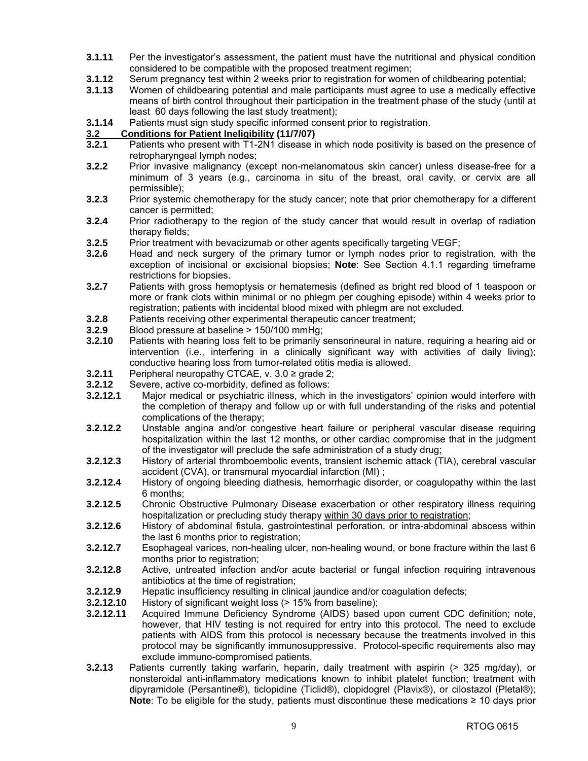**3.1.11** Per the investigator's assessment, the patient must have the nutritional and physical condition considered to be compatible with the proposed treatment regimen;

**3.1.12** Serum pregnancy test within 2 weeks prior to registration for women of childbearing potential;

**3.1.13** Women of childbearing potential and male participants must agree to use a medically effective means of birth control throughout their participation in the treatment phase of the study (until at least 60 days following the last study treatment);

**3.1.14** Patients must sign study specific informed consent prior to registration.

## 3.2 Conditions for Patient Ineligibility (11/7/07)

**3.2.1** Patients who present with T1-2N1 disease in which node positivity is based on the presence of retropharyngeal lymph nodes;

**3.2.2** Prior invasive malignancy (except non-melanomatous skin cancer) unless disease-free for a minimum of 3 years (e.g., carcinoma in situ of the breast, oral cavity, or cervix are all permissible);

**3.2.3** Prior systemic chemotherapy for the study cancer; note that prior chemotherapy for a different cancer is permitted;

**3.2.4** Prior radiotherapy to the region of the study cancer that would result in overlap of radiation therapy fields;

**3.2.5** Prior treatment with bevacizumab or other agents specifically targeting VEGF;

**3.2.6** Head and neck surgery of the primary tumor or lymph nodes prior to registration, with the exception of incisional or excisional biopsies; **Note**: See Section 4.1.1 regarding timeframe restrictions for biopsies.

**3.2.7** Patients with gross hemoptysis or hematemesis (defined as bright red blood of 1 teaspoon or more or frank clots within minimal or no phlegm per coughing episode) within 4 weeks prior to registration; patients with incidental blood mixed with phlegm are not excluded.

**3.2.8** Patients receiving other experimental therapeutic cancer treatment;

**3.2.9** Blood pressure at baseline > 150/100 mmHg;

**3.2.10** Patients with hearing loss felt to be primarily sensorineural in nature, requiring a hearing aid or intervention (i.e., interfering in a clinically significant way with activities of daily living); conductive hearing loss from tumor-related otitis media is allowed.

**3.2.11** Peripheral neuropathy CTCAE, v. 3.0 ≥ grade 2;

**3.2.12** Severe, active co-morbidity, defined as follows:

**3.2.12.1** Major medical or psychiatric illness, which in the investigators' opinion would interfere with the completion of therapy and follow up or with full understanding of the risks and potential complications of the therapy;

**3.2.12.2** Unstable angina and/or congestive heart failure or peripheral vascular disease requiring hospitalization within the last 12 months, or other cardiac compromise that in the judgment of the investigator will preclude the safe administration of a study drug;

**3.2.12.3** History of arterial thromboembolic events, transient ischemic attack (TIA), cerebral vascular accident (CVA), or transmural myocardial infarction (MI) ;

**3.2.12.4** History of ongoing bleeding diathesis, hemorrhagic disorder, or coagulopathy within the last 6 months;

**3.2.12.5** Chronic Obstructive Pulmonary Disease exacerbation or other respiratory illness requiring hospitalization or precluding study therapy within 30 days prior to registration;

**3.2.12.6** History of abdominal fistula, gastrointestinal perforation, or intra-abdominal abscess within the last 6 months prior to registration;

**3.2.12.7** Esophageal varices, non-healing ulcer, non-healing wound, or bone fracture within the last 6 months prior to registration;

**3.2.12.8** Active, untreated infection and/or acute bacterial or fungal infection requiring intravenous antibiotics at the time of registration;

**3.2.12.9** Hepatic insufficiency resulting in clinical jaundice and/or coagulation defects;

**3.2.12.10** History of significant weight loss (> 15% from baseline);

**3.2.12.11** Acquired Immune Deficiency Syndrome (AIDS) based upon current CDC definition; note, however, that HIV testing is not required for entry into this protocol. The need to exclude patients with AIDS from this protocol is necessary because the treatments involved in this protocol may be significantly immunosuppressive. Protocol-specific requirements also may exclude immuno-compromised patients.

**3.2.13** Patients currently taking warfarin, heparin, daily treatment with aspirin (> 325 mg/day), or nonsteroidal anti-inflammatory medications known to inhibit platelet function; treatment with dipyramidole (Persantine®), ticlopidine (Ticlid®), clopidogrel (Plavix®), or cilostazol (Pletal®); **Note**: To be eligible for the study, patients must discontinue these medications ≥ 10 days prior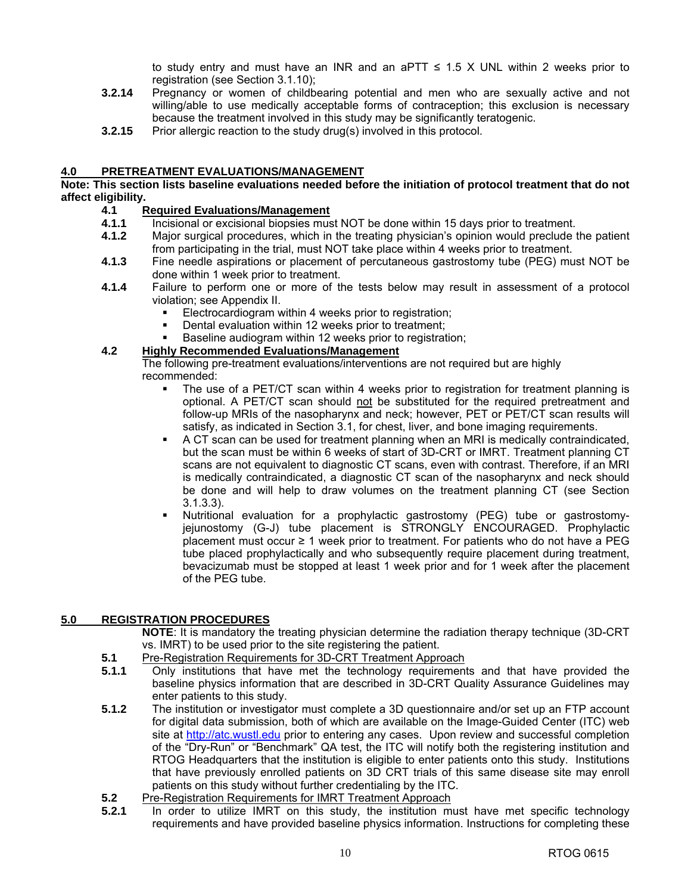to study entry and must have an INR and an aPTT ≤ 1.5 X UNL within 2 weeks prior to registration (see Section 3.1.10);

**3.2.14** Pregnancy or women of childbearing potential and men who are sexually active and not willing/able to use medically acceptable forms of contraception; this exclusion is necessary because the treatment involved in this study may be significantly teratogenic.

**3.2.15** Prior allergic reaction to the study drug(s) involved in this protocol.

## 4.0 PRETREATMENT EVALUATIONS/MANAGEMENT

**Note: This section lists baseline evaluations needed before the initiation of protocol treatment that do not affect eligibility.**

### 4.1 Required Evaluations/Management

**4.1.1** Incisional or excisional biopsies must NOT be done within 15 days prior to treatment.

**4.1.2** Major surgical procedures, which in the treating physician's opinion would preclude the patient from participating in the trial, must NOT take place within 4 weeks prior to treatment.

**4.1.3** Fine needle aspirations or placement of percutaneous gastrostomy tube (PEG) must NOT be done within 1 week prior to treatment.

**4.1.4** Failure to perform one or more of the tests below may result in assessment of a protocol violation; see Appendix II.

- Electrocardiogram within 4 weeks prior to registration;
- Dental evaluation within 12 weeks prior to treatment;
- Baseline audiogram within 12 weeks prior to registration;

### 4.2 Highly Recommended Evaluations/Management

The following pre-treatment evaluations/interventions are not required but are highly recommended:

- The use of a PET/CT scan within 4 weeks prior to registration for treatment planning is optional. A PET/CT scan should not be substituted for the required pretreatment and follow-up MRIs of the nasopharynx and neck; however, PET or PET/CT scan results will satisfy, as indicated in Section 3.1, for chest, liver, and bone imaging requirements.
- A CT scan can be used for treatment planning when an MRI is medically contraindicated, but the scan must be within 6 weeks of start of 3D-CRT or IMRT. Treatment planning CT scans are not equivalent to diagnostic CT scans, even with contrast. Therefore, if an MRI is medically contraindicated, a diagnostic CT scan of the nasopharynx and neck should be done and will help to draw volumes on the treatment planning CT (see Section 3.1.3.3).
- Nutritional evaluation for a prophylactic gastrostomy (PEG) tube or gastrostomy-jejunostomy (G-J) tube placement is STRONGLY ENCOURAGED. Prophylactic placement must occur ≥ 1 week prior to treatment. For patients who do not have a PEG tube placed prophylactically and who subsequently require placement during treatment, bevacizumab must be stopped at least 1 week prior and for 1 week after the placement of the PEG tube.

## 5.0 REGISTRATION PROCEDURES

**NOTE**: It is mandatory the treating physician determine the radiation therapy technique (3D-CRT vs. IMRT) to be used prior to the site registering the patient.

### 5.1 Pre-Registration Requirements for 3D-CRT Treatment Approach

**5.1.1** Only institutions that have met the technology requirements and that have provided the baseline physics information that are described in 3D-CRT Quality Assurance Guidelines may enter patients to this study.

**5.1.2** The institution or investigator must complete a 3D questionnaire and/or set up an FTP account for digital data submission, both of which are available on the Image-Guided Center (ITC) web site at http://atc.wustl.edu prior to entering any cases. Upon review and successful completion of the "Dry-Run" or "Benchmark" QA test, the ITC will notify both the registering institution and RTOG Headquarters that the institution is eligible to enter patients onto this study. Institutions that have previously enrolled patients on 3D CRT trials of this same disease site may enroll patients on this study without further credentialing by the ITC.

### 5.2 Pre-Registration Requirements for IMRT Treatment Approach

**5.2.1** In order to utilize IMRT on this study, the institution must have met specific technology requirements and have provided baseline physics information. Instructions for completing these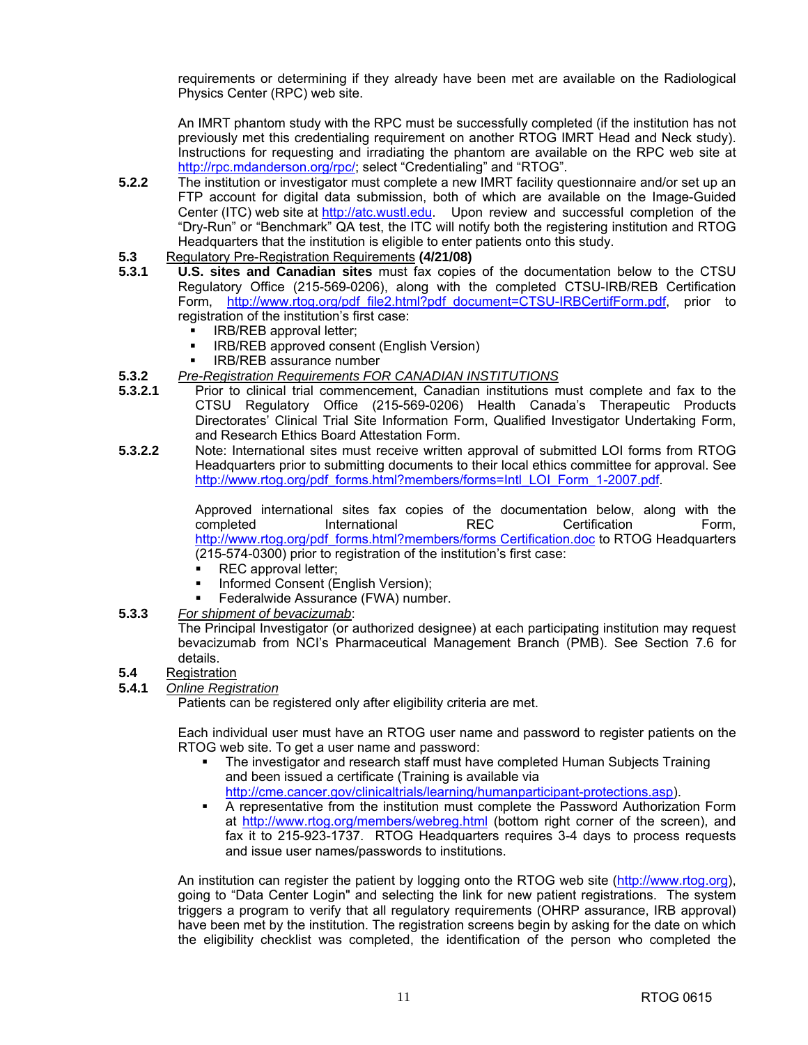requirements or determining if they already have been met are available on the Radiological Physics Center (RPC) web site.

An IMRT phantom study with the RPC must be successfully completed (if the institution has not previously met this credentialing requirement on another RTOG IMRT Head and Neck study). Instructions for requesting and irradiating the phantom are available on the RPC web site at http://rpc.mdanderson.org/rpc/; select "Credentialing" and "RTOG".

**5.2.2** The institution or investigator must complete a new IMRT facility questionnaire and/or set up an FTP account for digital data submission, both of which are available on the Image-Guided Center (ITC) web site at http://atc.wustl.edu. Upon review and successful completion of the "Dry-Run" or "Benchmark" QA test, the ITC will notify both the registering institution and RTOG Headquarters that the institution is eligible to enter patients onto this study.

**5.3** Regulatory Pre-Registration Requirements **(4/21/08)**

**5.3.1** **U.S. sites and Canadian sites** must fax copies of the documentation below to the CTSU Regulatory Office (215-569-0206), along with the completed CTSU-IRB/REB Certification Form, http://www.rtog.org/pdf_file2.html?pdf_document=CTSU-IRBCertifForm.pdf, prior to registration of the institution's first case:

- IRB/REB approval letter;
- IRB/REB approved consent (English Version)
- IRB/REB assurance number

**5.3.2** *Pre-Registration Requirements FOR CANADIAN INSTITUTIONS*

**5.3.2.1** Prior to clinical trial commencement, Canadian institutions must complete and fax to the CTSU Regulatory Office (215-569-0206) Health Canada's Therapeutic Products Directorates' Clinical Trial Site Information Form, Qualified Investigator Undertaking Form, and Research Ethics Board Attestation Form.

**5.3.2.2** Note: International sites must receive written approval of submitted LOI forms from RTOG Headquarters prior to submitting documents to their local ethics committee for approval. See http://www.rtog.org/pdf_forms.html?members/forms=Intl_LOI_Form_1-2007.pdf.

Approved international sites fax copies of the documentation below, along with the completed International REC Certification Form, http://www.rtog.org/pdf_forms.html?members/forms Certification.doc to RTOG Headquarters (215-574-0300) prior to registration of the institution's first case:

- REC approval letter;
- Informed Consent (English Version);
- Federalwide Assurance (FWA) number.

**5.3.3** *For shipment of bevacizumab*:
The Principal Investigator (or authorized designee) at each participating institution may request bevacizumab from NCI's Pharmaceutical Management Branch (PMB). See Section 7.6 for details.

**5.4** Registration

**5.4.1** *Online Registration*

Patients can be registered only after eligibility criteria are met.

Each individual user must have an RTOG user name and password to register patients on the RTOG web site. To get a user name and password:

- The investigator and research staff must have completed Human Subjects Training and been issued a certificate (Training is available via http://cme.cancer.gov/clinicaltrials/learning/humanparticipant-protections.asp).
- A representative from the institution must complete the Password Authorization Form at http://www.rtog.org/members/webreg.html (bottom right corner of the screen), and fax it to 215-923-1737. RTOG Headquarters requires 3-4 days to process requests and issue user names/passwords to institutions.

An institution can register the patient by logging onto the RTOG web site (http://www.rtog.org), going to "Data Center Login" and selecting the link for new patient registrations. The system triggers a program to verify that all regulatory requirements (OHRP assurance, IRB approval) have been met by the institution. The registration screens begin by asking for the date on which the eligibility checklist was completed, the identification of the person who completed the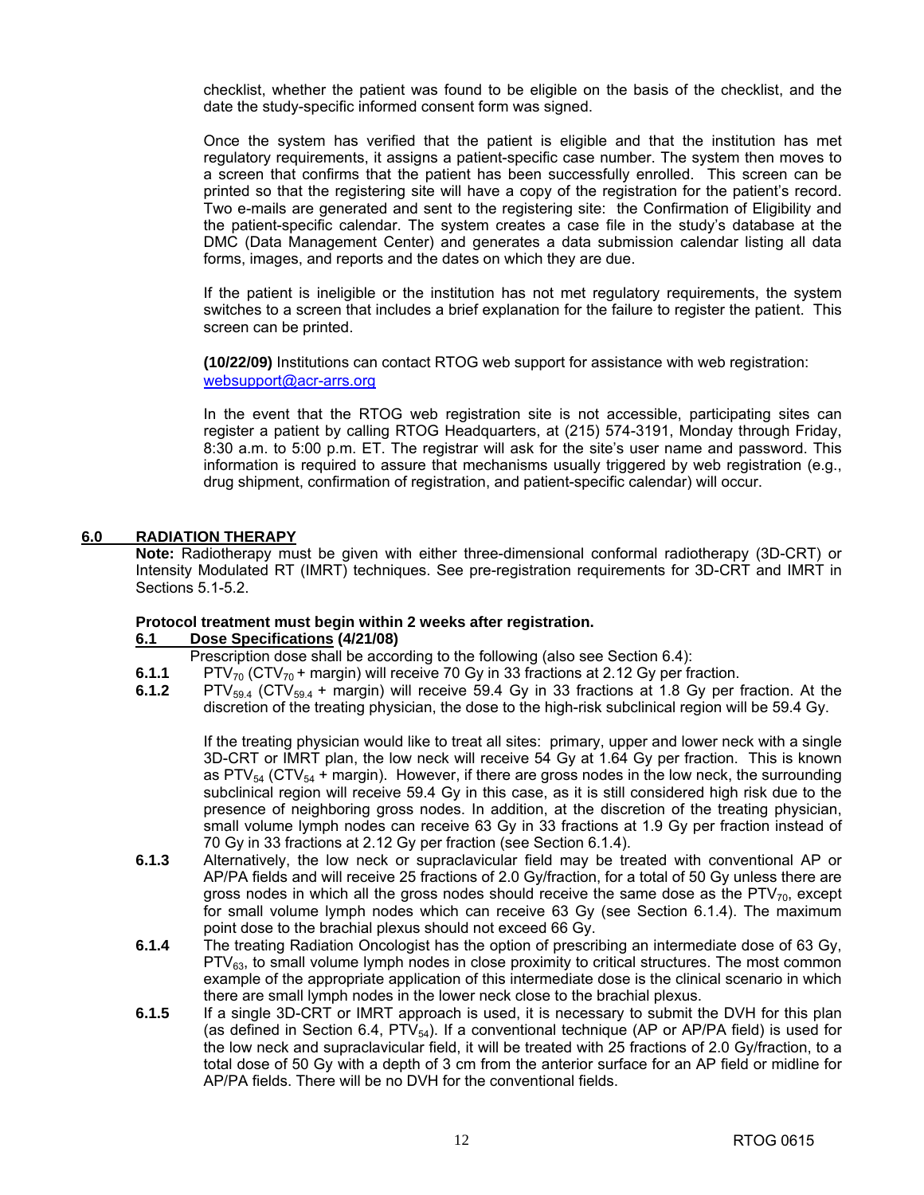checklist, whether the patient was found to be eligible on the basis of the checklist, and the date the study-specific informed consent form was signed.

Once the system has verified that the patient is eligible and that the institution has met regulatory requirements, it assigns a patient-specific case number. The system then moves to a screen that confirms that the patient has been successfully enrolled. This screen can be printed so that the registering site will have a copy of the registration for the patient's record. Two e-mails are generated and sent to the registering site: the Confirmation of Eligibility and the patient-specific calendar. The system creates a case file in the study's database at the DMC (Data Management Center) and generates a data submission calendar listing all data forms, images, and reports and the dates on which they are due.

If the patient is ineligible or the institution has not met regulatory requirements, the system switches to a screen that includes a brief explanation for the failure to register the patient. This screen can be printed.

**(10/22/09)** Institutions can contact RTOG web support for assistance with web registration: websupport@acr-arrs.org

In the event that the RTOG web registration site is not accessible, participating sites can register a patient by calling RTOG Headquarters, at (215) 574-3191, Monday through Friday, 8:30 a.m. to 5:00 p.m. ET. The registrar will ask for the site's user name and password. This information is required to assure that mechanisms usually triggered by web registration (e.g., drug shipment, confirmation of registration, and patient-specific calendar) will occur.

## 6.0 RADIATION THERAPY

**Note:** Radiotherapy must be given with either three-dimensional conformal radiotherapy (3D-CRT) or Intensity Modulated RT (IMRT) techniques. See pre-registration requirements for 3D-CRT and IMRT in Sections 5.1-5.2.

**Protocol treatment must begin within 2 weeks after registration.**

### 6.1 Dose Specifications (4/21/08)

Prescription dose shall be according to the following (also see Section 6.4):

**6.1.1** $PTV_{70}$ ($CTV_{70}$ + margin) will receive 70 Gy in 33 fractions at 2.12 Gy per fraction.

**6.1.2** $PTV_{59.4}$ ($CTV_{59.4}$ + margin) will receive 59.4 Gy in 33 fractions at 1.8 Gy per fraction. At the discretion of the treating physician, the dose to the high-risk subclinical region will be 59.4 Gy.

If the treating physician would like to treat all sites: primary, upper and lower neck with a single 3D-CRT or IMRT plan, the low neck will receive 54 Gy at 1.64 Gy per fraction. This is known as $PTV_{54}$ ($CTV_{54}$ + margin). However, if there are gross nodes in the low neck, the surrounding subclinical region will receive 59.4 Gy in this case, as it is still considered high risk due to the presence of neighboring gross nodes. In addition, at the discretion of the treating physician, small volume lymph nodes can receive 63 Gy in 33 fractions at 1.9 Gy per fraction instead of 70 Gy in 33 fractions at 2.12 Gy per fraction (see Section 6.1.4).

**6.1.3** Alternatively, the low neck or supraclavicular field may be treated with conventional AP or AP/PA fields and will receive 25 fractions of 2.0 Gy/fraction, for a total of 50 Gy unless there are gross nodes in which all the gross nodes should receive the same dose as the $PTV_{70}$, except for small volume lymph nodes which can receive 63 Gy (see Section 6.1.4). The maximum point dose to the brachial plexus should not exceed 66 Gy.

**6.1.4** The treating Radiation Oncologist has the option of prescribing an intermediate dose of 63 Gy, $PTV_{63}$, to small volume lymph nodes in close proximity to critical structures. The most common example of the appropriate application of this intermediate dose is the clinical scenario in which there are small lymph nodes in the lower neck close to the brachial plexus.

**6.1.5** If a single 3D-CRT or IMRT approach is used, it is necessary to submit the DVH for this plan (as defined in Section 6.4, $PTV_{54}$). If a conventional technique (AP or AP/PA field) is used for the low neck and supraclavicular field, it will be treated with 25 fractions of 2.0 Gy/fraction, to a total dose of 50 Gy with a depth of 3 cm from the anterior surface for an AP field or midline for AP/PA fields. There will be no DVH for the conventional fields.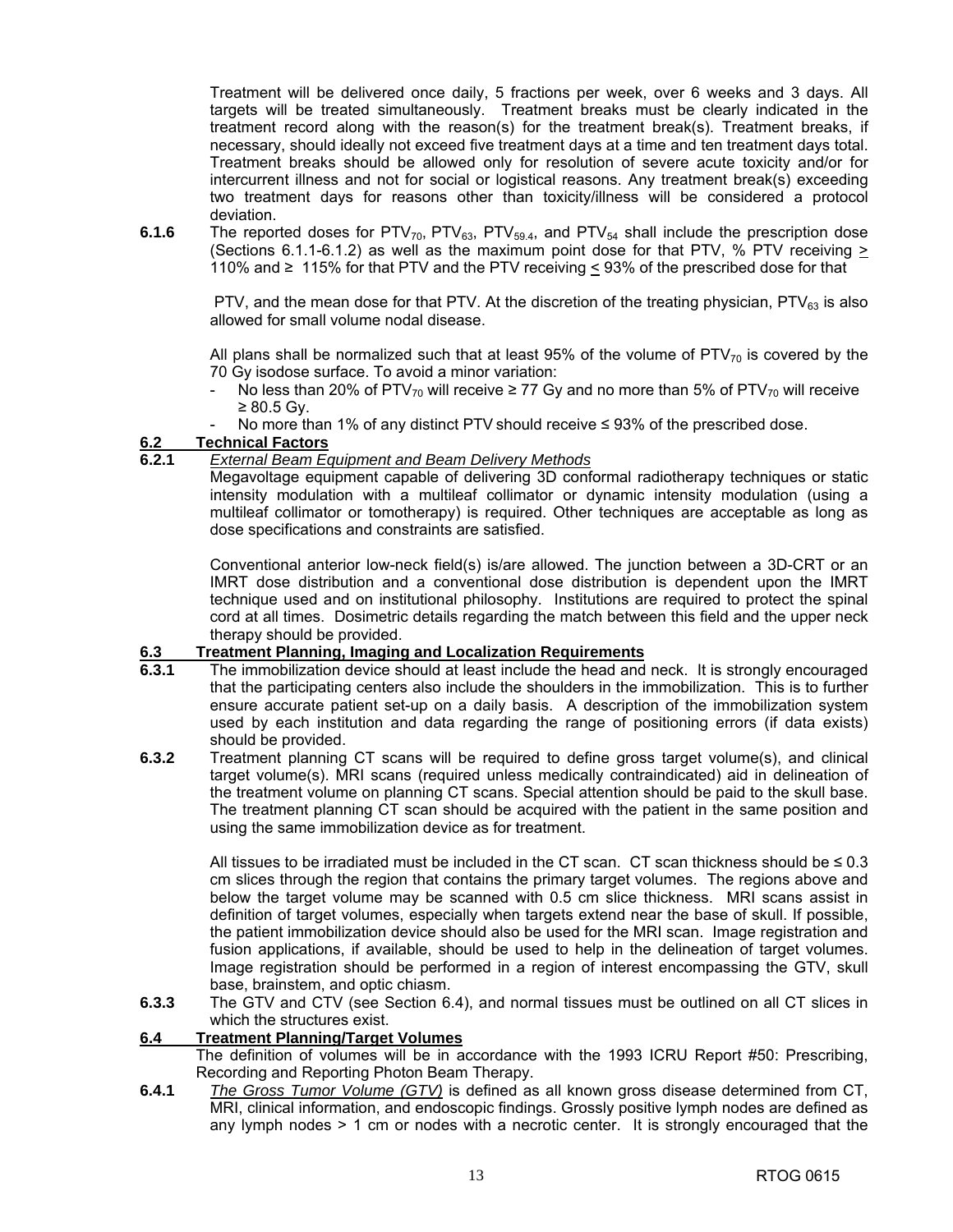Treatment will be delivered once daily, 5 fractions per week, over 6 weeks and 3 days. All targets will be treated simultaneously. Treatment breaks must be clearly indicated in the treatment record along with the reason(s) for the treatment break(s). Treatment breaks, if necessary, should ideally not exceed five treatment days at a time and ten treatment days total. Treatment breaks should be allowed only for resolution of severe acute toxicity and/or for intercurrent illness and not for social or logistical reasons. Any treatment break(s) exceeding two treatment days for reasons other than toxicity/illness will be considered a protocol deviation.

**6.1.6** The reported doses for $PTV_{70}$, $PTV_{63}$, $PTV_{59.4}$, and $PTV_{54}$ shall include the prescription dose (Sections 6.1.1-6.1.2) as well as the maximum point dose for that PTV, % PTV receiving $\geq$ 110% and $\geq$ 115% for that PTV and the PTV receiving $\leq$ 93% of the prescribed dose for that PTV, and the mean dose for that PTV. At the discretion of the treating physician, $PTV_{63}$ is also allowed for small volume nodal disease.

All plans shall be normalized such that at least 95% of the volume of $PTV_{70}$ is covered by the 70 Gy isodose surface. To avoid a minor variation:

- No less than 20% of $PTV_{70}$ will receive ≥ 77 Gy and no more than 5% of $PTV_{70}$ will receive ≥ 80.5 Gy.
- No more than 1% of any distinct PTV should receive ≤ 93% of the prescribed dose.

## 6.2 Technical Factors

### 6.2.1 *External Beam Equipment and Beam Delivery Methods*

Megavoltage equipment capable of delivering 3D conformal radiotherapy techniques or static intensity modulation with a multileaf collimator or dynamic intensity modulation (using a multileaf collimator or tomotherapy) is required. Other techniques are acceptable as long as dose specifications and constraints are satisfied.

Conventional anterior low-neck field(s) is/are allowed. The junction between a 3D-CRT or an IMRT dose distribution and a conventional dose distribution is dependent upon the IMRT technique used and on institutional philosophy. Institutions are required to protect the spinal cord at all times. Dosimetric details regarding the match between this field and the upper neck therapy should be provided.

## 6.3 Treatment Planning, Imaging and Localization Requirements

**6.3.1** The immobilization device should at least include the head and neck. It is strongly encouraged that the participating centers also include the shoulders in the immobilization. This is to further ensure accurate patient set-up on a daily basis. A description of the immobilization system used by each institution and data regarding the range of positioning errors (if data exists) should be provided.

**6.3.2** Treatment planning CT scans will be required to define gross target volume(s), and clinical target volume(s). MRI scans (required unless medically contraindicated) aid in delineation of the treatment volume on planning CT scans. Special attention should be paid to the skull base. The treatment planning CT scan should be acquired with the patient in the same position and using the same immobilization device as for treatment.

All tissues to be irradiated must be included in the CT scan. CT scan thickness should be ≤ 0.3 cm slices through the region that contains the primary target volumes. The regions above and below the target volume may be scanned with 0.5 cm slice thickness. MRI scans assist in definition of target volumes, especially when targets extend near the base of skull. If possible, the patient immobilization device should also be used for the MRI scan. Image registration and fusion applications, if available, should be used to help in the delineation of target volumes. Image registration should be performed in a region of interest encompassing the GTV, skull base, brainstem, and optic chiasm.

**6.3.3** The GTV and CTV (see Section 6.4), and normal tissues must be outlined on all CT slices in which the structures exist.

## 6.4 Treatment Planning/Target Volumes

The definition of volumes will be in accordance with the 1993 ICRU Report #50: Prescribing, Recording and Reporting Photon Beam Therapy.

**6.4.1** *The Gross Tumor Volume (GTV)* is defined as all known gross disease determined from CT, MRI, clinical information, and endoscopic findings. Grossly positive lymph nodes are defined as any lymph nodes > 1 cm or nodes with a necrotic center. It is strongly encouraged that the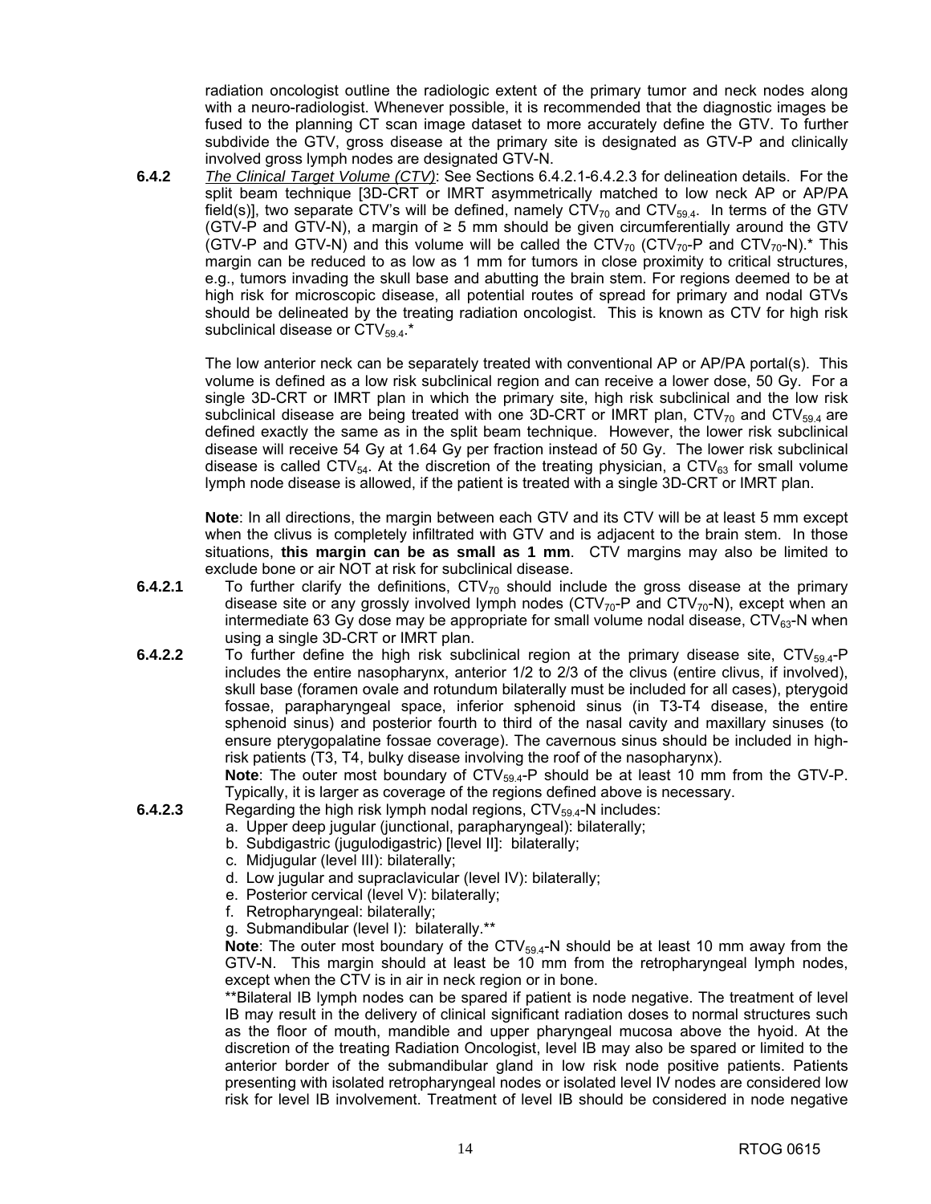radiation oncologist outline the radiologic extent of the primary tumor and neck nodes along with a neuro-radiologist. Whenever possible, it is recommended that the diagnostic images be fused to the planning CT scan image dataset to more accurately define the GTV. To further subdivide the GTV, gross disease at the primary site is designated as GTV-P and clinically involved gross lymph nodes are designated GTV-N.

**6.4.2** *The Clinical Target Volume (CTV)*: See Sections 6.4.2.1-6.4.2.3 for delineation details. For the split beam technique [3D-CRT or IMRT asymmetrically matched to low neck AP or AP/PA field(s)], two separate CTV's will be defined, namely $CTV_{70}$ and $CTV_{59.4}$. In terms of the GTV (GTV-P and GTV-N), a margin of ≥ 5 mm should be given circumferentially around the GTV (GTV-P and GTV-N) and this volume will be called the $CTV_{70}$ ($CTV_{70}$-P and $CTV_{70}$-N).* This margin can be reduced to as low as 1 mm for tumors in close proximity to critical structures, e.g., tumors invading the skull base and abutting the brain stem. For regions deemed to be at high risk for microscopic disease, all potential routes of spread for primary and nodal GTVs should be delineated by the treating radiation oncologist. This is known as CTV for high risk subclinical disease or $CTV_{59.4}$.*

The low anterior neck can be separately treated with conventional AP or AP/PA portal(s). This volume is defined as a low risk subclinical region and can receive a lower dose, 50 Gy. For a single 3D-CRT or IMRT plan in which the primary site, high risk subclinical and the low risk subclinical disease are being treated with one 3D-CRT or IMRT plan, $CTV_{70}$ and $CTV_{59.4}$ are defined exactly the same as in the split beam technique. However, the lower risk subclinical disease will receive 54 Gy at 1.64 Gy per fraction instead of 50 Gy. The lower risk subclinical disease is called $CTV_{54}$. At the discretion of the treating physician, a $CTV_{63}$ for small volume lymph node disease is allowed, if the patient is treated with a single 3D-CRT or IMRT plan.

**Note**: In all directions, the margin between each GTV and its CTV will be at least 5 mm except when the clivus is completely infiltrated with GTV and is adjacent to the brain stem. In those situations, **this margin can be as small as 1 mm**. CTV margins may also be limited to exclude bone or air NOT at risk for subclinical disease.

**6.4.2.1** To further clarify the definitions, $CTV_{70}$ should include the gross disease at the primary disease site or any grossly involved lymph nodes ($CTV_{70}$-P and $CTV_{70}$-N), except when an intermediate 63 Gy dose may be appropriate for small volume nodal disease, $CTV_{63}$-N when using a single 3D-CRT or IMRT plan.

**6.4.2.2** To further define the high risk subclinical region at the primary disease site, $CTV_{59.4}$-P includes the entire nasopharynx, anterior 1/2 to 2/3 of the clivus (entire clivus, if involved), skull base (foramen ovale and rotundum bilaterally must be included for all cases), pterygoid fossae, parapharyngeal space, inferior sphenoid sinus (in T3-T4 disease, the entire sphenoid sinus) and posterior fourth to third of the nasal cavity and maxillary sinuses (to ensure pterygopalatine fossae coverage). The cavernous sinus should be included in high-risk patients (T3, T4, bulky disease involving the roof of the nasopharynx).

**Note**: The outer most boundary of $CTV_{59.4}$-P should be at least 10 mm from the GTV-P. Typically, it is larger as coverage of the regions defined above is necessary.

**6.4.2.3** Regarding the high risk lymph nodal regions, $CTV_{59.4}$-N includes:

a. Upper deep jugular (junctional, parapharyngeal): bilaterally;
b. Subdigastric (jugulodigastric) [level II]: bilaterally;
c. Midjugular (level III): bilaterally;
d. Low jugular and supraclavicular (level IV): bilaterally;
e. Posterior cervical (level V): bilaterally;
f. Retropharyngeal: bilaterally;
g. Submandibular (level I): bilaterally.**

**Note**: The outer most boundary of the $CTV_{59.4}$-N should be at least 10 mm away from the GTV-N. This margin should at least be 10 mm from the retropharyngeal lymph nodes, except when the CTV is in air in neck region or in bone.

**Bilateral IB lymph nodes can be spared if patient is node negative. The treatment of level IB may result in the delivery of clinical significant radiation doses to normal structures such as the floor of mouth, mandible and upper pharyngeal mucosa above the hyoid. At the discretion of the treating Radiation Oncologist, level IB may also be spared or limited to the anterior border of the submandibular gland in low risk node positive patients. Patients presenting with isolated retropharyngeal nodes or isolated level IV nodes are considered low risk for level IB involvement. Treatment of level IB should be considered in node negative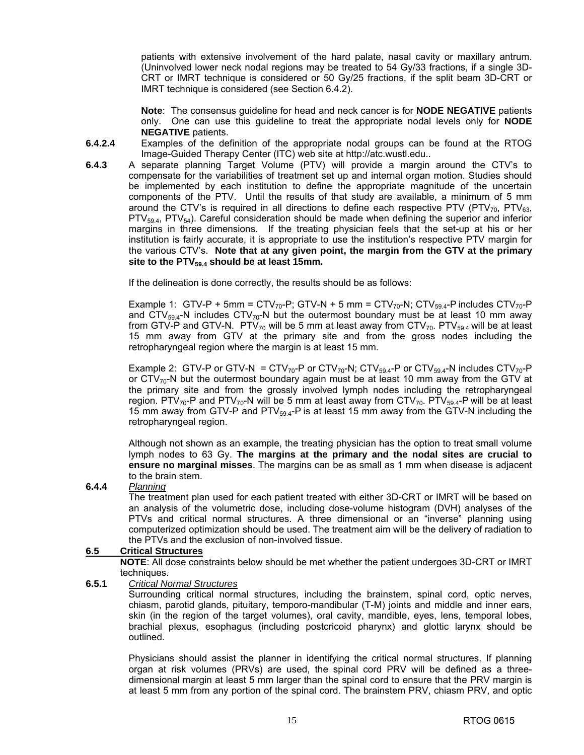patients with extensive involvement of the hard palate, nasal cavity or maxillary antrum. (Uninvolved lower neck nodal regions may be treated to 54 Gy/33 fractions, if a single 3D-CRT or IMRT technique is considered or 50 Gy/25 fractions, if the split beam 3D-CRT or IMRT technique is considered (see Section 6.4.2).

**Note**: The consensus guideline for head and neck cancer is for **NODE NEGATIVE** patients only. One can use this guideline to treat the appropriate nodal levels only for **NODE NEGATIVE** patients.

**6.4.2.4** Examples of the definition of the appropriate nodal groups can be found at the RTOG Image-Guided Therapy Center (ITC) web site at http://atc.wustl.edu..

**6.4.3** A separate planning Target Volume (PTV) will provide a margin around the CTV's to compensate for the variabilities of treatment set up and internal organ motion. Studies should be implemented by each institution to define the appropriate magnitude of the uncertain components of the PTV. Until the results of that study are available, a minimum of 5 mm around the CTV's is required in all directions to define each respective PTV ($PTV_{70}$, $PTV_{63}$, $PTV_{59.4}$, $PTV_{54}$). Careful consideration should be made when defining the superior and inferior margins in three dimensions. If the treating physician feels that the set-up at his or her institution is fairly accurate, it is appropriate to use the institution's respective PTV margin for the various CTV's. **Note that at any given point, the margin from the GTV at the primary site to the $PTV_{59.4}$ should be at least 15mm.**

If the delineation is done correctly, the results should be as follows:

Example 1: GTV-P + 5mm = $CTV_{70}$-P; GTV-N + 5 mm = $CTV_{70}$-N; $CTV_{59.4}$-P includes $CTV_{70}$-P and $CTV_{59.4}$-N includes $CTV_{70}$-N but the outermost boundary must be at least 10 mm away from GTV-P and GTV-N. $PTV_{70}$ will be 5 mm at least away from $CTV_{70}$. $PTV_{59.4}$ will be at least 15 mm away from GTV at the primary site and from the gross nodes including the retropharyngeal region where the margin is at least 15 mm.

Example 2: GTV-P or GTV-N = $CTV_{70}$-P or $CTV_{70}$-N; $CTV_{59.4}$-P or $CTV_{59.4}$-N includes $CTV_{70}$-P or $CTV_{70}$-N but the outermost boundary again must be at least 10 mm away from the GTV at the primary site and from the grossly involved lymph nodes including the retropharyngeal region. $PTV_{70}$-P and $PTV_{70}$-N will be 5 mm at least away from $CTV_{70}$. $PTV_{59.4}$-P will be at least 15 mm away from GTV-P and $PTV_{59.4}$-P is at least 15 mm away from the GTV-N including the retropharyngeal region.

Although not shown as an example, the treating physician has the option to treat small volume lymph nodes to 63 Gy. **The margins at the primary and the nodal sites are crucial to ensure no marginal misses**. The margins can be as small as 1 mm when disease is adjacent to the brain stem.

**6.4.4** *Planning*

The treatment plan used for each patient treated with either 3D-CRT or IMRT will be based on an analysis of the volumetric dose, including dose-volume histogram (DVH) analyses of the PTVs and critical normal structures. A three dimensional or an "inverse" planning using computerized optimization should be used. The treatment aim will be the delivery of radiation to the PTVs and the exclusion of non-involved tissue.

## 6.5 Critical Structures

**NOTE**: All dose constraints below should be met whether the patient undergoes 3D-CRT or IMRT techniques.

**6.5.1** *Critical Normal Structures*

Surrounding critical normal structures, including the brainstem, spinal cord, optic nerves, chiasm, parotid glands, pituitary, temporo-mandibular (T-M) joints and middle and inner ears, skin (in the region of the target volumes), oral cavity, mandible, eyes, lens, temporal lobes, brachial plexus, esophagus (including postcricoid pharynx) and glottic larynx should be outlined.

Physicians should assist the planner in identifying the critical normal structures. If planning organ at risk volumes (PRVs) are used, the spinal cord PRV will be defined as a three-dimensional margin at least 5 mm larger than the spinal cord to ensure that the PRV margin is at least 5 mm from any portion of the spinal cord. The brainstem PRV, chiasm PRV, and optic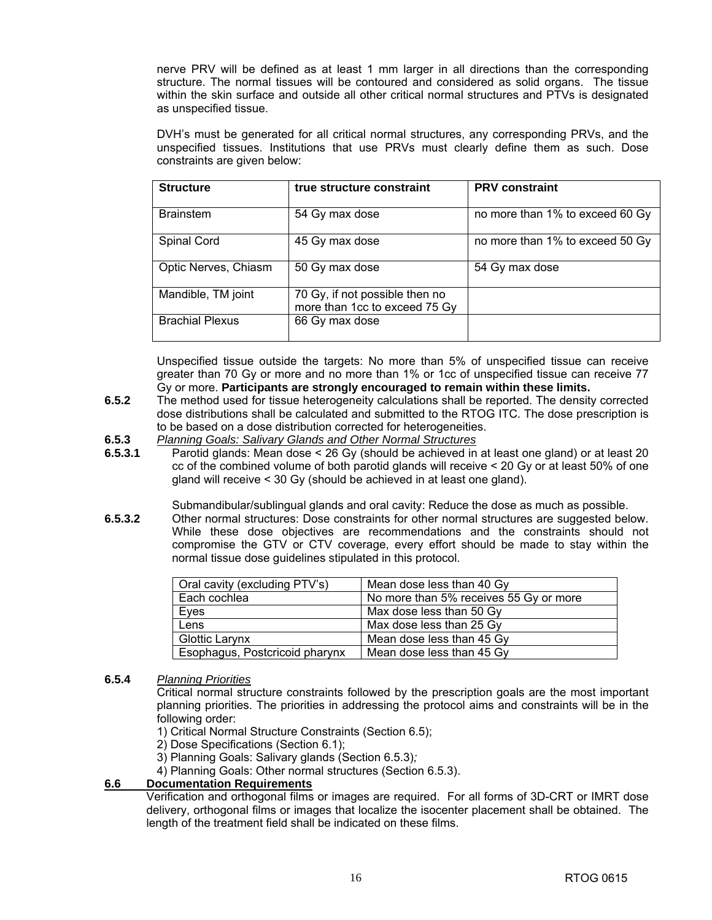nerve PRV will be defined as at least 1 mm larger in all directions than the corresponding structure. The normal tissues will be contoured and considered as solid organs. The tissue within the skin surface and outside all other critical normal structures and PTVs is designated as unspecified tissue.

DVH's must be generated for all critical normal structures, any corresponding PRVs, and the unspecified tissues. Institutions that use PRVs must clearly define them as such. Dose constraints are given below:

| Structure | true structure constraint | PRV constraint |
|---|---|---|
| Brainstem | 54 Gy max dose | no more than 1% to exceed 60 Gy |
| Spinal Cord | 45 Gy max dose | no more than 1% to exceed 50 Gy |
| Optic Nerves, Chiasm | 50 Gy max dose | 54 Gy max dose |
| Mandible, TM joint | 70 Gy, if not possible then no more than 1cc to exceed 75 Gy | |
| Brachial Plexus | 66 Gy max dose | |

Unspecified tissue outside the targets: No more than 5% of unspecified tissue can receive greater than 70 Gy or more and no more than 1% or 1cc of unspecified tissue can receive 77 Gy or more. **Participants are strongly encouraged to remain within these limits.**

**6.5.2** The method used for tissue heterogeneity calculations shall be reported. The density corrected dose distributions shall be calculated and submitted to the RTOG ITC. The dose prescription is to be based on a dose distribution corrected for heterogeneities.

**6.5.3** *Planning Goals: Salivary Glands and Other Normal Structures*

**6.5.3.1** Parotid glands: Mean dose < 26 Gy (should be achieved in at least one gland) or at least 20 cc of the combined volume of both parotid glands will receive < 20 Gy or at least 50% of one gland will receive < 30 Gy (should be achieved in at least one gland).

Submandibular/sublingual glands and oral cavity: Reduce the dose as much as possible.

**6.5.3.2** Other normal structures: Dose constraints for other normal structures are suggested below. While these dose objectives are recommendations and the constraints should not compromise the GTV or CTV coverage, every effort should be made to stay within the normal tissue dose guidelines stipulated in this protocol.

| Oral cavity (excluding PTV's) | Mean dose less than 40 Gy |
|---|---|
| Each cochlea | No more than 5% receives 55 Gy or more |
| Eyes | Max dose less than 50 Gy |
| Lens | Max dose less than 25 Gy |
| Glottic Larynx | Mean dose less than 45 Gy |
| Esophagus, Postcricoid pharynx | Mean dose less than 45 Gy |

**6.5.4** *Planning Priorities*

Critical normal structure constraints followed by the prescription goals are the most important planning priorities. The priorities in addressing the protocol aims and constraints will be in the following order:

1) Critical Normal Structure Constraints (Section 6.5);
2) Dose Specifications (Section 6.1);
3) Planning Goals: Salivary glands (Section 6.5.3)*;*
4) Planning Goals: Other normal structures (Section 6.5.3).

## 6.6 Documentation Requirements

Verification and orthogonal films or images are required. For all forms of 3D-CRT or IMRT dose delivery, orthogonal films or images that localize the isocenter placement shall be obtained. The length of the treatment field shall be indicated on these films.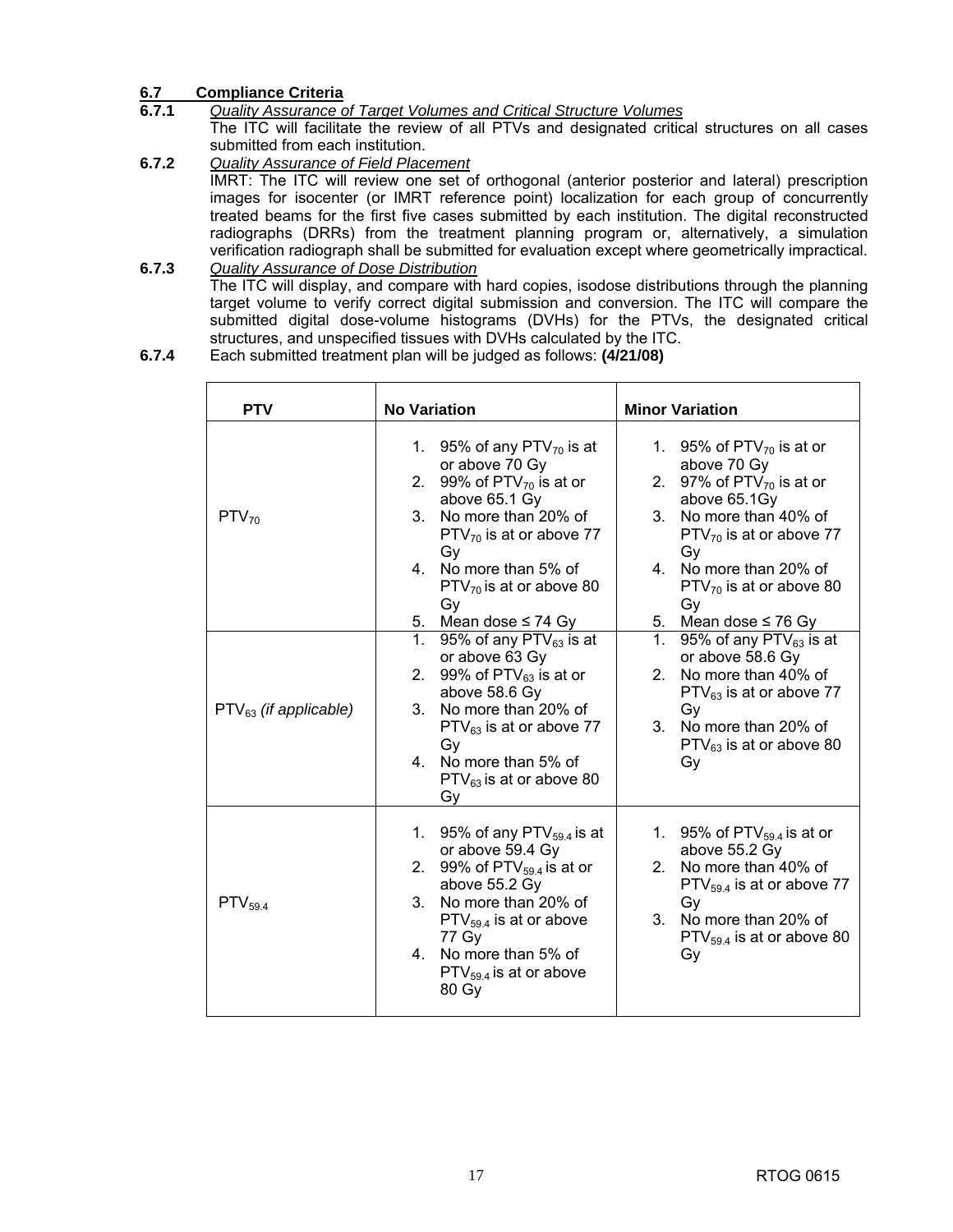## 6.7 Compliance Criteria

**6.7.1** *Quality Assurance of Target Volumes and Critical Structure Volumes*

The ITC will facilitate the review of all PTVs and designated critical structures on all cases submitted from each institution.

**6.7.2** *Quality Assurance of Field Placement*

IMRT: The ITC will review one set of orthogonal (anterior posterior and lateral) prescription images for isocenter (or IMRT reference point) localization for each group of concurrently treated beams for the first five cases submitted by each institution. The digital reconstructed radiographs (DRRs) from the treatment planning program or, alternatively, a simulation verification radiograph shall be submitted for evaluation except where geometrically impractical.

**6.7.3** *Quality Assurance of Dose Distribution*

The ITC will display, and compare with hard copies, isodose distributions through the planning target volume to verify correct digital submission and conversion. The ITC will compare the submitted digital dose-volume histograms (DVHs) for the PTVs, the designated critical structures, and unspecified tissues with DVHs calculated by the ITC.

**6.7.4** Each submitted treatment plan will be judged as follows: **(4/21/08)**

| PTV | No Variation | Minor Variation |
|---|---|---|
| $PTV_{70}$ | 1. 95% of any $PTV_{70}$ is at or above 70 Gy<br>2. 99% of $PTV_{70}$ is at or above 65.1 Gy<br>3. No more than 20% of $PTV_{70}$ is at or above 77 Gy<br>4. No more than 5% of $PTV_{70}$ is at or above 80 Gy<br>5. Mean dose ≤ 74 Gy | 1. 95% of $PTV_{70}$ is at or above 70 Gy<br>2. 97% of $PTV_{70}$ is at or above 65.1Gy<br>3. No more than 40% of $PTV_{70}$ is at or above 77 Gy<br>4. No more than 20% of $PTV_{70}$ is at or above 80 Gy<br>5. Mean dose ≤ 76 Gy |
| $PTV_{63}$ *(if applicable)* | 1. 95% of any $PTV_{63}$ is at or above 63 Gy<br>2. 99% of $PTV_{63}$ is at or above 58.6 Gy<br>3. No more than 20% of $PTV_{63}$ is at or above 77 Gy<br>4. No more than 5% of $PTV_{63}$ is at or above 80 Gy | 1. 95% of any $PTV_{63}$ is at or above 58.6 Gy<br>2. No more than 40% of $PTV_{63}$ is at or above 77 Gy<br>3. No more than 20% of $PTV_{63}$ is at or above 80 Gy |
| $PTV_{59.4}$ | 1. 95% of any $PTV_{59.4}$ is at or above 59.4 Gy<br>2. 99% of $PTV_{59.4}$ is at or above 55.2 Gy<br>3. No more than 20% of $PTV_{59.4}$ is at or above 77 Gy<br>4. No more than 5% of $PTV_{59.4}$ is at or above 80 Gy | 1. 95% of $PTV_{59.4}$ is at or above 55.2 Gy<br>2. No more than 40% of $PTV_{59.4}$ is at or above 77 Gy<br>3. No more than 20% of $PTV_{59.4}$ is at or above 80 Gy |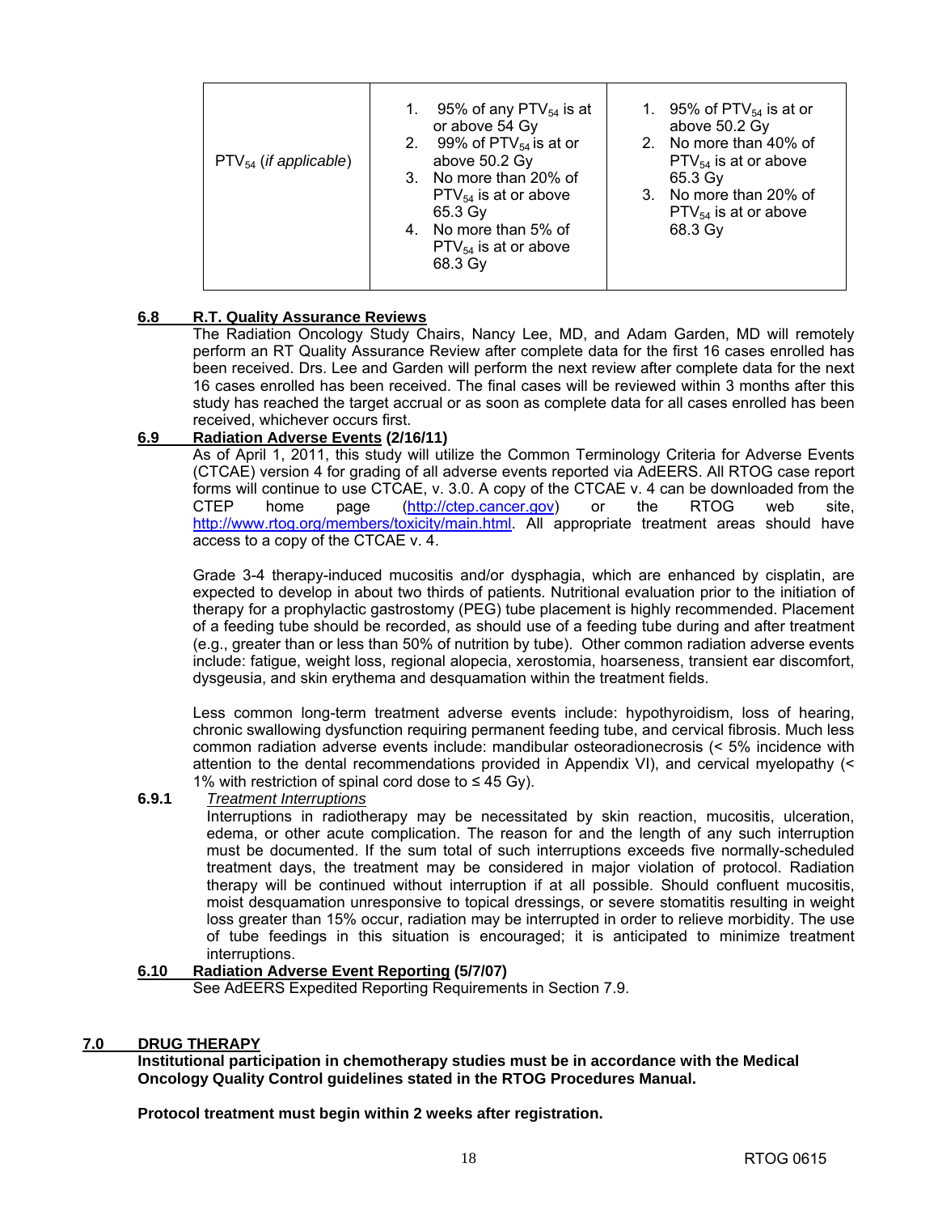| | | |
|---|---|---|
| $PTV_{54}$ (*if applicable*) | 1. 95% of any $PTV_{54}$ is at or above 54 Gy<br>2. 99% of $PTV_{54}$ is at or above 50.2 Gy<br>3. No more than 20% of $PTV_{54}$ is at or above 65.3 Gy<br>4. No more than 5% of $PTV_{54}$ is at or above 68.3 Gy | 1. 95% of $PTV_{54}$ is at or above 50.2 Gy<br>2. No more than 40% of $PTV_{54}$ is at or above 65.3 Gy<br>3. No more than 20% of $PTV_{54}$ is at or above 68.3 Gy |

**6.8 R.T. Quality Assurance Reviews**

The Radiation Oncology Study Chairs, Nancy Lee, MD, and Adam Garden, MD will remotely perform an RT Quality Assurance Review after complete data for the first 16 cases enrolled has been received. Drs. Lee and Garden will perform the next review after complete data for the next 16 cases enrolled has been received. The final cases will be reviewed within 3 months after this study has reached the target accrual or as soon as complete data for all cases enrolled has been received, whichever occurs first.

**6.9 Radiation Adverse Events (2/16/11)**

As of April 1, 2011, this study will utilize the Common Terminology Criteria for Adverse Events (CTCAE) version 4 for grading of all adverse events reported via AdEERS. All RTOG case report forms will continue to use CTCAE, v. 3.0. A copy of the CTCAE v. 4 can be downloaded from the CTEP home page (http://ctep.cancer.gov) or the RTOG web site, http://www.rtog.org/members/toxicity/main.html. All appropriate treatment areas should have access to a copy of the CTCAE v. 4.

Grade 3-4 therapy-induced mucositis and/or dysphagia, which are enhanced by cisplatin, are expected to develop in about two thirds of patients. Nutritional evaluation prior to the initiation of therapy for a prophylactic gastrostomy (PEG) tube placement is highly recommended. Placement of a feeding tube should be recorded, as should use of a feeding tube during and after treatment (e.g., greater than or less than 50% of nutrition by tube). Other common radiation adverse events include: fatigue, weight loss, regional alopecia, xerostomia, hoarseness, transient ear discomfort, dysgeusia, and skin erythema and desquamation within the treatment fields.

Less common long-term treatment adverse events include: hypothyroidism, loss of hearing, chronic swallowing dysfunction requiring permanent feeding tube, and cervical fibrosis. Much less common radiation adverse events include: mandibular osteoradionecrosis (< 5% incidence with attention to the dental recommendations provided in Appendix VI), and cervical myelopathy (< 1% with restriction of spinal cord dose to ≤ 45 Gy).

**6.9.1** *Treatment Interruptions*

Interruptions in radiotherapy may be necessitated by skin reaction, mucositis, ulceration, edema, or other acute complication. The reason for and the length of any such interruption must be documented. If the sum total of such interruptions exceeds five normally-scheduled treatment days, the treatment may be considered in major violation of protocol. Radiation therapy will be continued without interruption if at all possible. Should confluent mucositis, moist desquamation unresponsive to topical dressings, or severe stomatitis resulting in weight loss greater than 15% occur, radiation may be interrupted in order to relieve morbidity. The use of tube feedings in this situation is encouraged; it is anticipated to minimize treatment interruptions.

**6.10 Radiation Adverse Event Reporting (5/7/07)**

See AdEERS Expedited Reporting Requirements in Section 7.9.

## 7.0 DRUG THERAPY

**Institutional participation in chemotherapy studies must be in accordance with the Medical Oncology Quality Control guidelines stated in the RTOG Procedures Manual.**

**Protocol treatment must begin within 2 weeks after registration.**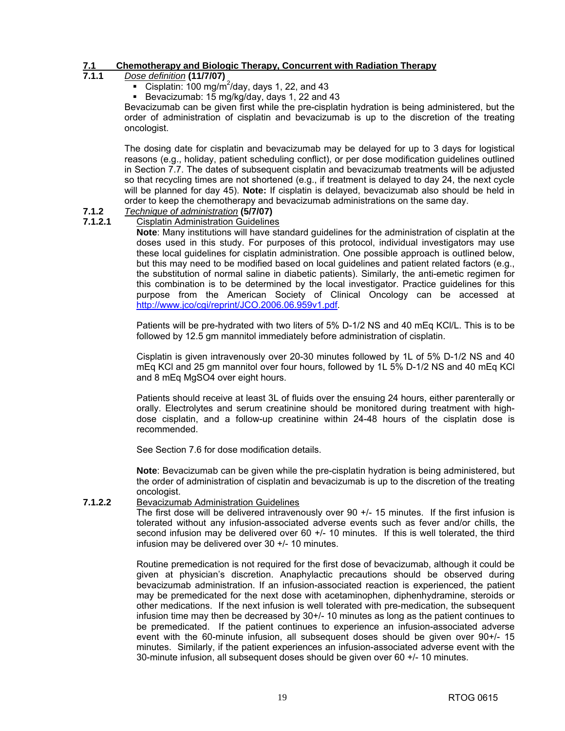## 7.1 Chemotherapy and Biologic Therapy, Concurrent with Radiation Therapy

### 7.1.1 *Dose definition* (11/7/07)

- Cisplatin: 100 mg/$m^2$/day, days 1, 22, and 43
- Bevacizumab: 15 mg/kg/day, days 1, 22 and 43

Bevacizumab can be given first while the pre-cisplatin hydration is being administered, but the order of administration of cisplatin and bevacizumab is up to the discretion of the treating oncologist.

The dosing date for cisplatin and bevacizumab may be delayed for up to 3 days for logistical reasons (e.g., holiday, patient scheduling conflict), or per dose modification guidelines outlined in Section 7.7. The dates of subsequent cisplatin and bevacizumab treatments will be adjusted so that recycling times are not shortened (e.g., if treatment is delayed to day 24, the next cycle will be planned for day 45). **Note:** If cisplatin is delayed, bevacizumab also should be held in order to keep the chemotherapy and bevacizumab administrations on the same day.

### 7.1.2 *Technique of administration* (5/7/07)

#### 7.1.2.1 Cisplatin Administration Guidelines

**Note**: Many institutions will have standard guidelines for the administration of cisplatin at the doses used in this study. For purposes of this protocol, individual investigators may use these local guidelines for cisplatin administration. One possible approach is outlined below, but this may need to be modified based on local guidelines and patient related factors (e.g., the substitution of normal saline in diabetic patients). Similarly, the anti-emetic regimen for this combination is to be determined by the local investigator. Practice guidelines for this purpose from the American Society of Clinical Oncology can be accessed at http://www.jco/cgi/reprint/JCO.2006.06.959v1.pdf.

Patients will be pre-hydrated with two liters of 5% D-1/2 NS and 40 mEq KCl/L. This is to be followed by 12.5 gm mannitol immediately before administration of cisplatin.

Cisplatin is given intravenously over 20-30 minutes followed by 1L of 5% D-1/2 NS and 40 mEq KCl and 25 gm mannitol over four hours, followed by 1L 5% D-1/2 NS and 40 mEq KCl and 8 mEq $MgSO_4$ over eight hours.

Patients should receive at least 3L of fluids over the ensuing 24 hours, either parenterally or orally. Electrolytes and serum creatinine should be monitored during treatment with high-dose cisplatin, and a follow-up creatinine within 24-48 hours of the cisplatin dose is recommended.

See Section 7.6 for dose modification details.

**Note**: Bevacizumab can be given while the pre-cisplatin hydration is being administered, but the order of administration of cisplatin and bevacizumab is up to the discretion of the treating oncologist.

#### 7.1.2.2 Bevacizumab Administration Guidelines

The first dose will be delivered intravenously over 90 +/- 15 minutes. If the first infusion is tolerated without any infusion-associated adverse events such as fever and/or chills, the second infusion may be delivered over 60 +/- 10 minutes. If this is well tolerated, the third infusion may be delivered over 30 +/- 10 minutes.

Routine premedication is not required for the first dose of bevacizumab, although it could be given at physician's discretion. Anaphylactic precautions should be observed during bevacizumab administration. If an infusion-associated reaction is experienced, the patient may be premedicated for the next dose with acetaminophen, diphenhydramine, steroids or other medications. If the next infusion is well tolerated with pre-medication, the subsequent infusion time may then be decreased by 30+/- 10 minutes as long as the patient continues to be premedicated. If the patient continues to experience an infusion-associated adverse event with the 60-minute infusion, all subsequent doses should be given over 90+/- 15 minutes. Similarly, if the patient experiences an infusion-associated adverse event with the 30-minute infusion, all subsequent doses should be given over 60 +/- 10 minutes.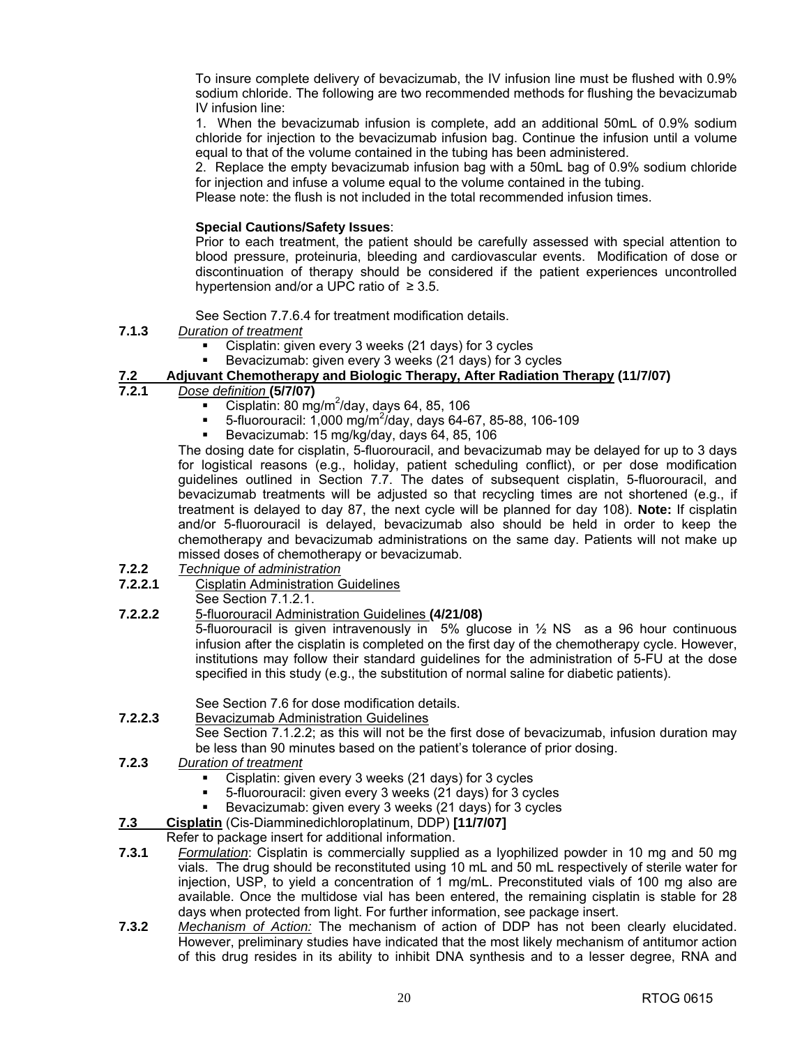To insure complete delivery of bevacizumab, the IV infusion line must be flushed with 0.9% sodium chloride. The following are two recommended methods for flushing the bevacizumab IV infusion line:

1. When the bevacizumab infusion is complete, add an additional 50mL of 0.9% sodium chloride for injection to the bevacizumab infusion bag. Continue the infusion until a volume equal to that of the volume contained in the tubing has been administered.
2. Replace the empty bevacizumab infusion bag with a 50mL bag of 0.9% sodium chloride for injection and infuse a volume equal to the volume contained in the tubing.

Please note: the flush is not included in the total recommended infusion times.

**Special Cautions/Safety Issues**:

Prior to each treatment, the patient should be carefully assessed with special attention to blood pressure, proteinuria, bleeding and cardiovascular events. Modification of dose or discontinuation of therapy should be considered if the patient experiences uncontrolled hypertension and/or a UPC ratio of $\geq 3.5$.

See Section 7.7.6.4 for treatment modification details.

**7.1.3** *Duration of treatment*

- Cisplatin: given every 3 weeks (21 days) for 3 cycles
- Bevacizumab: given every 3 weeks (21 days) for 3 cycles

## 7.2 Adjuvant Chemotherapy and Biologic Therapy, After Radiation Therapy (11/7/07)

**7.2.1** *Dose definition* **(5/7/07)**

- Cisplatin: 80 mg/m$^2$/day, days 64, 85, 106
- 5-fluorouracil: 1,000 mg/m$^2$/day, days 64-67, 85-88, 106-109
- Bevacizumab: 15 mg/kg/day, days 64, 85, 106

The dosing date for cisplatin, 5-fluorouracil, and bevacizumab may be delayed for up to 3 days for logistical reasons (e.g., holiday, patient scheduling conflict), or per dose modification guidelines outlined in Section 7.7. The dates of subsequent cisplatin, 5-fluorouracil, and bevacizumab treatments will be adjusted so that recycling times are not shortened (e.g., if treatment is delayed to day 87, the next cycle will be planned for day 108). **Note:** If cisplatin and/or 5-fluorouracil is delayed, bevacizumab also should be held in order to keep the chemotherapy and bevacizumab administrations on the same day. Patients will not make up missed doses of chemotherapy or bevacizumab.

**7.2.2** *Technique of administration*

**7.2.2.1** Cisplatin Administration Guidelines

See Section 7.1.2.1.

**7.2.2.2** 5-fluorouracil Administration Guidelines **(4/21/08)**

5-fluorouracil is given intravenously in 5% glucose in ½ NS as a 96 hour continuous infusion after the cisplatin is completed on the first day of the chemotherapy cycle. However, institutions may follow their standard guidelines for the administration of 5-FU at the dose specified in this study (e.g., the substitution of normal saline for diabetic patients).

See Section 7.6 for dose modification details.

**7.2.2.3** Bevacizumab Administration Guidelines

See Section 7.1.2.2; as this will not be the first dose of bevacizumab, infusion duration may be less than 90 minutes based on the patient's tolerance of prior dosing.

**7.2.3** *Duration of treatment*

- Cisplatin: given every 3 weeks (21 days) for 3 cycles
- 5-fluorouracil: given every 3 weeks (21 days) for 3 cycles
- Bevacizumab: given every 3 weeks (21 days) for 3 cycles

## 7.3 Cisplatin (Cis-Diamminedichloroplatinum, DDP) [11/7/07]

Refer to package insert for additional information.

**7.3.1** *Formulation*: Cisplatin is commercially supplied as a lyophilized powder in 10 mg and 50 mg vials. The drug should be reconstituted using 10 mL and 50 mL respectively of sterile water for injection, USP, to yield a concentration of 1 mg/mL. Preconstituted vials of 100 mg also are available. Once the multidose vial has been entered, the remaining cisplatin is stable for 28 days when protected from light. For further information, see package insert.

**7.3.2** *Mechanism of Action:* The mechanism of action of DDP has not been clearly elucidated. However, preliminary studies have indicated that the most likely mechanism of antitumor action of this drug resides in its ability to inhibit DNA synthesis and to a lesser degree, RNA and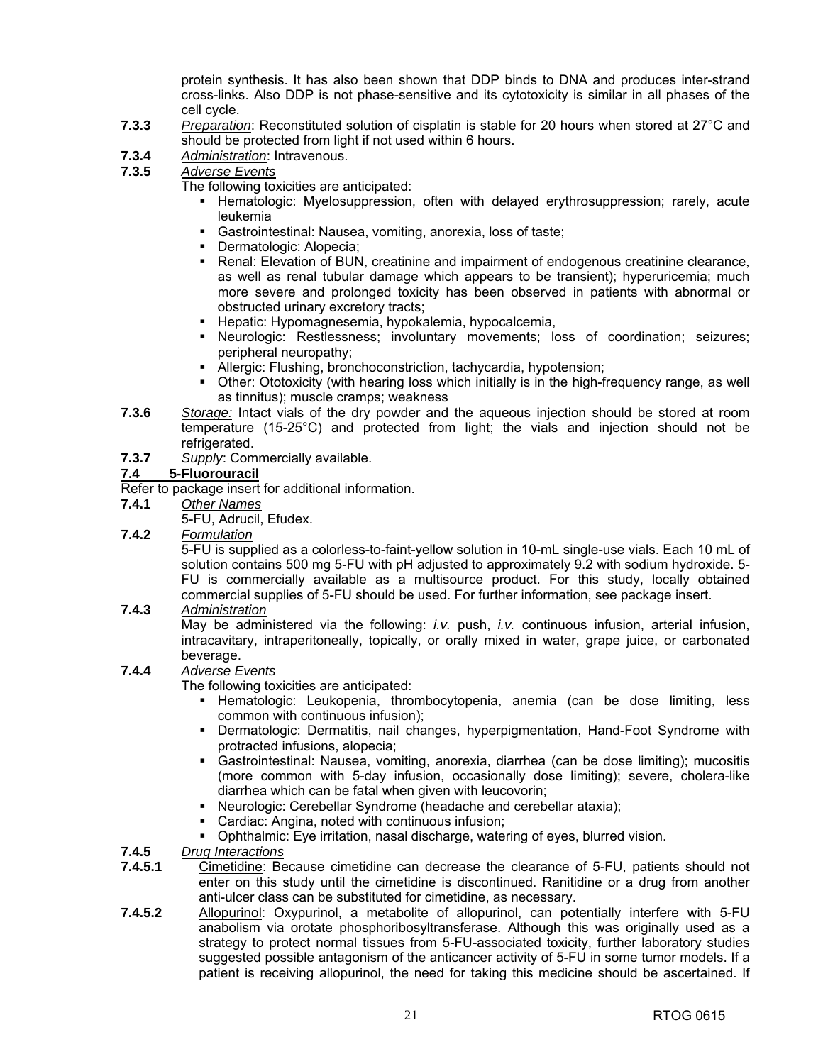protein synthesis. It has also been shown that DDP binds to DNA and produces inter-strand cross-links. Also DDP is not phase-sensitive and its cytotoxicity is similar in all phases of the cell cycle.

**7.3.3** *Preparation*: Reconstituted solution of cisplatin is stable for 20 hours when stored at 27°C and should be protected from light if not used within 6 hours.

**7.3.4** *Administration*: Intravenous.

**7.3.5** *Adverse Events*

The following toxicities are anticipated:

- Hematologic: Myelosuppression, often with delayed erythrosuppression; rarely, acute leukemia
- Gastrointestinal: Nausea, vomiting, anorexia, loss of taste;
- Dermatologic: Alopecia;
- Renal: Elevation of BUN, creatinine and impairment of endogenous creatinine clearance, as well as renal tubular damage which appears to be transient); hyperuricemia; much more severe and prolonged toxicity has been observed in patients with abnormal or obstructed urinary excretory tracts;
- Hepatic: Hypomagnesemia, hypokalemia, hypocalcemia,
- Neurologic: Restlessness; involuntary movements; loss of coordination; seizures; peripheral neuropathy;
- Allergic: Flushing, bronchoconstriction, tachycardia, hypotension;
- Other: Ototoxicity (with hearing loss which initially is in the high-frequency range, as well as tinnitus); muscle cramps; weakness

**7.3.6** *Storage:* Intact vials of the dry powder and the aqueous injection should be stored at room temperature (15-25°C) and protected from light; the vials and injection should not be refrigerated.

**7.3.7** *Supply*: Commercially available.

### 7.4 5-Fluorouracil

Refer to package insert for additional information.

**7.4.1** *Other Names*

5-FU, Adrucil, Efudex.

**7.4.2** *Formulation*

5-FU is supplied as a colorless-to-faint-yellow solution in 10-mL single-use vials. Each 10 mL of solution contains 500 mg 5-FU with pH adjusted to approximately 9.2 with sodium hydroxide. 5-FU is commercially available as a multisource product. For this study, locally obtained commercial supplies of 5-FU should be used. For further information, see package insert.

**7.4.3** *Administration*

May be administered via the following: *i.v.* push, *i.v.* continuous infusion, arterial infusion, intracavitary, intraperitoneally, topically, or orally mixed in water, grape juice, or carbonated beverage.

**7.4.4** *Adverse Events*

The following toxicities are anticipated:

- Hematologic: Leukopenia, thrombocytopenia, anemia (can be dose limiting, less common with continuous infusion);
- Dermatologic: Dermatitis, nail changes, hyperpigmentation, Hand-Foot Syndrome with protracted infusions, alopecia;
- Gastrointestinal: Nausea, vomiting, anorexia, diarrhea (can be dose limiting); mucositis (more common with 5-day infusion, occasionally dose limiting); severe, cholera-like diarrhea which can be fatal when given with leucovorin;
- Neurologic: Cerebellar Syndrome (headache and cerebellar ataxia);
- Cardiac: Angina, noted with continuous infusion;
- Ophthalmic: Eye irritation, nasal discharge, watering of eyes, blurred vision.

**7.4.5** *Drug Interactions*

**7.4.5.1** Cimetidine: Because cimetidine can decrease the clearance of 5-FU, patients should not enter on this study until the cimetidine is discontinued. Ranitidine or a drug from another anti-ulcer class can be substituted for cimetidine, as necessary.

**7.4.5.2** Allopurinol: Oxypurinol, a metabolite of allopurinol, can potentially interfere with 5-FU anabolism via orotate phosphoribosyltransferase. Although this was originally used as a strategy to protect normal tissues from 5-FU-associated toxicity, further laboratory studies suggested possible antagonism of the anticancer activity of 5-FU in some tumor models. If a patient is receiving allopurinol, the need for taking this medicine should be ascertained. If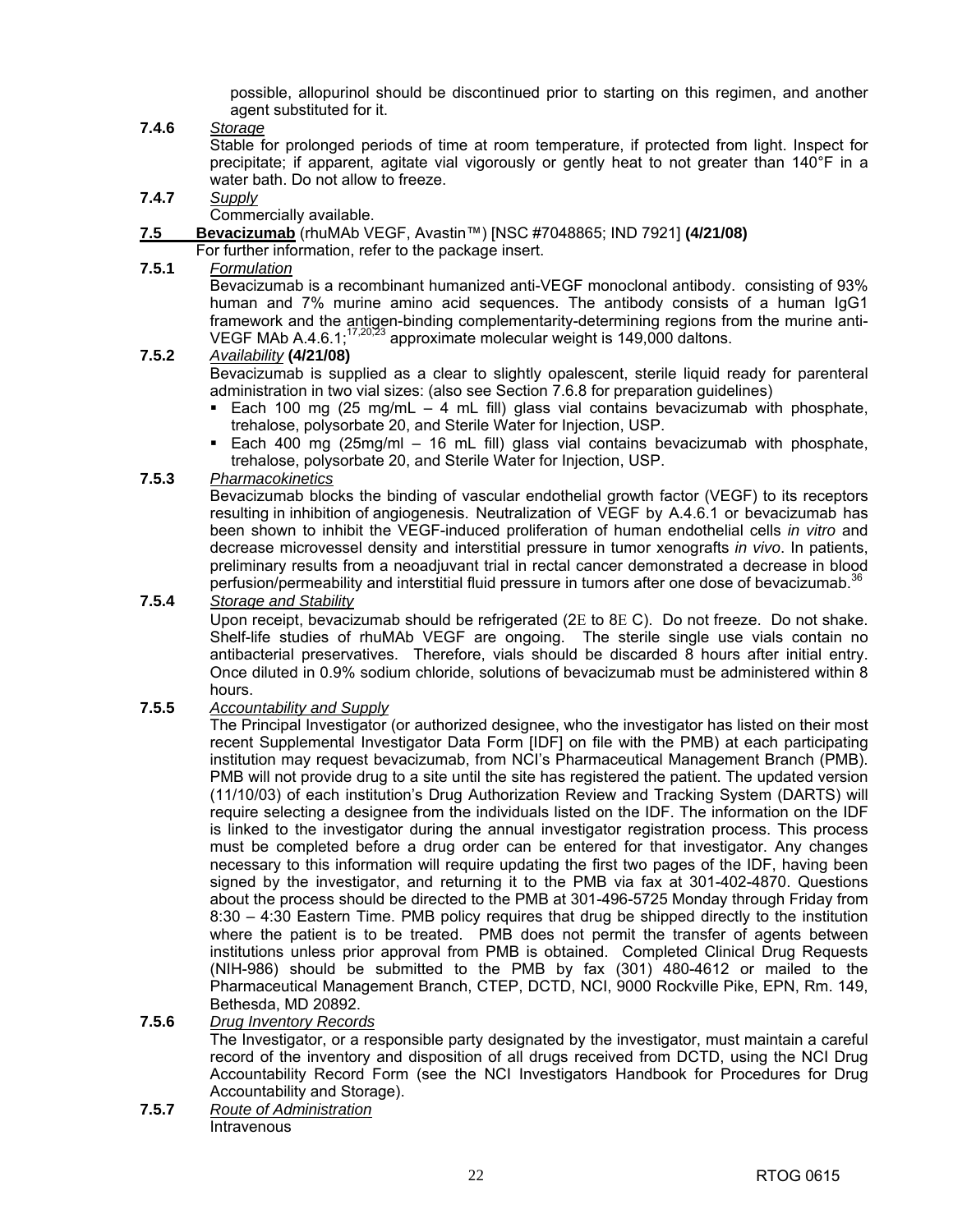possible, allopurinol should be discontinued prior to starting on this regimen, and another agent substituted for it.

**7.4.6** *Storage*

Stable for prolonged periods of time at room temperature, if protected from light. Inspect for precipitate; if apparent, agitate vial vigorously or gently heat to not greater than 140°F in a water bath. Do not allow to freeze.

**7.4.7** *Supply*

Commercially available.

## 7.5 **Bevacizumab** (rhuMAb VEGF, Avastin™) [NSC #7048865; IND 7921] **(4/21/08)**

For further information, refer to the package insert.

**7.5.1** *Formulation*

Bevacizumab is a recombinant humanized anti-VEGF monoclonal antibody. consisting of 93% human and 7% murine amino acid sequences. The antibody consists of a human IgG1 framework and the antigen-binding complementarity-determining regions from the murine anti-VEGF MAb A.4.6.1;[17,20,23] approximate molecular weight is 149,000 daltons.

**7.5.2** *Availability* **(4/21/08)**

Bevacizumab is supplied as a clear to slightly opalescent, sterile liquid ready for parenteral administration in two vial sizes: (also see Section 7.6.8 for preparation guidelines)

- Each 100 mg (25 mg/mL – 4 mL fill) glass vial contains bevacizumab with phosphate, trehalose, polysorbate 20, and Sterile Water for Injection, USP.
- Each 400 mg (25mg/ml – 16 mL fill) glass vial contains bevacizumab with phosphate, trehalose, polysorbate 20, and Sterile Water for Injection, USP.

**7.5.3** *Pharmacokinetics*

Bevacizumab blocks the binding of vascular endothelial growth factor (VEGF) to its receptors resulting in inhibition of angiogenesis. Neutralization of VEGF by A.4.6.1 or bevacizumab has been shown to inhibit the VEGF-induced proliferation of human endothelial cells *in vitro* and decrease microvessel density and interstitial pressure in tumor xenografts *in vivo*. In patients, preliminary results from a neoadjuvant trial in rectal cancer demonstrated a decrease in blood perfusion/permeability and interstitial fluid pressure in tumors after one dose of bevacizumab.[36]

**7.5.4** *Storage and Stability*

Upon receipt, bevacizumab should be refrigerated (2E to 8E C). Do not freeze. Do not shake. Shelf-life studies of rhuMAb VEGF are ongoing. The sterile single use vials contain no antibacterial preservatives. Therefore, vials should be discarded 8 hours after initial entry. Once diluted in 0.9% sodium chloride, solutions of bevacizumab must be administered within 8 hours.

**7.5.5** *Accountability and Supply*

The Principal Investigator (or authorized designee, who the investigator has listed on their most recent Supplemental Investigator Data Form [IDF] on file with the PMB) at each participating institution may request bevacizumab, from NCI's Pharmaceutical Management Branch (PMB). PMB will not provide drug to a site until the site has registered the patient. The updated version (11/10/03) of each institution's Drug Authorization Review and Tracking System (DARTS) will require selecting a designee from the individuals listed on the IDF. The information on the IDF is linked to the investigator during the annual investigator registration process. This process must be completed before a drug order can be entered for that investigator. Any changes necessary to this information will require updating the first two pages of the IDF, having been signed by the investigator, and returning it to the PMB via fax at 301-402-4870. Questions about the process should be directed to the PMB at 301-496-5725 Monday through Friday from 8:30 – 4:30 Eastern Time. PMB policy requires that drug be shipped directly to the institution where the patient is to be treated. PMB does not permit the transfer of agents between institutions unless prior approval from PMB is obtained. Completed Clinical Drug Requests (NIH-986) should be submitted to the PMB by fax (301) 480-4612 or mailed to the Pharmaceutical Management Branch, CTEP, DCTD, NCI, 9000 Rockville Pike, EPN, Rm. 149, Bethesda, MD 20892.

**7.5.6** *Drug Inventory Records*

The Investigator, or a responsible party designated by the investigator, must maintain a careful record of the inventory and disposition of all drugs received from DCTD, using the NCI Drug Accountability Record Form (see the NCI Investigators Handbook for Procedures for Drug Accountability and Storage).

**7.5.7** *Route of Administration*

Intravenous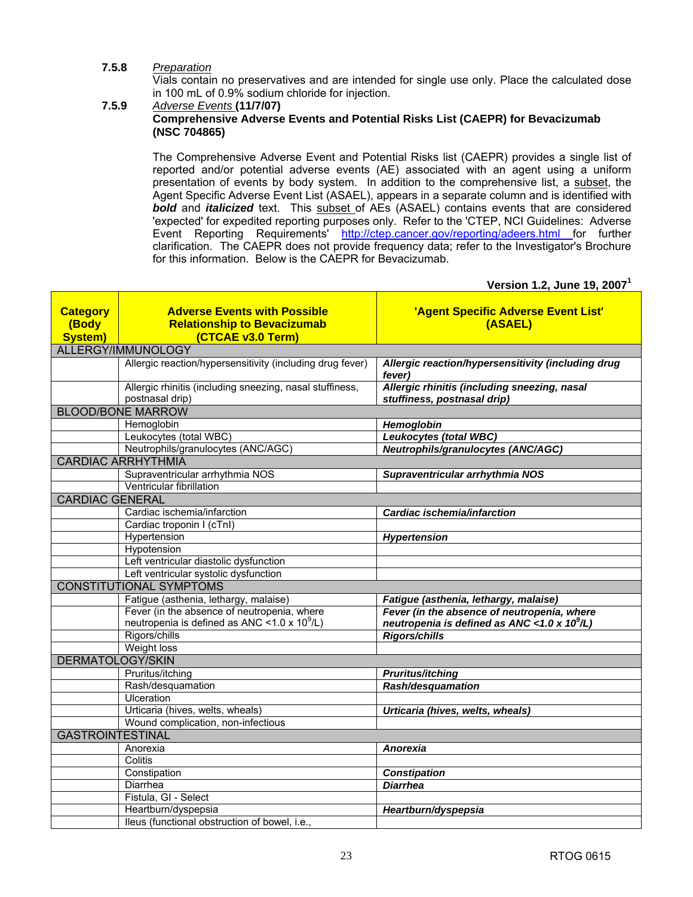**7.5.8** *Preparation*

Vials contain no preservatives and are intended for single use only. Place the calculated dose in 100 mL of 0.9% sodium chloride for injection.

**7.5.9** *Adverse Events* **(11/7/07)**

**Comprehensive Adverse Events and Potential Risks List (CAEPR) for Bevacizumab (NSC 704865)**

The Comprehensive Adverse Event and Potential Risks list (CAEPR) provides a single list of reported and/or potential adverse events (AE) associated with an agent using a uniform presentation of events by body system. In addition to the comprehensive list, a subset, the Agent Specific Adverse Event List (ASAEL), appears in a separate column and is identified with ***bold*** and ***italicized*** text. This subset of AEs (ASAEL) contains events that are considered 'expected' for expedited reporting purposes only. Refer to the 'CTEP, NCI Guidelines: Adverse Event Reporting Requirements' http://ctep.cancer.gov/reporting/adeers.html for further clarification. The CAEPR does not provide frequency data; refer to the Investigator's Brochure for this information. Below is the CAEPR for Bevacizumab.

**Version 1.2, June 19, 2007**[1]

| Category (Body System) | Adverse Events with Possible Relationship to Bevacizumab (CTCAE v3.0 Term) | 'Agent Specific Adverse Event List' (ASAEL) |
|---|---|---|
| ALLERGY/IMMUNOLOGY | | |
| | Allergic reaction/hypersensitivity (including drug fever) | ***Allergic reaction/hypersensitivity (including drug fever)*** |
| | Allergic rhinitis (including sneezing, nasal stuffiness, postnasal drip) | ***Allergic rhinitis (including sneezing, nasal stuffiness, postnasal drip)*** |
| BLOOD/BONE MARROW | | |
| | Hemoglobin | ***Hemoglobin*** |
| | Leukocytes (total WBC) | ***Leukocytes (total WBC)*** |
| | Neutrophils/granulocytes (ANC/AGC) | ***Neutrophils/granulocytes (ANC/AGC)*** |
| CARDIAC ARRHYTHMIA | | |
| | Supraventricular arrhythmia NOS | ***Supraventricular arrhythmia NOS*** |
| | Ventricular fibrillation | |
| CARDIAC GENERAL | | |
| | Cardiac ischemia/infarction | ***Cardiac ischemia/infarction*** |
| | Cardiac troponin I (cTnI) | |
| | Hypertension | ***Hypertension*** |
| | Hypotension | |
| | Left ventricular diastolic dysfunction | |
| | Left ventricular systolic dysfunction | |
| CONSTITUTIONAL SYMPTOMS | | |
| | Fatigue (asthenia, lethargy, malaise) | ***Fatigue (asthenia, lethargy, malaise)*** |
| | Fever (in the absence of neutropenia, where neutropenia is defined as ANC <1.0 x $10^9$/L) | ***Fever (in the absence of neutropenia, where neutropenia is defined as ANC <1.0 x $10^9$/L)*** |
| | Rigors/chills | ***Rigors/chills*** |
| | Weight loss | |
| DERMATOLOGY/SKIN | | |
| | Pruritus/itching | ***Pruritus/itching*** |
| | Rash/desquamation | ***Rash/desquamation*** |
| | Ulceration | |
| | Urticaria (hives, welts, wheals) | ***Urticaria (hives, welts, wheals)*** |
| | Wound complication, non-infectious | |
| GASTROINTESTINAL | | |
| | Anorexia | ***Anorexia*** |
| | Colitis | |
| | Constipation | ***Constipation*** |
| | Diarrhea | ***Diarrhea*** |
| | Fistula, GI - Select | |
| | Heartburn/dyspepsia | ***Heartburn/dyspepsia*** |
| | Ileus (functional obstruction of bowel, i.e., | |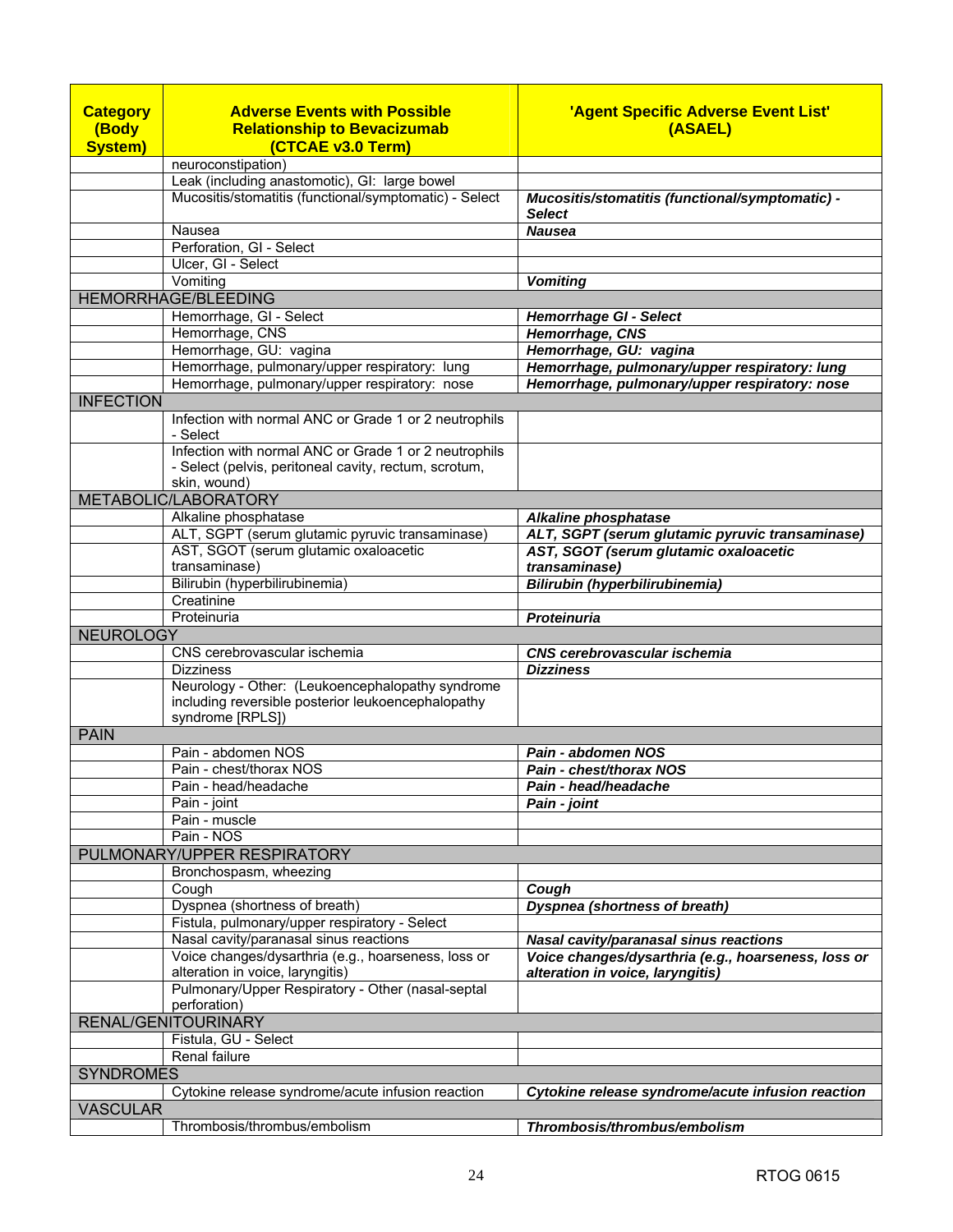| Category (Body System) | Adverse Events with Possible Relationship to Bevacizumab (CTCAE v3.0 Term) | 'Agent Specific Adverse Event List' (ASAEL) |
|---|---|---|
| | neuroconstipation) | |
| | Leak (including anastomotic), GI: large bowel | |
| | Mucositis/stomatitis (functional/symptomatic) - Select | ***Mucositis/stomatitis (functional/symptomatic) - Select*** |
| | Nausea | ***Nausea*** |
| | Perforation, GI - Select | |
| | Ulcer, GI - Select | |
| | Vomiting | ***Vomiting*** |
| HEMORRHAGE/BLEEDING | | |
| | Hemorrhage, GI - Select | ***Hemorrhage GI - Select*** |
| | Hemorrhage, CNS | ***Hemorrhage, CNS*** |
| | Hemorrhage, GU: vagina | ***Hemorrhage, GU: vagina*** |
| | Hemorrhage, pulmonary/upper respiratory: lung | ***Hemorrhage, pulmonary/upper respiratory: lung*** |
| | Hemorrhage, pulmonary/upper respiratory: nose | ***Hemorrhage, pulmonary/upper respiratory: nose*** |
| INFECTION | | |
| | Infection with normal ANC or Grade 1 or 2 neutrophils - Select | |
| | Infection with normal ANC or Grade 1 or 2 neutrophils - Select (pelvis, peritoneal cavity, rectum, scrotum, skin, wound) | |
| METABOLIC/LABORATORY | | |
| | Alkaline phosphatase | ***Alkaline phosphatase*** |
| | ALT, SGPT (serum glutamic pyruvic transaminase) | ***ALT, SGPT (serum glutamic pyruvic transaminase)*** |
| | AST, SGOT (serum glutamic oxaloacetic transaminase) | ***AST, SGOT (serum glutamic oxaloacetic transaminase)*** |
| | Bilirubin (hyperbilirubinemia) | ***Bilirubin (hyperbilirubinemia)*** |
| | Creatinine | |
| | Proteinuria | ***Proteinuria*** |
| NEUROLOGY | | |
| | CNS cerebrovascular ischemia | ***CNS cerebrovascular ischemia*** |
| | Dizziness | ***Dizziness*** |
| | Neurology - Other: (Leukoencephalopathy syndrome including reversible posterior leukoencephalopathy syndrome [RPLS]) | |
| PAIN | | |
| | Pain - abdomen NOS | ***Pain - abdomen NOS*** |
| | Pain - chest/thorax NOS | ***Pain - chest/thorax NOS*** |
| | Pain - head/headache | ***Pain - head/headache*** |
| | Pain - joint | ***Pain - joint*** |
| | Pain - muscle | |
| | Pain - NOS | |
| PULMONARY/UPPER RESPIRATORY | | |
| | Bronchospasm, wheezing | |
| | Cough | ***Cough*** |
| | Dyspnea (shortness of breath) | ***Dyspnea (shortness of breath)*** |
| | Fistula, pulmonary/upper respiratory - Select | |
| | Nasal cavity/paranasal sinus reactions | ***Nasal cavity/paranasal sinus reactions*** |
| | Voice changes/dysarthria (e.g., hoarseness, loss or alteration in voice, laryngitis) | ***Voice changes/dysarthria (e.g., hoarseness, loss or alteration in voice, laryngitis)*** |
| | Pulmonary/Upper Respiratory - Other (nasal-septal perforation) | |
| RENAL/GENITOURINARY | | |
| | Fistula, GU - Select | |
| | Renal failure | |
| SYNDROMES | | |
| | Cytokine release syndrome/acute infusion reaction | ***Cytokine release syndrome/acute infusion reaction*** |
| VASCULAR | | |
| | Thrombosis/thrombus/embolism | ***Thrombosis/thrombus/embolism*** |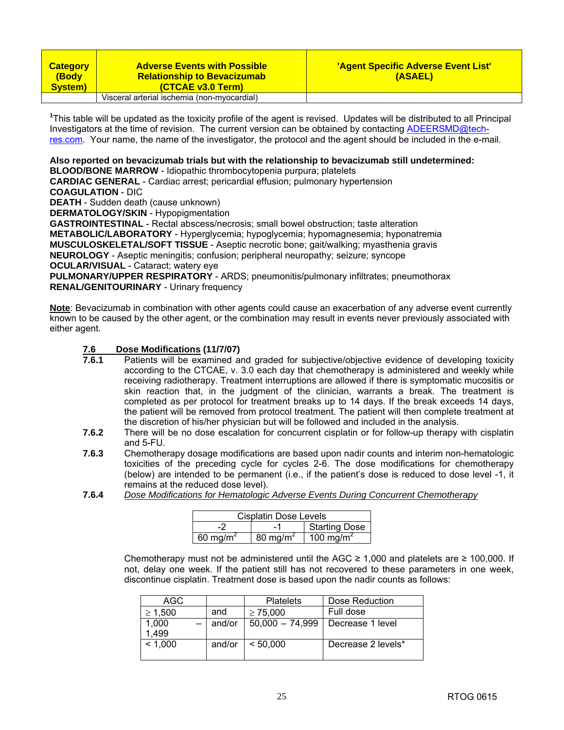| Category (Body System) | Adverse Events with Possible Relationship to Bevacizumab (CTCAE v3.0 Term) | 'Agent Specific Adverse Event List' (ASAEL) |
|---|---|---|
| | Visceral arterial ischemia (non-myocardial) | |

[1]This table will be updated as the toxicity profile of the agent is revised. Updates will be distributed to all Principal Investigators at the time of revision. The current version can be obtained by contacting ADEERSMD@tech-res.com. Your name, the name of the investigator, the protocol and the agent should be included in the e-mail.

**Also reported on bevacizumab trials but with the relationship to bevacizumab still undetermined:**
**BLOOD/BONE MARROW** - Idiopathic thrombocytopenia purpura; platelets
**CARDIAC GENERAL** - Cardiac arrest; pericardial effusion; pulmonary hypertension
**COAGULATION** - DIC
**DEATH** - Sudden death (cause unknown)
**DERMATOLOGY/SKIN** - Hypopigmentation
**GASTROINTESTINAL** - Rectal abscess/necrosis; small bowel obstruction; taste alteration
**METABOLIC/LABORATORY** - Hyperglycemia; hypoglycemia; hypomagnesemia; hyponatremia
**MUSCULOSKELETAL/SOFT TISSUE** - Aseptic necrotic bone; gait/walking; myasthenia gravis
**NEUROLOGY** - Aseptic meningitis; confusion; peripheral neuropathy; seizure; syncope
**OCULAR/VISUAL** - Cataract; watery eye
**PULMONARY/UPPER RESPIRATORY** - ARDS; pneumonitis/pulmonary infiltrates; pneumothorax
**RENAL/GENITOURINARY** - Urinary frequency

**Note**: Bevacizumab in combination with other agents could cause an exacerbation of any adverse event currently known to be caused by the other agent, or the combination may result in events never previously associated with either agent.

### 7.6 Dose Modifications (11/7/07)

**7.6.1** Patients will be examined and graded for subjective/objective evidence of developing toxicity according to the CTCAE, v. 3.0 each day that chemotherapy is administered and weekly while receiving radiotherapy. Treatment interruptions are allowed if there is symptomatic mucositis or skin reaction that, in the judgment of the clinician, warrants a break. The treatment is completed as per protocol for treatment breaks up to 14 days. If the break exceeds 14 days, the patient will be removed from protocol treatment. The patient will then complete treatment at the discretion of his/her physician but will be followed and included in the analysis.

**7.6.2** There will be no dose escalation for concurrent cisplatin or for follow-up therapy with cisplatin and 5-FU.

**7.6.3** Chemotherapy dosage modifications are based upon nadir counts and interim non-hematologic toxicities of the preceding cycle for cycles 2-6. The dose modifications for chemotherapy (below) are intended to be permanent (i.e., if the patient's dose is reduced to dose level -1, it remains at the reduced dose level).

**7.6.4** *Dose Modifications for Hematologic Adverse Events During Concurrent Chemotherapy*

| Cisplatin Dose Levels | | |
|---|---|---|
| -2 | -1 | Starting Dose |
| 60 mg/m$^2$ | 80 mg/m$^2$ | 100 mg/m$^2$ |

Chemotherapy must not be administered until the AGC ≥ 1,000 and platelets are ≥ 100,000. If not, delay one week. If the patient still has not recovered to these parameters in one week, discontinue cisplatin. Treatment dose is based upon the nadir counts as follows:

| AGC | | Platelets | Dose Reduction |
|---|---|---|---|
| ≥ 1,500 | and | ≥ 75,000 | Full dose |
| 1,000 – 1,499 | and/or | 50,000 – 74,999 | Decrease 1 level |
| < 1,000 | and/or | < 50,000 | Decrease 2 levels* |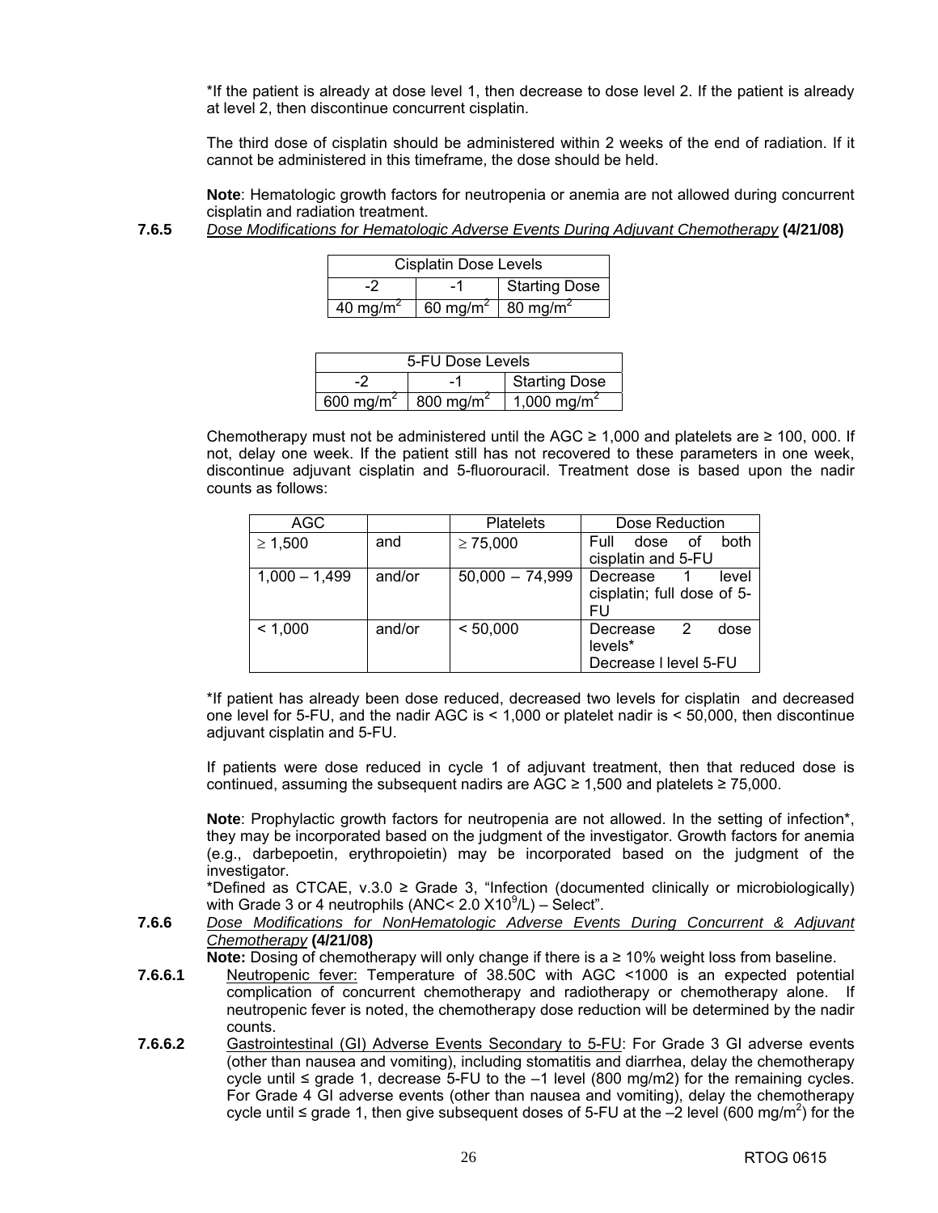*If the patient is already at dose level 1, then decrease to dose level 2. If the patient is already at level 2, then discontinue concurrent cisplatin.

The third dose of cisplatin should be administered within 2 weeks of the end of radiation. If it cannot be administered in this timeframe, the dose should be held.

**Note**: Hematologic growth factors for neutropenia or anemia are not allowed during concurrent cisplatin and radiation treatment.

**7.6.5** *Dose Modifications for Hematologic Adverse Events During Adjuvant Chemotherapy* **(4/21/08)**

| Cisplatin Dose Levels | | |
|---|---|---|
| -2 | -1 | Starting Dose |
| 40 mg/m$^2$ | 60 mg/m$^2$ | 80 mg/m$^2$ |

| 5-FU Dose Levels | | |
|---|---|---|
| -2 | -1 | Starting Dose |
| 600 mg/m$^2$ | 800 mg/m$^2$ | 1,000 mg/m$^2$ |

Chemotherapy must not be administered until the AGC ≥ 1,000 and platelets are ≥ 100, 000. If not, delay one week. If the patient still has not recovered to these parameters in one week, discontinue adjuvant cisplatin and 5-fluorouracil. Treatment dose is based upon the nadir counts as follows:

| AGC | | Platelets | Dose Reduction |
|---|---|---|---|
| ≥ 1,500 | and | ≥ 75,000 | Full dose of both cisplatin and 5-FU |
| 1,000 – 1,499 | and/or | 50,000 – 74,999 | Decrease 1 level cisplatin; full dose of 5-FU |
| < 1,000 | and/or | < 50,000 | Decrease 2 dose levels* Decrease l level 5-FU |

*If patient has already been dose reduced, decreased two levels for cisplatin and decreased one level for 5-FU, and the nadir AGC is < 1,000 or platelet nadir is < 50,000, then discontinue adjuvant cisplatin and 5-FU.

If patients were dose reduced in cycle 1 of adjuvant treatment, then that reduced dose is continued, assuming the subsequent nadirs are AGC ≥ 1,500 and platelets ≥ 75,000.

**Note**: Prophylactic growth factors for neutropenia are not allowed. In the setting of infection*, they may be incorporated based on the judgment of the investigator. Growth factors for anemia (e.g., darbepoetin, erythropoietin) may be incorporated based on the judgment of the investigator.

*Defined as CTCAE, v.3.0 ≥ Grade 3, "Infection (documented clinically or microbiologically) with Grade 3 or 4 neutrophils (ANC< 2.0 X10$^9$/L) – Select".

**7.6.6** *Dose Modifications for NonHematologic Adverse Events During Concurrent & Adjuvant Chemotherapy* **(4/21/08)**

**Note:** Dosing of chemotherapy will only change if there is a ≥ 10% weight loss from baseline.

**7.6.6.1** Neutropenic fever: Temperature of 38.50C with AGC <1000 is an expected potential complication of concurrent chemotherapy and radiotherapy or chemotherapy alone. If neutropenic fever is noted, the chemotherapy dose reduction will be determined by the nadir counts.

**7.6.6.2** Gastrointestinal (GI) Adverse Events Secondary to 5-FU: For Grade 3 GI adverse events (other than nausea and vomiting), including stomatitis and diarrhea, delay the chemotherapy cycle until ≤ grade 1, decrease 5-FU to the –1 level (800 mg/m2) for the remaining cycles. For Grade 4 GI adverse events (other than nausea and vomiting), delay the chemotherapy cycle until ≤ grade 1, then give subsequent doses of 5-FU at the –2 level (600 mg/m$^2$) for the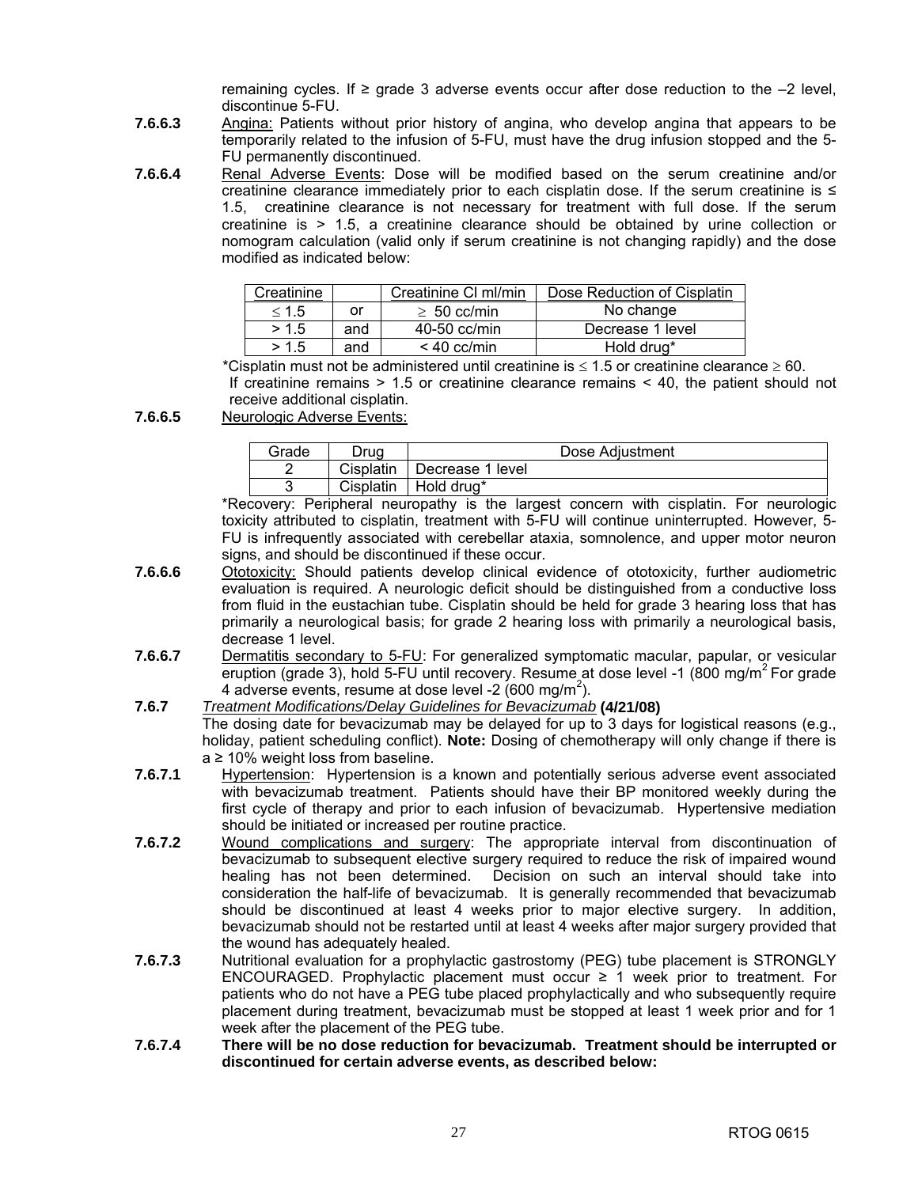remaining cycles. If ≥ grade 3 adverse events occur after dose reduction to the –2 level, discontinue 5-FU.

**7.6.6.3** Angina: Patients without prior history of angina, who develop angina that appears to be temporarily related to the infusion of 5-FU, must have the drug infusion stopped and the 5-FU permanently discontinued.

**7.6.6.4** Renal Adverse Events: Dose will be modified based on the serum creatinine and/or creatinine clearance immediately prior to each cisplatin dose. If the serum creatinine is ≤ 1.5, creatinine clearance is not necessary for treatment with full dose. If the serum creatinine is > 1.5, a creatinine clearance should be obtained by urine collection or nomogram calculation (valid only if serum creatinine is not changing rapidly) and the dose modified as indicated below:

| Creatinine | | Creatinine Cl ml/min | Dose Reduction of Cisplatin |
|---|---|---|---|
| ≤ 1.5 | or | ≥ 50 cc/min | No change |
| > 1.5 | and | 40-50 cc/min | Decrease 1 level |
| > 1.5 | and | < 40 cc/min | Hold drug* |

*Cisplatin must not be administered until creatinine is ≤ 1.5 or creatinine clearance ≥ 60. If creatinine remains > 1.5 or creatinine clearance remains < 40, the patient should not receive additional cisplatin.

**7.6.6.5** Neurologic Adverse Events:

| Grade | Drug | Dose Adjustment |
|---|---|---|
| 2 | Cisplatin | Decrease 1 level |
| 3 | Cisplatin | Hold drug* |

*Recovery: Peripheral neuropathy is the largest concern with cisplatin. For neurologic toxicity attributed to cisplatin, treatment with 5-FU will continue uninterrupted. However, 5-FU is infrequently associated with cerebellar ataxia, somnolence, and upper motor neuron signs, and should be discontinued if these occur.

**7.6.6.6** Ototoxicity: Should patients develop clinical evidence of ototoxicity, further audiometric evaluation is required. A neurologic deficit should be distinguished from a conductive loss from fluid in the eustachian tube. Cisplatin should be held for grade 3 hearing loss that has primarily a neurological basis; for grade 2 hearing loss with primarily a neurological basis, decrease 1 level.

**7.6.6.7** Dermatitis secondary to 5-FU: For generalized symptomatic macular, papular, or vesicular eruption (grade 3), hold 5-FU until recovery. Resume at dose level -1 (800 mg/m$^2$ For grade 4 adverse events, resume at dose level -2 (600 mg/m$^2$).

**7.6.7** *Treatment Modifications/Delay Guidelines for Bevacizumab* **(4/21/08)**

The dosing date for bevacizumab may be delayed for up to 3 days for logistical reasons (e.g., holiday, patient scheduling conflict). **Note:** Dosing of chemotherapy will only change if there is a ≥ 10% weight loss from baseline.

**7.6.7.1** Hypertension: Hypertension is a known and potentially serious adverse event associated with bevacizumab treatment. Patients should have their BP monitored weekly during the first cycle of therapy and prior to each infusion of bevacizumab. Hypertensive mediation should be initiated or increased per routine practice.

**7.6.7.2** Wound complications and surgery: The appropriate interval from discontinuation of bevacizumab to subsequent elective surgery required to reduce the risk of impaired wound healing has not been determined. Decision on such an interval should take into consideration the half-life of bevacizumab. It is generally recommended that bevacizumab should be discontinued at least 4 weeks prior to major elective surgery. In addition, bevacizumab should not be restarted until at least 4 weeks after major surgery provided that the wound has adequately healed.

**7.6.7.3** Nutritional evaluation for a prophylactic gastrostomy (PEG) tube placement is STRONGLY ENCOURAGED. Prophylactic placement must occur ≥ 1 week prior to treatment. For patients who do not have a PEG tube placed prophylactically and who subsequently require placement during treatment, bevacizumab must be stopped at least 1 week prior and for 1 week after the placement of the PEG tube.

**7.6.7.4** **There will be no dose reduction for bevacizumab. Treatment should be interrupted or discontinued for certain adverse events, as described below:**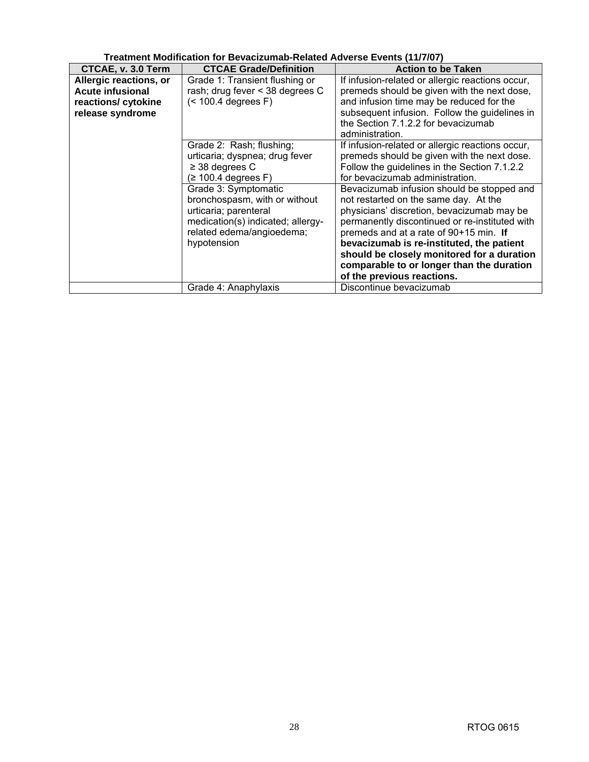**Treatment Modification for Bevacizumab-Related Adverse Events (11/7/07)**

| CTCAE, v. 3.0 Term | CTCAE Grade/Definition | Action to be Taken |
|---|---|---|
| **Allergic reactions, or Acute infusional reactions/ cytokine release syndrome** | Grade 1: Transient flushing or rash; drug fever < 38 degrees C (< 100.4 degrees F) | If infusion-related or allergic reactions occur, premeds should be given with the next dose, and infusion time may be reduced for the subsequent infusion. Follow the guidelines in the Section 7.1.2.2 for bevacizumab administration. |
| | Grade 2: Rash; flushing; urticaria; dyspnea; drug fever ≥ 38 degrees C (≥ 100.4 degrees F) | If infusion-related or allergic reactions occur, premeds should be given with the next dose. Follow the guidelines in the Section 7.1.2.2 for bevacizumab administration. |
| | Grade 3: Symptomatic bronchospasm, with or without urticaria; parenteral medication(s) indicated; allergy-related edema/angioedema; hypotension | Bevacizumab infusion should be stopped and not restarted on the same day. At the physicians' discretion, bevacizumab may be permanently discontinued or re-instituted with premeds and at a rate of 90+15 min. **If bevacizumab is re-instituted, the patient should be closely monitored for a duration comparable to or longer than the duration of the previous reactions.** |
| | Grade 4: Anaphylaxis | Discontinue bevacizumab |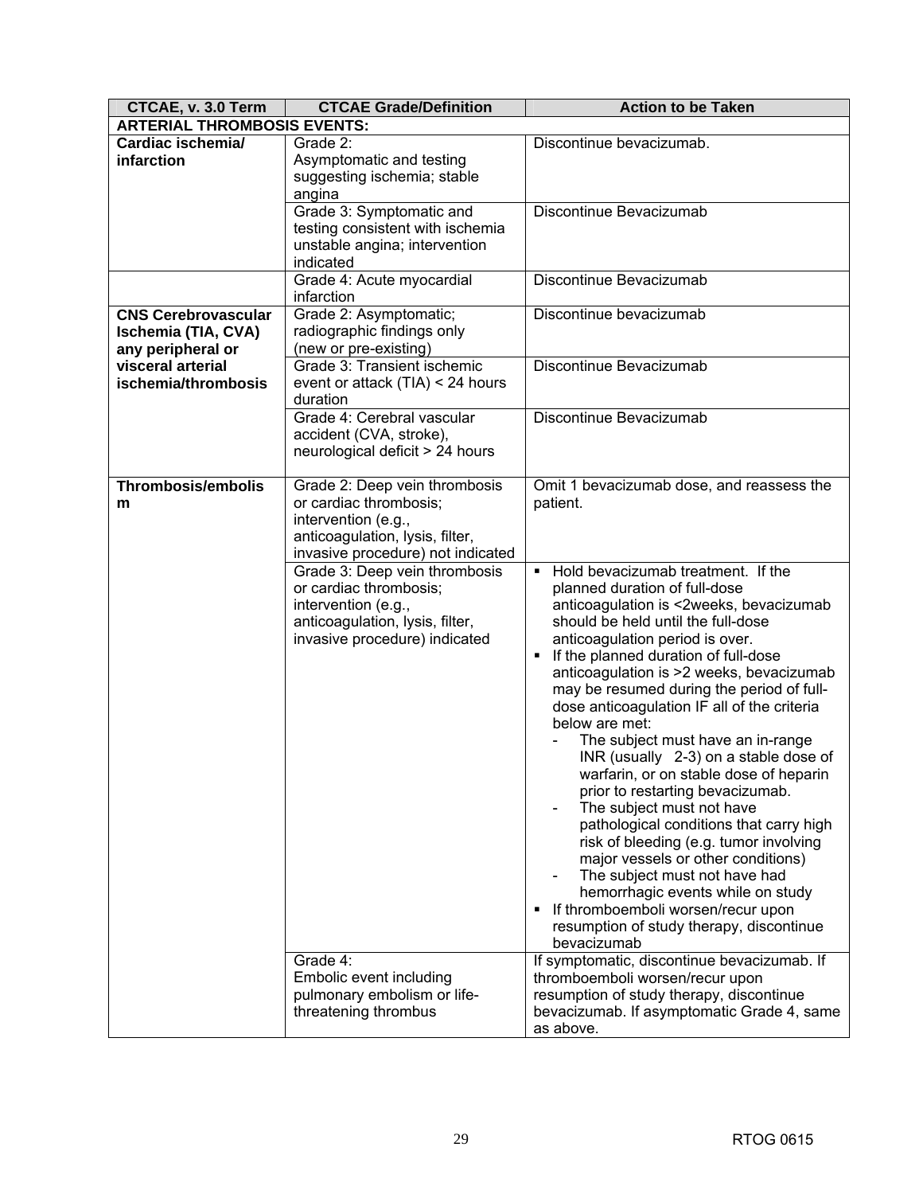| CTCAE, v. 3.0 Term | CTCAE Grade/Definition | Action to be Taken |
|---|---|---|
| **ARTERIAL THROMBOSIS EVENTS:** | | |
| **Cardiac ischemia/ infarction** | Grade 2: Asymptomatic and testing suggesting ischemia; stable angina | Discontinue bevacizumab. |
| | Grade 3: Symptomatic and testing consistent with ischemia unstable angina; intervention indicated | Discontinue Bevacizumab |
| | Grade 4: Acute myocardial infarction | Discontinue Bevacizumab |
| **CNS Cerebrovascular Ischemia (TIA, CVA) any peripheral or visceral arterial ischemia/thrombosis** | Grade 2: Asymptomatic; radiographic findings only (new or pre-existing) | Discontinue bevacizumab |
| | Grade 3: Transient ischemic event or attack (TIA) < 24 hours duration | Discontinue Bevacizumab |
| | Grade 4: Cerebral vascular accident (CVA, stroke), neurological deficit > 24 hours | Discontinue Bevacizumab |
| **Thrombosis/embolism** | Grade 2: Deep vein thrombosis or cardiac thrombosis; intervention (e.g., anticoagulation, lysis, filter, invasive procedure) not indicated | Omit 1 bevacizumab dose, and reassess the patient. |
| | Grade 3: Deep vein thrombosis or cardiac thrombosis; intervention (e.g., anticoagulation, lysis, filter, invasive procedure) indicated | ▪ Hold bevacizumab treatment. If the planned duration of full-dose anticoagulation is <2weeks, bevacizumab should be held until the full-dose anticoagulation period is over.<br>▪ If the planned duration of full-dose anticoagulation is >2 weeks, bevacizumab may be resumed during the period of full-dose anticoagulation IF all of the criteria below are met:<br>- The subject must have an in-range INR (usually 2-3) on a stable dose of warfarin, or on stable dose of heparin prior to restarting bevacizumab.<br>- The subject must not have pathological conditions that carry high risk of bleeding (e.g. tumor involving major vessels or other conditions)<br>- The subject must not have had hemorrhagic events while on study<br>▪ If thromboemboli worsen/recur upon resumption of study therapy, discontinue bevacizumab |
| | Grade 4: Embolic event including pulmonary embolism or life-threatening thrombus | If symptomatic, discontinue bevacizumab. If thromboemboli worsen/recur upon resumption of study therapy, discontinue bevacizumab. If asymptomatic Grade 4, same as above. |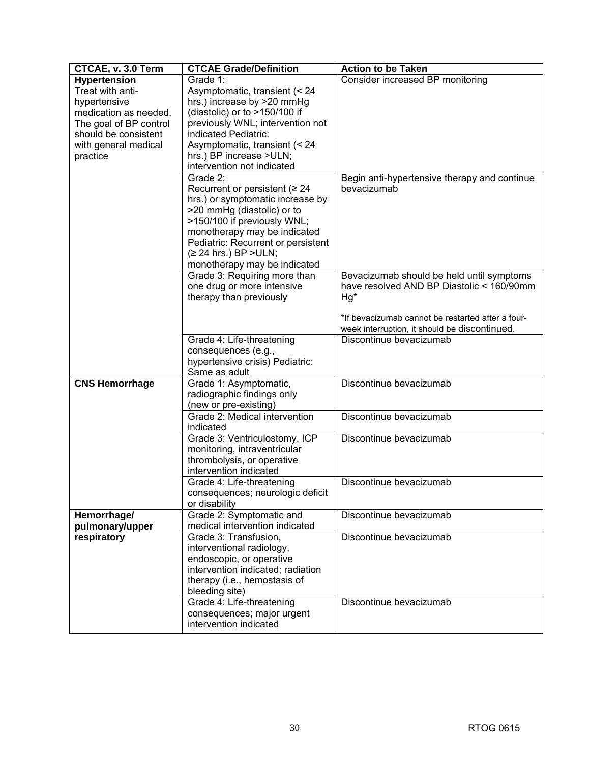| CTCAE, v. 3.0 Term | CTCAE Grade/Definition | Action to be Taken |
|---|---|---|
| **Hypertension** Treat with anti-hypertensive medication as needed. The goal of BP control should be consistent with general medical practice | Grade 1: Asymptomatic, transient (< 24 hrs.) increase by >20 mmHg (diastolic) or to >150/100 if previously WNL; intervention not indicated Pediatric: Asymptomatic, transient (< 24 hrs.) BP increase >ULN; intervention not indicated | Consider increased BP monitoring |
| | Grade 2: Recurrent or persistent (≥ 24 hrs.) or symptomatic increase by >20 mmHg (diastolic) or to >150/100 if previously WNL; monotherapy may be indicated Pediatric: Recurrent or persistent (≥ 24 hrs.) BP >ULN; monotherapy may be indicated | Begin anti-hypertensive therapy and continue bevacizumab |
| | Grade 3: Requiring more than one drug or more intensive therapy than previously | Bevacizumab should be held until symptoms have resolved AND BP Diastolic < 160/90mm Hg* <br><br> *If bevacizumab cannot be restarted after a four-week interruption, it should be discontinued. |
| | Grade 4: Life-threatening consequences (e.g., hypertensive crisis) Pediatric: Same as adult | Discontinue bevacizumab |
| **CNS Hemorrhage** | Grade 1: Asymptomatic, radiographic findings only (new or pre-existing) | Discontinue bevacizumab |
| | Grade 2: Medical intervention indicated | Discontinue bevacizumab |
| | Grade 3: Ventriculostomy, ICP monitoring, intraventricular thrombolysis, or operative intervention indicated | Discontinue bevacizumab |
| | Grade 4: Life-threatening consequences; neurologic deficit or disability | Discontinue bevacizumab |
| **Hemorrhage/ pulmonary/upper respiratory** | Grade 2: Symptomatic and medical intervention indicated | Discontinue bevacizumab |
| | Grade 3: Transfusion, interventional radiology, endoscopic, or operative intervention indicated; radiation therapy (i.e., hemostasis of bleeding site) | Discontinue bevacizumab |
| | Grade 4: Life-threatening consequences; major urgent intervention indicated | Discontinue bevacizumab |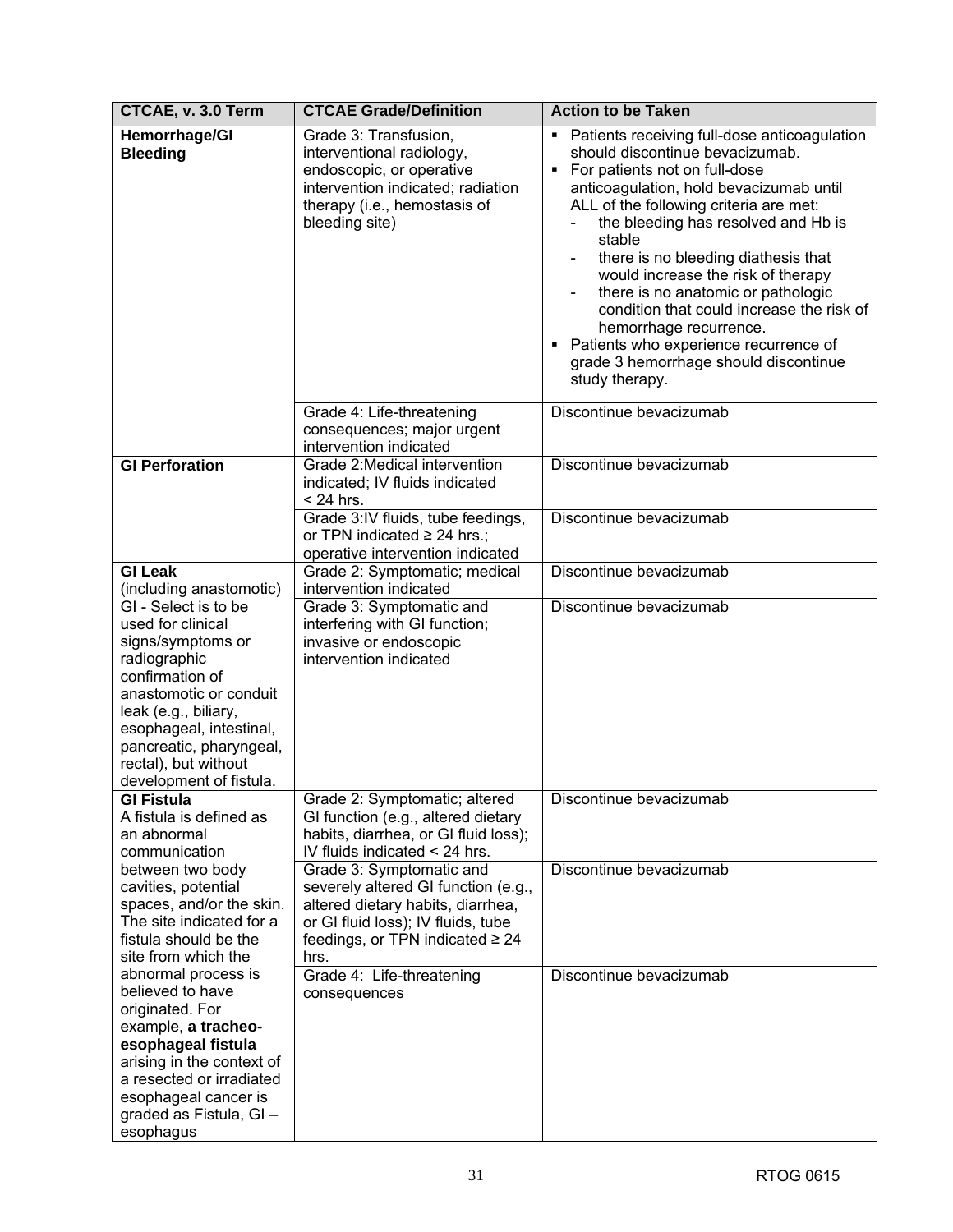| CTCAE, v. 3.0 Term | CTCAE Grade/Definition | Action to be Taken |
|---|---|---|
| **Hemorrhage/GI Bleeding** | Grade 3: Transfusion, interventional radiology, endoscopic, or operative intervention indicated; radiation therapy (i.e., hemostasis of bleeding site) | ▪ Patients receiving full-dose anticoagulation should discontinue bevacizumab.<br>▪ For patients not on full-dose anticoagulation, hold bevacizumab until ALL of the following criteria are met:<br>- the bleeding has resolved and Hb is stable<br>- there is no bleeding diathesis that would increase the risk of therapy<br>- there is no anatomic or pathologic condition that could increase the risk of hemorrhage recurrence.<br>▪ Patients who experience recurrence of grade 3 hemorrhage should discontinue study therapy. |
| | Grade 4: Life-threatening consequences; major urgent intervention indicated | Discontinue bevacizumab |
| **GI Perforation** | Grade 2:Medical intervention indicated; IV fluids indicated < 24 hrs. | Discontinue bevacizumab |
| | Grade 3:IV fluids, tube feedings, or TPN indicated ≥ 24 hrs.; operative intervention indicated | Discontinue bevacizumab |
| **GI Leak** (including anastomotic) | Grade 2: Symptomatic; medical intervention indicated | Discontinue bevacizumab |
| GI - Select is to be used for clinical signs/symptoms or radiographic confirmation of anastomotic or conduit leak (e.g., biliary, esophageal, intestinal, pancreatic, pharyngeal, rectal), but without development of fistula. | Grade 3: Symptomatic and interfering with GI function; invasive or endoscopic intervention indicated | Discontinue bevacizumab |
| **GI Fistula** A fistula is defined as an abnormal communication | Grade 2: Symptomatic; altered GI function (e.g., altered dietary habits, diarrhea, or GI fluid loss); IV fluids indicated < 24 hrs. | Discontinue bevacizumab |
| between two body cavities, potential spaces, and/or the skin. The site indicated for a fistula should be the site from which the | Grade 3: Symptomatic and severely altered GI function (e.g., altered dietary habits, diarrhea, or GI fluid loss); IV fluids, tube feedings, or TPN indicated ≥ 24 hrs. | Discontinue bevacizumab |
| abnormal process is believed to have originated. For example, **a tracheo-esophageal fistula** arising in the context of a resected or irradiated esophageal cancer is graded as Fistula, GI – esophagus | Grade 4: Life-threatening consequences | Discontinue bevacizumab |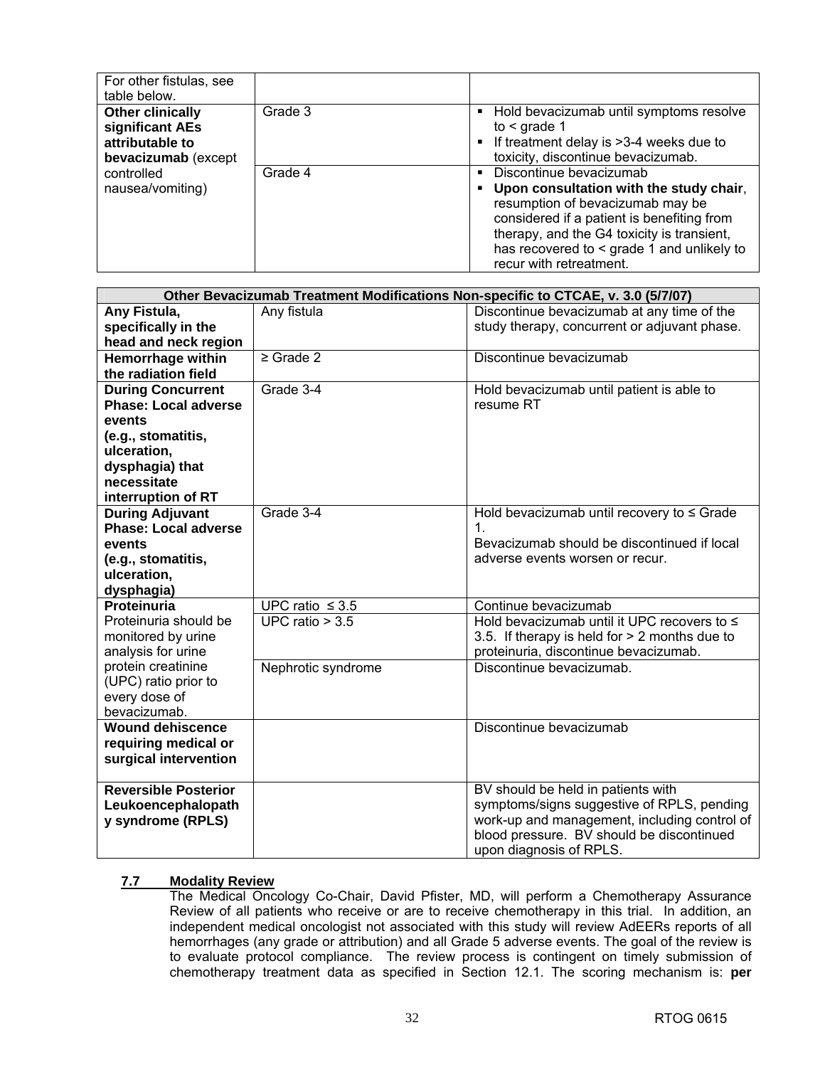| | | |
|---|---|---|
| For other fistulas, see table below. | | |
| **Other clinically significant AEs attributable to bevacizumab** (except controlled nausea/vomiting) | Grade 3 | ▪ Hold bevacizumab until symptoms resolve to < grade 1<br>▪ If treatment delay is >3-4 weeks due to toxicity, discontinue bevacizumab. |
| | Grade 4 | ▪ Discontinue bevacizumab<br>▪ **Upon consultation with the study chair**, resumption of bevacizumab may be considered if a patient is benefiting from therapy, and the G4 toxicity is transient, has recovered to < grade 1 and unlikely to recur with retreatment. |

| **Other Bevacizumab Treatment Modifications Non-specific to CTCAE, v. 3.0 (5/7/07)** | | |
|---|---|---|
| **Any Fistula, specifically in the head and neck region** | Any fistula | Discontinue bevacizumab at any time of the study therapy, concurrent or adjuvant phase. |
| **Hemorrhage within the radiation field** | ≥ Grade 2 | Discontinue bevacizumab |
| **During Concurrent Phase: Local adverse events (e.g., stomatitis, ulceration, dysphagia) that necessitate interruption of RT** | Grade 3-4 | Hold bevacizumab until patient is able to resume RT |
| **During Adjuvant Phase: Local adverse events (e.g., stomatitis, ulceration, dysphagia)** | Grade 3-4 | Hold bevacizumab until recovery to ≤ Grade 1.<br>Bevacizumab should be discontinued if local adverse events worsen or recur. |
| **Proteinuria**<br>Proteinuria should be monitored by urine analysis for urine protein creatinine (UPC) ratio prior to every dose of bevacizumab. | UPC ratio ≤ 3.5 | Continue bevacizumab |
| | UPC ratio > 3.5 | Hold bevacizumab until it UPC recovers to ≤ 3.5. If therapy is held for > 2 months due to proteinuria, discontinue bevacizumab. |
| | Nephrotic syndrome | Discontinue bevacizumab. |
| **Wound dehiscence requiring medical or surgical intervention** | | Discontinue bevacizumab |
| **Reversible Posterior Leukoencephalopathy syndrome (RPLS)** | | BV should be held in patients with symptoms/signs suggestive of RPLS, pending work-up and management, including control of blood pressure. BV should be discontinued upon diagnosis of RPLS. |

### 7.7 Modality Review

The Medical Oncology Co-Chair, David Pfister, MD, will perform a Chemotherapy Assurance Review of all patients who receive or are to receive chemotherapy in this trial. In addition, an independent medical oncologist not associated with this study will review AdEERs reports of all hemorrhages (any grade or attribution) and all Grade 5 adverse events. The goal of the review is to evaluate protocol compliance. The review process is contingent on timely submission of chemotherapy treatment data as specified in Section 12.1. The scoring mechanism is: **per**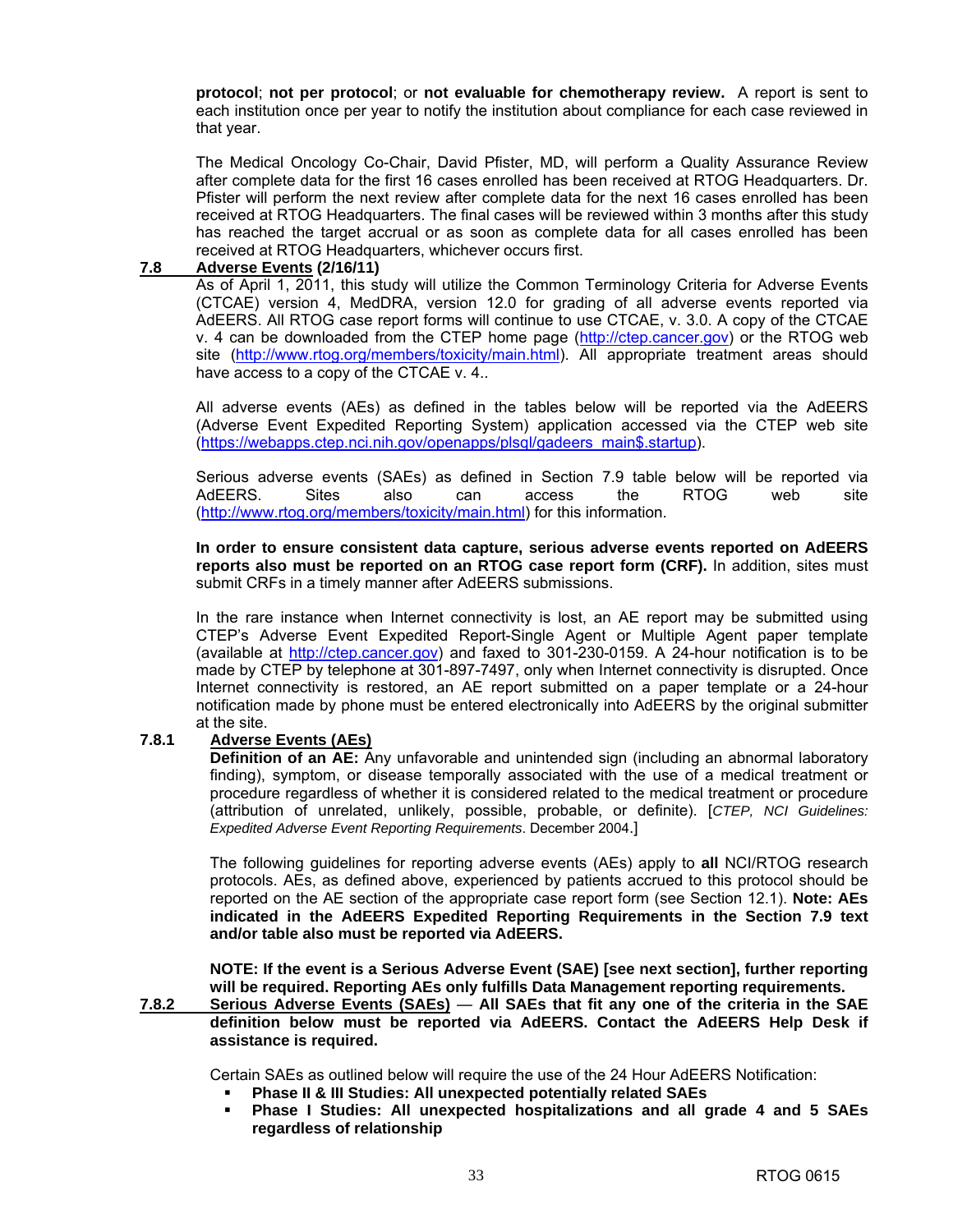**protocol**; **not per protocol**; or **not evaluable for chemotherapy review.** A report is sent to each institution once per year to notify the institution about compliance for each case reviewed in that year.

The Medical Oncology Co-Chair, David Pfister, MD, will perform a Quality Assurance Review after complete data for the first 16 cases enrolled has been received at RTOG Headquarters. Dr. Pfister will perform the next review after complete data for the next 16 cases enrolled has been received at RTOG Headquarters. The final cases will be reviewed within 3 months after this study has reached the target accrual or as soon as complete data for all cases enrolled has been received at RTOG Headquarters, whichever occurs first.

## 7.8 Adverse Events (2/16/11)

As of April 1, 2011, this study will utilize the Common Terminology Criteria for Adverse Events (CTCAE) version 4, MedDRA, version 12.0 for grading of all adverse events reported via AdEERS. All RTOG case report forms will continue to use CTCAE, v. 3.0. A copy of the CTCAE v. 4 can be downloaded from the CTEP home page (http://ctep.cancer.gov) or the RTOG web site (http://www.rtog.org/members/toxicity/main.html). All appropriate treatment areas should have access to a copy of the CTCAE v. 4..

All adverse events (AEs) as defined in the tables below will be reported via the AdEERS (Adverse Event Expedited Reporting System) application accessed via the CTEP web site (https://webapps.ctep.nci.nih.gov/openapps/plsql/gadeers_main$.startup).

Serious adverse events (SAEs) as defined in Section 7.9 table below will be reported via AdEERS. Sites also can access the RTOG web site (http://www.rtog.org/members/toxicity/main.html) for this information.

**In order to ensure consistent data capture, serious adverse events reported on AdEERS reports also must be reported on an RTOG case report form (CRF).** In addition, sites must submit CRFs in a timely manner after AdEERS submissions.

In the rare instance when Internet connectivity is lost, an AE report may be submitted using CTEP's Adverse Event Expedited Report-Single Agent or Multiple Agent paper template (available at http://ctep.cancer.gov) and faxed to 301-230-0159. A 24-hour notification is to be made by CTEP by telephone at 301-897-7497, only when Internet connectivity is disrupted. Once Internet connectivity is restored, an AE report submitted on a paper template or a 24-hour notification made by phone must be entered electronically into AdEERS by the original submitter at the site.

### 7.8.1 Adverse Events (AEs)

**Definition of an AE:** Any unfavorable and unintended sign (including an abnormal laboratory finding), symptom, or disease temporally associated with the use of a medical treatment or procedure regardless of whether it is considered related to the medical treatment or procedure (attribution of unrelated, unlikely, possible, probable, or definite). [*CTEP, NCI Guidelines: Expedited Adverse Event Reporting Requirements*. December 2004.]

The following guidelines for reporting adverse events (AEs) apply to **all** NCI/RTOG research protocols. AEs, as defined above, experienced by patients accrued to this protocol should be reported on the AE section of the appropriate case report form (see Section 12.1). **Note: AEs indicated in the AdEERS Expedited Reporting Requirements in the Section 7.9 text and/or table also must be reported via AdEERS.**

**NOTE: If the event is a Serious Adverse Event (SAE) [see next section], further reporting will be required. Reporting AEs only fulfills Data Management reporting requirements.**

### 7.8.2 Serious Adverse Events (SAEs) — **All SAEs that fit any one of the criteria in the SAE definition below must be reported via AdEERS. Contact the AdEERS Help Desk if assistance is required.**

Certain SAEs as outlined below will require the use of the 24 Hour AdEERS Notification:

- **Phase II & III Studies: All unexpected potentially related SAEs**
- **Phase I Studies: All unexpected hospitalizations and all grade 4 and 5 SAEs regardless of relationship**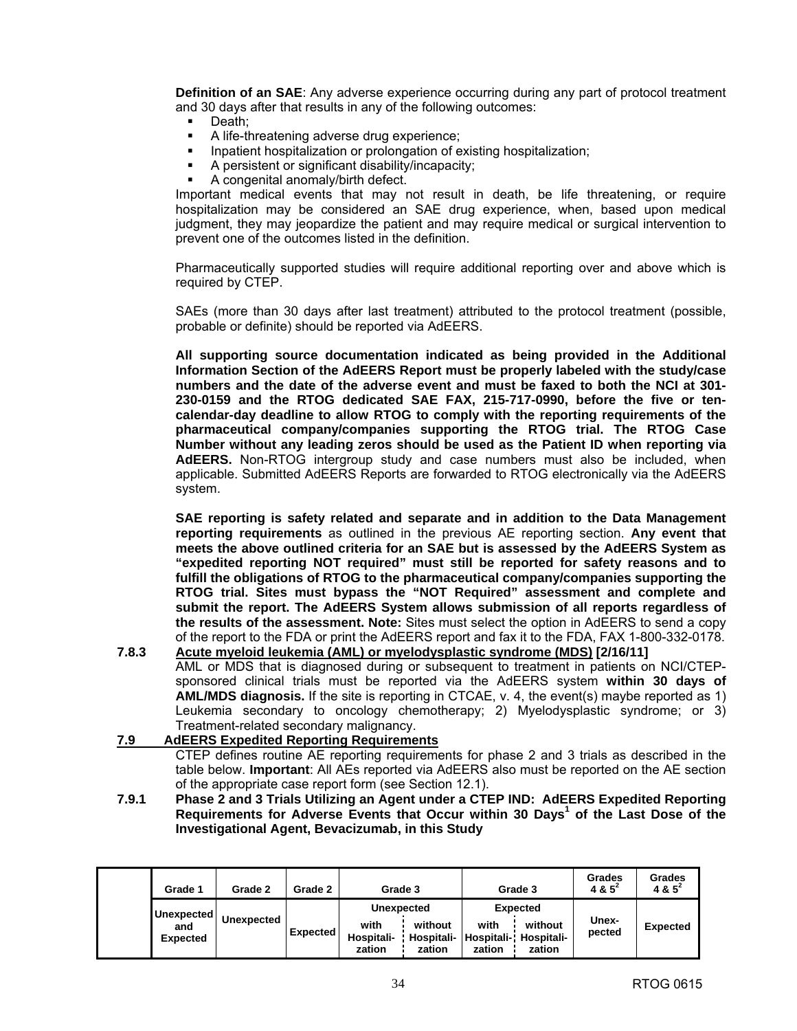**Definition of an SAE**: Any adverse experience occurring during any part of protocol treatment and 30 days after that results in any of the following outcomes:

- Death;
- A life-threatening adverse drug experience;
- Inpatient hospitalization or prolongation of existing hospitalization;
- A persistent or significant disability/incapacity;
- A congenital anomaly/birth defect.

Important medical events that may not result in death, be life threatening, or require hospitalization may be considered an SAE drug experience, when, based upon medical judgment, they may jeopardize the patient and may require medical or surgical intervention to prevent one of the outcomes listed in the definition.

Pharmaceutically supported studies will require additional reporting over and above which is required by CTEP.

SAEs (more than 30 days after last treatment) attributed to the protocol treatment (possible, probable or definite) should be reported via AdEERS.

**All supporting source documentation indicated as being provided in the Additional Information Section of the AdEERS Report must be properly labeled with the study/case numbers and the date of the adverse event and must be faxed to both the NCI at 301-230-0159 and the RTOG dedicated SAE FAX, 215-717-0990, before the five or ten-calendar-day deadline to allow RTOG to comply with the reporting requirements of the pharmaceutical company/companies supporting the RTOG trial. The RTOG Case Number without any leading zeros should be used as the Patient ID when reporting via AdEERS.** Non-RTOG intergroup study and case numbers must also be included, when applicable. Submitted AdEERS Reports are forwarded to RTOG electronically via the AdEERS system.

**SAE reporting is safety related and separate and in addition to the Data Management reporting requirements** as outlined in the previous AE reporting section. **Any event that meets the above outlined criteria for an SAE but is assessed by the AdEERS System as "expedited reporting NOT required" must still be reported for safety reasons and to fulfill the obligations of RTOG to the pharmaceutical company/companies supporting the RTOG trial. Sites must bypass the "NOT Required" assessment and complete and submit the report. The AdEERS System allows submission of all reports regardless of the results of the assessment. Note:** Sites must select the option in AdEERS to send a copy of the report to the FDA or print the AdEERS report and fax it to the FDA, FAX 1-800-332-0178.

**7.8.3 Acute myeloid leukemia (AML) or myelodysplastic syndrome (MDS) [2/16/11]**

AML or MDS that is diagnosed during or subsequent to treatment in patients on NCI/CTEP-sponsored clinical trials must be reported via the AdEERS system **within 30 days of AML/MDS diagnosis.** If the site is reporting in CTCAE, v. 4, the event(s) maybe reported as 1) Leukemia secondary to oncology chemotherapy; 2) Myelodysplastic syndrome; or 3) Treatment-related secondary malignancy.

## 7.9 AdEERS Expedited Reporting Requirements

CTEP defines routine AE reporting requirements for phase 2 and 3 trials as described in the table below. **Important**: All AEs reported via AdEERS also must be reported on the AE section of the appropriate case report form (see Section 12.1).

**7.9.1 Phase 2 and 3 Trials Utilizing an Agent under a CTEP IND: AdEERS Expedited Reporting Requirements for Adverse Events that Occur within 30 Days[1] of the Last Dose of the Investigational Agent, Bevacizumab, in this Study**

| | Grade 1 | Grade 2 | Grade 2 | Grade 3 | | Grade 3 | | Grades 4 & 5[2] | Grades 4 & 5[2] |
|---|---|---|---|---|---|---|---|---|---|
| | | | | Unexpected | | Expected | | | |
| | Unexpected and Expected | Unexpected | Expected | with Hospitali-zation | without Hospitali-zation | with Hospitali-zation | without Hospitali-zation | Unex-pected | Expected |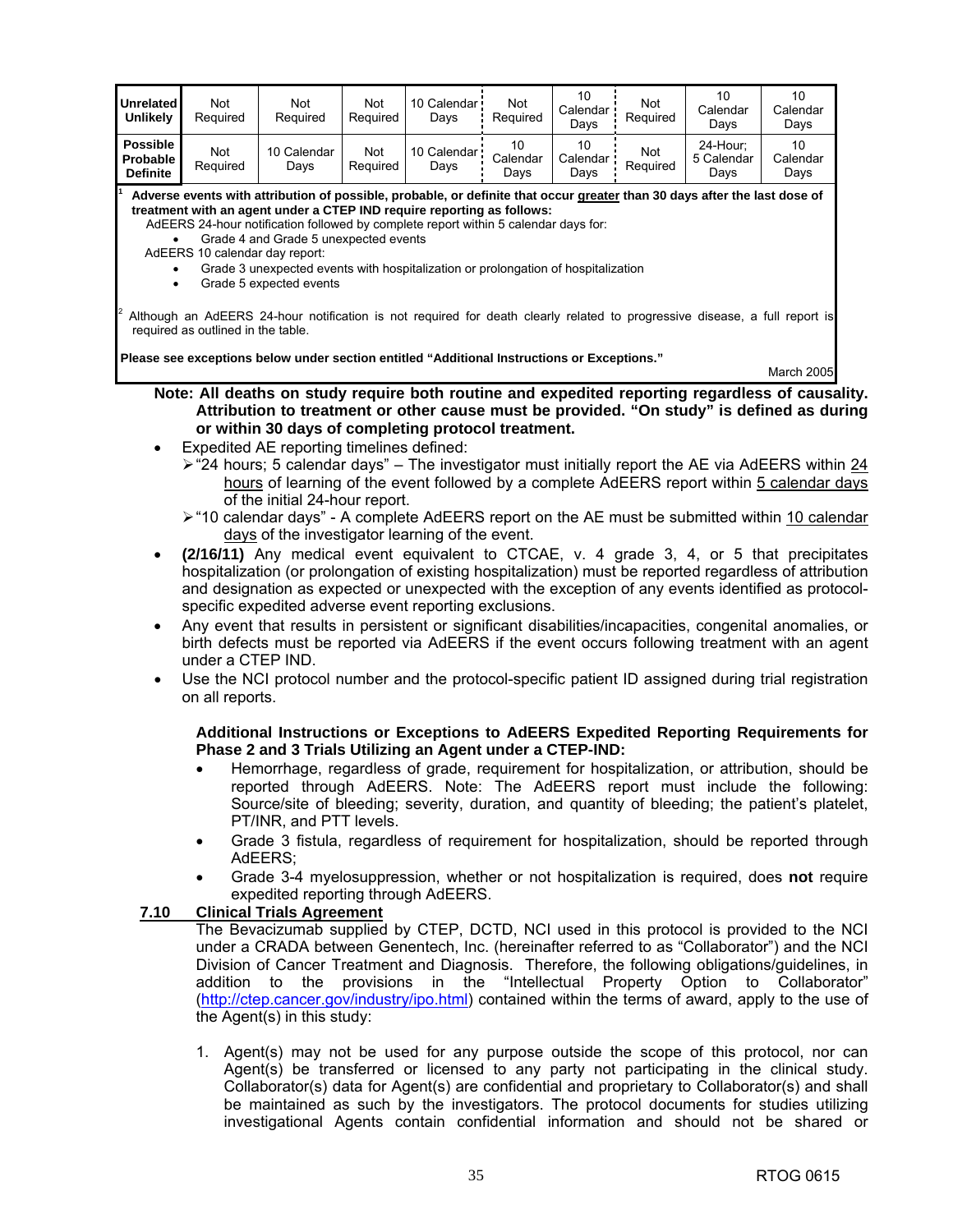| | | | | | | | | | |
|---|---|---|---|---|---|---|---|---|---|
| **Unrelated Unlikely** | Not Required | Not Required | Not Required | 10 Calendar Days | Not Required | 10 Calendar Days | Not Required | 10 Calendar Days | 10 Calendar Days |
| **Possible Probable Definite** | Not Required | 10 Calendar Days | Not Required | 10 Calendar Days | 10 Calendar Days | 10 Calendar Days | Not Required | 24-Hour; 5 Calendar Days | 10 Calendar Days |

[1] **Adverse events with attribution of possible, probable, or definite that occur greater than 30 days after the last dose of treatment with an agent under a CTEP IND require reporting as follows:**

AdEERS 24-hour notification followed by complete report within 5 calendar days for:

- Grade 4 and Grade 5 unexpected events

AdEERS 10 calendar day report:

- Grade 3 unexpected events with hospitalization or prolongation of hospitalization
- Grade 5 expected events

[2] Although an AdEERS 24-hour notification is not required for death clearly related to progressive disease, a full report is required as outlined in the table.

**Please see exceptions below under section entitled "Additional Instructions or Exceptions."**

March 2005

**Note: All deaths on study require both routine and expedited reporting regardless of causality. Attribution to treatment or other cause must be provided. "On study" is defined as during or within 30 days of completing protocol treatment.**

- Expedited AE reporting timelines defined:
  - "24 hours; 5 calendar days" – The investigator must initially report the AE via AdEERS within 24 hours of learning of the event followed by a complete AdEERS report within 5 calendar days of the initial 24-hour report.
  - "10 calendar days" - A complete AdEERS report on the AE must be submitted within 10 calendar days of the investigator learning of the event.
- **(2/16/11)** Any medical event equivalent to CTCAE, v. 4 grade 3, 4, or 5 that precipitates hospitalization (or prolongation of existing hospitalization) must be reported regardless of attribution and designation as expected or unexpected with the exception of any events identified as protocol-specific expedited adverse event reporting exclusions.
- Any event that results in persistent or significant disabilities/incapacities, congenital anomalies, or birth defects must be reported via AdEERS if the event occurs following treatment with an agent under a CTEP IND.
- Use the NCI protocol number and the protocol-specific patient ID assigned during trial registration on all reports.

**Additional Instructions or Exceptions to AdEERS Expedited Reporting Requirements for Phase 2 and 3 Trials Utilizing an Agent under a CTEP-IND:**

- Hemorrhage, regardless of grade, requirement for hospitalization, or attribution, should be reported through AdEERS. Note: The AdEERS report must include the following: Source/site of bleeding; severity, duration, and quantity of bleeding; the patient's platelet, PT/INR, and PTT levels.
- Grade 3 fistula, regardless of requirement for hospitalization, should be reported through AdEERS;
- Grade 3-4 myelosuppression, whether or not hospitalization is required, does **not** require expedited reporting through AdEERS.

## 7.10 Clinical Trials Agreement

The Bevacizumab supplied by CTEP, DCTD, NCI used in this protocol is provided to the NCI under a CRADA between Genentech, Inc. (hereinafter referred to as "Collaborator") and the NCI Division of Cancer Treatment and Diagnosis. Therefore, the following obligations/guidelines, in addition to the provisions in the "Intellectual Property Option to Collaborator" (http://ctep.cancer.gov/industry/ipo.html) contained within the terms of award, apply to the use of the Agent(s) in this study:

1. Agent(s) may not be used for any purpose outside the scope of this protocol, nor can Agent(s) be transferred or licensed to any party not participating in the clinical study. Collaborator(s) data for Agent(s) are confidential and proprietary to Collaborator(s) and shall be maintained as such by the investigators. The protocol documents for studies utilizing investigational Agents contain confidential information and should not be shared or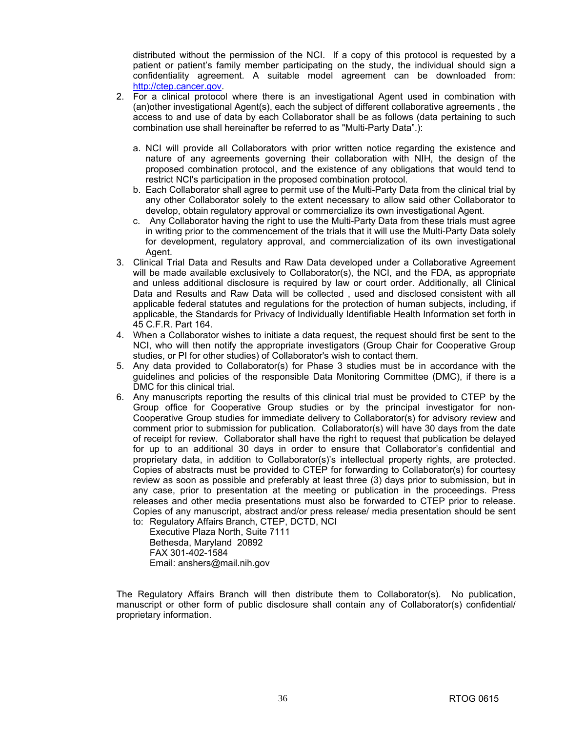distributed without the permission of the NCI. If a copy of this protocol is requested by a patient or patient's family member participating on the study, the individual should sign a confidentiality agreement. A suitable model agreement can be downloaded from: http://ctep.cancer.gov.

2. For a clinical protocol where there is an investigational Agent used in combination with (an)other investigational Agent(s), each the subject of different collaborative agreements , the access to and use of data by each Collaborator shall be as follows (data pertaining to such combination use shall hereinafter be referred to as "Multi-Party Data".):

   a. NCI will provide all Collaborators with prior written notice regarding the existence and nature of any agreements governing their collaboration with NIH, the design of the proposed combination protocol, and the existence of any obligations that would tend to restrict NCI's participation in the proposed combination protocol.
   b. Each Collaborator shall agree to permit use of the Multi-Party Data from the clinical trial by any other Collaborator solely to the extent necessary to allow said other Collaborator to develop, obtain regulatory approval or commercialize its own investigational Agent.
   c. Any Collaborator having the right to use the Multi-Party Data from these trials must agree in writing prior to the commencement of the trials that it will use the Multi-Party Data solely for development, regulatory approval, and commercialization of its own investigational Agent.

3. Clinical Trial Data and Results and Raw Data developed under a Collaborative Agreement will be made available exclusively to Collaborator(s), the NCI, and the FDA, as appropriate and unless additional disclosure is required by law or court order. Additionally, all Clinical Data and Results and Raw Data will be collected , used and disclosed consistent with all applicable federal statutes and regulations for the protection of human subjects, including, if applicable, the Standards for Privacy of Individually Identifiable Health Information set forth in 45 C.F.R. Part 164.
4. When a Collaborator wishes to initiate a data request, the request should first be sent to the NCI, who will then notify the appropriate investigators (Group Chair for Cooperative Group studies, or PI for other studies) of Collaborator's wish to contact them.
5. Any data provided to Collaborator(s) for Phase 3 studies must be in accordance with the guidelines and policies of the responsible Data Monitoring Committee (DMC), if there is a DMC for this clinical trial.
6. Any manuscripts reporting the results of this clinical trial must be provided to CTEP by the Group office for Cooperative Group studies or by the principal investigator for non-Cooperative Group studies for immediate delivery to Collaborator(s) for advisory review and comment prior to submission for publication. Collaborator(s) will have 30 days from the date of receipt for review. Collaborator shall have the right to request that publication be delayed for up to an additional 30 days in order to ensure that Collaborator's confidential and proprietary data, in addition to Collaborator(s)'s intellectual property rights, are protected. Copies of abstracts must be provided to CTEP for forwarding to Collaborator(s) for courtesy review as soon as possible and preferably at least three (3) days prior to submission, but in any case, prior to presentation at the meeting or publication in the proceedings. Press releases and other media presentations must also be forwarded to CTEP prior to release. Copies of any manuscript, abstract and/or press release/ media presentation should be sent to: Regulatory Affairs Branch, CTEP, DCTD, NCI
   Executive Plaza North, Suite 7111
   Bethesda, Maryland 20892
   FAX 301-402-1584
   Email: anshers@mail.nih.gov

The Regulatory Affairs Branch will then distribute them to Collaborator(s). No publication, manuscript or other form of public disclosure shall contain any of Collaborator(s) confidential/ proprietary information.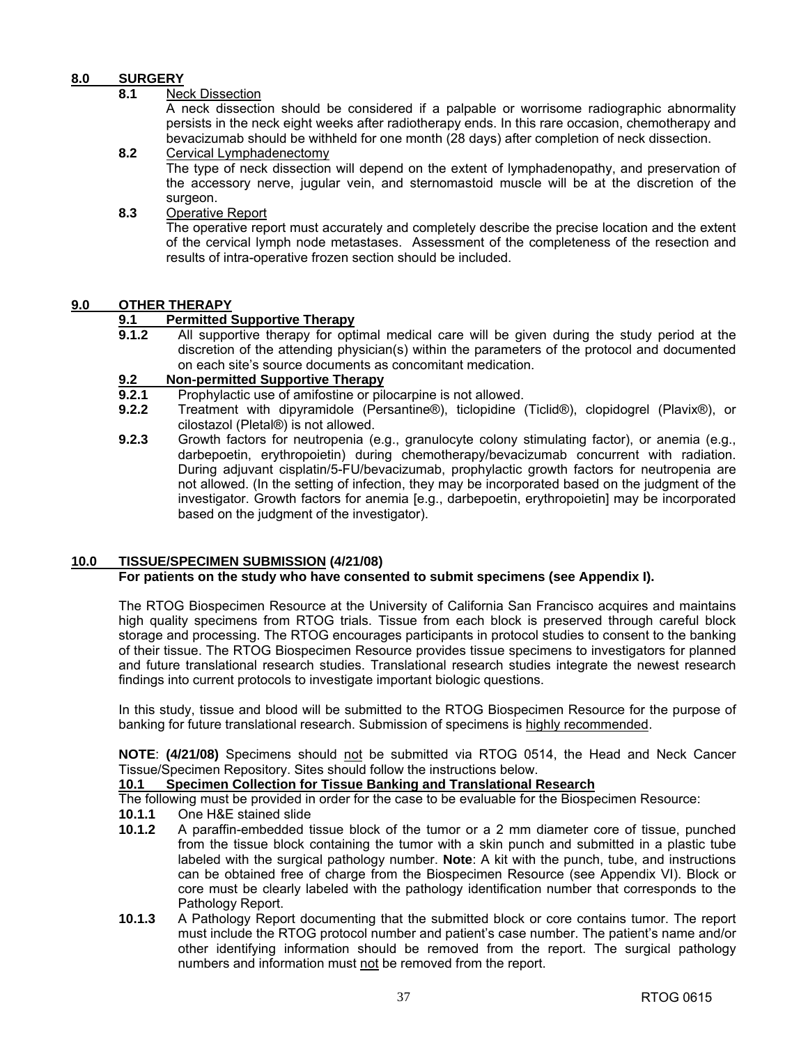## 8.0 SURGERY

### 8.1 Neck Dissection

A neck dissection should be considered if a palpable or worrisome radiographic abnormality persists in the neck eight weeks after radiotherapy ends. In this rare occasion, chemotherapy and bevacizumab should be withheld for one month (28 days) after completion of neck dissection.

### 8.2 Cervical Lymphadenectomy

The type of neck dissection will depend on the extent of lymphadenopathy, and preservation of the accessory nerve, jugular vein, and sternomastoid muscle will be at the discretion of the surgeon.

### 8.3 Operative Report

The operative report must accurately and completely describe the precise location and the extent of the cervical lymph node metastases. Assessment of the completeness of the resection and results of intra-operative frozen section should be included.

## 9.0 OTHER THERAPY

### 9.1 Permitted Supportive Therapy

**9.1.2** All supportive therapy for optimal medical care will be given during the study period at the discretion of the attending physician(s) within the parameters of the protocol and documented on each site's source documents as concomitant medication.

### 9.2 Non-permitted Supportive Therapy

**9.2.1** Prophylactic use of amifostine or pilocarpine is not allowed.

**9.2.2** Treatment with dipyramidole (Persantine®), ticlopidine (Ticlid®), clopidogrel (Plavix®), or cilostazol (Pletal®) is not allowed.

**9.2.3** Growth factors for neutropenia (e.g., granulocyte colony stimulating factor), or anemia (e.g., darbepoetin, erythropoietin) during chemotherapy/bevacizumab concurrent with radiation. During adjuvant cisplatin/5-FU/bevacizumab, prophylactic growth factors for neutropenia are not allowed. (In the setting of infection, they may be incorporated based on the judgment of the investigator. Growth factors for anemia [e.g., darbepoetin, erythropoietin] may be incorporated based on the judgment of the investigator).

## 10.0 TISSUE/SPECIMEN SUBMISSION (4/21/08)

**For patients on the study who have consented to submit specimens (see Appendix I).**

The RTOG Biospecimen Resource at the University of California San Francisco acquires and maintains high quality specimens from RTOG trials. Tissue from each block is preserved through careful block storage and processing. The RTOG encourages participants in protocol studies to consent to the banking of their tissue. The RTOG Biospecimen Resource provides tissue specimens to investigators for planned and future translational research studies. Translational research studies integrate the newest research findings into current protocols to investigate important biologic questions.

In this study, tissue and blood will be submitted to the RTOG Biospecimen Resource for the purpose of banking for future translational research. Submission of specimens is highly recommended.

**NOTE**: **(4/21/08)** Specimens should not be submitted via RTOG 0514, the Head and Neck Cancer Tissue/Specimen Repository. Sites should follow the instructions below.

### 10.1 Specimen Collection for Tissue Banking and Translational Research

The following must be provided in order for the case to be evaluable for the Biospecimen Resource:

**10.1.1** One H&E stained slide

**10.1.2** A paraffin-embedded tissue block of the tumor or a 2 mm diameter core of tissue, punched from the tissue block containing the tumor with a skin punch and submitted in a plastic tube labeled with the surgical pathology number. **Note**: A kit with the punch, tube, and instructions can be obtained free of charge from the Biospecimen Resource (see Appendix VI). Block or core must be clearly labeled with the pathology identification number that corresponds to the Pathology Report.

**10.1.3** A Pathology Report documenting that the submitted block or core contains tumor. The report must include the RTOG protocol number and patient's case number. The patient's name and/or other identifying information should be removed from the report. The surgical pathology numbers and information must not be removed from the report.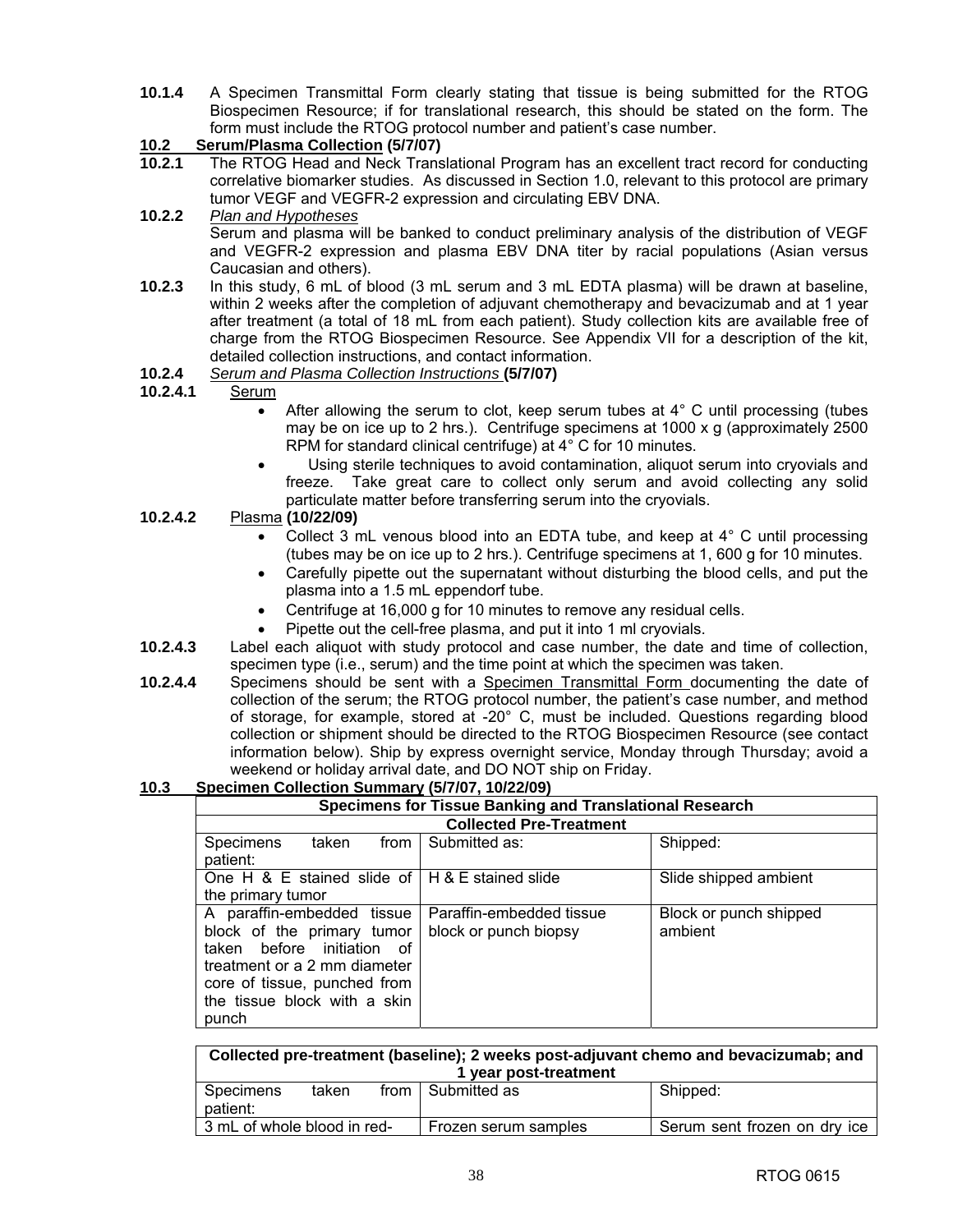**10.1.4** A Specimen Transmittal Form clearly stating that tissue is being submitted for the RTOG Biospecimen Resource; if for translational research, this should be stated on the form. The form must include the RTOG protocol number and patient's case number.

## 10.2 Serum/Plasma Collection (5/7/07)

**10.2.1** The RTOG Head and Neck Translational Program has an excellent tract record for conducting correlative biomarker studies. As discussed in Section 1.0, relevant to this protocol are primary tumor VEGF and VEGFR-2 expression and circulating EBV DNA.

**10.2.2** *Plan and Hypotheses*
Serum and plasma will be banked to conduct preliminary analysis of the distribution of VEGF and VEGFR-2 expression and plasma EBV DNA titer by racial populations (Asian versus Caucasian and others).

**10.2.3** In this study, 6 mL of blood (3 mL serum and 3 mL EDTA plasma) will be drawn at baseline, within 2 weeks after the completion of adjuvant chemotherapy and bevacizumab and at 1 year after treatment (a total of 18 mL from each patient). Study collection kits are available free of charge from the RTOG Biospecimen Resource. See Appendix VII for a description of the kit, detailed collection instructions, and contact information.

**10.2.4** *Serum and Plasma Collection Instructions* **(5/7/07)**

**10.2.4.1** Serum

- After allowing the serum to clot, keep serum tubes at 4° C until processing (tubes may be on ice up to 2 hrs.). Centrifuge specimens at 1000 x g (approximately 2500 RPM for standard clinical centrifuge) at 4° C for 10 minutes.
- Using sterile techniques to avoid contamination, aliquot serum into cryovials and freeze. Take great care to collect only serum and avoid collecting any solid particulate matter before transferring serum into the cryovials.

**10.2.4.2** Plasma **(10/22/09)**

- Collect 3 mL venous blood into an EDTA tube, and keep at 4° C until processing (tubes may be on ice up to 2 hrs.). Centrifuge specimens at 1, 600 g for 10 minutes.
- Carefully pipette out the supernatant without disturbing the blood cells, and put the plasma into a 1.5 mL eppendorf tube.
- Centrifuge at 16,000 g for 10 minutes to remove any residual cells.
- Pipette out the cell-free plasma, and put it into 1 ml cryovials.

**10.2.4.3** Label each aliquot with study protocol and case number, the date and time of collection, specimen type (i.e., serum) and the time point at which the specimen was taken.

**10.2.4.4** Specimens should be sent with a Specimen Transmittal Form documenting the date of collection of the serum; the RTOG protocol number, the patient's case number, and method of storage, for example, stored at -20° C, must be included. Questions regarding blood collection or shipment should be directed to the RTOG Biospecimen Resource (see contact information below). Ship by express overnight service, Monday through Thursday; avoid a weekend or holiday arrival date, and DO NOT ship on Friday.

## 10.3 Specimen Collection Summary (5/7/07, 10/22/09)

| **Specimens for Tissue Banking and Translational Research** | | |
|---|---|---|
| **Collected Pre-Treatment** | | |
| Specimens taken from patient: | Submitted as: | Shipped: |
| One H & E stained slide of the primary tumor | H & E stained slide | Slide shipped ambient |
| A paraffin-embedded tissue block of the primary tumor taken before initiation of treatment or a 2 mm diameter core of tissue, punched from the tissue block with a skin punch | Paraffin-embedded tissue block or punch biopsy | Block or punch shipped ambient |

| **Collected pre-treatment (baseline); 2 weeks post-adjuvant chemo and bevacizumab; and 1 year post-treatment** | | |
|---|---|---|
| Specimens taken from patient: | Submitted as | Shipped: |
| 3 mL of whole blood in red- | Frozen serum samples | Serum sent frozen on dry ice |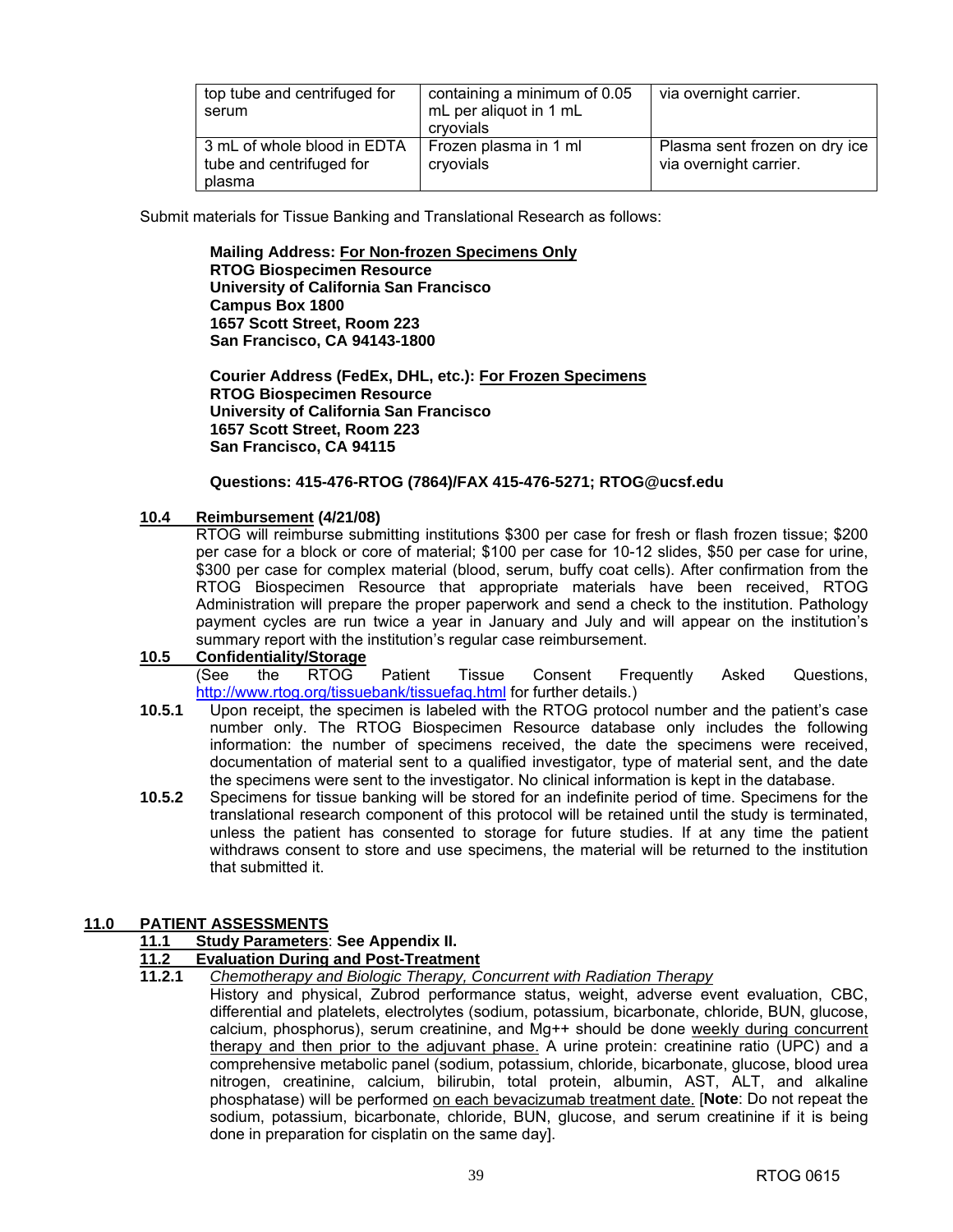| top tube and centrifuged for serum | containing a minimum of 0.05 mL per aliquot in 1 mL cryovials | via overnight carrier. |
|---|---|---|
| 3 mL of whole blood in EDTA tube and centrifuged for plasma | Frozen plasma in 1 ml cryovials | Plasma sent frozen on dry ice via overnight carrier. |

Submit materials for Tissue Banking and Translational Research as follows:

**Mailing Address: <u>For Non-frozen Specimens Only</u>**
**RTOG Biospecimen Resource**
**University of California San Francisco**
**Campus Box 1800**
**1657 Scott Street, Room 223**
**San Francisco, CA 94143-1800**

**Courier Address (FedEx, DHL, etc.): <u>For Frozen Specimens</u>**
**RTOG Biospecimen Resource**
**University of California San Francisco**
**1657 Scott Street, Room 223**
**San Francisco, CA 94115**

**Questions: 415-476-RTOG (7864)/FAX 415-476-5271; RTOG@ucsf.edu**

**10.4 <u>Reimbursement</u> (4/21/08)**

RTOG will reimburse submitting institutions $300 per case for fresh or flash frozen tissue; $200 per case for a block or core of material; $100 per case for 10-12 slides, $50 per case for urine, $300 per case for complex material (blood, serum, buffy coat cells). After confirmation from the RTOG Biospecimen Resource that appropriate materials have been received, RTOG Administration will prepare the proper paperwork and send a check to the institution. Pathology payment cycles are run twice a year in January and July and will appear on the institution's summary report with the institution's regular case reimbursement.

**10.5 <u>Confidentiality/Storage</u>**

(See the RTOG Patient Tissue Consent Frequently Asked Questions, http://www.rtog.org/tissuebank/tissuefaq.html for further details.)

**10.5.1** Upon receipt, the specimen is labeled with the RTOG protocol number and the patient's case number only. The RTOG Biospecimen Resource database only includes the following information: the number of specimens received, the date the specimens were received, documentation of material sent to a qualified investigator, type of material sent, and the date the specimens were sent to the investigator. No clinical information is kept in the database.

**10.5.2** Specimens for tissue banking will be stored for an indefinite period of time. Specimens for the translational research component of this protocol will be retained until the study is terminated, unless the patient has consented to storage for future studies. If at any time the patient withdraws consent to store and use specimens, the material will be returned to the institution that submitted it.

## 11.0 <u>PATIENT ASSESSMENTS</u>

**11.1 <u>Study Parameters</u>: See Appendix II.**

**11.2 <u>Evaluation During and Post-Treatment</u>**

**11.2.1** *<u>Chemotherapy and Biologic Therapy, Concurrent with Radiation Therapy</u>*

History and physical, Zubrod performance status, weight, adverse event evaluation, CBC, differential and platelets, electrolytes (sodium, potassium, bicarbonate, chloride, BUN, glucose, calcium, phosphorus), serum creatinine, and Mg++ should be done <u>weekly during concurrent therapy and then prior to the adjuvant phase.</u> A urine protein: creatinine ratio (UPC) and a comprehensive metabolic panel (sodium, potassium, chloride, bicarbonate, glucose, blood urea nitrogen, creatinine, calcium, bilirubin, total protein, albumin, AST, ALT, and alkaline phosphatase) will be performed <u>on each bevacizumab treatment date.</u> [**Note**: Do not repeat the sodium, potassium, bicarbonate, chloride, BUN, glucose, and serum creatinine if it is being done in preparation for cisplatin on the same day].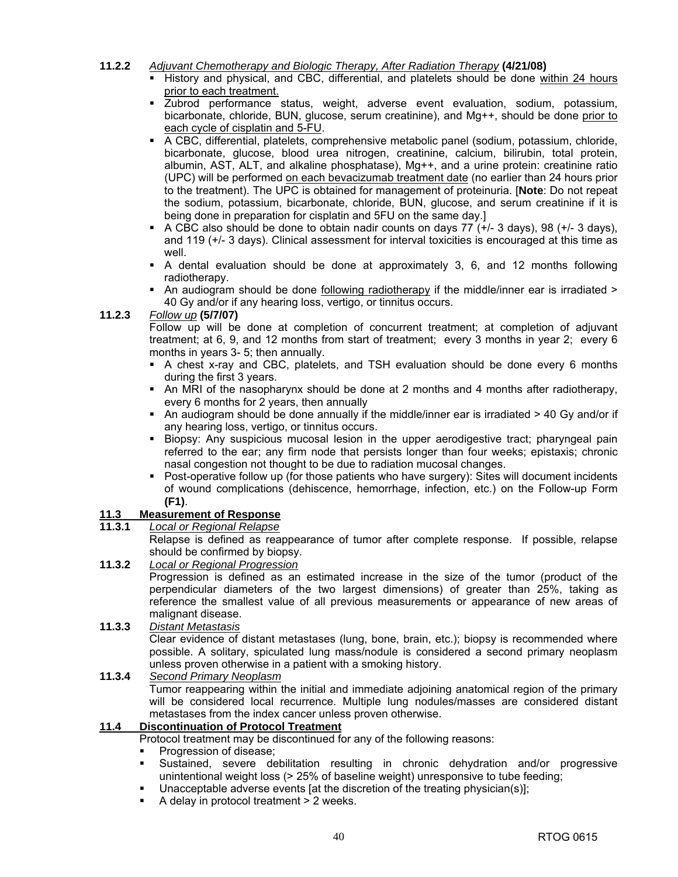**11.2.2** *Adjuntant placeholder*

**11.2.2** *Adjuvant Chemotherapy and Biologic Therapy, After Radiation Therapy* **(4/21/08)**

- History and physical, and CBC, differential, and platelets should be done within 24 hours prior to each treatment.
- Zubrod performance status, weight, adverse event evaluation, sodium, potassium, bicarbonate, chloride, BUN, glucose, serum creatinine), and Mg++, should be done prior to each cycle of cisplatin and 5-FU.
- A CBC, differential, platelets, comprehensive metabolic panel (sodium, potassium, chloride, bicarbonate, glucose, blood urea nitrogen, creatinine, calcium, bilirubin, total protein, albumin, AST, ALT, and alkaline phosphatase), Mg++, and a urine protein: creatinine ratio (UPC) will be performed on each bevacizumab treatment date (no earlier than 24 hours prior to the treatment). The UPC is obtained for management of proteinuria. [**Note**: Do not repeat the sodium, potassium, bicarbonate, chloride, BUN, glucose, and serum creatinine if it is being done in preparation for cisplatin and 5FU on the same day.]
- A CBC also should be done to obtain nadir counts on days 77 (+/- 3 days), 98 (+/- 3 days), and 119 (+/- 3 days). Clinical assessment for interval toxicities is encouraged at this time as well.
- A dental evaluation should be done at approximately 3, 6, and 12 months following radiotherapy.
- An audiogram should be done following radiotherapy if the middle/inner ear is irradiated > 40 Gy and/or if any hearing loss, vertigo, or tinnitus occurs.

**11.2.3** *Follow up* **(5/7/07)**

Follow up will be done at completion of concurrent treatment; at completion of adjuvant treatment; at 6, 9, and 12 months from start of treatment; every 3 months in year 2; every 6 months in years 3- 5; then annually.

- A chest x-ray and CBC, platelets, and TSH evaluation should be done every 6 months during the first 3 years.
- An MRI of the nasopharynx should be done at 2 months and 4 months after radiotherapy, every 6 months for 2 years, then annually
- An audiogram should be done annually if the middle/inner ear is irradiated > 40 Gy and/or if any hearing loss, vertigo, or tinnitus occurs.
- Biopsy: Any suspicious mucosal lesion in the upper aerodigestive tract; pharyngeal pain referred to the ear; any firm node that persists longer than four weeks; epistaxis; chronic nasal congestion not thought to be due to radiation mucosal changes.
- Post-operative follow up (for those patients who have surgery): Sites will document incidents of wound complications (dehiscence, hemorrhage, infection, etc.) on the Follow-up Form **(F1)**.

## 11.3 Measurement of Response

**11.3.1** *Local or Regional Relapse*

Relapse is defined as reappearance of tumor after complete response. If possible, relapse should be confirmed by biopsy.

**11.3.2** *Local or Regional Progression*

Progression is defined as an estimated increase in the size of the tumor (product of the perpendicular diameters of the two largest dimensions) of greater than 25%, taking as reference the smallest value of all previous measurements or appearance of new areas of malignant disease.

**11.3.3** *Distant Metastasis*

Clear evidence of distant metastases (lung, bone, brain, etc.); biopsy is recommended where possible. A solitary, spiculated lung mass/nodule is considered a second primary neoplasm unless proven otherwise in a patient with a smoking history.

**11.3.4** *Second Primary Neoplasm*

Tumor reappearing within the initial and immediate adjoining anatomical region of the primary will be considered local recurrence. Multiple lung nodules/masses are considered distant metastases from the index cancer unless proven otherwise.

## 11.4 Discontinuation of Protocol Treatment

Protocol treatment may be discontinued for any of the following reasons:

- Progression of disease;
- Sustained, severe debilitation resulting in chronic dehydration and/or progressive unintentional weight loss (> 25% of baseline weight) unresponsive to tube feeding;
- Unacceptable adverse events [at the discretion of the treating physician(s)];
- A delay in protocol treatment > 2 weeks.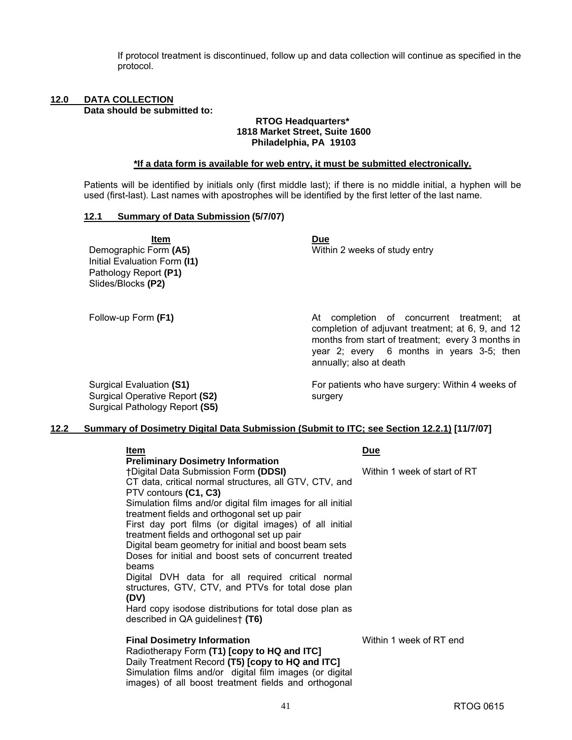If protocol treatment is discontinued, follow up and data collection will continue as specified in the protocol.

## 12.0 DATA COLLECTION

**Data should be submitted to:**

**RTOG Headquarters***
**1818 Market Street, Suite 1600**
**Philadelphia, PA 19103**

***If a data form is available for web entry, it must be submitted electronically.**

Patients will be identified by initials only (first middle last); if there is no middle initial, a hyphen will be used (first-last). Last names with apostrophes will be identified by the first letter of the last name.

### 12.1 Summary of Data Submission (5/7/07)

| Item | Due |
|---|---|
| Demographic Form **(A5)**<br>Initial Evaluation Form **(I1)**<br>Pathology Report **(P1)**<br>Slides/Blocks **(P2)** | Within 2 weeks of study entry |
| Follow-up Form **(F1)** | At completion of concurrent treatment; at completion of adjuvant treatment; at 6, 9, and 12 months from start of treatment; every 3 months in year 2; every 6 months in years 3-5; then annually; also at death |
| Surgical Evaluation **(S1)**<br>Surgical Operative Report **(S2)**<br>Surgical Pathology Report **(S5)** | For patients who have surgery: Within 4 weeks of surgery |

### 12.2 Summary of Dosimetry Digital Data Submission (Submit to ITC; see Section 12.2.1) [11/7/07]

| Item | Due |
|---|---|
| **Preliminary Dosimetry Information**<br>†Digital Data Submission Form **(DDSI)**<br>CT data, critical normal structures, all GTV, CTV, and PTV contours **(C1, C3)**<br>Simulation films and/or digital film images for all initial treatment fields and orthogonal set up pair<br>First day port films (or digital images) of all initial treatment fields and orthogonal set up pair<br>Digital beam geometry for initial and boost beam sets<br>Doses for initial and boost sets of concurrent treated beams<br>Digital DVH data for all required critical normal structures, GTV, CTV, and PTVs for total dose plan **(DV)**<br>Hard copy isodose distributions for total dose plan as described in QA guidelines† **(T6)** | Within 1 week of start of RT |
| **Final Dosimetry Information**<br>Radiotherapy Form **(T1) [copy to HQ and ITC]**<br>Daily Treatment Record **(T5) [copy to HQ and ITC]**<br>Simulation films and/or digital film images (or digital images) of all boost treatment fields and orthogonal | Within 1 week of RT end |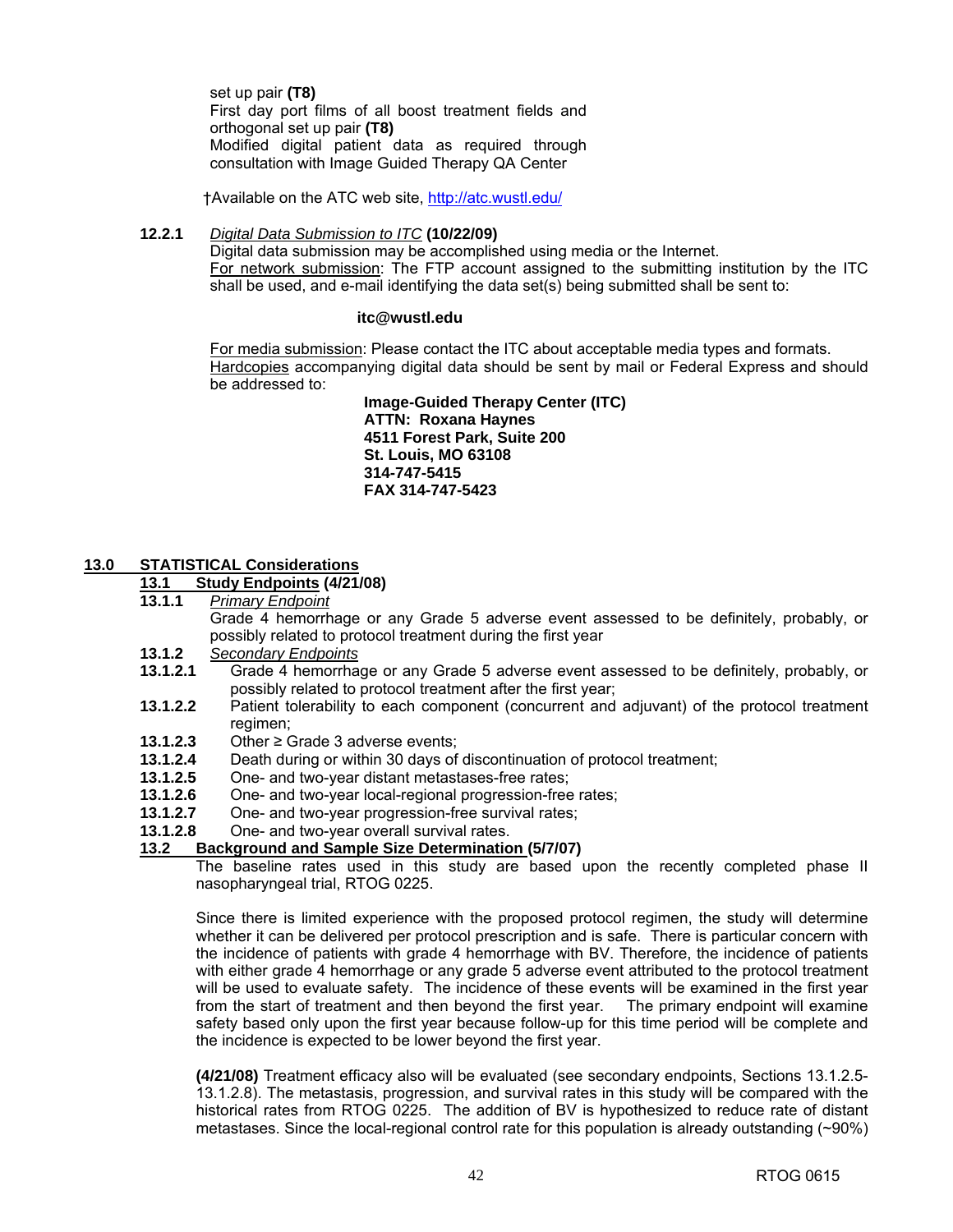set up pair **(T8)**
First day port films of all boost treatment fields and orthogonal set up pair **(T8)**
Modified digital patient data as required through consultation with Image Guided Therapy QA Center

†Available on the ATC web site, http://atc.wustl.edu/

**12.2.1** *Digital Data Submission to ITC* **(10/22/09)**
Digital data submission may be accomplished using media or the Internet.
For network submission: The FTP account assigned to the submitting institution by the ITC shall be used, and e-mail identifying the data set(s) being submitted shall be sent to:

**itc@wustl.edu**

For media submission: Please contact the ITC about acceptable media types and formats.
Hardcopies accompanying digital data should be sent by mail or Federal Express and should be addressed to:

**Image-Guided Therapy Center (ITC)**
**ATTN: Roxana Haynes**
**4511 Forest Park, Suite 200**
**St. Louis, MO 63108**
**314-747-5415**
**FAX 314-747-5423**

## 13.0 STATISTICAL Considerations

### 13.1 Study Endpoints (4/21/08)

**13.1.1** *Primary Endpoint*
Grade 4 hemorrhage or any Grade 5 adverse event assessed to be definitely, probably, or possibly related to protocol treatment during the first year

**13.1.2** *Secondary Endpoints*

**13.1.2.1** Grade 4 hemorrhage or any Grade 5 adverse event assessed to be definitely, probably, or possibly related to protocol treatment after the first year;
**13.1.2.2** Patient tolerability to each component (concurrent and adjuvant) of the protocol treatment regimen;
**13.1.2.3** Other ≥ Grade 3 adverse events;
**13.1.2.4** Death during or within 30 days of discontinuation of protocol treatment;
**13.1.2.5** One- and two-year distant metastases-free rates;
**13.1.2.6** One- and two-year local-regional progression-free rates;
**13.1.2.7** One- and two-year progression-free survival rates;
**13.1.2.8** One- and two-year overall survival rates.

### 13.2 Background and Sample Size Determination (5/7/07)

The baseline rates used in this study are based upon the recently completed phase II nasopharyngeal trial, RTOG 0225.

Since there is limited experience with the proposed protocol regimen, the study will determine whether it can be delivered per protocol prescription and is safe. There is particular concern with the incidence of patients with grade 4 hemorrhage with BV. Therefore, the incidence of patients with either grade 4 hemorrhage or any grade 5 adverse event attributed to the protocol treatment will be used to evaluate safety. The incidence of these events will be examined in the first year from the start of treatment and then beyond the first year. The primary endpoint will examine safety based only upon the first year because follow-up for this time period will be complete and the incidence is expected to be lower beyond the first year.

**(4/21/08)** Treatment efficacy also will be evaluated (see secondary endpoints, Sections 13.1.2.5-13.1.2.8). The metastasis, progression, and survival rates in this study will be compared with the historical rates from RTOG 0225. The addition of BV is hypothesized to reduce rate of distant metastases. Since the local-regional control rate for this population is already outstanding (~90%)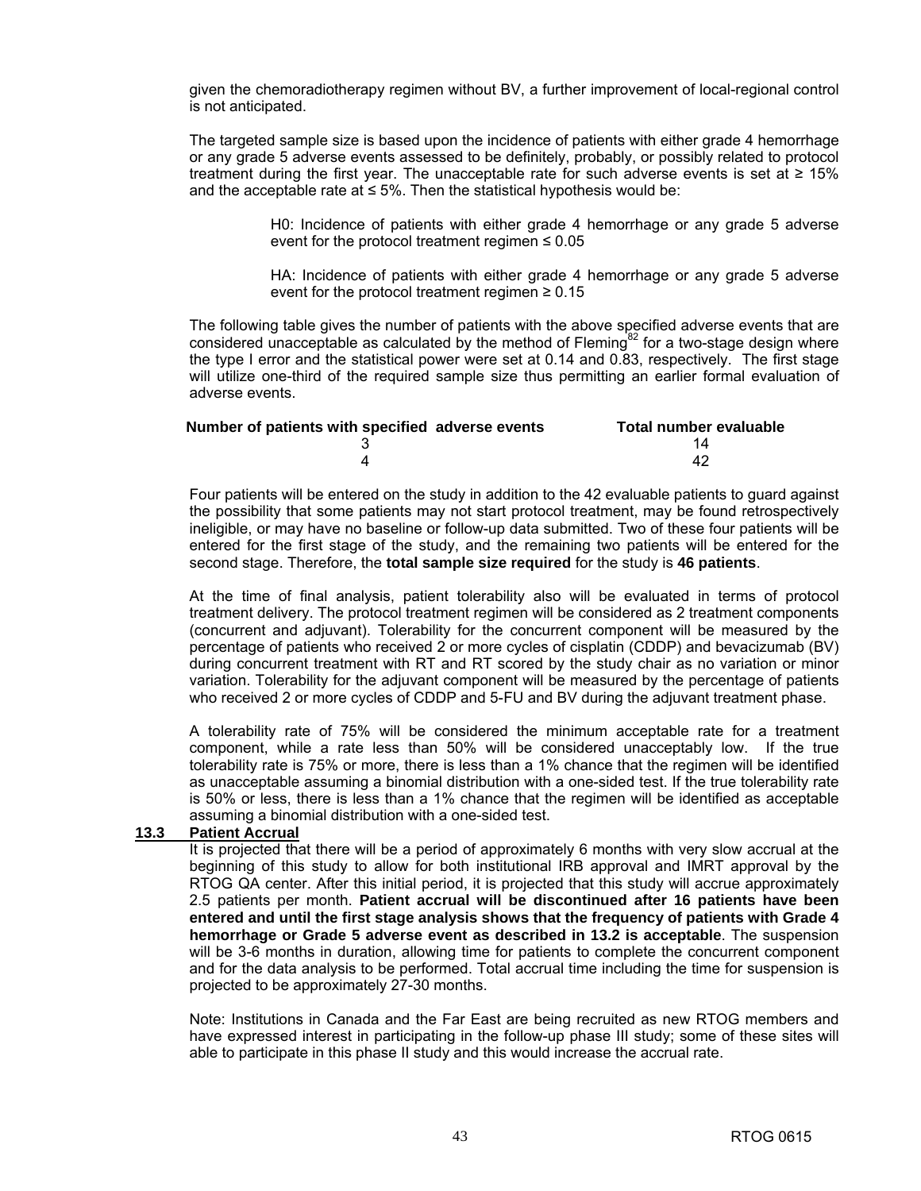given the chemoradiotherapy regimen without BV, a further improvement of local-regional control is not anticipated.

The targeted sample size is based upon the incidence of patients with either grade 4 hemorrhage or any grade 5 adverse events assessed to be definitely, probably, or possibly related to protocol treatment during the first year. The unacceptable rate for such adverse events is set at ≥ 15% and the acceptable rate at ≤ 5%. Then the statistical hypothesis would be:

> H0: Incidence of patients with either grade 4 hemorrhage or any grade 5 adverse event for the protocol treatment regimen ≤ 0.05
>
> HA: Incidence of patients with either grade 4 hemorrhage or any grade 5 adverse event for the protocol treatment regimen ≥ 0.15

The following table gives the number of patients with the above specified adverse events that are considered unacceptable as calculated by the method of Fleming[82] for a two-stage design where the type I error and the statistical power were set at 0.14 and 0.83, respectively. The first stage will utilize one-third of the required sample size thus permitting an earlier formal evaluation of adverse events.

| Number of patients with specified adverse events | Total number evaluable |
|---|---|
| 3 | 14 |
| 4 | 42 |

Four patients will be entered on the study in addition to the 42 evaluable patients to guard against the possibility that some patients may not start protocol treatment, may be found retrospectively ineligible, or may have no baseline or follow-up data submitted. Two of these four patients will be entered for the first stage of the study, and the remaining two patients will be entered for the second stage. Therefore, the **total sample size required** for the study is **46 patients**.

At the time of final analysis, patient tolerability also will be evaluated in terms of protocol treatment delivery. The protocol treatment regimen will be considered as 2 treatment components (concurrent and adjuvant). Tolerability for the concurrent component will be measured by the percentage of patients who received 2 or more cycles of cisplatin (CDDP) and bevacizumab (BV) during concurrent treatment with RT and RT scored by the study chair as no variation or minor variation. Tolerability for the adjuvant component will be measured by the percentage of patients who received 2 or more cycles of CDDP and 5-FU and BV during the adjuvant treatment phase.

A tolerability rate of 75% will be considered the minimum acceptable rate for a treatment component, while a rate less than 50% will be considered unacceptably low. If the true tolerability rate is 75% or more, there is less than a 1% chance that the regimen will be identified as unacceptable assuming a binomial distribution with a one-sided test. If the true tolerability rate is 50% or less, there is less than a 1% chance that the regimen will be identified as acceptable assuming a binomial distribution with a one-sided test.

### 13.3 Patient Accrual

It is projected that there will be a period of approximately 6 months with very slow accrual at the beginning of this study to allow for both institutional IRB approval and IMRT approval by the RTOG QA center. After this initial period, it is projected that this study will accrue approximately 2.5 patients per month. **Patient accrual will be discontinued after 16 patients have been entered and until the first stage analysis shows that the frequency of patients with Grade 4 hemorrhage or Grade 5 adverse event as described in 13.2 is acceptable**. The suspension will be 3-6 months in duration, allowing time for patients to complete the concurrent component and for the data analysis to be performed. Total accrual time including the time for suspension is projected to be approximately 27-30 months.

Note: Institutions in Canada and the Far East are being recruited as new RTOG members and have expressed interest in participating in the follow-up phase III study; some of these sites will able to participate in this phase II study and this would increase the accrual rate.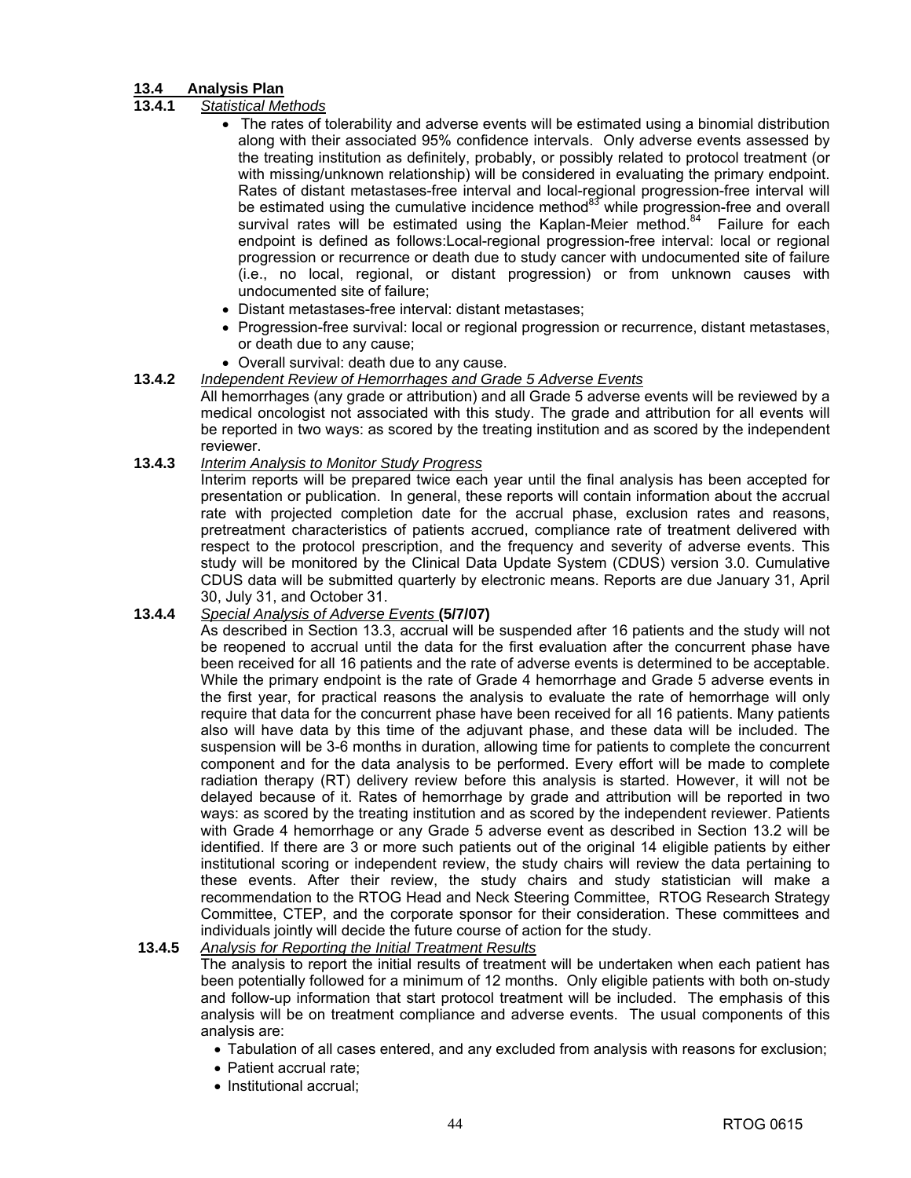## 13.4 Analysis Plan

### 13.4.1 *Statistical Methods*

- The rates of tolerability and adverse events will be estimated using a binomial distribution along with their associated 95% confidence intervals. Only adverse events assessed by the treating institution as definitely, probably, or possibly related to protocol treatment (or with missing/unknown relationship) will be considered in evaluating the primary endpoint. Rates of distant metastases-free interval and local-regional progression-free interval will be estimated using the cumulative incidence method[83] while progression-free and overall survival rates will be estimated using the Kaplan-Meier method.[84] Failure for each endpoint is defined as follows:Local-regional progression-free interval: local or regional progression or recurrence or death due to study cancer with undocumented site of failure (i.e., no local, regional, or distant progression) or from unknown causes with undocumented site of failure;
- Distant metastases-free interval: distant metastases;
- Progression-free survival: local or regional progression or recurrence, distant metastases, or death due to any cause;
- Overall survival: death due to any cause.

### 13.4.2 *Independent Review of Hemorrhages and Grade 5 Adverse Events*

All hemorrhages (any grade or attribution) and all Grade 5 adverse events will be reviewed by a medical oncologist not associated with this study. The grade and attribution for all events will be reported in two ways: as scored by the treating institution and as scored by the independent reviewer.

### 13.4.3 *Interim Analysis to Monitor Study Progress*

Interim reports will be prepared twice each year until the final analysis has been accepted for presentation or publication. In general, these reports will contain information about the accrual rate with projected completion date for the accrual phase, exclusion rates and reasons, pretreatment characteristics of patients accrued, compliance rate of treatment delivered with respect to the protocol prescription, and the frequency and severity of adverse events. This study will be monitored by the Clinical Data Update System (CDUS) version 3.0. Cumulative CDUS data will be submitted quarterly by electronic means. Reports are due January 31, April 30, July 31, and October 31.

### 13.4.4 *Special Analysis of Adverse Events* **(5/7/07)**

As described in Section 13.3, accrual will be suspended after 16 patients and the study will not be reopened to accrual until the data for the first evaluation after the concurrent phase have been received for all 16 patients and the rate of adverse events is determined to be acceptable. While the primary endpoint is the rate of Grade 4 hemorrhage and Grade 5 adverse events in the first year, for practical reasons the analysis to evaluate the rate of hemorrhage will only require that data for the concurrent phase have been received for all 16 patients. Many patients also will have data by this time of the adjuvant phase, and these data will be included. The suspension will be 3-6 months in duration, allowing time for patients to complete the concurrent component and for the data analysis to be performed. Every effort will be made to complete radiation therapy (RT) delivery review before this analysis is started. However, it will not be delayed because of it. Rates of hemorrhage by grade and attribution will be reported in two ways: as scored by the treating institution and as scored by the independent reviewer. Patients with Grade 4 hemorrhage or any Grade 5 adverse event as described in Section 13.2 will be identified. If there are 3 or more such patients out of the original 14 eligible patients by either institutional scoring or independent review, the study chairs will review the data pertaining to these events. After their review, the study chairs and study statistician will make a recommendation to the RTOG Head and Neck Steering Committee, RTOG Research Strategy Committee, CTEP, and the corporate sponsor for their consideration. These committees and individuals jointly will decide the future course of action for the study.

### 13.4.5 *Analysis for Reporting the Initial Treatment Results*

The analysis to report the initial results of treatment will be undertaken when each patient has been potentially followed for a minimum of 12 months. Only eligible patients with both on-study and follow-up information that start protocol treatment will be included. The emphasis of this analysis will be on treatment compliance and adverse events. The usual components of this analysis are:

- Tabulation of all cases entered, and any excluded from analysis with reasons for exclusion;
- Patient accrual rate;
- Institutional accrual;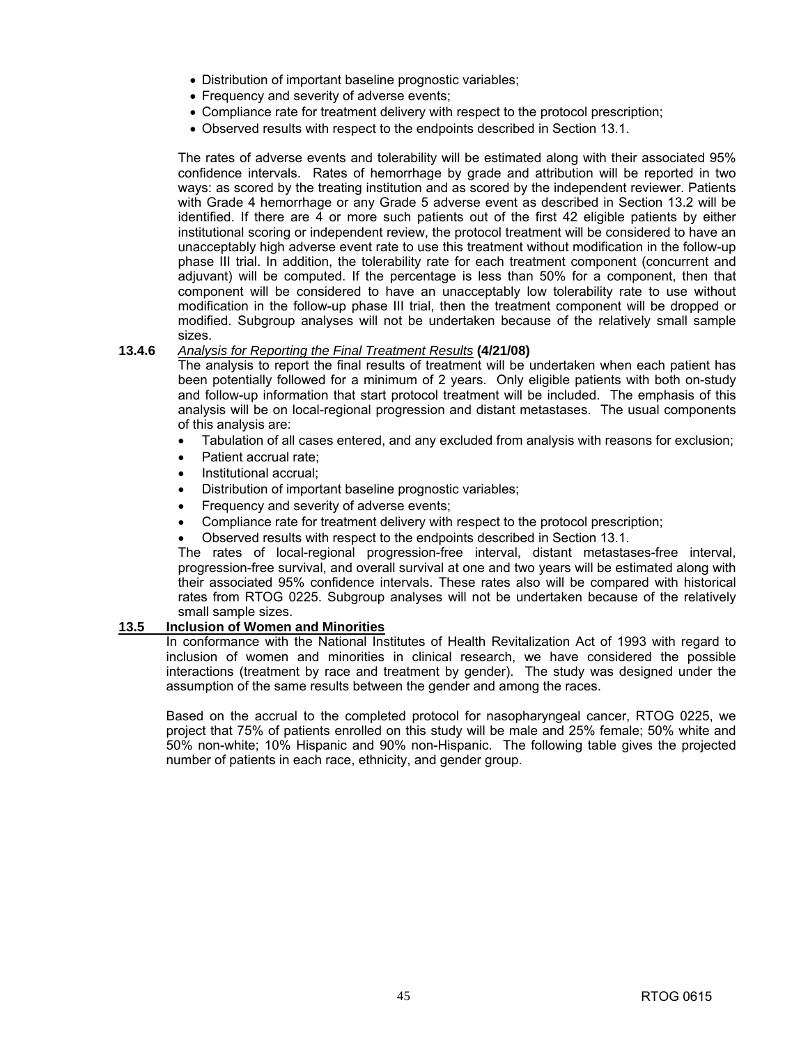- Distribution of important baseline prognostic variables;
- Frequency and severity of adverse events;
- Compliance rate for treatment delivery with respect to the protocol prescription;
- Observed results with respect to the endpoints described in Section 13.1.

The rates of adverse events and tolerability will be estimated along with their associated 95% confidence intervals. Rates of hemorrhage by grade and attribution will be reported in two ways: as scored by the treating institution and as scored by the independent reviewer. Patients with Grade 4 hemorrhage or any Grade 5 adverse event as described in Section 13.2 will be identified. If there are 4 or more such patients out of the first 42 eligible patients by either institutional scoring or independent review, the protocol treatment will be considered to have an unacceptably high adverse event rate to use this treatment without modification in the follow-up phase III trial. In addition, the tolerability rate for each treatment component (concurrent and adjuvant) will be computed. If the percentage is less than 50% for a component, then that component will be considered to have an unacceptably low tolerability rate to use without modification in the follow-up phase III trial, then the treatment component will be dropped or modified. Subgroup analyses will not be undertaken because of the relatively small sample sizes.

**13.4.6** *Analysis for Reporting the Final Treatment Results* **(4/21/08)**

The analysis to report the final results of treatment will be undertaken when each patient has been potentially followed for a minimum of 2 years. Only eligible patients with both on-study and follow-up information that start protocol treatment will be included. The emphasis of this analysis will be on local-regional progression and distant metastases. The usual components of this analysis are:

- Tabulation of all cases entered, and any excluded from analysis with reasons for exclusion;
- Patient accrual rate;
- Institutional accrual;
- Distribution of important baseline prognostic variables;
- Frequency and severity of adverse events;
- Compliance rate for treatment delivery with respect to the protocol prescription;
- Observed results with respect to the endpoints described in Section 13.1.

The rates of local-regional progression-free interval, distant metastases-free interval, progression-free survival, and overall survival at one and two years will be estimated along with their associated 95% confidence intervals. These rates also will be compared with historical rates from RTOG 0225. Subgroup analyses will not be undertaken because of the relatively small sample sizes.

## 13.5 Inclusion of Women and Minorities

In conformance with the National Institutes of Health Revitalization Act of 1993 with regard to inclusion of women and minorities in clinical research, we have considered the possible interactions (treatment by race and treatment by gender). The study was designed under the assumption of the same results between the gender and among the races.

Based on the accrual to the completed protocol for nasopharyngeal cancer, RTOG 0225, we project that 75% of patients enrolled on this study will be male and 25% female; 50% white and 50% non-white; 10% Hispanic and 90% non-Hispanic. The following table gives the projected number of patients in each race, ethnicity, and gender group.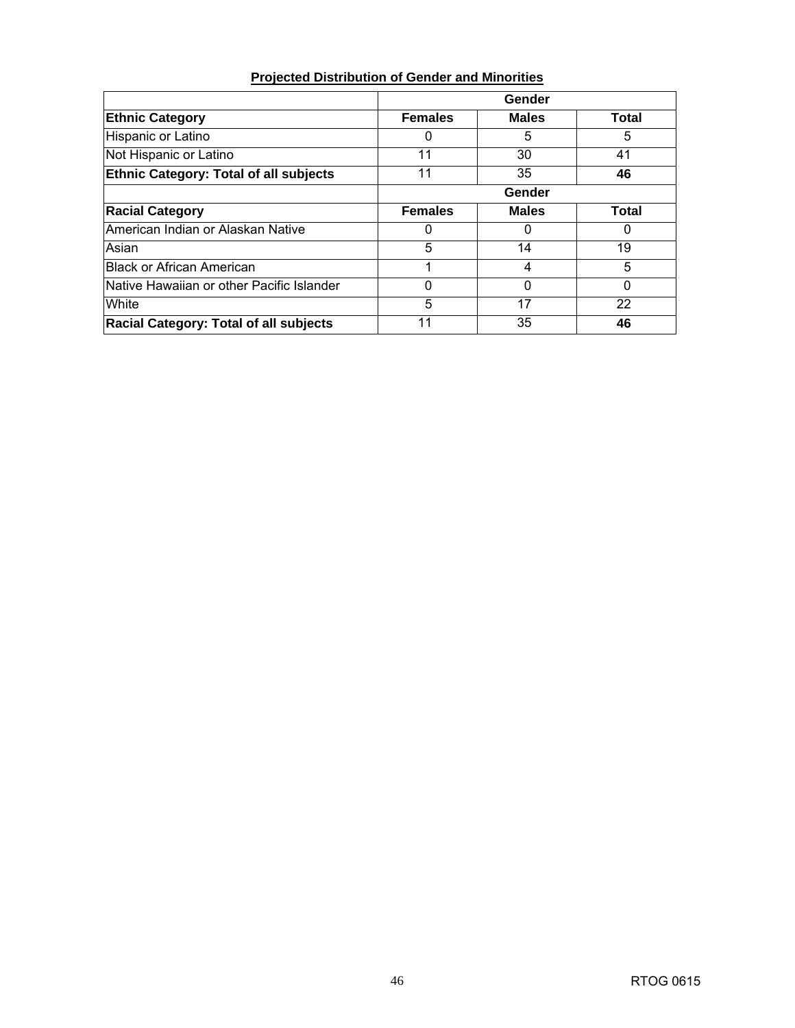**Projected Distribution of Gender and Minorities**

| | Gender | | |
|---|---|---|---|
| **Ethnic Category** | **Females** | **Males** | **Total** |
| Hispanic or Latino | 0 | 5 | 5 |
| Not Hispanic or Latino | 11 | 30 | 41 |
| **Ethnic Category: Total of all subjects** | 11 | 35 | **46** |
| | **Gender** | | |
| **Racial Category** | **Females** | **Males** | **Total** |
| American Indian or Alaskan Native | 0 | 0 | 0 |
| Asian | 5 | 14 | 19 |
| Black or African American | 1 | 4 | 5 |
| Native Hawaiian or other Pacific Islander | 0 | 0 | 0 |
| White | 5 | 17 | 22 |
| **Racial Category: Total of all subjects** | 11 | 35 | **46** |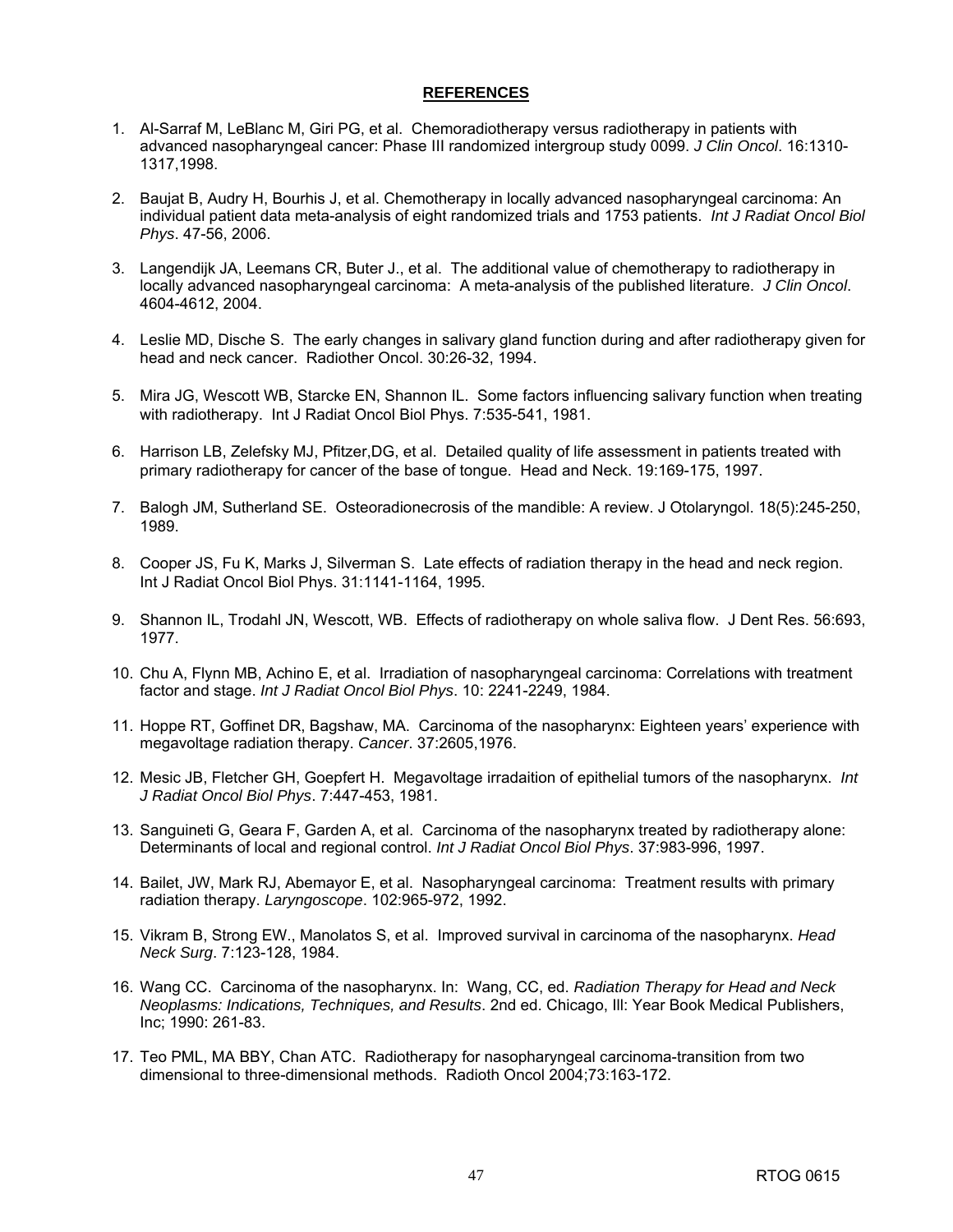## **REFERENCES**

1. Al-Sarraf M, LeBlanc M, Giri PG, et al. Chemoradiotherapy versus radiotherapy in patients with advanced nasopharyngeal cancer: Phase III randomized intergroup study 0099. *J Clin Oncol*. 16:1310-1317,1998.

2. Baujat B, Audry H, Bourhis J, et al. Chemotherapy in locally advanced nasopharyngeal carcinoma: An individual patient data meta-analysis of eight randomized trials and 1753 patients. *Int J Radiat Oncol Biol Phys*. 47-56, 2006.

3. Langendijk JA, Leemans CR, Buter J., et al. The additional value of chemotherapy to radiotherapy in locally advanced nasopharyngeal carcinoma: A meta-analysis of the published literature. *J Clin Oncol*. 4604-4612, 2004.

4. Leslie MD, Dische S. The early changes in salivary gland function during and after radiotherapy given for head and neck cancer. Radiother Oncol. 30:26-32, 1994.

5. Mira JG, Wescott WB, Starcke EN, Shannon IL. Some factors influencing salivary function when treating with radiotherapy. Int J Radiat Oncol Biol Phys. 7:535-541, 1981.

6. Harrison LB, Zelefsky MJ, Pfitzer,DG, et al. Detailed quality of life assessment in patients treated with primary radiotherapy for cancer of the base of tongue. Head and Neck. 19:169-175, 1997.

7. Balogh JM, Sutherland SE. Osteoradionecrosis of the mandible: A review. J Otolaryngol. 18(5):245-250, 1989.

8. Cooper JS, Fu K, Marks J, Silverman S. Late effects of radiation therapy in the head and neck region. Int J Radiat Oncol Biol Phys. 31:1141-1164, 1995.

9. Shannon IL, Trodahl JN, Wescott, WB. Effects of radiotherapy on whole saliva flow. J Dent Res. 56:693, 1977.

10. Chu A, Flynn MB, Achino E, et al. Irradiation of nasopharyngeal carcinoma: Correlations with treatment factor and stage. *Int J Radiat Oncol Biol Phys*. 10: 2241-2249, 1984.

11. Hoppe RT, Goffinet DR, Bagshaw, MA. Carcinoma of the nasopharynx: Eighteen years' experience with megavoltage radiation therapy. *Cancer*. 37:2605,1976.

12. Mesic JB, Fletcher GH, Goepfert H. Megavoltage irradaition of epithelial tumors of the nasopharynx. *Int J Radiat Oncol Biol Phys*. 7:447-453, 1981.

13. Sanguineti G, Geara F, Garden A, et al. Carcinoma of the nasopharynx treated by radiotherapy alone: Determinants of local and regional control. *Int J Radiat Oncol Biol Phys*. 37:983-996, 1997.

14. Bailet, JW, Mark RJ, Abemayor E, et al. Nasopharyngeal carcinoma: Treatment results with primary radiation therapy. *Laryngoscope*. 102:965-972, 1992.

15. Vikram B, Strong EW., Manolatos S, et al. Improved survival in carcinoma of the nasopharynx. *Head Neck Surg*. 7:123-128, 1984.

16. Wang CC. Carcinoma of the nasopharynx. In: Wang, CC, ed. *Radiation Therapy for Head and Neck Neoplasms: Indications, Techniques, and Results*. 2nd ed. Chicago, Ill: Year Book Medical Publishers, Inc; 1990: 261-83.

17. Teo PML, MA BBY, Chan ATC. Radiotherapy for nasopharyngeal carcinoma-transition from two dimensional to three-dimensional methods. Radioth Oncol 2004;73:163-172.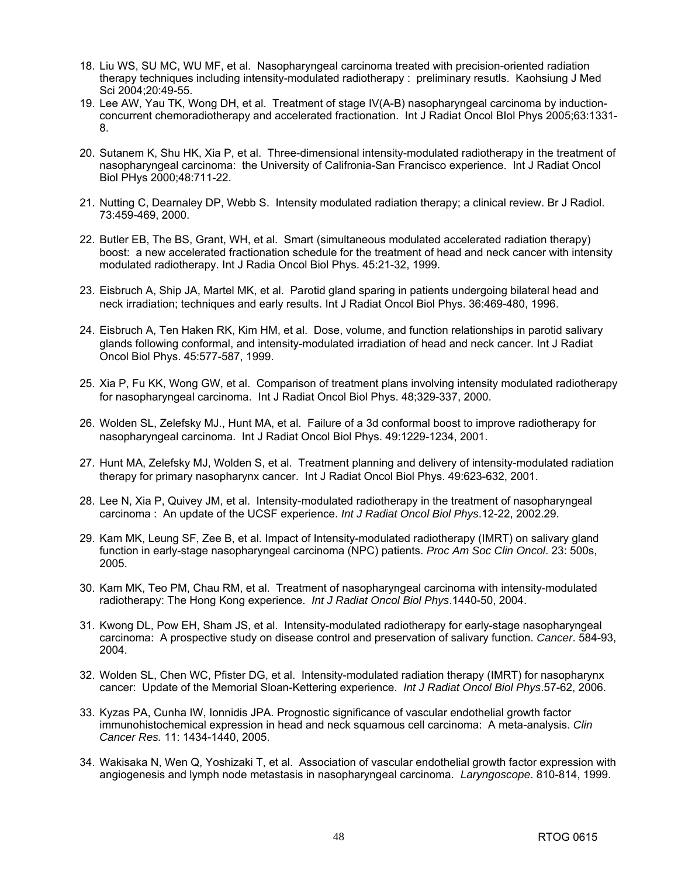18. Liu WS, SU MC, WU MF, et al. Nasopharyngeal carcinoma treated with precision-oriented radiation therapy techniques including intensity-modulated radiotherapy : preliminary resutls. Kaohsiung J Med Sci 2004;20:49-55.
19. Lee AW, Yau TK, Wong DH, et al. Treatment of stage IV(A-B) nasopharyngeal carcinoma by induction-concurrent chemoradiotherapy and accelerated fractionation. Int J Radiat Oncol BIol Phys 2005;63:1331-8.
20. Sutanem K, Shu HK, Xia P, et al. Three-dimensional intensity-modulated radiotherapy in the treatment of nasopharyngeal carcinoma: the University of Califronia-San Francisco experience. Int J Radiat Oncol Biol PHys 2000;48:711-22.
21. Nutting C, Dearnaley DP, Webb S. Intensity modulated radiation therapy; a clinical review. Br J Radiol. 73:459-469, 2000.
22. Butler EB, The BS, Grant, WH, et al. Smart (simultaneous modulated accelerated radiation therapy) boost: a new accelerated fractionation schedule for the treatment of head and neck cancer with intensity modulated radiotherapy. Int J Radia Oncol Biol Phys. 45:21-32, 1999.
23. Eisbruch A, Ship JA, Martel MK, et al. Parotid gland sparing in patients undergoing bilateral head and neck irradiation; techniques and early results. Int J Radiat Oncol Biol Phys. 36:469-480, 1996.
24. Eisbruch A, Ten Haken RK, Kim HM, et al. Dose, volume, and function relationships in parotid salivary glands following conformal, and intensity-modulated irradiation of head and neck cancer. Int J Radiat Oncol Biol Phys. 45:577-587, 1999.
25. Xia P, Fu KK, Wong GW, et al. Comparison of treatment plans involving intensity modulated radiotherapy for nasopharyngeal carcinoma. Int J Radiat Oncol Biol Phys. 48;329-337, 2000.
26. Wolden SL, Zelefsky MJ., Hunt MA, et al. Failure of a 3d conformal boost to improve radiotherapy for nasopharyngeal carcinoma. Int J Radiat Oncol Biol Phys. 49:1229-1234, 2001.
27. Hunt MA, Zelefsky MJ, Wolden S, et al. Treatment planning and delivery of intensity-modulated radiation therapy for primary nasopharynx cancer. Int J Radiat Oncol Biol Phys. 49:623-632, 2001.
28. Lee N, Xia P, Quivey JM, et al. Intensity-modulated radiotherapy in the treatment of nasopharyngeal carcinoma : An update of the UCSF experience. *Int J Radiat Oncol Biol Phys*.12-22, 2002.29.
29. Kam MK, Leung SF, Zee B, et al. Impact of Intensity-modulated radiotherapy (IMRT) on salivary gland function in early-stage nasopharyngeal carcinoma (NPC) patients. *Proc Am Soc Clin Oncol*. 23: 500s, 2005.
30. Kam MK, Teo PM, Chau RM, et al. Treatment of nasopharyngeal carcinoma with intensity-modulated radiotherapy: The Hong Kong experience. *Int J Radiat Oncol Biol Phys*.1440-50, 2004.
31. Kwong DL, Pow EH, Sham JS, et al. Intensity-modulated radiotherapy for early-stage nasopharyngeal carcinoma: A prospective study on disease control and preservation of salivary function. *Cancer*. 584-93, 2004.
32. Wolden SL, Chen WC, Pfister DG, et al. Intensity-modulated radiation therapy (IMRT) for nasopharynx cancer: Update of the Memorial Sloan-Kettering experience. *Int J Radiat Oncol Biol Phys*.57-62, 2006.
33. Kyzas PA, Cunha IW, Ionnidis JPA. Prognostic significance of vascular endothelial growth factor immunohistochemical expression in head and neck squamous cell carcinoma: A meta-analysis. *Clin Cancer Res.* 11: 1434-1440, 2005.
34. Wakisaka N, Wen Q, Yoshizaki T, et al. Association of vascular endothelial growth factor expression with angiogenesis and lymph node metastasis in nasopharyngeal carcinoma. *Laryngoscope*. 810-814, 1999.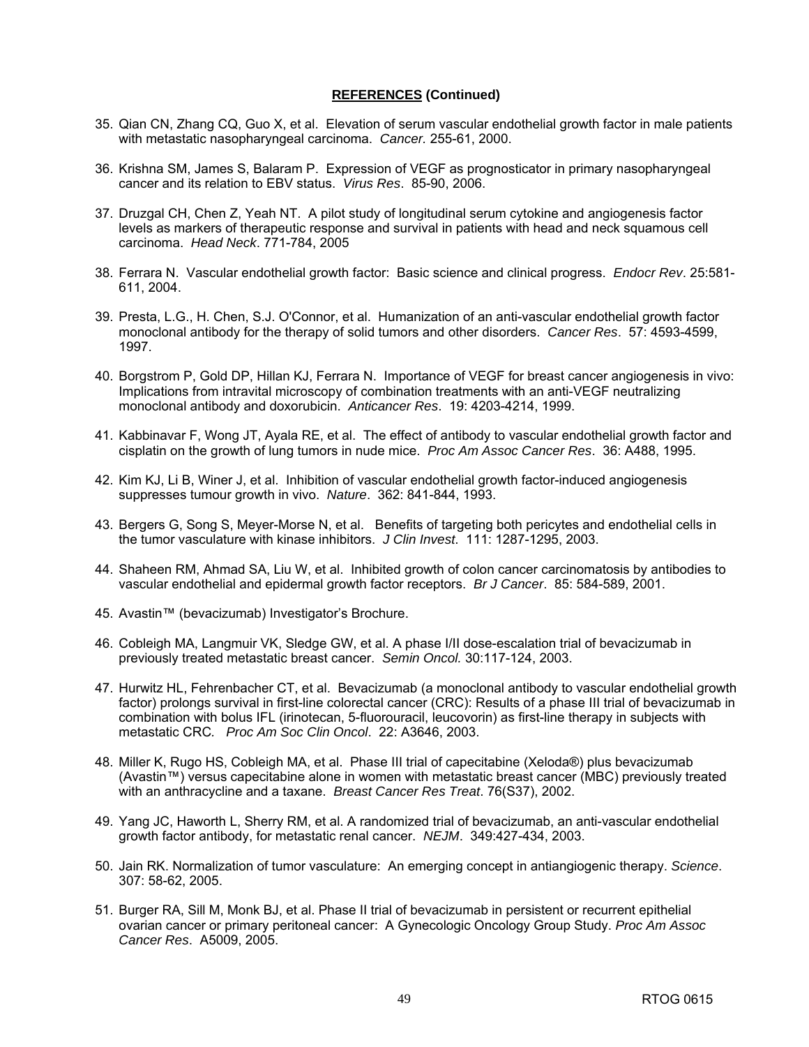## **REFERENCES (Continued)**

35. Qian CN, Zhang CQ, Guo X, et al. Elevation of serum vascular endothelial growth factor in male patients with metastatic nasopharyngeal carcinoma. *Cancer.* 255-61, 2000.

36. Krishna SM, James S, Balaram P. Expression of VEGF as prognosticator in primary nasopharyngeal cancer and its relation to EBV status. *Virus Res*. 85-90, 2006.

37. Druzgal CH, Chen Z, Yeah NT. A pilot study of longitudinal serum cytokine and angiogenesis factor levels as markers of therapeutic response and survival in patients with head and neck squamous cell carcinoma. *Head Neck*. 771-784, 2005

38. Ferrara N. Vascular endothelial growth factor: Basic science and clinical progress. *Endocr Rev*. 25:581-611, 2004.

39. Presta, L.G., H. Chen, S.J. O'Connor, et al. Humanization of an anti-vascular endothelial growth factor monoclonal antibody for the therapy of solid tumors and other disorders. *Cancer Res*. 57: 4593-4599, 1997.

40. Borgstrom P, Gold DP, Hillan KJ, Ferrara N. Importance of VEGF for breast cancer angiogenesis in vivo: Implications from intravital microscopy of combination treatments with an anti-VEGF neutralizing monoclonal antibody and doxorubicin. *Anticancer Res*. 19: 4203-4214, 1999.

41. Kabbinavar F, Wong JT, Ayala RE, et al. The effect of antibody to vascular endothelial growth factor and cisplatin on the growth of lung tumors in nude mice. *Proc Am Assoc Cancer Res*. 36: A488, 1995.

42. Kim KJ, Li B, Winer J, et al. Inhibition of vascular endothelial growth factor-induced angiogenesis suppresses tumour growth in vivo. *Nature*. 362: 841-844, 1993.

43. Bergers G, Song S, Meyer-Morse N, et al. Benefits of targeting both pericytes and endothelial cells in the tumor vasculature with kinase inhibitors. *J Clin Invest*. 111: 1287-1295, 2003.

44. Shaheen RM, Ahmad SA, Liu W, et al. Inhibited growth of colon cancer carcinomatosis by antibodies to vascular endothelial and epidermal growth factor receptors. *Br J Cancer*. 85: 584-589, 2001.

45. Avastin™ (bevacizumab) Investigator's Brochure.

46. Cobleigh MA, Langmuir VK, Sledge GW, et al. A phase I/II dose-escalation trial of bevacizumab in previously treated metastatic breast cancer. *Semin Oncol.* 30:117-124, 2003.

47. Hurwitz HL, Fehrenbacher CT, et al. Bevacizumab (a monoclonal antibody to vascular endothelial growth factor) prolongs survival in first-line colorectal cancer (CRC): Results of a phase III trial of bevacizumab in combination with bolus IFL (irinotecan, 5-fluorouracil, leucovorin) as first-line therapy in subjects with metastatic CRC*. Proc Am Soc Clin Oncol*. 22: A3646, 2003.

48. Miller K, Rugo HS, Cobleigh MA, et al. Phase III trial of capecitabine (Xeloda®) plus bevacizumab (Avastin™) versus capecitabine alone in women with metastatic breast cancer (MBC) previously treated with an anthracycline and a taxane. *Breast Cancer Res Treat*. 76(S37), 2002.

49. Yang JC, Haworth L, Sherry RM, et al. A randomized trial of bevacizumab, an anti-vascular endothelial growth factor antibody, for metastatic renal cancer. *NEJM*. 349:427-434, 2003.

50. Jain RK. Normalization of tumor vasculature: An emerging concept in antiangiogenic therapy. *Science*. 307: 58-62, 2005.

51. Burger RA, Sill M, Monk BJ, et al. Phase II trial of bevacizumab in persistent or recurrent epithelial ovarian cancer or primary peritoneal cancer: A Gynecologic Oncology Group Study. *Proc Am Assoc Cancer Res*. A5009, 2005.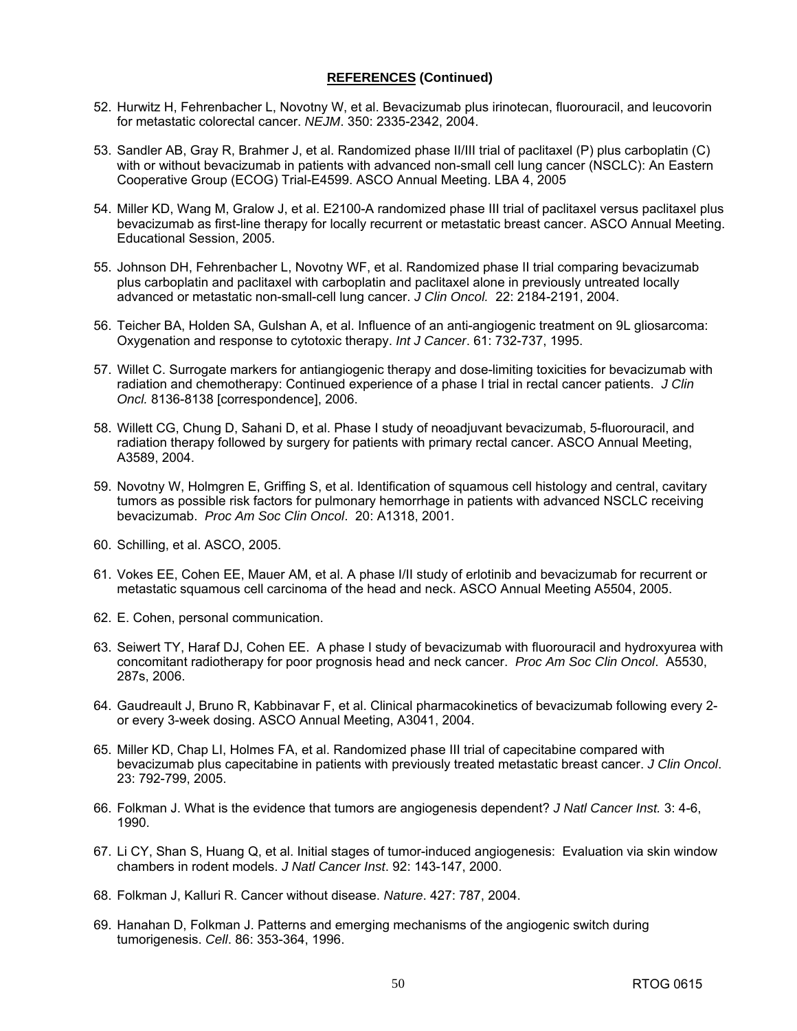## **REFERENCES (Continued)**

52. Hurwitz H, Fehrenbacher L, Novotny W, et al. Bevacizumab plus irinotecan, fluorouracil, and leucovorin for metastatic colorectal cancer. *NEJM*. 350: 2335-2342, 2004.

53. Sandler AB, Gray R, Brahmer J, et al. Randomized phase II/III trial of paclitaxel (P) plus carboplatin (C) with or without bevacizumab in patients with advanced non-small cell lung cancer (NSCLC): An Eastern Cooperative Group (ECOG) Trial-E4599. ASCO Annual Meeting. LBA 4, 2005

54. Miller KD, Wang M, Gralow J, et al. E2100-A randomized phase III trial of paclitaxel versus paclitaxel plus bevacizumab as first-line therapy for locally recurrent or metastatic breast cancer. ASCO Annual Meeting. Educational Session, 2005.

55. Johnson DH, Fehrenbacher L, Novotny WF, et al. Randomized phase II trial comparing bevacizumab plus carboplatin and paclitaxel with carboplatin and paclitaxel alone in previously untreated locally advanced or metastatic non-small-cell lung cancer. *J Clin Oncol.* 22: 2184-2191, 2004.

56. Teicher BA, Holden SA, Gulshan A, et al. Influence of an anti-angiogenic treatment on 9L gliosarcoma: Oxygenation and response to cytotoxic therapy. *Int J Cancer*. 61: 732-737, 1995.

57. Willet C. Surrogate markers for antiangiogenic therapy and dose-limiting toxicities for bevacizumab with radiation and chemotherapy: Continued experience of a phase I trial in rectal cancer patients. *J Clin Oncl.* 8136-8138 [correspondence], 2006.

58. Willett CG, Chung D, Sahani D, et al. Phase I study of neoadjuvant bevacizumab, 5-fluorouracil, and radiation therapy followed by surgery for patients with primary rectal cancer. ASCO Annual Meeting, A3589, 2004.

59. Novotny W, Holmgren E, Griffing S, et al. Identification of squamous cell histology and central, cavitary tumors as possible risk factors for pulmonary hemorrhage in patients with advanced NSCLC receiving bevacizumab. *Proc Am Soc Clin Oncol*. 20: A1318, 2001.

60. Schilling, et al. ASCO, 2005.

61. Vokes EE, Cohen EE, Mauer AM, et al. A phase I/II study of erlotinib and bevacizumab for recurrent or metastatic squamous cell carcinoma of the head and neck. ASCO Annual Meeting A5504, 2005.

62. E. Cohen, personal communication.

63. Seiwert TY, Haraf DJ, Cohen EE. A phase I study of bevacizumab with fluorouracil and hydroxyurea with concomitant radiotherapy for poor prognosis head and neck cancer. *Proc Am Soc Clin Oncol*. A5530, 287s, 2006.

64. Gaudreault J, Bruno R, Kabbinavar F, et al. Clinical pharmacokinetics of bevacizumab following every 2- or every 3-week dosing. ASCO Annual Meeting, A3041, 2004.

65. Miller KD, Chap LI, Holmes FA, et al. Randomized phase III trial of capecitabine compared with bevacizumab plus capecitabine in patients with previously treated metastatic breast cancer. *J Clin Oncol*. 23: 792-799, 2005.

66. Folkman J. What is the evidence that tumors are angiogenesis dependent? *J Natl Cancer Inst.* 3: 4-6, 1990.

67. Li CY, Shan S, Huang Q, et al. Initial stages of tumor-induced angiogenesis: Evaluation via skin window chambers in rodent models. *J Natl Cancer Inst*. 92: 143-147, 2000.

68. Folkman J, Kalluri R. Cancer without disease. *Nature*. 427: 787, 2004.

69. Hanahan D, Folkman J. Patterns and emerging mechanisms of the angiogenic switch during tumorigenesis. *Cell*. 86: 353-364, 1996.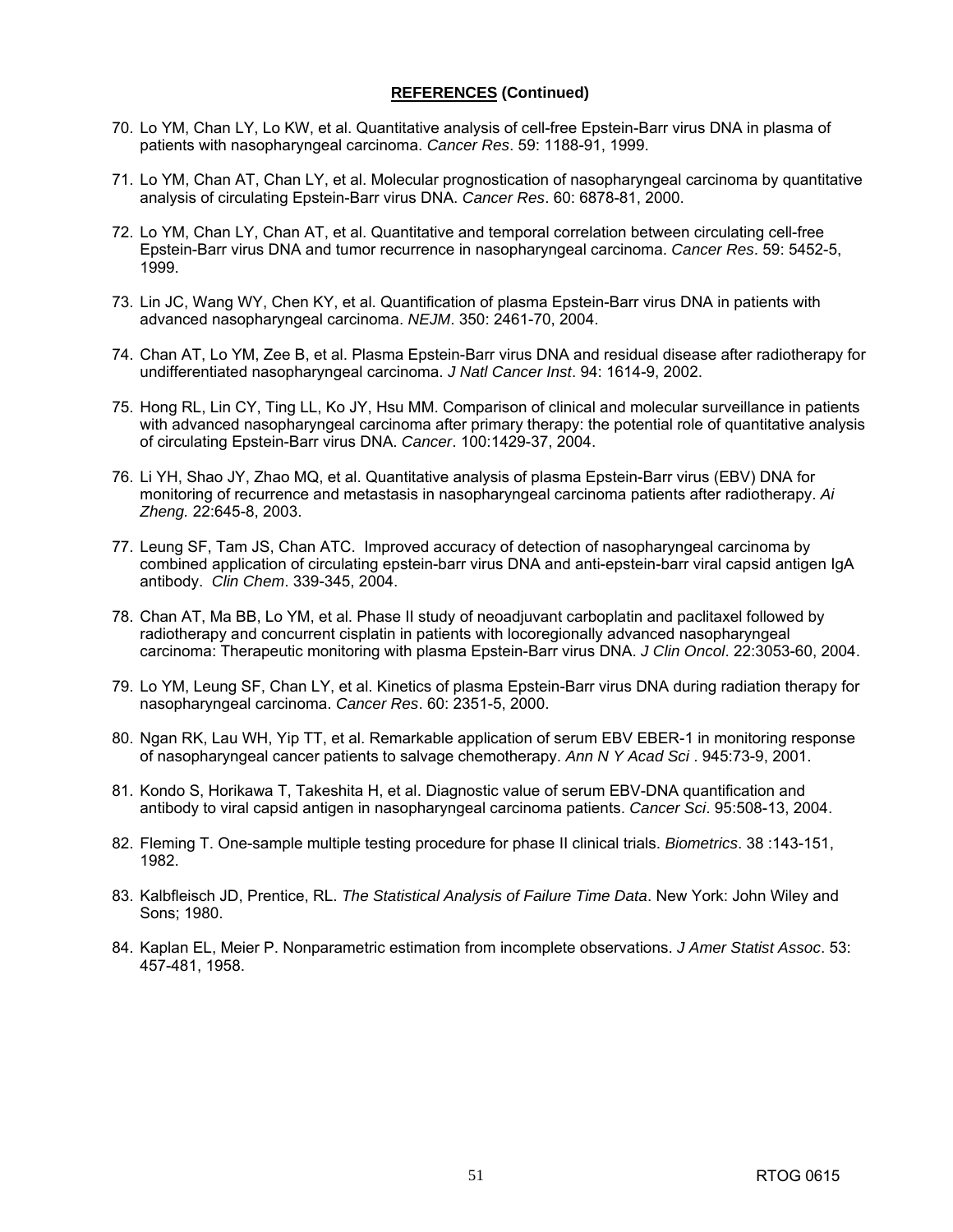## **REFERENCES (Continued)**

70. Lo YM, Chan LY, Lo KW, et al. Quantitative analysis of cell-free Epstein-Barr virus DNA in plasma of patients with nasopharyngeal carcinoma. *Cancer Res*. 59: 1188-91, 1999.

71. Lo YM, Chan AT, Chan LY, et al. Molecular prognostication of nasopharyngeal carcinoma by quantitative analysis of circulating Epstein-Barr virus DNA. *Cancer Res*. 60: 6878-81, 2000.

72. Lo YM, Chan LY, Chan AT, et al. Quantitative and temporal correlation between circulating cell-free Epstein-Barr virus DNA and tumor recurrence in nasopharyngeal carcinoma. *Cancer Res*. 59: 5452-5, 1999.

73. Lin JC, Wang WY, Chen KY, et al. Quantification of plasma Epstein-Barr virus DNA in patients with advanced nasopharyngeal carcinoma. *NEJM*. 350: 2461-70, 2004.

74. Chan AT, Lo YM, Zee B, et al. Plasma Epstein-Barr virus DNA and residual disease after radiotherapy for undifferentiated nasopharyngeal carcinoma. *J Natl Cancer Inst*. 94: 1614-9, 2002.

75. Hong RL, Lin CY, Ting LL, Ko JY, Hsu MM. Comparison of clinical and molecular surveillance in patients with advanced nasopharyngeal carcinoma after primary therapy: the potential role of quantitative analysis of circulating Epstein-Barr virus DNA. *Cancer*. 100:1429-37, 2004.

76. Li YH, Shao JY, Zhao MQ, et al. Quantitative analysis of plasma Epstein-Barr virus (EBV) DNA for monitoring of recurrence and metastasis in nasopharyngeal carcinoma patients after radiotherapy. *Ai Zheng.* 22:645-8, 2003.

77. Leung SF, Tam JS, Chan ATC. Improved accuracy of detection of nasopharyngeal carcinoma by combined application of circulating epstein-barr virus DNA and anti-epstein-barr viral capsid antigen IgA antibody. *Clin Chem*. 339-345, 2004.

78. Chan AT, Ma BB, Lo YM, et al. Phase II study of neoadjuvant carboplatin and paclitaxel followed by radiotherapy and concurrent cisplatin in patients with locoregionally advanced nasopharyngeal carcinoma: Therapeutic monitoring with plasma Epstein-Barr virus DNA. *J Clin Oncol*. 22:3053-60, 2004.

79. Lo YM, Leung SF, Chan LY, et al. Kinetics of plasma Epstein-Barr virus DNA during radiation therapy for nasopharyngeal carcinoma. *Cancer Res*. 60: 2351-5, 2000.

80. Ngan RK, Lau WH, Yip TT, et al. Remarkable application of serum EBV EBER-1 in monitoring response of nasopharyngeal cancer patients to salvage chemotherapy. *Ann N Y Acad Sci* . 945:73-9, 2001.

81. Kondo S, Horikawa T, Takeshita H, et al. Diagnostic value of serum EBV-DNA quantification and antibody to viral capsid antigen in nasopharyngeal carcinoma patients. *Cancer Sci*. 95:508-13, 2004.

82. Fleming T. One-sample multiple testing procedure for phase II clinical trials. *Biometrics*. 38 :143-151, 1982.

83. Kalbfleisch JD, Prentice, RL. *The Statistical Analysis of Failure Time Data*. New York: John Wiley and Sons; 1980.

84. Kaplan EL, Meier P. Nonparametric estimation from incomplete observations. *J Amer Statist Assoc*. 53: 457-481, 1958.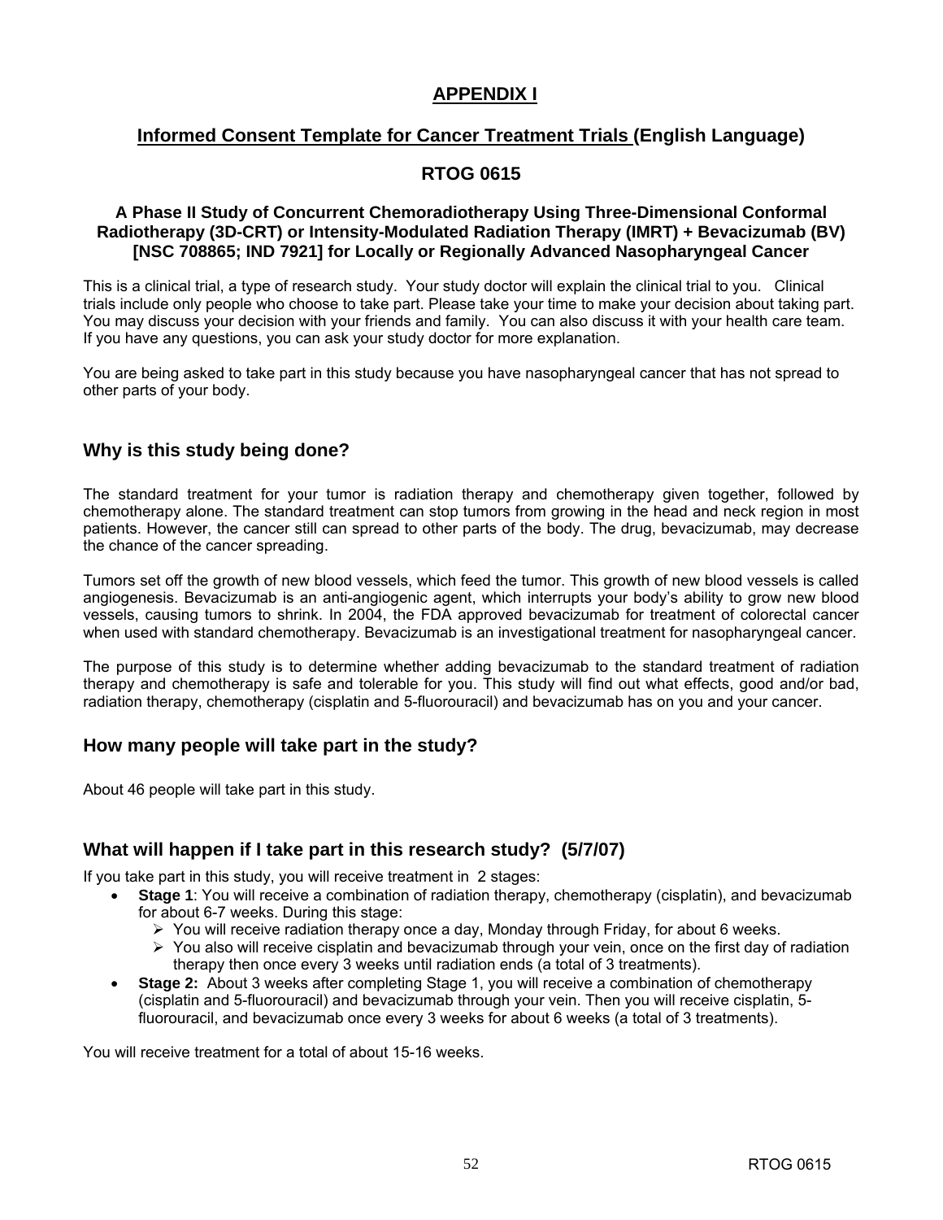# APPENDIX I

## Informed Consent Template for Cancer Treatment Trials (English Language)

## RTOG 0615

### A Phase II Study of Concurrent Chemoradiotherapy Using Three-Dimensional Conformal Radiotherapy (3D-CRT) or Intensity-Modulated Radiation Therapy (IMRT) + Bevacizumab (BV) [NSC 708865; IND 7921] for Locally or Regionally Advanced Nasopharyngeal Cancer

This is a clinical trial, a type of research study. Your study doctor will explain the clinical trial to you. Clinical trials include only people who choose to take part. Please take your time to make your decision about taking part. You may discuss your decision with your friends and family. You can also discuss it with your health care team. If you have any questions, you can ask your study doctor for more explanation.

You are being asked to take part in this study because you have nasopharyngeal cancer that has not spread to other parts of your body.

## Why is this study being done?

The standard treatment for your tumor is radiation therapy and chemotherapy given together, followed by chemotherapy alone. The standard treatment can stop tumors from growing in the head and neck region in most patients. However, the cancer still can spread to other parts of the body. The drug, bevacizumab, may decrease the chance of the cancer spreading.

Tumors set off the growth of new blood vessels, which feed the tumor. This growth of new blood vessels is called angiogenesis. Bevacizumab is an anti-angiogenic agent, which interrupts your body's ability to grow new blood vessels, causing tumors to shrink. In 2004, the FDA approved bevacizumab for treatment of colorectal cancer when used with standard chemotherapy. Bevacizumab is an investigational treatment for nasopharyngeal cancer.

The purpose of this study is to determine whether adding bevacizumab to the standard treatment of radiation therapy and chemotherapy is safe and tolerable for you. This study will find out what effects, good and/or bad, radiation therapy, chemotherapy (cisplatin and 5-fluorouracil) and bevacizumab has on you and your cancer.

## How many people will take part in the study?

About 46 people will take part in this study.

## What will happen if I take part in this research study? (5/7/07)

If you take part in this study, you will receive treatment in 2 stages:

- **Stage 1**: You will receive a combination of radiation therapy, chemotherapy (cisplatin), and bevacizumab for about 6-7 weeks. During this stage:
  - You will receive radiation therapy once a day, Monday through Friday, for about 6 weeks.
  - You also will receive cisplatin and bevacizumab through your vein, once on the first day of radiation therapy then once every 3 weeks until radiation ends (a total of 3 treatments).
- **Stage 2:** About 3 weeks after completing Stage 1, you will receive a combination of chemotherapy (cisplatin and 5-fluorouracil) and bevacizumab through your vein. Then you will receive cisplatin, 5-fluorouracil, and bevacizumab once every 3 weeks for about 6 weeks (a total of 3 treatments).

You will receive treatment for a total of about 15-16 weeks.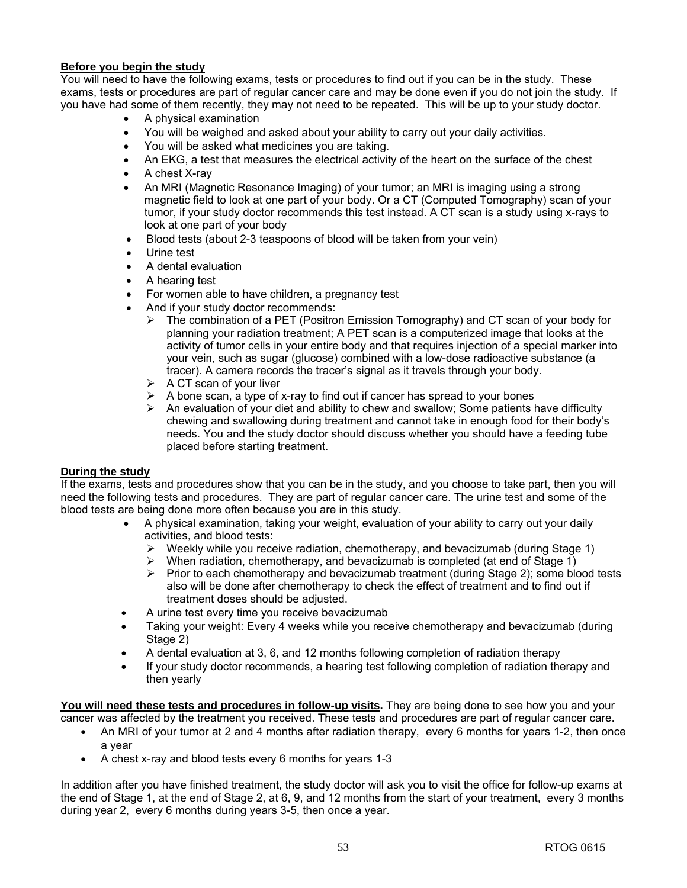**Before you begin the study**

You will need to have the following exams, tests or procedures to find out if you can be in the study. These exams, tests or procedures are part of regular cancer care and may be done even if you do not join the study. If you have had some of them recently, they may not need to be repeated. This will be up to your study doctor.

- A physical examination
- You will be weighed and asked about your ability to carry out your daily activities.
- You will be asked what medicines you are taking.
- An EKG, a test that measures the electrical activity of the heart on the surface of the chest
- A chest X-ray
- An MRI (Magnetic Resonance Imaging) of your tumor; an MRI is imaging using a strong magnetic field to look at one part of your body. Or a CT (Computed Tomography) scan of your tumor, if your study doctor recommends this test instead. A CT scan is a study using x-rays to look at one part of your body
- Blood tests (about 2-3 teaspoons of blood will be taken from your vein)
- Urine test
- A dental evaluation
- A hearing test
- For women able to have children, a pregnancy test
- And if your study doctor recommends:
  - The combination of a PET (Positron Emission Tomography) and CT scan of your body for planning your radiation treatment; A PET scan is a computerized image that looks at the activity of tumor cells in your entire body and that requires injection of a special marker into your vein, such as sugar (glucose) combined with a low-dose radioactive substance (a tracer). A camera records the tracer's signal as it travels through your body.
  - A CT scan of your liver
  - A bone scan, a type of x-ray to find out if cancer has spread to your bones
  - An evaluation of your diet and ability to chew and swallow; Some patients have difficulty chewing and swallowing during treatment and cannot take in enough food for their body's needs. You and the study doctor should discuss whether you should have a feeding tube placed before starting treatment.

**During the study**

If the exams, tests and procedures show that you can be in the study, and you choose to take part, then you will need the following tests and procedures. They are part of regular cancer care. The urine test and some of the blood tests are being done more often because you are in this study.

- A physical examination, taking your weight, evaluation of your ability to carry out your daily activities, and blood tests:
  - Weekly while you receive radiation, chemotherapy, and bevacizumab (during Stage 1)
  - When radiation, chemotherapy, and bevacizumab is completed (at end of Stage 1)
  - Prior to each chemotherapy and bevacizumab treatment (during Stage 2); some blood tests also will be done after chemotherapy to check the effect of treatment and to find out if treatment doses should be adjusted.
- A urine test every time you receive bevacizumab
- Taking your weight: Every 4 weeks while you receive chemotherapy and bevacizumab (during Stage 2)
- A dental evaluation at 3, 6, and 12 months following completion of radiation therapy
- If your study doctor recommends, a hearing test following completion of radiation therapy and then yearly

**You will need these tests and procedures in follow-up visits.** They are being done to see how you and your cancer was affected by the treatment you received. These tests and procedures are part of regular cancer care.

- An MRI of your tumor at 2 and 4 months after radiation therapy, every 6 months for years 1-2, then once a year
- A chest x-ray and blood tests every 6 months for years 1-3

In addition after you have finished treatment, the study doctor will ask you to visit the office for follow-up exams at the end of Stage 1, at the end of Stage 2, at 6, 9, and 12 months from the start of your treatment, every 3 months during year 2, every 6 months during years 3-5, then once a year.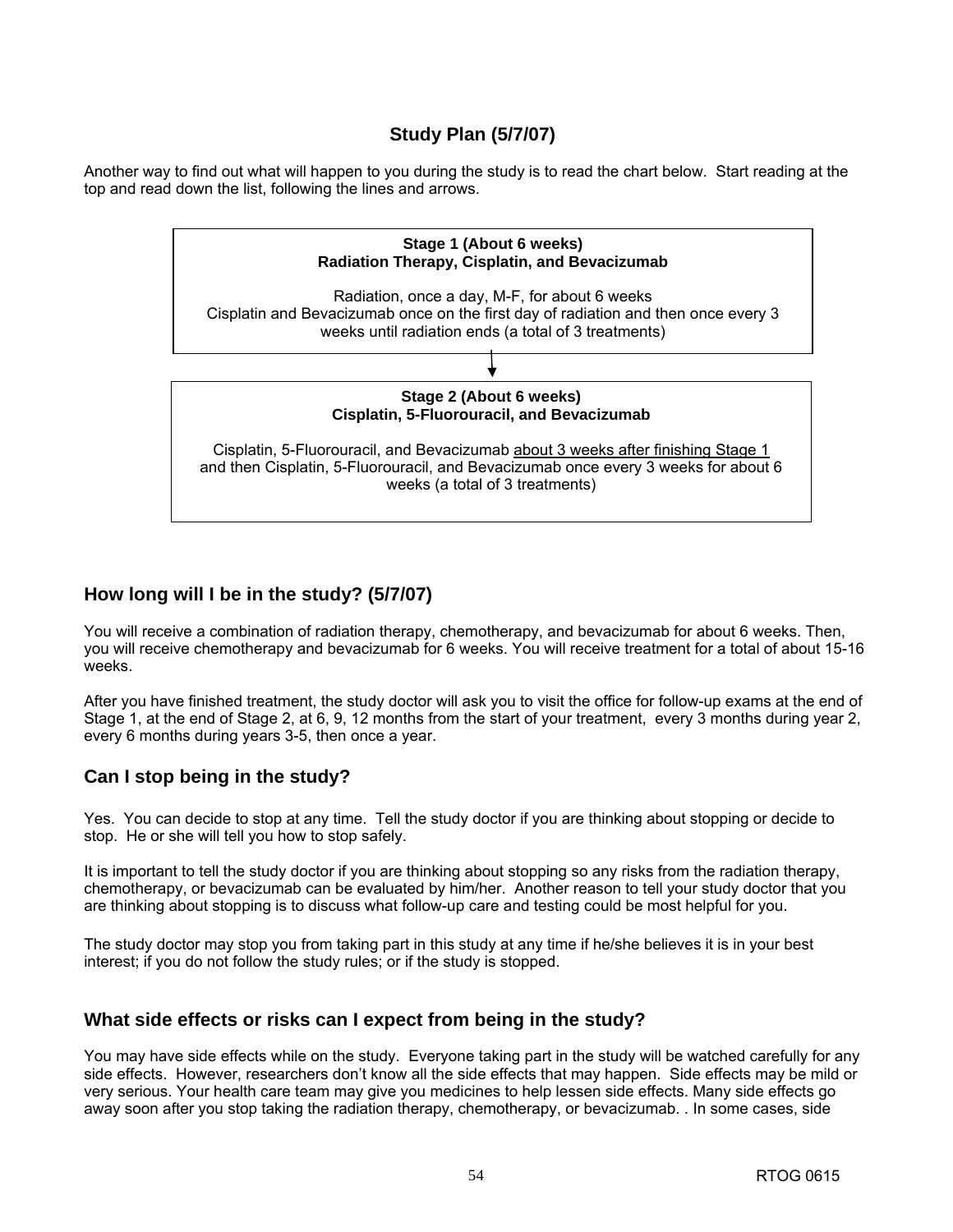## Study Plan (5/7/07)

Another way to find out what will happen to you during the study is to read the chart below. Start reading at the top and read down the list, following the lines and arrows.

**Stage 1 (About 6 weeks)**
**Radiation Therapy, Cisplatin, and Bevacizumab**

Radiation, once a day, M-F, for about 6 weeks
Cisplatin and Bevacizumab once on the first day of radiation and then once every 3 weeks until radiation ends (a total of 3 treatments)

↓

**Stage 2 (About 6 weeks)**
**Cisplatin, 5-Fluorouracil, and Bevacizumab**

Cisplatin, 5-Fluorouracil, and Bevacizumab about 3 weeks after finishing Stage 1 and then Cisplatin, 5-Fluorouracil, and Bevacizumab once every 3 weeks for about 6 weeks (a total of 3 treatments)

## How long will I be in the study? (5/7/07)

You will receive a combination of radiation therapy, chemotherapy, and bevacizumab for about 6 weeks. Then, you will receive chemotherapy and bevacizumab for 6 weeks. You will receive treatment for a total of about 15-16 weeks.

After you have finished treatment, the study doctor will ask you to visit the office for follow-up exams at the end of Stage 1, at the end of Stage 2, at 6, 9, 12 months from the start of your treatment, every 3 months during year 2, every 6 months during years 3-5, then once a year.

## Can I stop being in the study?

Yes. You can decide to stop at any time. Tell the study doctor if you are thinking about stopping or decide to stop. He or she will tell you how to stop safely.

It is important to tell the study doctor if you are thinking about stopping so any risks from the radiation therapy, chemotherapy, or bevacizumab can be evaluated by him/her. Another reason to tell your study doctor that you are thinking about stopping is to discuss what follow-up care and testing could be most helpful for you.

The study doctor may stop you from taking part in this study at any time if he/she believes it is in your best interest; if you do not follow the study rules; or if the study is stopped.

## What side effects or risks can I expect from being in the study?

You may have side effects while on the study. Everyone taking part in the study will be watched carefully for any side effects. However, researchers don't know all the side effects that may happen. Side effects may be mild or very serious. Your health care team may give you medicines to help lessen side effects. Many side effects go away soon after you stop taking the radiation therapy, chemotherapy, or bevacizumab. . In some cases, side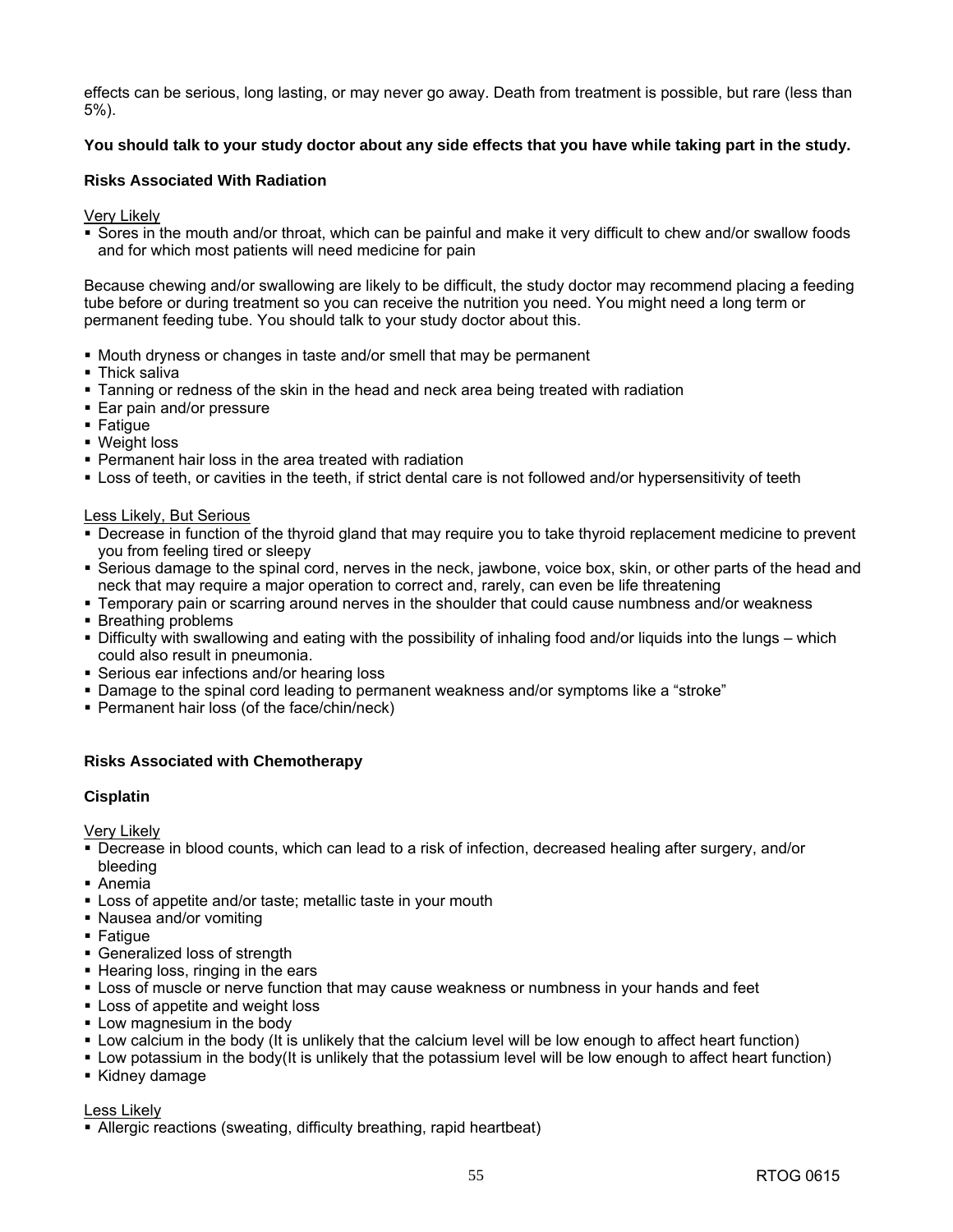effects can be serious, long lasting, or may never go away. Death from treatment is possible, but rare (less than 5%).

**You should talk to your study doctor about any side effects that you have while taking part in the study.**

**Risks Associated With Radiation**

Very Likely

- Sores in the mouth and/or throat, which can be painful and make it very difficult to chew and/or swallow foods and for which most patients will need medicine for pain

Because chewing and/or swallowing are likely to be difficult, the study doctor may recommend placing a feeding tube before or during treatment so you can receive the nutrition you need. You might need a long term or permanent feeding tube. You should talk to your study doctor about this.

- Mouth dryness or changes in taste and/or smell that may be permanent
- Thick saliva
- Tanning or redness of the skin in the head and neck area being treated with radiation
- Ear pain and/or pressure
- Fatigue
- Weight loss
- Permanent hair loss in the area treated with radiation
- Loss of teeth, or cavities in the teeth, if strict dental care is not followed and/or hypersensitivity of teeth

Less Likely, But Serious

- Decrease in function of the thyroid gland that may require you to take thyroid replacement medicine to prevent you from feeling tired or sleepy
- Serious damage to the spinal cord, nerves in the neck, jawbone, voice box, skin, or other parts of the head and neck that may require a major operation to correct and, rarely, can even be life threatening
- Temporary pain or scarring around nerves in the shoulder that could cause numbness and/or weakness
- Breathing problems
- Difficulty with swallowing and eating with the possibility of inhaling food and/or liquids into the lungs – which could also result in pneumonia.
- Serious ear infections and/or hearing loss
- Damage to the spinal cord leading to permanent weakness and/or symptoms like a "stroke"
- Permanent hair loss (of the face/chin/neck)

**Risks Associated with Chemotherapy**

**Cisplatin**

Very Likely

- Decrease in blood counts, which can lead to a risk of infection, decreased healing after surgery, and/or bleeding
- Anemia
- Loss of appetite and/or taste; metallic taste in your mouth
- Nausea and/or vomiting
- Fatigue
- Generalized loss of strength
- Hearing loss, ringing in the ears
- Loss of muscle or nerve function that may cause weakness or numbness in your hands and feet
- Loss of appetite and weight loss
- Low magnesium in the body
- Low calcium in the body (It is unlikely that the calcium level will be low enough to affect heart function)
- Low potassium in the body(It is unlikely that the potassium level will be low enough to affect heart function)
- Kidney damage

Less Likely

- Allergic reactions (sweating, difficulty breathing, rapid heartbeat)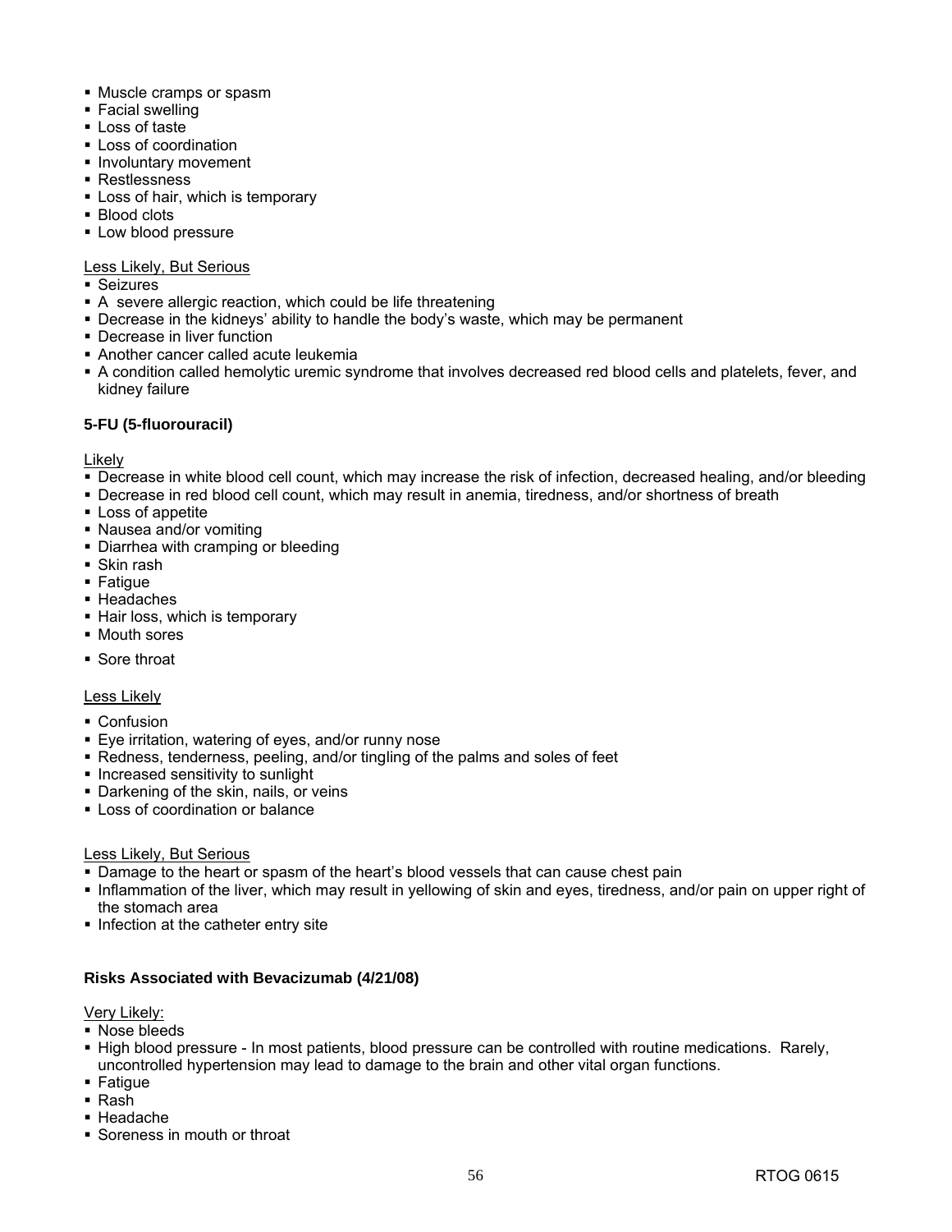- Muscle cramps or spasm
- Facial swelling
- Loss of taste
- Loss of coordination
- Involuntary movement
- Restlessness
- Loss of hair, which is temporary
- Blood clots
- Low blood pressure

Less Likely, But Serious

- Seizures
- A severe allergic reaction, which could be life threatening
- Decrease in the kidneys' ability to handle the body's waste, which may be permanent
- Decrease in liver function
- Another cancer called acute leukemia
- A condition called hemolytic uremic syndrome that involves decreased red blood cells and platelets, fever, and kidney failure

**5-FU (5-fluorouracil)**

Likely

- Decrease in white blood cell count, which may increase the risk of infection, decreased healing, and/or bleeding
- Decrease in red blood cell count, which may result in anemia, tiredness, and/or shortness of breath
- Loss of appetite
- Nausea and/or vomiting
- Diarrhea with cramping or bleeding
- Skin rash
- Fatigue
- Headaches
- Hair loss, which is temporary
- Mouth sores
- Sore throat

Less Likely

- Confusion
- Eye irritation, watering of eyes, and/or runny nose
- Redness, tenderness, peeling, and/or tingling of the palms and soles of feet
- Increased sensitivity to sunlight
- Darkening of the skin, nails, or veins
- Loss of coordination or balance

Less Likely, But Serious

- Damage to the heart or spasm of the heart's blood vessels that can cause chest pain
- Inflammation of the liver, which may result in yellowing of skin and eyes, tiredness, and/or pain on upper right of the stomach area
- Infection at the catheter entry site

**Risks Associated with Bevacizumab (4/21/08)**

Very Likely:

- Nose bleeds
- High blood pressure - In most patients, blood pressure can be controlled with routine medications. Rarely, uncontrolled hypertension may lead to damage to the brain and other vital organ functions.
- Fatigue
- Rash
- Headache
- Soreness in mouth or throat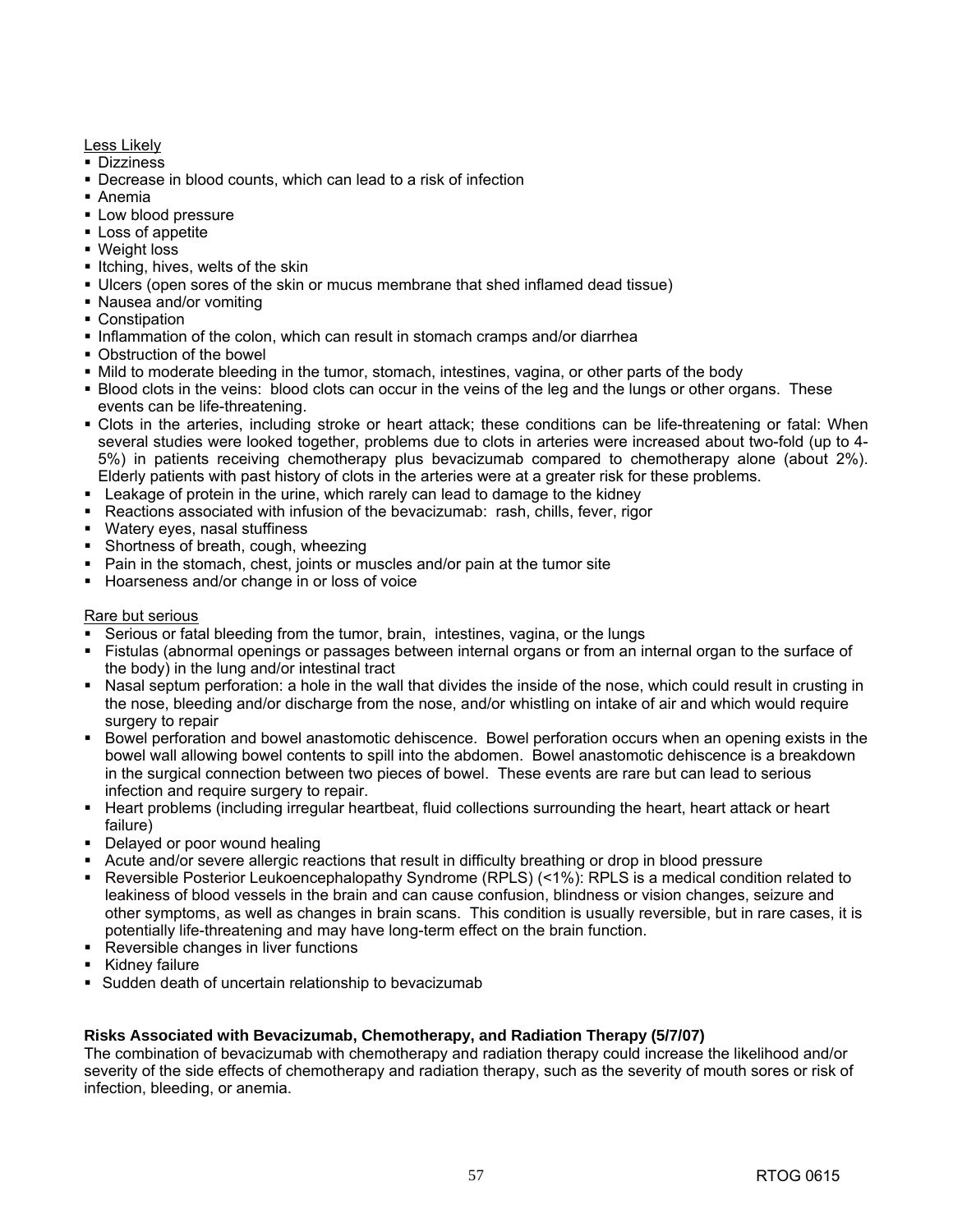Less Likely

- Dizziness
- Decrease in blood counts, which can lead to a risk of infection
- Anemia
- Low blood pressure
- Loss of appetite
- Weight loss
- Itching, hives, welts of the skin
- Ulcers (open sores of the skin or mucus membrane that shed inflamed dead tissue)
- Nausea and/or vomiting
- Constipation
- Inflammation of the colon, which can result in stomach cramps and/or diarrhea
- Obstruction of the bowel
- Mild to moderate bleeding in the tumor, stomach, intestines, vagina, or other parts of the body
- Blood clots in the veins: blood clots can occur in the veins of the leg and the lungs or other organs. These events can be life-threatening.
- Clots in the arteries, including stroke or heart attack; these conditions can be life-threatening or fatal: When several studies were looked together, problems due to clots in arteries were increased about two-fold (up to 4-5%) in patients receiving chemotherapy plus bevacizumab compared to chemotherapy alone (about 2%). Elderly patients with past history of clots in the arteries were at a greater risk for these problems.
- Leakage of protein in the urine, which rarely can lead to damage to the kidney
- Reactions associated with infusion of the bevacizumab: rash, chills, fever, rigor
- Watery eyes, nasal stuffiness
- Shortness of breath, cough, wheezing
- Pain in the stomach, chest, joints or muscles and/or pain at the tumor site
- Hoarseness and/or change in or loss of voice

Rare but serious

- Serious or fatal bleeding from the tumor, brain, intestines, vagina, or the lungs
- Fistulas (abnormal openings or passages between internal organs or from an internal organ to the surface of the body) in the lung and/or intestinal tract
- Nasal septum perforation: a hole in the wall that divides the inside of the nose, which could result in crusting in the nose, bleeding and/or discharge from the nose, and/or whistling on intake of air and which would require surgery to repair
- Bowel perforation and bowel anastomotic dehiscence. Bowel perforation occurs when an opening exists in the bowel wall allowing bowel contents to spill into the abdomen. Bowel anastomotic dehiscence is a breakdown in the surgical connection between two pieces of bowel. These events are rare but can lead to serious infection and require surgery to repair.
- Heart problems (including irregular heartbeat, fluid collections surrounding the heart, heart attack or heart failure)
- Delayed or poor wound healing
- Acute and/or severe allergic reactions that result in difficulty breathing or drop in blood pressure
- Reversible Posterior Leukoencephalopathy Syndrome (RPLS) (<1%): RPLS is a medical condition related to leakiness of blood vessels in the brain and can cause confusion, blindness or vision changes, seizure and other symptoms, as well as changes in brain scans. This condition is usually reversible, but in rare cases, it is potentially life-threatening and may have long-term effect on the brain function.
- Reversible changes in liver functions
- Kidney failure
- Sudden death of uncertain relationship to bevacizumab

**Risks Associated with Bevacizumab, Chemotherapy, and Radiation Therapy (5/7/07)**

The combination of bevacizumab with chemotherapy and radiation therapy could increase the likelihood and/or severity of the side effects of chemotherapy and radiation therapy, such as the severity of mouth sores or risk of infection, bleeding, or anemia.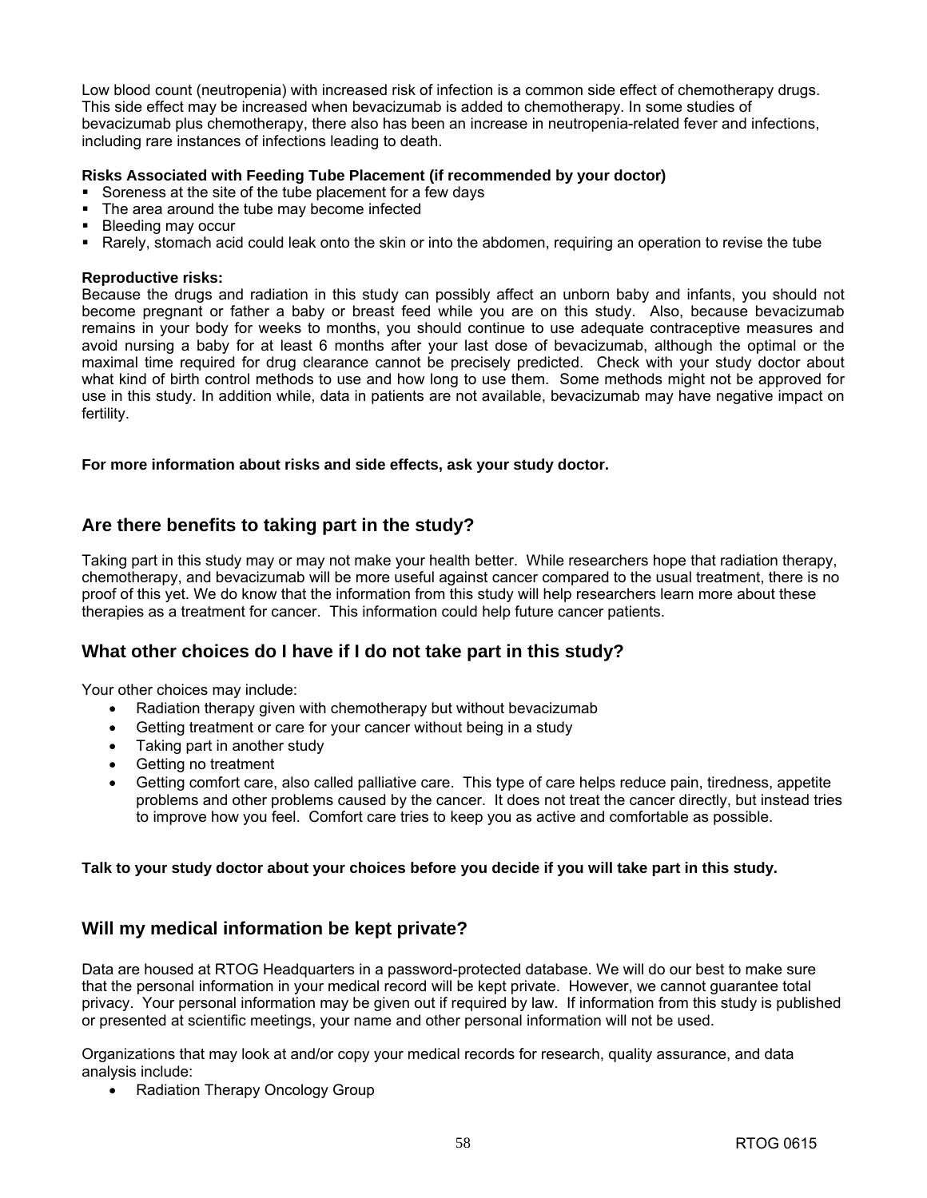Low blood count (neutropenia) with increased risk of infection is a common side effect of chemotherapy drugs. This side effect may be increased when bevacizumab is added to chemotherapy. In some studies of bevacizumab plus chemotherapy, there also has been an increase in neutropenia-related fever and infections, including rare instances of infections leading to death.

**Risks Associated with Feeding Tube Placement (if recommended by your doctor)**

- Soreness at the site of the tube placement for a few days
- The area around the tube may become infected
- Bleeding may occur
- Rarely, stomach acid could leak onto the skin or into the abdomen, requiring an operation to revise the tube

**Reproductive risks:**

Because the drugs and radiation in this study can possibly affect an unborn baby and infants, you should not become pregnant or father a baby or breast feed while you are on this study. Also, because bevacizumab remains in your body for weeks to months, you should continue to use adequate contraceptive measures and avoid nursing a baby for at least 6 months after your last dose of bevacizumab, although the optimal or the maximal time required for drug clearance cannot be precisely predicted. Check with your study doctor about what kind of birth control methods to use and how long to use them. Some methods might not be approved for use in this study. In addition while, data in patients are not available, bevacizumab may have negative impact on fertility.

**For more information about risks and side effects, ask your study doctor.**

## Are there benefits to taking part in the study?

Taking part in this study may or may not make your health better. While researchers hope that radiation therapy, chemotherapy, and bevacizumab will be more useful against cancer compared to the usual treatment, there is no proof of this yet. We do know that the information from this study will help researchers learn more about these therapies as a treatment for cancer. This information could help future cancer patients.

## What other choices do I have if I do not take part in this study?

Your other choices may include:

- Radiation therapy given with chemotherapy but without bevacizumab
- Getting treatment or care for your cancer without being in a study
- Taking part in another study
- Getting no treatment
- Getting comfort care, also called palliative care. This type of care helps reduce pain, tiredness, appetite problems and other problems caused by the cancer. It does not treat the cancer directly, but instead tries to improve how you feel. Comfort care tries to keep you as active and comfortable as possible.

**Talk to your study doctor about your choices before you decide if you will take part in this study.**

## Will my medical information be kept private?

Data are housed at RTOG Headquarters in a password-protected database. We will do our best to make sure that the personal information in your medical record will be kept private. However, we cannot guarantee total privacy. Your personal information may be given out if required by law. If information from this study is published or presented at scientific meetings, your name and other personal information will not be used.

Organizations that may look at and/or copy your medical records for research, quality assurance, and data analysis include:

- Radiation Therapy Oncology Group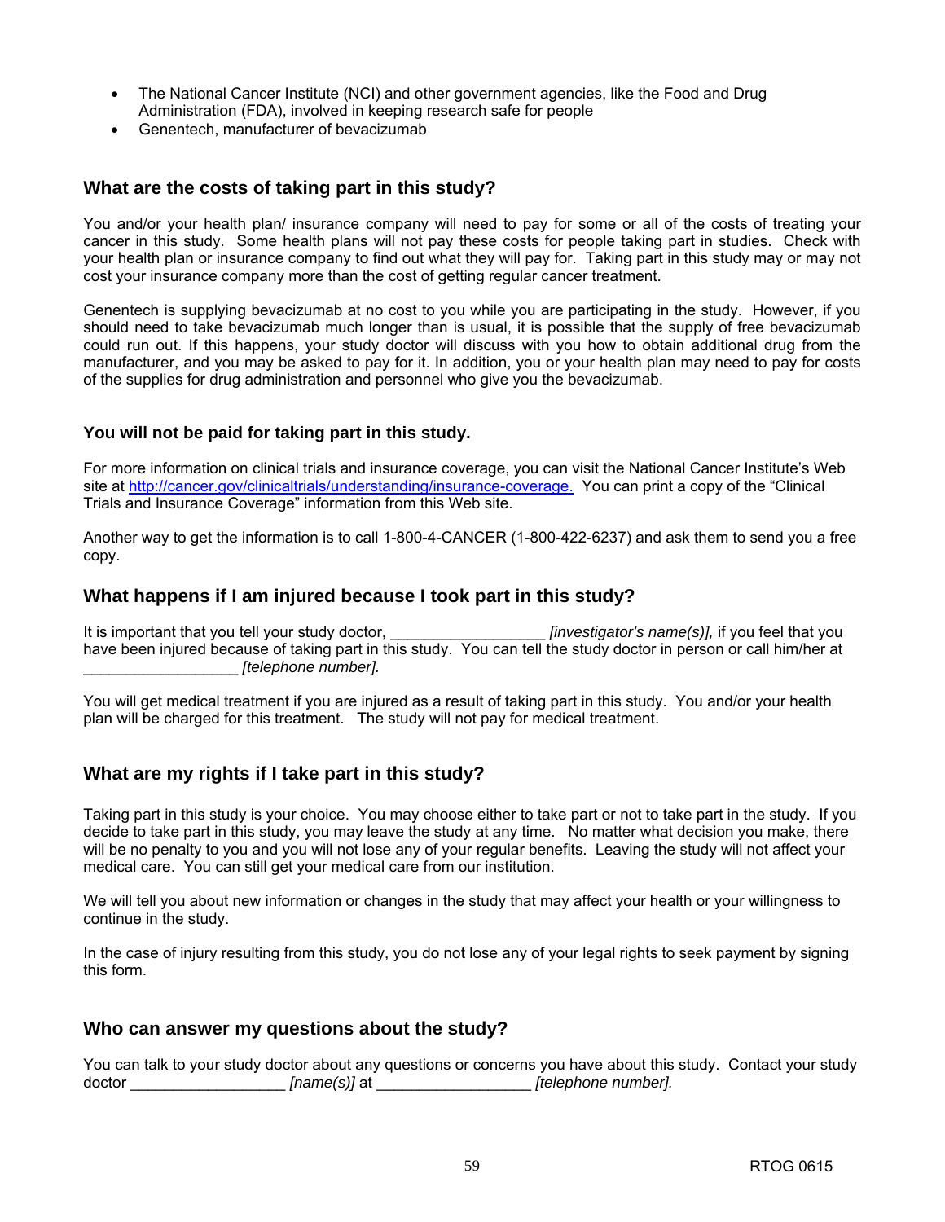- The National Cancer Institute (NCI) and other government agencies, like the Food and Drug Administration (FDA), involved in keeping research safe for people
- Genentech, manufacturer of bevacizumab

### What are the costs of taking part in this study?

You and/or your health plan/ insurance company will need to pay for some or all of the costs of treating your cancer in this study. Some health plans will not pay these costs for people taking part in studies. Check with your health plan or insurance company to find out what they will pay for. Taking part in this study may or may not cost your insurance company more than the cost of getting regular cancer treatment.

Genentech is supplying bevacizumab at no cost to you while you are participating in the study. However, if you should need to take bevacizumab much longer than is usual, it is possible that the supply of free bevacizumab could run out. If this happens, your study doctor will discuss with you how to obtain additional drug from the manufacturer, and you may be asked to pay for it. In addition, you or your health plan may need to pay for costs of the supplies for drug administration and personnel who give you the bevacizumab.

**You will not be paid for taking part in this study.**

For more information on clinical trials and insurance coverage, you can visit the National Cancer Institute's Web site at http://cancer.gov/clinicaltrials/understanding/insurance-coverage. You can print a copy of the "Clinical Trials and Insurance Coverage" information from this Web site.

Another way to get the information is to call 1-800-4-CANCER (1-800-422-6237) and ask them to send you a free copy.

### What happens if I am injured because I took part in this study?

It is important that you tell your study doctor, __________________ *[investigator's name(s)],* if you feel that you have been injured because of taking part in this study. You can tell the study doctor in person or call him/her at __________________ *[telephone number].*

You will get medical treatment if you are injured as a result of taking part in this study. You and/or your health plan will be charged for this treatment. The study will not pay for medical treatment.

### What are my rights if I take part in this study?

Taking part in this study is your choice. You may choose either to take part or not to take part in the study. If you decide to take part in this study, you may leave the study at any time. No matter what decision you make, there will be no penalty to you and you will not lose any of your regular benefits. Leaving the study will not affect your medical care. You can still get your medical care from our institution.

We will tell you about new information or changes in the study that may affect your health or your willingness to continue in the study.

In the case of injury resulting from this study, you do not lose any of your legal rights to seek payment by signing this form.

### Who can answer my questions about the study?

You can talk to your study doctor about any questions or concerns you have about this study. Contact your study doctor __________________ *[name(s)]* at __________________ *[telephone number].*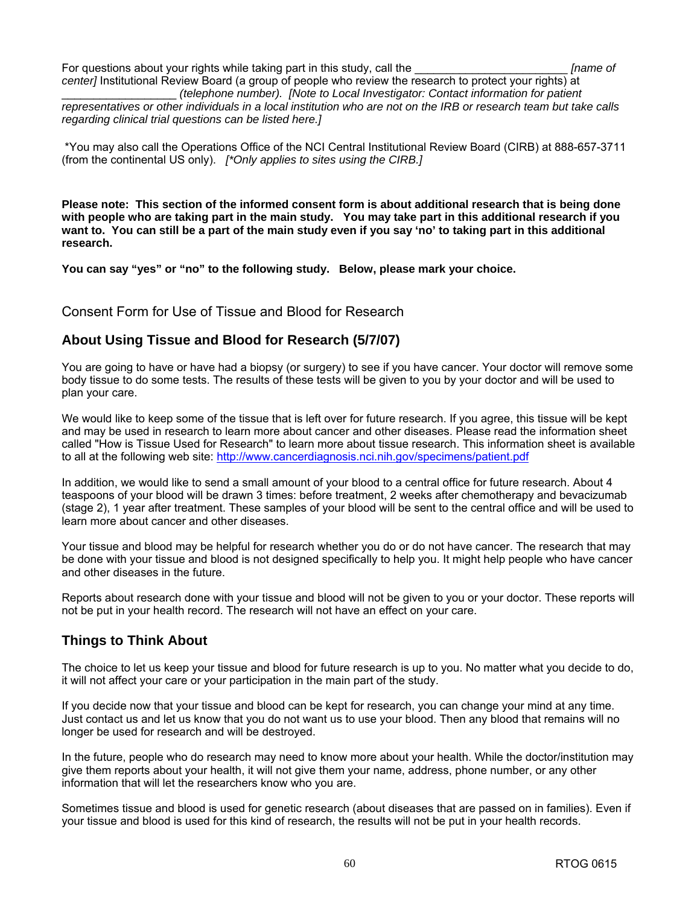For questions about your rights while taking part in this study, call the ________________________ *[name of center]* Institutional Review Board (a group of people who review the research to protect your rights) at __________________ *(telephone number). [Note to Local Investigator: Contact information for patient representatives or other individuals in a local institution who are not on the IRB or research team but take calls regarding clinical trial questions can be listed here.]*

*You may also call the Operations Office of the NCI Central Institutional Review Board (CIRB) at 888-657-3711 (from the continental US only). *[*Only applies to sites using the CIRB.]*

**Please note: This section of the informed consent form is about additional research that is being done with people who are taking part in the main study. You may take part in this additional research if you want to. You can still be a part of the main study even if you say 'no' to taking part in this additional research.**

**You can say "yes" or "no" to the following study. Below, please mark your choice.**

## Consent Form for Use of Tissue and Blood for Research

### About Using Tissue and Blood for Research (5/7/07)

You are going to have or have had a biopsy (or surgery) to see if you have cancer. Your doctor will remove some body tissue to do some tests. The results of these tests will be given to you by your doctor and will be used to plan your care.

We would like to keep some of the tissue that is left over for future research. If you agree, this tissue will be kept and may be used in research to learn more about cancer and other diseases. Please read the information sheet called "How is Tissue Used for Research" to learn more about tissue research. This information sheet is available to all at the following web site: http://www.cancerdiagnosis.nci.nih.gov/specimens/patient.pdf

In addition, we would like to send a small amount of your blood to a central office for future research. About 4 teaspoons of your blood will be drawn 3 times: before treatment, 2 weeks after chemotherapy and bevacizumab (stage 2), 1 year after treatment. These samples of your blood will be sent to the central office and will be used to learn more about cancer and other diseases.

Your tissue and blood may be helpful for research whether you do or do not have cancer. The research that may be done with your tissue and blood is not designed specifically to help you. It might help people who have cancer and other diseases in the future.

Reports about research done with your tissue and blood will not be given to you or your doctor. These reports will not be put in your health record. The research will not have an effect on your care.

### Things to Think About

The choice to let us keep your tissue and blood for future research is up to you. No matter what you decide to do, it will not affect your care or your participation in the main part of the study.

If you decide now that your tissue and blood can be kept for research, you can change your mind at any time. Just contact us and let us know that you do not want us to use your blood. Then any blood that remains will no longer be used for research and will be destroyed.

In the future, people who do research may need to know more about your health. While the doctor/institution may give them reports about your health, it will not give them your name, address, phone number, or any other information that will let the researchers know who you are.

Sometimes tissue and blood is used for genetic research (about diseases that are passed on in families). Even if your tissue and blood is used for this kind of research, the results will not be put in your health records.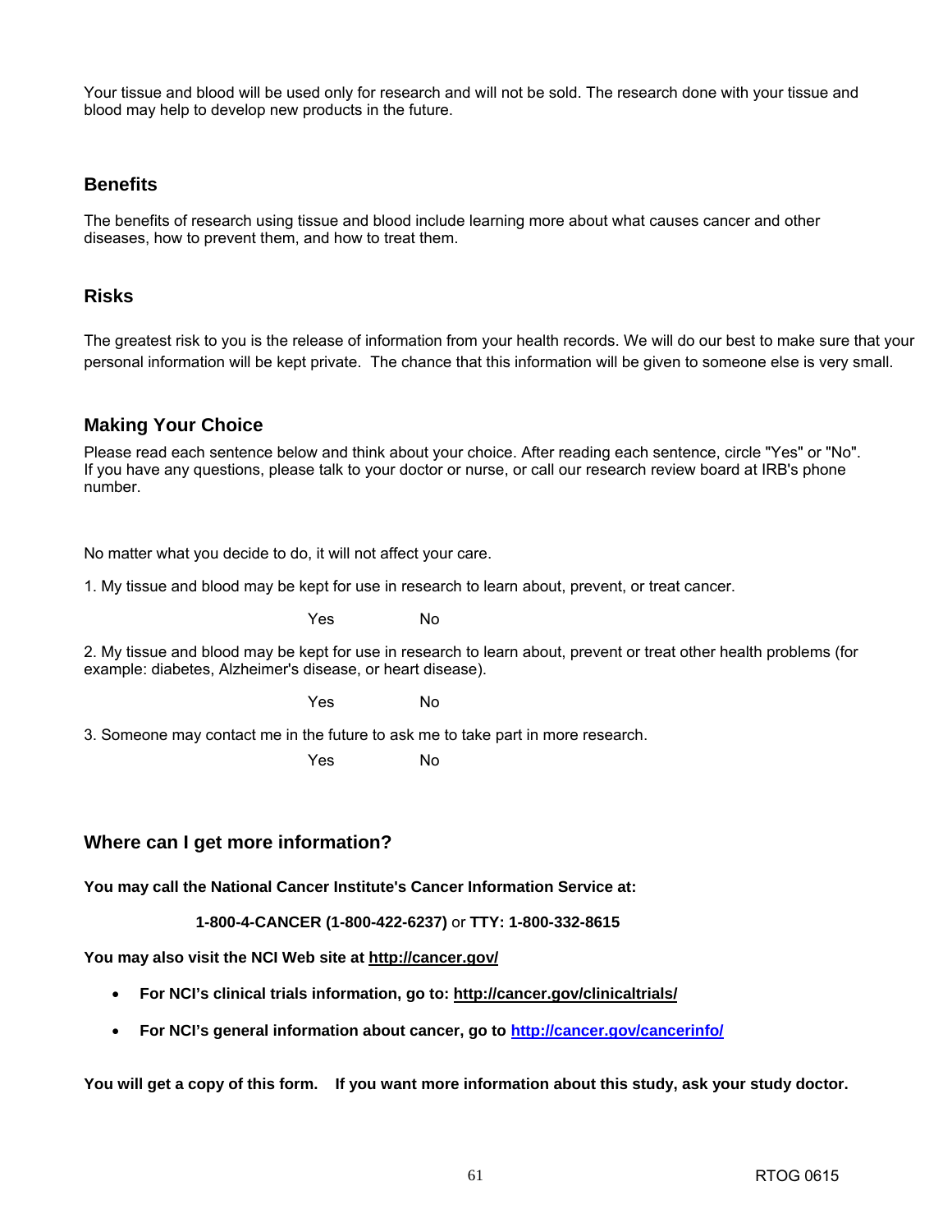Your tissue and blood will be used only for research and will not be sold. The research done with your tissue and blood may help to develop new products in the future.

## Benefits

The benefits of research using tissue and blood include learning more about what causes cancer and other diseases, how to prevent them, and how to treat them.

## Risks

The greatest risk to you is the release of information from your health records. We will do our best to make sure that your personal information will be kept private. The chance that this information will be given to someone else is very small.

## Making Your Choice

Please read each sentence below and think about your choice. After reading each sentence, circle "Yes" or "No". If you have any questions, please talk to your doctor or nurse, or call our research review board at IRB's phone number.

No matter what you decide to do, it will not affect your care.

1. My tissue and blood may be kept for use in research to learn about, prevent, or treat cancer.

Yes No

2. My tissue and blood may be kept for use in research to learn about, prevent or treat other health problems (for example: diabetes, Alzheimer's disease, or heart disease).

Yes No

3. Someone may contact me in the future to ask me to take part in more research.

Yes No

## Where can I get more information?

**You may call the National Cancer Institute's Cancer Information Service at:**

**1-800-4-CANCER (1-800-422-6237)** or **TTY: 1-800-332-8615**

**You may also visit the NCI Web site at http://cancer.gov/**

- **For NCI's clinical trials information, go to: http://cancer.gov/clinicaltrials/**
- **For NCI's general information about cancer, go to http://cancer.gov/cancerinfo/**

**You will get a copy of this form. If you want more information about this study, ask your study doctor.**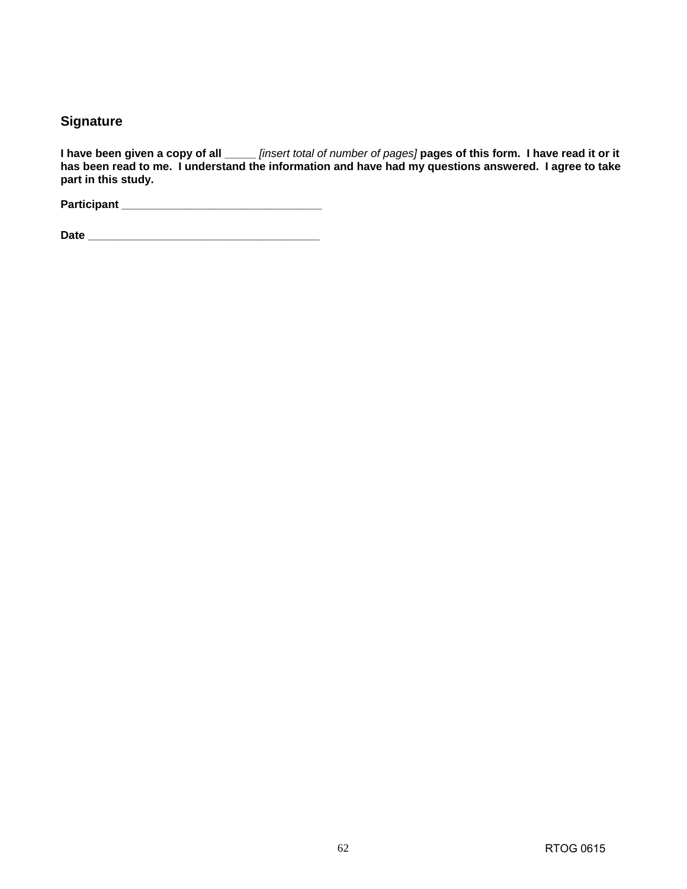## Signature

**I have been given a copy of all** _____ *[insert total of number of pages]* **pages of this form. I have read it or it has been read to me. I understand the information and have had my questions answered. I agree to take part in this study.**

**Participant** ________________________________

**Date** _____________________________________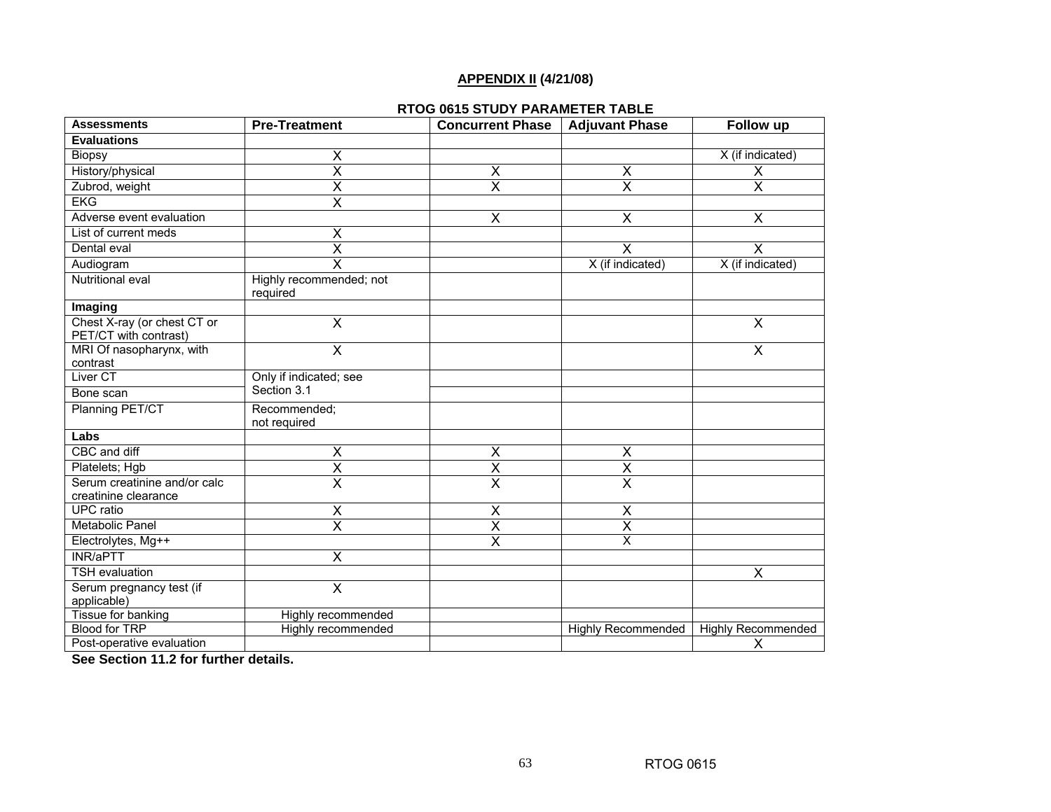**APPENDIX II (4/21/08)**

**RTOG 0615 STUDY PARAMETER TABLE**

| Assessments | Pre-Treatment | Concurrent Phase | Adjuvant Phase | Follow up |
|---|---|---|---|---|
| **Evaluations** | | | | |
| Biopsy | X | | | X (if indicated) |
| History/physical | X | X | X | X |
| Zubrod, weight | X | X | X | X |
| EKG | X | | | |
| Adverse event evaluation | | X | X | X |
| List of current meds | X | | | |
| Dental eval | X | | X | X |
| Audiogram | X | | X (if indicated) | X (if indicated) |
| Nutritional eval | Highly recommended; not required | | | |
| **Imaging** | | | | |
| Chest X-ray (or chest CT or PET/CT with contrast) | X | | | X |
| MRI Of nasopharynx, with contrast | X | | | X |
| Liver CT | Only if indicated; see Section 3.1 | | | |
| Bone scan | | | | |
| Planning PET/CT | Recommended; not required | | | |
| **Labs** | | | | |
| CBC and diff | X | X | X | |
| Platelets; Hgb | X | X | X | |
| Serum creatinine and/or calc creatinine clearance | X | X | X | |
| UPC ratio | X | X | X | |
| Metabolic Panel | X | X | X | |
| Electrolytes, Mg++ | | X | X | |
| INR/aPTT | X | | | |
| TSH evaluation | | | | X |
| Serum pregnancy test (if applicable) | X | | | |
| Tissue for banking | Highly recommended | | | |
| Blood for TRP | Highly recommended | | Highly Recommended | Highly Recommended |
| Post-operative evaluation | | | | X |

**See Section 11.2 for further details.**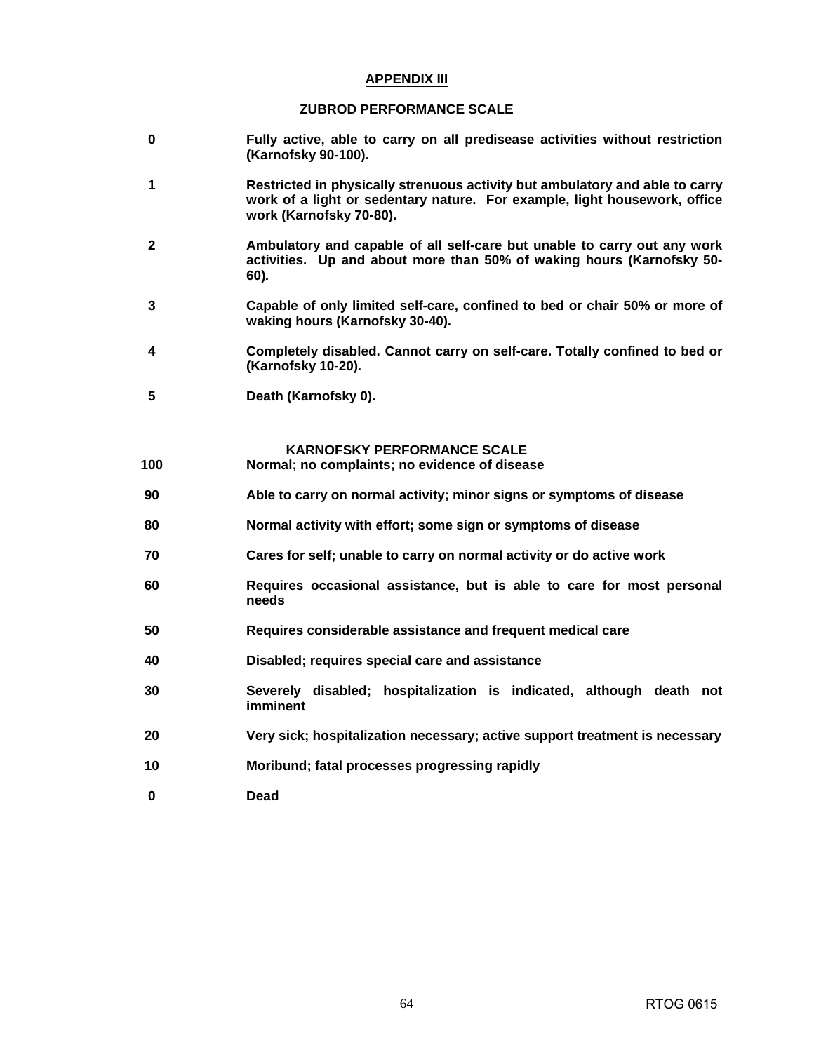## APPENDIX III

### ZUBROD PERFORMANCE SCALE

| | |
|---|---|
| 0 | Fully active, able to carry on all predisease activities without restriction (Karnofsky 90-100). |
| 1 | Restricted in physically strenuous activity but ambulatory and able to carry work of a light or sedentary nature. For example, light housework, office work (Karnofsky 70-80). |
| 2 | Ambulatory and capable of all self-care but unable to carry out any work activities. Up and about more than 50% of waking hours (Karnofsky 50-60). |
| 3 | Capable of only limited self-care, confined to bed or chair 50% or more of waking hours (Karnofsky 30-40). |
| 4 | Completely disabled. Cannot carry on self-care. Totally confined to bed or (Karnofsky 10-20). |
| 5 | Death (Karnofsky 0). |

### KARNOFSKY PERFORMANCE SCALE

| | |
|---|---|
| 100 | Normal; no complaints; no evidence of disease |
| 90 | Able to carry on normal activity; minor signs or symptoms of disease |
| 80 | Normal activity with effort; some sign or symptoms of disease |
| 70 | Cares for self; unable to carry on normal activity or do active work |
| 60 | Requires occasional assistance, but is able to care for most personal needs |
| 50 | Requires considerable assistance and frequent medical care |
| 40 | Disabled; requires special care and assistance |
| 30 | Severely disabled; hospitalization is indicated, although death not imminent |
| 20 | Very sick; hospitalization necessary; active support treatment is necessary |
| 10 | Moribund; fatal processes progressing rapidly |
| 0 | Dead |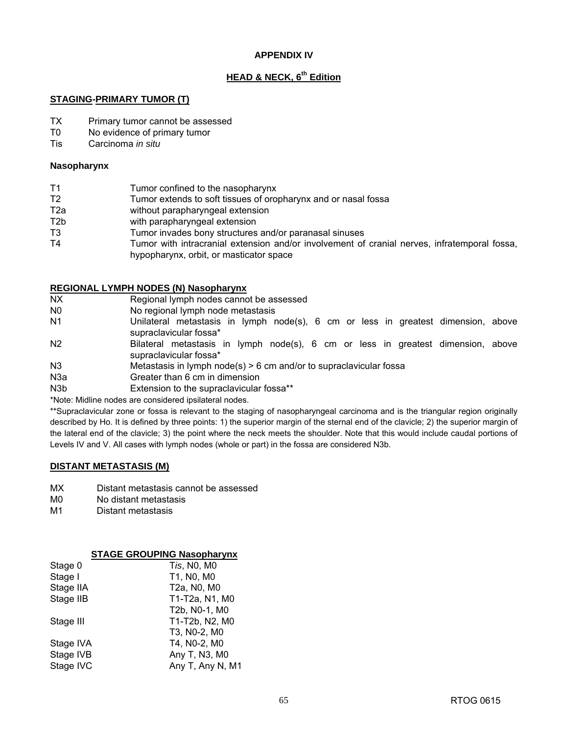# APPENDIX IV

## HEAD & NECK, 6th Edition

### STAGING-PRIMARY TUMOR (T)

| | |
|---|---|
| TX | Primary tumor cannot be assessed |
| T0 | No evidence of primary tumor |
| Tis | Carcinoma *in situ* |

#### Nasopharynx

| | |
|---|---|
| T1 | Tumor confined to the nasopharynx |
| T2 | Tumor extends to soft tissues of oropharynx and or nasal fossa |
| T2a | without parapharyngeal extension |
| T2b | with parapharyngeal extension |
| T3 | Tumor invades bony structures and/or paranasal sinuses |
| T4 | Tumor with intracranial extension and/or involvement of cranial nerves, infratemporal fossa, hypopharynx, orbit, or masticator space |

### REGIONAL LYMPH NODES (N) Nasopharynx

| | |
|---|---|
| NX | Regional lymph nodes cannot be assessed |
| N0 | No regional lymph node metastasis |
| N1 | Unilateral metastasis in lymph node(s), 6 cm or less in greatest dimension, above supraclavicular fossa* |
| N2 | Bilateral metastasis in lymph node(s), 6 cm or less in greatest dimension, above supraclavicular fossa* |
| N3 | Metastasis in lymph node(s) > 6 cm and/or to supraclavicular fossa |
| N3a | Greater than 6 cm in dimension |
| N3b | Extension to the supraclavicular fossa** |

*Note: Midline nodes are considered ipsilateral nodes.

**Supraclavicular zone or fossa is relevant to the staging of nasopharyngeal carcinoma and is the triangular region originally described by Ho. It is defined by three points: 1) the superior margin of the sternal end of the clavicle; 2) the superior margin of the lateral end of the clavicle; 3) the point where the neck meets the shoulder. Note that this would include caudal portions of Levels IV and V. All cases with lymph nodes (whole or part) in the fossa are considered N3b.

### DISTANT METASTASIS (M)

| | |
|---|---|
| MX | Distant metastasis cannot be assessed |
| M0 | No distant metastasis |
| M1 | Distant metastasis |

### STAGE GROUPING Nasopharynx

| | |
|---|---|
| Stage 0 | T*is*, N0, M0 |
| Stage I | T1, N0, M0 |
| Stage IIA | T2a, N0, M0 |
| Stage IIB | T1-T2a, N1, M0 |
| | T2b, N0-1, M0 |
| Stage III | T1-T2b, N2, M0 |
| | T3, N0-2, M0 |
| Stage IVA | T4, N0-2, M0 |
| Stage IVB | Any T, N3, M0 |
| Stage IVC | Any T, Any N, M1 |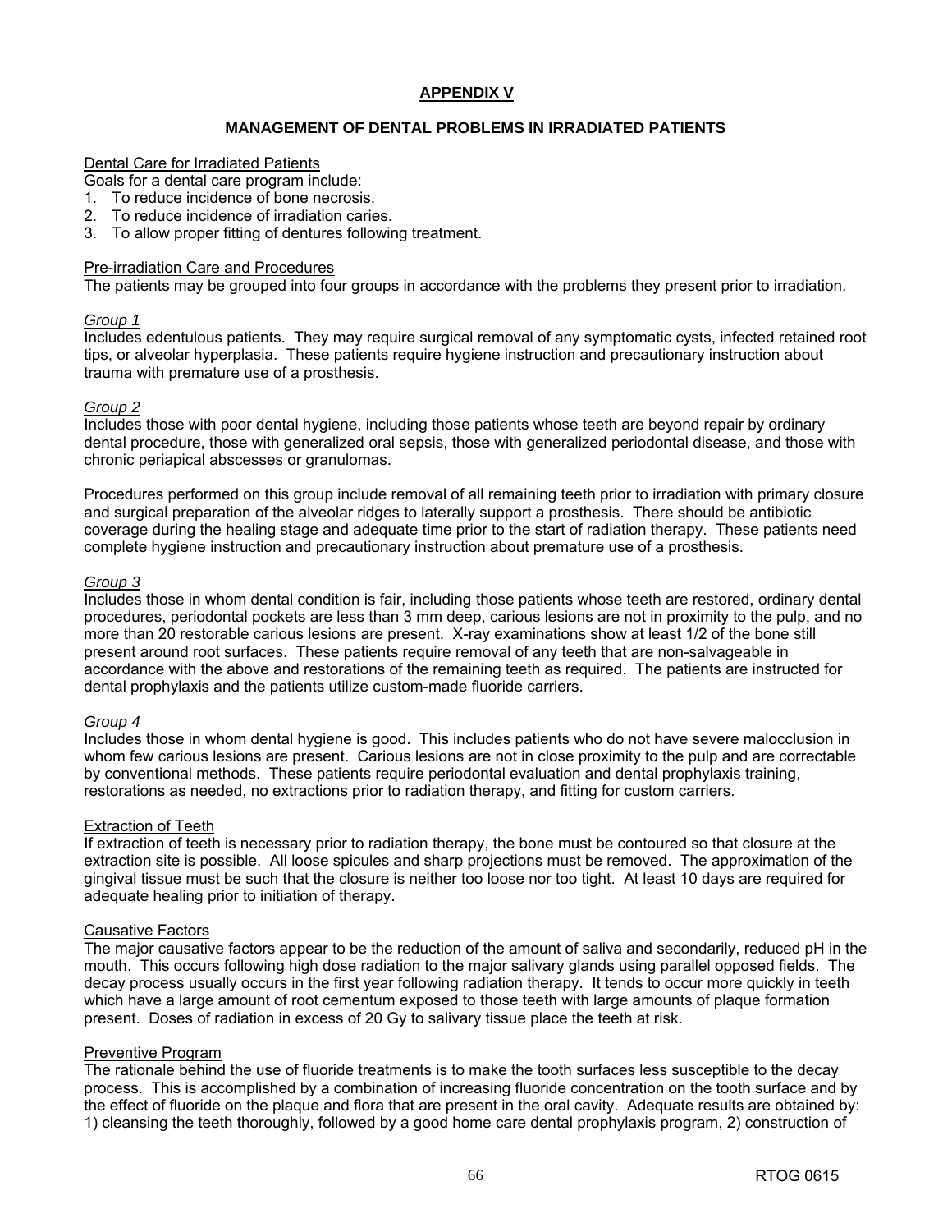## APPENDIX V

### MANAGEMENT OF DENTAL PROBLEMS IN IRRADIATED PATIENTS

Dental Care for Irradiated Patients

Goals for a dental care program include:

1. To reduce incidence of bone necrosis.
2. To reduce incidence of irradiation caries.
3. To allow proper fitting of dentures following treatment.

Pre-irradiation Care and Procedures

The patients may be grouped into four groups in accordance with the problems they present prior to irradiation.

*Group 1*

Includes edentulous patients. They may require surgical removal of any symptomatic cysts, infected retained root tips, or alveolar hyperplasia. These patients require hygiene instruction and precautionary instruction about trauma with premature use of a prosthesis.

*Group 2*

Includes those with poor dental hygiene, including those patients whose teeth are beyond repair by ordinary dental procedure, those with generalized oral sepsis, those with generalized periodontal disease, and those with chronic periapical abscesses or granulomas.

Procedures performed on this group include removal of all remaining teeth prior to irradiation with primary closure and surgical preparation of the alveolar ridges to laterally support a prosthesis. There should be antibiotic coverage during the healing stage and adequate time prior to the start of radiation therapy. These patients need complete hygiene instruction and precautionary instruction about premature use of a prosthesis.

*Group 3*

Includes those in whom dental condition is fair, including those patients whose teeth are restored, ordinary dental procedures, periodontal pockets are less than 3 mm deep, carious lesions are not in proximity to the pulp, and no more than 20 restorable carious lesions are present. X-ray examinations show at least 1/2 of the bone still present around root surfaces. These patients require removal of any teeth that are non-salvageable in accordance with the above and restorations of the remaining teeth as required. The patients are instructed for dental prophylaxis and the patients utilize custom-made fluoride carriers.

*Group 4*

Includes those in whom dental hygiene is good. This includes patients who do not have severe malocclusion in whom few carious lesions are present. Carious lesions are not in close proximity to the pulp and are correctable by conventional methods. These patients require periodontal evaluation and dental prophylaxis training, restorations as needed, no extractions prior to radiation therapy, and fitting for custom carriers.

Extraction of Teeth

If extraction of teeth is necessary prior to radiation therapy, the bone must be contoured so that closure at the extraction site is possible. All loose spicules and sharp projections must be removed. The approximation of the gingival tissue must be such that the closure is neither too loose nor too tight. At least 10 days are required for adequate healing prior to initiation of therapy.

Causative Factors

The major causative factors appear to be the reduction of the amount of saliva and secondarily, reduced pH in the mouth. This occurs following high dose radiation to the major salivary glands using parallel opposed fields. The decay process usually occurs in the first year following radiation therapy. It tends to occur more quickly in teeth which have a large amount of root cementum exposed to those teeth with large amounts of plaque formation present. Doses of radiation in excess of 20 Gy to salivary tissue place the teeth at risk.

Preventive Program

The rationale behind the use of fluoride treatments is to make the tooth surfaces less susceptible to the decay process. This is accomplished by a combination of increasing fluoride concentration on the tooth surface and by the effect of fluoride on the plaque and flora that are present in the oral cavity. Adequate results are obtained by: 1) cleansing the teeth thoroughly, followed by a good home care dental prophylaxis program, 2) construction of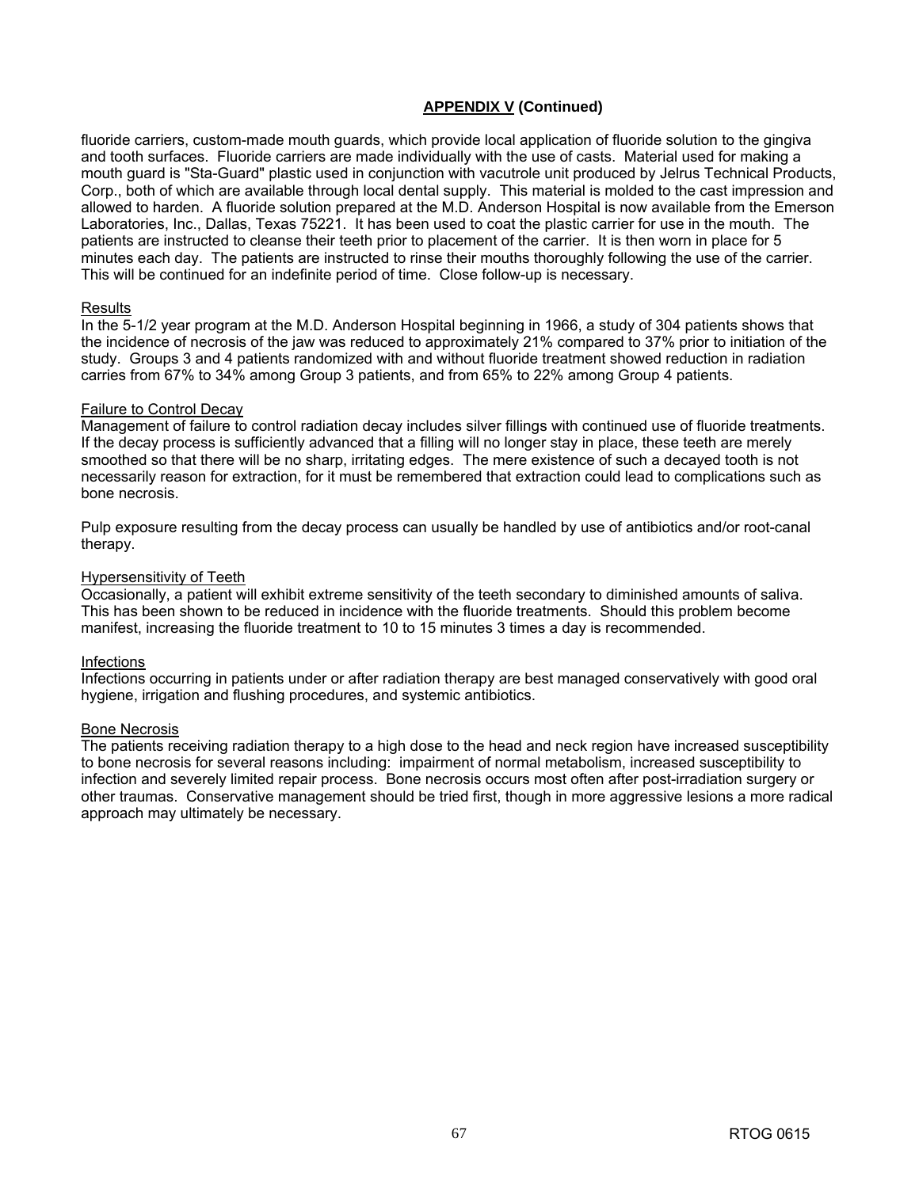## **APPENDIX V (Continued)**

fluoride carriers, custom-made mouth guards, which provide local application of fluoride solution to the gingiva and tooth surfaces. Fluoride carriers are made individually with the use of casts. Material used for making a mouth guard is "Sta-Guard" plastic used in conjunction with vacutrole unit produced by Jelrus Technical Products, Corp., both of which are available through local dental supply. This material is molded to the cast impression and allowed to harden. A fluoride solution prepared at the M.D. Anderson Hospital is now available from the Emerson Laboratories, Inc., Dallas, Texas 75221. It has been used to coat the plastic carrier for use in the mouth. The patients are instructed to cleanse their teeth prior to placement of the carrier. It is then worn in place for 5 minutes each day. The patients are instructed to rinse their mouths thoroughly following the use of the carrier. This will be continued for an indefinite period of time. Close follow-up is necessary.

Results
In the 5-1/2 year program at the M.D. Anderson Hospital beginning in 1966, a study of 304 patients shows that the incidence of necrosis of the jaw was reduced to approximately 21% compared to 37% prior to initiation of the study. Groups 3 and 4 patients randomized with and without fluoride treatment showed reduction in radiation carries from 67% to 34% among Group 3 patients, and from 65% to 22% among Group 4 patients.

Failure to Control Decay
Management of failure to control radiation decay includes silver fillings with continued use of fluoride treatments. If the decay process is sufficiently advanced that a filling will no longer stay in place, these teeth are merely smoothed so that there will be no sharp, irritating edges. The mere existence of such a decayed tooth is not necessarily reason for extraction, for it must be remembered that extraction could lead to complications such as bone necrosis.

Pulp exposure resulting from the decay process can usually be handled by use of antibiotics and/or root-canal therapy.

Hypersensitivity of Teeth
Occasionally, a patient will exhibit extreme sensitivity of the teeth secondary to diminished amounts of saliva. This has been shown to be reduced in incidence with the fluoride treatments. Should this problem become manifest, increasing the fluoride treatment to 10 to 15 minutes 3 times a day is recommended.

Infections
Infections occurring in patients under or after radiation therapy are best managed conservatively with good oral hygiene, irrigation and flushing procedures, and systemic antibiotics.

Bone Necrosis
The patients receiving radiation therapy to a high dose to the head and neck region have increased susceptibility to bone necrosis for several reasons including: impairment of normal metabolism, increased susceptibility to infection and severely limited repair process. Bone necrosis occurs most often after post-irradiation surgery or other traumas. Conservative management should be tried first, though in more aggressive lesions a more radical approach may ultimately be necessary.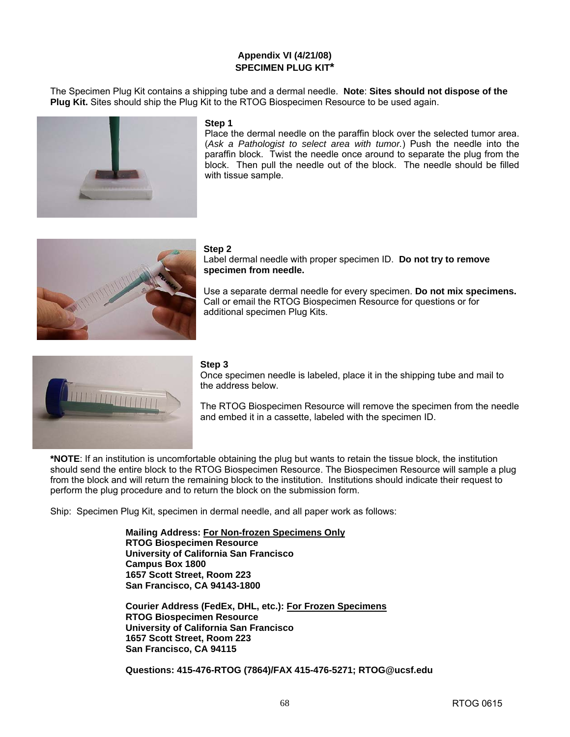**Appendix VI (4/21/08)**
**SPECIMEN PLUG KIT***

The Specimen Plug Kit contains a shipping tube and a dermal needle. **Note**: **Sites should not dispose of the Plug Kit.** Sites should ship the Plug Kit to the RTOG Biospecimen Resource to be used again.

**Step 1**
Place the dermal needle on the paraffin block over the selected tumor area. (*Ask a Pathologist to select area with tumor.*) Push the needle into the paraffin block. Twist the needle once around to separate the plug from the block. Then pull the needle out of the block. The needle should be filled with tissue sample.

**Step 2**
Label dermal needle with proper specimen ID. **Do not try to remove specimen from needle.**

Use a separate dermal needle for every specimen. **Do not mix specimens.** Call or email the RTOG Biospecimen Resource for questions or for additional specimen Plug Kits.

**Step 3**
Once specimen needle is labeled, place it in the shipping tube and mail to the address below.

The RTOG Biospecimen Resource will remove the specimen from the needle and embed it in a cassette, labeled with the specimen ID.

***NOTE**: If an institution is uncomfortable obtaining the plug but wants to retain the tissue block, the institution should send the entire block to the RTOG Biospecimen Resource. The Biospecimen Resource will sample a plug from the block and will return the remaining block to the institution. Institutions should indicate their request to perform the plug procedure and to return the block on the submission form.

Ship: Specimen Plug Kit, specimen in dermal needle, and all paper work as follows:

**Mailing Address: <u>For Non-frozen Specimens Only</u>**
**RTOG Biospecimen Resource**
**University of California San Francisco**
**Campus Box 1800**
**1657 Scott Street, Room 223**
**San Francisco, CA 94143-1800**

**Courier Address (FedEx, DHL, etc.): <u>For Frozen Specimens</u>**
**RTOG Biospecimen Resource**
**University of California San Francisco**
**1657 Scott Street, Room 223**
**San Francisco, CA 94115**

**Questions: 415-476-RTOG (7864)/FAX 415-476-5271; RTOG@ucsf.edu**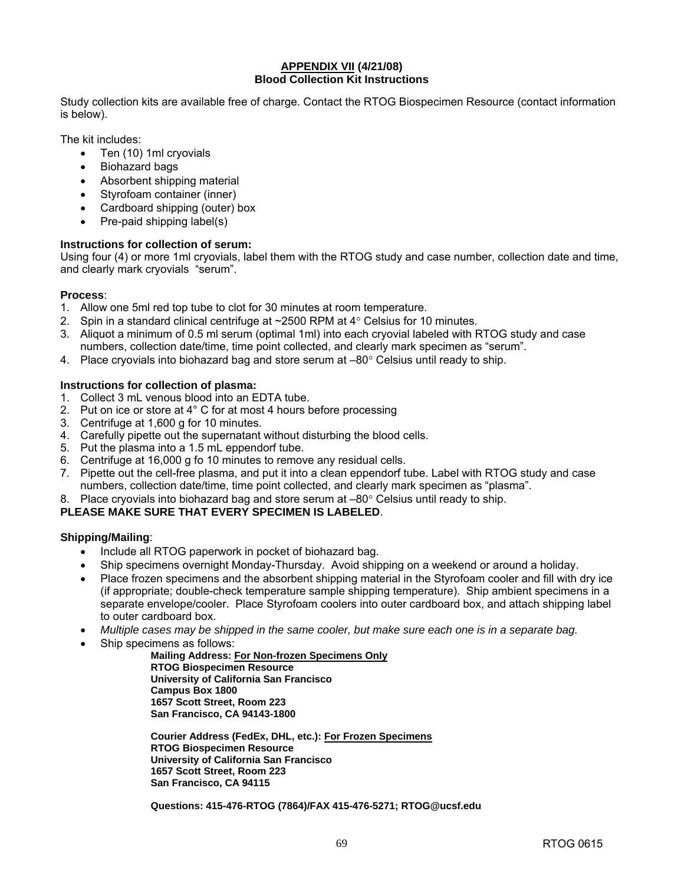## APPENDIX VII (4/21/08)
## Blood Collection Kit Instructions

Study collection kits are available free of charge. Contact the RTOG Biospecimen Resource (contact information is below).

The kit includes:

- Ten (10) 1ml cryovials
- Biohazard bags
- Absorbent shipping material
- Styrofoam container (inner)
- Cardboard shipping (outer) box
- Pre-paid shipping label(s)

**Instructions for collection of serum:**
Using four (4) or more 1ml cryovials, label them with the RTOG study and case number, collection date and time, and clearly mark cryovials "serum".

**Process**:

1. Allow one 5ml red top tube to clot for 30 minutes at room temperature.
2. Spin in a standard clinical centrifuge at ~2500 RPM at 4° Celsius for 10 minutes.
3. Aliquot a minimum of 0.5 ml serum (optimal 1ml) into each cryovial labeled with RTOG study and case numbers, collection date/time, time point collected, and clearly mark specimen as "serum".
4. Place cryovials into biohazard bag and store serum at –80° Celsius until ready to ship.

**Instructions for collection of plasma:**

1. Collect 3 mL venous blood into an EDTA tube.
2. Put on ice or store at 4° C for at most 4 hours before processing
3. Centrifuge at 1,600 g for 10 minutes.
4. Carefully pipette out the supernatant without disturbing the blood cells.
5. Put the plasma into a 1.5 mL eppendorf tube.
6. Centrifuge at 16,000 g fo 10 minutes to remove any residual cells.
7. Pipette out the cell-free plasma, and put it into a clean eppendorf tube. Label with RTOG study and case numbers, collection date/time, time point collected, and clearly mark specimen as "plasma".
8. Place cryovials into biohazard bag and store serum at –80° Celsius until ready to ship.

**PLEASE MAKE SURE THAT EVERY SPECIMEN IS LABELED**.

**Shipping/Mailing**:

- Include all RTOG paperwork in pocket of biohazard bag.
- Ship specimens overnight Monday-Thursday. Avoid shipping on a weekend or around a holiday.
- Place frozen specimens and the absorbent shipping material in the Styrofoam cooler and fill with dry ice (if appropriate; double-check temperature sample shipping temperature). Ship ambient specimens in a separate envelope/cooler. Place Styrofoam coolers into outer cardboard box, and attach shipping label to outer cardboard box.
- *Multiple cases may be shipped in the same cooler, but make sure each one is in a separate bag.*
- Ship specimens as follows:

**Mailing Address: <u>For Non-frozen Specimens Only</u>**
**RTOG Biospecimen Resource**
**University of California San Francisco**
**Campus Box 1800**
**1657 Scott Street, Room 223**
**San Francisco, CA 94143-1800**

**Courier Address (FedEx, DHL, etc.): <u>For Frozen Specimens</u>**
**RTOG Biospecimen Resource**
**University of California San Francisco**
**1657 Scott Street, Room 223**
**San Francisco, CA 94115**

**Questions: 415-476-RTOG (7864)/FAX 415-476-5271; RTOG@ucsf.edu**